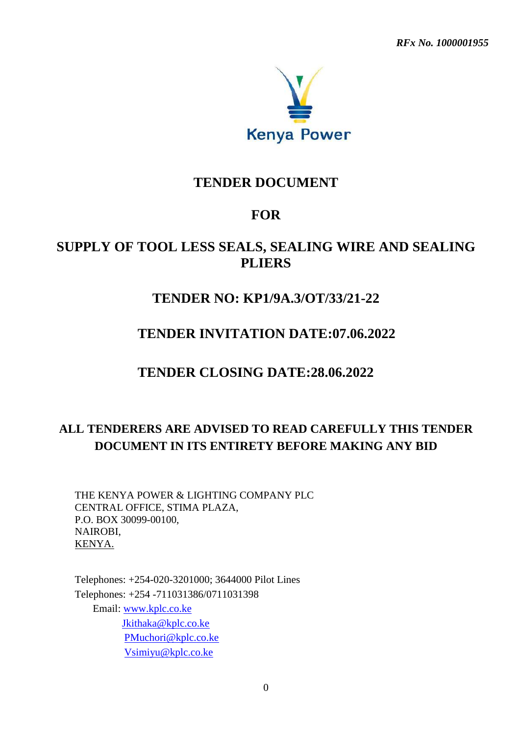*RFx No. 1000001955*

Kenya Power

# TENDER DOCUMENT

# FOR

# SUPPLY OF TOOL LESS SEALS, SEALING WIRE AND SEALING PLIERS

# TENDER NO: KP1/9A.3/OT/33/21-22

# TENDER INVITATION DATE:07.06.2022

# TENDER CLOSING DATE:28.06.2022

**ALL TENDERERS ARE ADVISED TO READ CAREFULLY THIS TENDER DOCUMENT IN ITS ENTIRETY BEFORE MAKING ANY BID**

THE KENYA POWER & LIGHTING COMPANY PLC
CENTRAL OFFICE, STIMA PLAZA,
P.O. BOX 30099-00100,
NAIROBI,
KENYA.

Telephones: +254-020-3201000; 3644000 Pilot Lines
Telephones: +254 -711031386/0711031398
Email: www.kplc.co.ke
Jkithaka@kplc.co.ke
PMuchori@kplc.co.ke
Vsimiyu@kplc.co.ke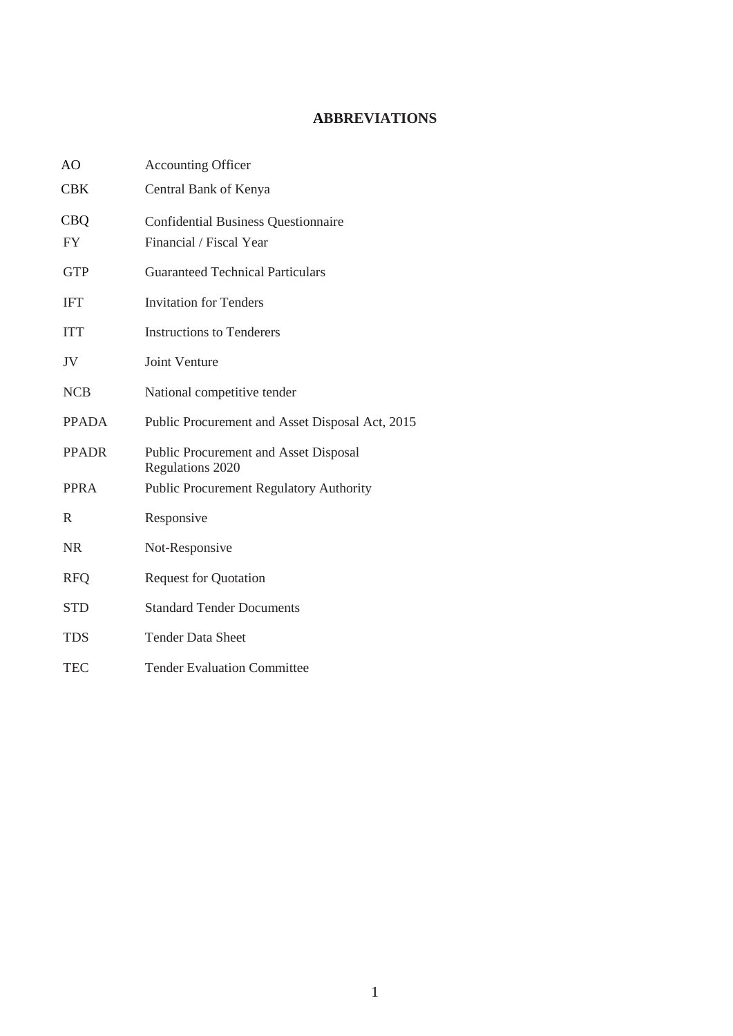## ABBREVIATIONS

| | |
|---|---|
| AO | Accounting Officer |
| CBK | Central Bank of Kenya |
| CBQ | Confidential Business Questionnaire |
| FY | Financial / Fiscal Year |
| GTP | Guaranteed Technical Particulars |
| IFT | Invitation for Tenders |
| ITT | Instructions to Tenderers |
| JV | Joint Venture |
| NCB | National competitive tender |
| PPADA | Public Procurement and Asset Disposal Act, 2015 |
| PPADR | Public Procurement and Asset Disposal Regulations 2020 |
| PPRA | Public Procurement Regulatory Authority |
| R | Responsive |
| NR | Not-Responsive |
| RFQ | Request for Quotation |
| STD | Standard Tender Documents |
| TDS | Tender Data Sheet |
| TEC | Tender Evaluation Committee |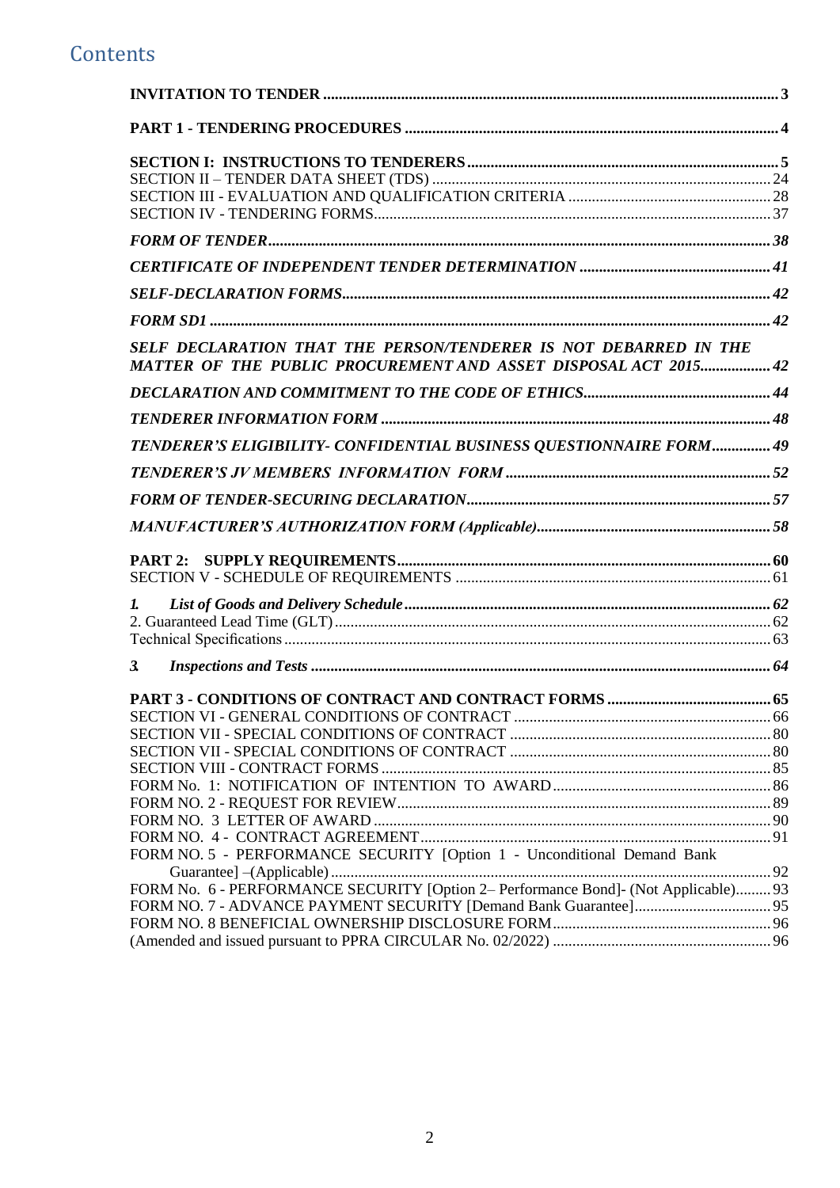# Contents

**INVITATION TO TENDER** ........ 3

**PART 1 - TENDERING PROCEDURES** ........ 4

**SECTION I: INSTRUCTIONS TO TENDERERS** ........ 5
SECTION II – TENDER DATA SHEET (TDS) ........ 24
SECTION III - EVALUATION AND QUALIFICATION CRITERIA ........ 28
SECTION IV - TENDERING FORMS........ 37

***FORM OF TENDER***........ 38

***CERTIFICATE OF INDEPENDENT TENDER DETERMINATION*** ........ 41

***SELF-DECLARATION FORMS***........ 42

***FORM SD1*** ........ 42

***SELF DECLARATION THAT THE PERSON/TENDERER IS NOT DEBARRED IN THE MATTER OF THE PUBLIC PROCUREMENT AND ASSET DISPOSAL ACT 2015***........ 42

***DECLARATION AND COMMITMENT TO THE CODE OF ETHICS***........ 44

***TENDERER INFORMATION FORM*** ........ 48

***TENDERER'S ELIGIBILITY- CONFIDENTIAL BUSINESS QUESTIONNAIRE FORM***........ 49

***TENDERER'S JV MEMBERS INFORMATION FORM*** ........ 52

***FORM OF TENDER-SECURING DECLARATION***........ 57

***MANUFACTURER'S AUTHORIZATION FORM (Applicable)***........ 58

**PART 2: SUPPLY REQUIREMENTS**........ 60
SECTION V - SCHEDULE OF REQUIREMENTS ........ 61

***1. List of Goods and Delivery Schedule***........ 62
2. Guaranteed Lead Time (GLT)........ 62
Technical Specifications........ 63

***3. Inspections and Tests*** ........ 64

**PART 3 - CONDITIONS OF CONTRACT AND CONTRACT FORMS** ........ 65
SECTION VI - GENERAL CONDITIONS OF CONTRACT ........ 66
SECTION VII - SPECIAL CONDITIONS OF CONTRACT ........ 80
SECTION VII - SPECIAL CONDITIONS OF CONTRACT ........ 80
SECTION VIII - CONTRACT FORMS ........ 85
FORM No. 1: NOTIFICATION OF INTENTION TO AWARD........ 86
FORM NO. 2 - REQUEST FOR REVIEW........ 89
FORM NO. 3 LETTER OF AWARD ........ 90
FORM NO. 4 - CONTRACT AGREEMENT........ 91
FORM NO. 5 - PERFORMANCE SECURITY [Option 1 - Unconditional Demand Bank Guarantee] –(Applicable)........ 92
FORM No. 6 - PERFORMANCE SECURITY [Option 2– Performance Bond]- (Not Applicable)........ 93
FORM NO. 7 - ADVANCE PAYMENT SECURITY [Demand Bank Guarantee]........ 95
FORM NO. 8 BENEFICIAL OWNERSHIP DISCLOSURE FORM........ 96
(Amended and issued pursuant to PPRA CIRCULAR No. 02/2022) ........ 96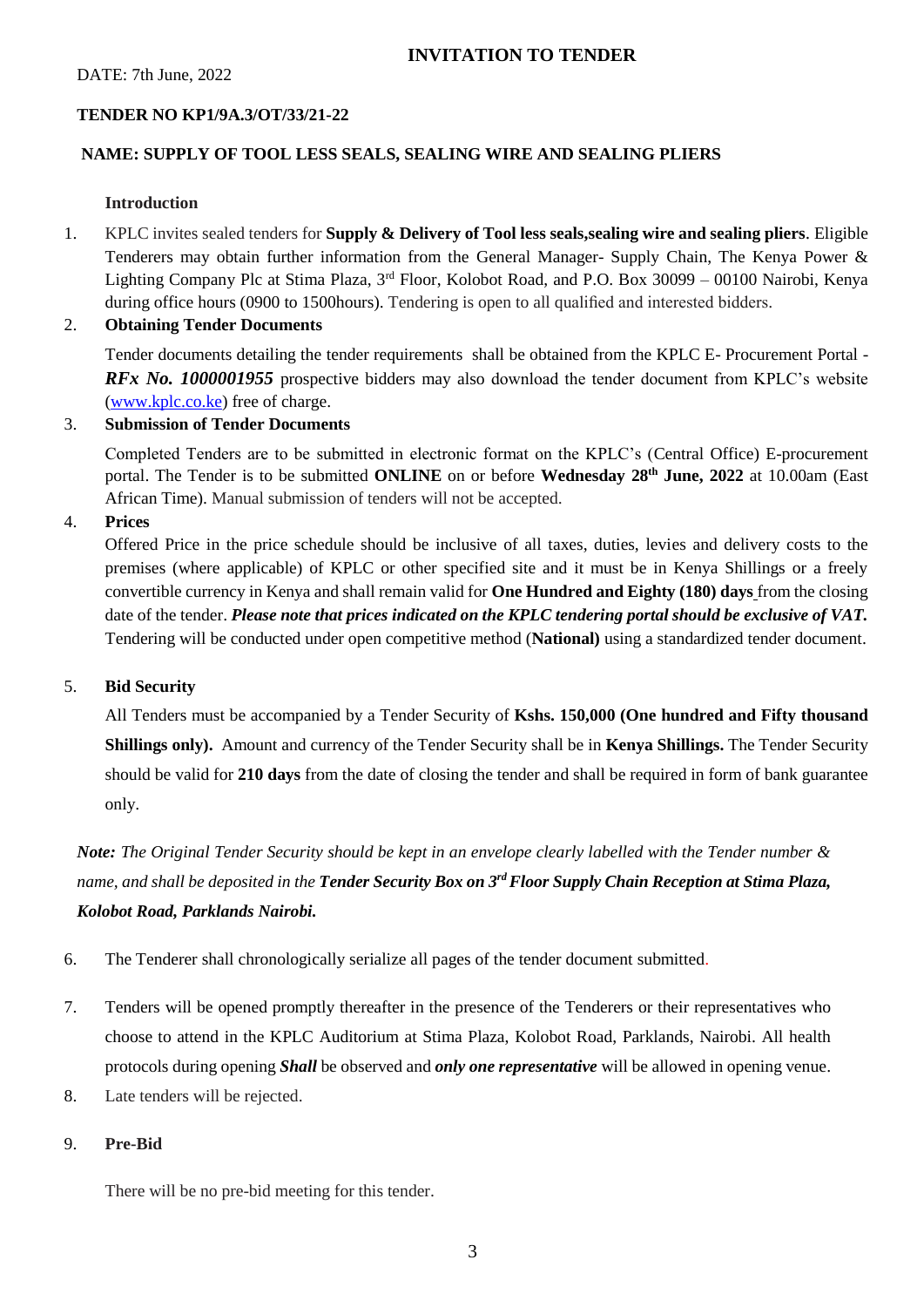# INVITATION TO TENDER

DATE: 7th June, 2022

**TENDER NO KP1/9A.3/OT/33/21-22**

**NAME: SUPPLY OF TOOL LESS SEALS, SEALING WIRE AND SEALING PLIERS**

**Introduction**

1. KPLC invites sealed tenders for **Supply & Delivery of Tool less seals,sealing wire and sealing pliers**. Eligible Tenderers may obtain further information from the General Manager- Supply Chain, The Kenya Power & Lighting Company Plc at Stima Plaza, 3rd Floor, Kolobot Road, and P.O. Box 30099 – 00100 Nairobi, Kenya during office hours (0900 to 1500hours). Tendering is open to all qualified and interested bidders.

2. **Obtaining Tender Documents**

   Tender documents detailing the tender requirements shall be obtained from the KPLC E- Procurement Portal - ***RFx No. 1000001955*** prospective bidders may also download the tender document from KPLC's website (www.kplc.co.ke) free of charge.

3. **Submission of Tender Documents**

   Completed Tenders are to be submitted in electronic format on the KPLC's (Central Office) E-procurement portal. The Tender is to be submitted **ONLINE** on or before **Wednesday 28th June, 2022** at 10.00am (East African Time). Manual submission of tenders will not be accepted.

4. **Prices**

   Offered Price in the price schedule should be inclusive of all taxes, duties, levies and delivery costs to the premises (where applicable) of KPLC or other specified site and it must be in Kenya Shillings or a freely convertible currency in Kenya and shall remain valid for **One Hundred and Eighty (180) days** from the closing date of the tender. ***Please note that prices indicated on the KPLC tendering portal should be exclusive of VAT.*** Tendering will be conducted under open competitive method (**National)** using a standardized tender document.

5. **Bid Security**

   All Tenders must be accompanied by a Tender Security of **Kshs. 150,000 (One hundred and Fifty thousand Shillings only).** Amount and currency of the Tender Security shall be in **Kenya Shillings.** The Tender Security should be valid for **210 days** from the date of closing the tender and shall be required in form of bank guarantee only.

***Note:*** *The Original Tender Security should be kept in an envelope clearly labelled with the Tender number & name, and shall be deposited in the* ***Tender Security Box on 3rd Floor Supply Chain Reception at Stima Plaza, Kolobot Road, Parklands Nairobi.***

6. The Tenderer shall chronologically serialize all pages of the tender document submitted.

7. Tenders will be opened promptly thereafter in the presence of the Tenderers or their representatives who choose to attend in the KPLC Auditorium at Stima Plaza, Kolobot Road, Parklands, Nairobi. All health protocols during opening ***Shall*** be observed and ***only one representative*** will be allowed in opening venue.

8. Late tenders will be rejected.

9. **Pre-Bid**

   There will be no pre-bid meeting for this tender.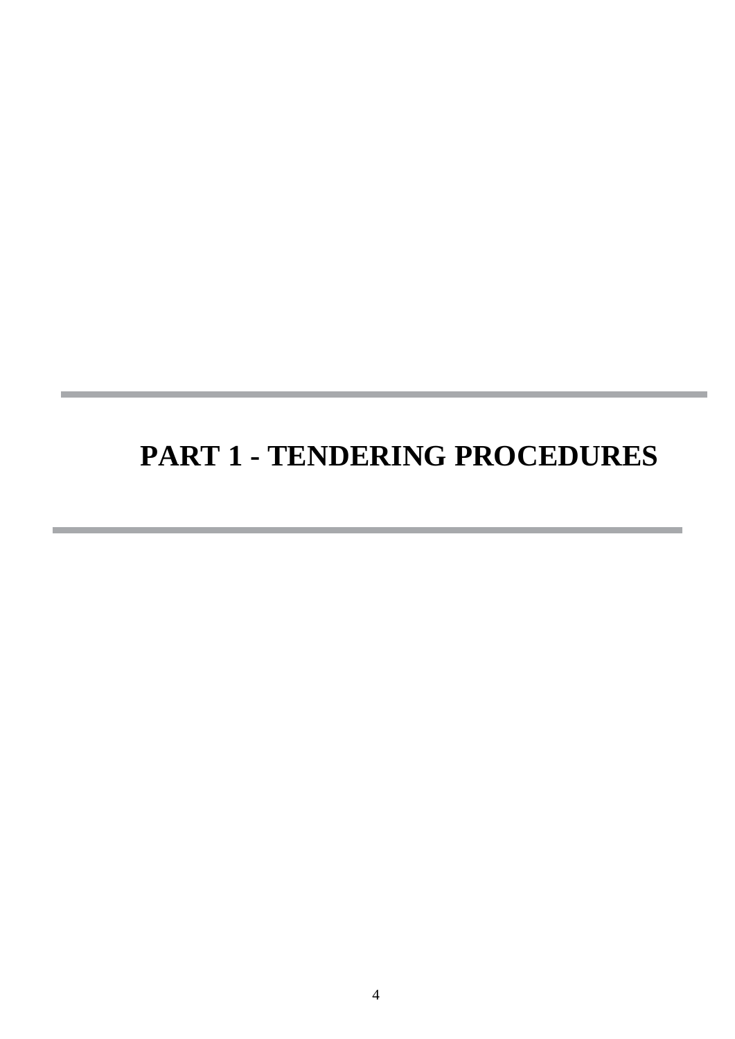# PART 1 - TENDERING PROCEDURES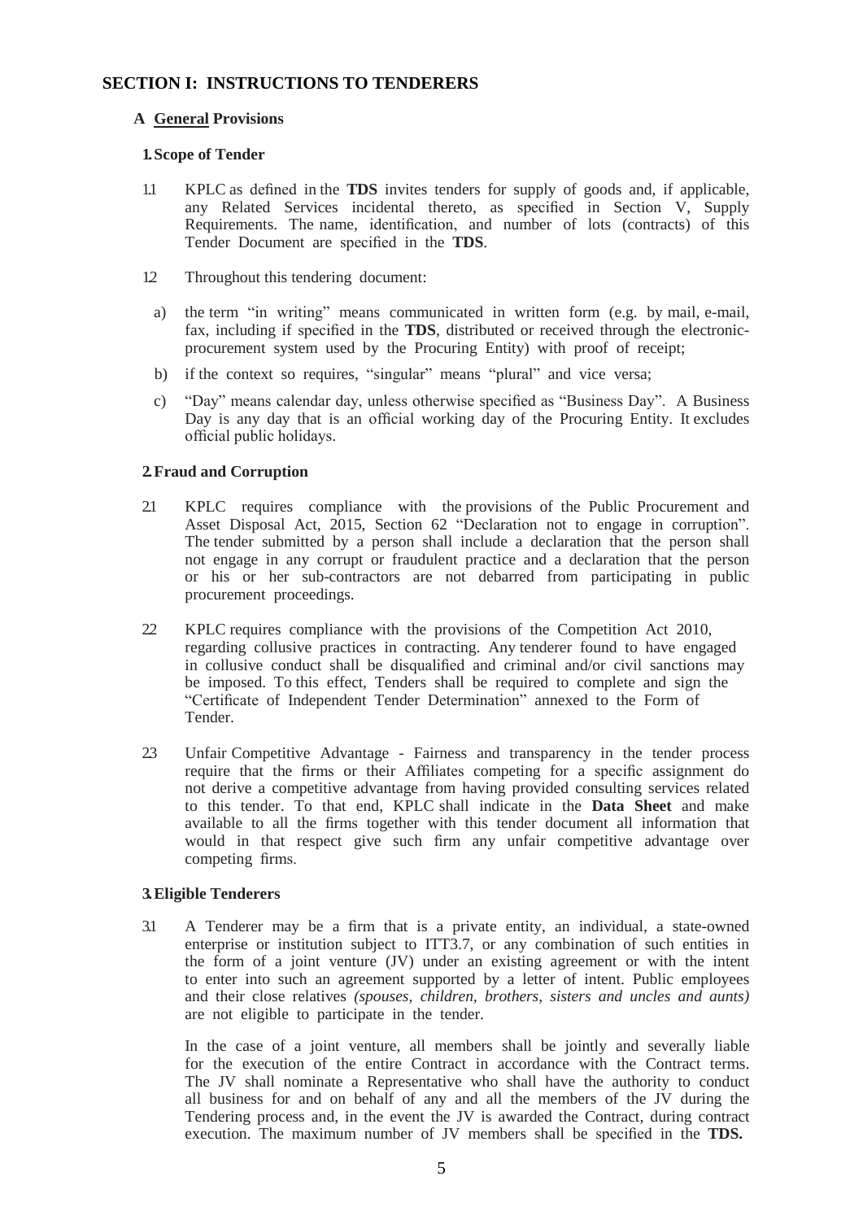## SECTION I: INSTRUCTIONS TO TENDERERS

### A General Provisions

#### 1. Scope of Tender

1.1 KPLC as defined in the **TDS** invites tenders for supply of goods and, if applicable, any Related Services incidental thereto, as specified in Section V, Supply Requirements. The name, identification, and number of lots (contracts) of this Tender Document are specified in the **TDS**.

1.2 Throughout this tendering document:

a) the term "in writing" means communicated in written form (e.g. by mail, e-mail, fax, including if specified in the **TDS**, distributed or received through the electronic-procurement system used by the Procuring Entity) with proof of receipt;

b) if the context so requires, "singular" means "plural" and vice versa;

c) "Day" means calendar day, unless otherwise specified as "Business Day". A Business Day is any day that is an official working day of the Procuring Entity. It excludes official public holidays.

#### 2. Fraud and Corruption

2.1 KPLC requires compliance with the provisions of the Public Procurement and Asset Disposal Act, 2015, Section 62 "Declaration not to engage in corruption". The tender submitted by a person shall include a declaration that the person shall not engage in any corrupt or fraudulent practice and a declaration that the person or his or her sub-contractors are not debarred from participating in public procurement proceedings.

2.2 KPLC requires compliance with the provisions of the Competition Act 2010, regarding collusive practices in contracting. Any tenderer found to have engaged in collusive conduct shall be disqualified and criminal and/or civil sanctions may be imposed. To this effect, Tenders shall be required to complete and sign the "Certificate of Independent Tender Determination" annexed to the Form of Tender.

2.3 Unfair Competitive Advantage - Fairness and transparency in the tender process require that the firms or their Affiliates competing for a specific assignment do not derive a competitive advantage from having provided consulting services related to this tender. To that end, KPLC shall indicate in the **Data Sheet** and make available to all the firms together with this tender document all information that would in that respect give such firm any unfair competitive advantage over competing firms.

#### 3. Eligible Tenderers

3.1 A Tenderer may be a firm that is a private entity, an individual, a state-owned enterprise or institution subject to ITT3.7, or any combination of such entities in the form of a joint venture (JV) under an existing agreement or with the intent to enter into such an agreement supported by a letter of intent. Public employees and their close relatives *(spouses, children, brothers, sisters and uncles and aunts)* are not eligible to participate in the tender.

In the case of a joint venture, all members shall be jointly and severally liable for the execution of the entire Contract in accordance with the Contract terms. The JV shall nominate a Representative who shall have the authority to conduct all business for and on behalf of any and all the members of the JV during the Tendering process and, in the event the JV is awarded the Contract, during contract execution. The maximum number of JV members shall be specified in the **TDS.**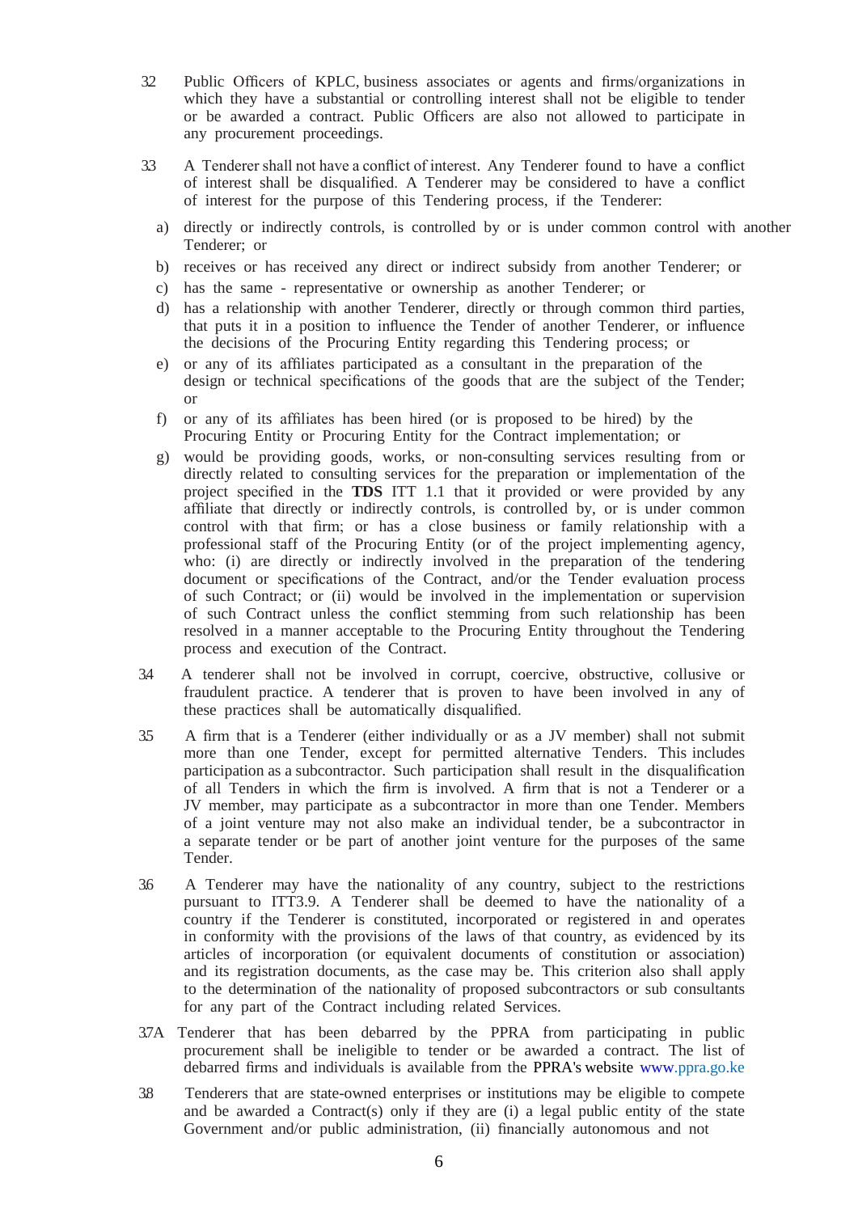3.2 Public Officers of KPLC, business associates or agents and firms/organizations in which they have a substantial or controlling interest shall not be eligible to tender or be awarded a contract. Public Officers are also not allowed to participate in any procurement proceedings.

3.3 A Tenderer shall not have a conflict of interest. Any Tenderer found to have a conflict of interest shall be disqualified. A Tenderer may be considered to have a conflict of interest for the purpose of this Tendering process, if the Tenderer:

a) directly or indirectly controls, is controlled by or is under common control with another Tenderer; or

b) receives or has received any direct or indirect subsidy from another Tenderer; or

c) has the same - representative or ownership as another Tenderer; or

d) has a relationship with another Tenderer, directly or through common third parties, that puts it in a position to influence the Tender of another Tenderer, or influence the decisions of the Procuring Entity regarding this Tendering process; or

e) or any of its affiliates participated as a consultant in the preparation of the design or technical specifications of the goods that are the subject of the Tender; or

f) or any of its affiliates has been hired (or is proposed to be hired) by the Procuring Entity or Procuring Entity for the Contract implementation; or

g) would be providing goods, works, or non-consulting services resulting from or directly related to consulting services for the preparation or implementation of the project specified in the **TDS** ITT 1.1 that it provided or were provided by any affiliate that directly or indirectly controls, is controlled by, or is under common control with that firm; or has a close business or family relationship with a professional staff of the Procuring Entity (or of the project implementing agency, who: (i) are directly or indirectly involved in the preparation of the tendering document or specifications of the Contract, and/or the Tender evaluation process of such Contract; or (ii) would be involved in the implementation or supervision of such Contract unless the conflict stemming from such relationship has been resolved in a manner acceptable to the Procuring Entity throughout the Tendering process and execution of the Contract.

3.4 A tenderer shall not be involved in corrupt, coercive, obstructive, collusive or fraudulent practice. A tenderer that is proven to have been involved in any of these practices shall be automatically disqualified.

3.5 A firm that is a Tenderer (either individually or as a JV member) shall not submit more than one Tender, except for permitted alternative Tenders. This includes participation as a subcontractor. Such participation shall result in the disqualification of all Tenders in which the firm is involved. A firm that is not a Tenderer or a JV member, may participate as a subcontractor in more than one Tender. Members of a joint venture may not also make an individual tender, be a subcontractor in a separate tender or be part of another joint venture for the purposes of the same Tender.

3.6 A Tenderer may have the nationality of any country, subject to the restrictions pursuant to ITT3.9. A Tenderer shall be deemed to have the nationality of a country if the Tenderer is constituted, incorporated or registered in and operates in conformity with the provisions of the laws of that country, as evidenced by its articles of incorporation (or equivalent documents of constitution or association) and its registration documents, as the case may be. This criterion also shall apply to the determination of the nationality of proposed subcontractors or sub consultants for any part of the Contract including related Services.

3.7A Tenderer that has been debarred by the PPRA from participating in public procurement shall be ineligible to tender or be awarded a contract. The list of debarred firms and individuals is available from the PPRA's website www.ppra.go.ke

3.8 Tenderers that are state-owned enterprises or institutions may be eligible to compete and be awarded a Contract(s) only if they are (i) a legal public entity of the state Government and/or public administration, (ii) financially autonomous and not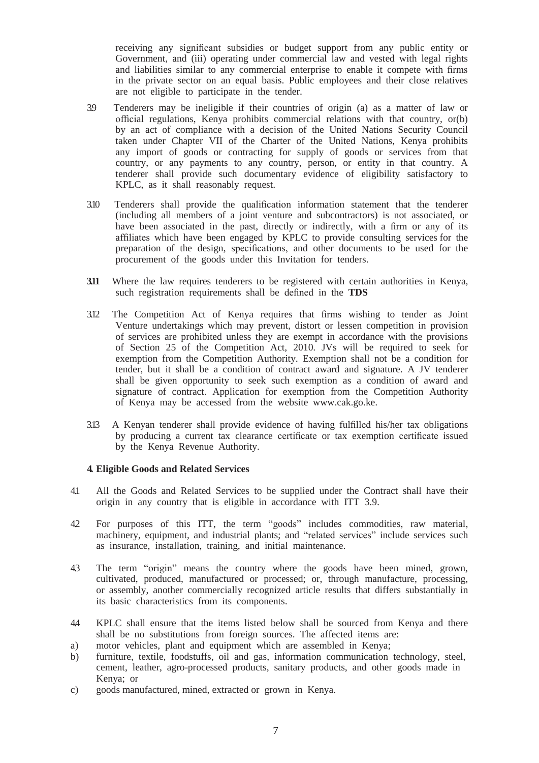receiving any significant subsidies or budget support from any public entity or Government, and (iii) operating under commercial law and vested with legal rights and liabilities similar to any commercial enterprise to enable it compete with firms in the private sector on an equal basis. Public employees and their close relatives are not eligible to participate in the tender.

3.9 Tenderers may be ineligible if their countries of origin (a) as a matter of law or official regulations, Kenya prohibits commercial relations with that country, or(b) by an act of compliance with a decision of the United Nations Security Council taken under Chapter VII of the Charter of the United Nations, Kenya prohibits any import of goods or contracting for supply of goods or services from that country, or any payments to any country, person, or entity in that country. A tenderer shall provide such documentary evidence of eligibility satisfactory to KPLC, as it shall reasonably request.

3.10 Tenderers shall provide the qualification information statement that the tenderer (including all members of a joint venture and subcontractors) is not associated, or have been associated in the past, directly or indirectly, with a firm or any of its affiliates which have been engaged by KPLC to provide consulting services for the preparation of the design, specifications, and other documents to be used for the procurement of the goods under this Invitation for tenders.

**3.11** Where the law requires tenderers to be registered with certain authorities in Kenya, such registration requirements shall be defined in the **TDS**

3.12 The Competition Act of Kenya requires that firms wishing to tender as Joint Venture undertakings which may prevent, distort or lessen competition in provision of services are prohibited unless they are exempt in accordance with the provisions of Section 25 of the Competition Act, 2010. JVs will be required to seek for exemption from the Competition Authority. Exemption shall not be a condition for tender, but it shall be a condition of contract award and signature. A JV tenderer shall be given opportunity to seek such exemption as a condition of award and signature of contract. Application for exemption from the Competition Authority of Kenya may be accessed from the website www.cak.go.ke.

3.13 A Kenyan tenderer shall provide evidence of having fulfilled his/her tax obligations by producing a current tax clearance certificate or tax exemption certificate issued by the Kenya Revenue Authority.

**4. Eligible Goods and Related Services**

4.1 All the Goods and Related Services to be supplied under the Contract shall have their origin in any country that is eligible in accordance with ITT 3.9.

4.2 For purposes of this ITT, the term "goods" includes commodities, raw material, machinery, equipment, and industrial plants; and "related services" include services such as insurance, installation, training, and initial maintenance.

4.3 The term "origin" means the country where the goods have been mined, grown, cultivated, produced, manufactured or processed; or, through manufacture, processing, or assembly, another commercially recognized article results that differs substantially in its basic characteristics from its components.

4.4 KPLC shall ensure that the items listed below shall be sourced from Kenya and there shall be no substitutions from foreign sources. The affected items are:

a) motor vehicles, plant and equipment which are assembled in Kenya;
b) furniture, textile, foodstuffs, oil and gas, information communication technology, steel, cement, leather, agro-processed products, sanitary products, and other goods made in Kenya; or
c) goods manufactured, mined, extracted or grown in Kenya.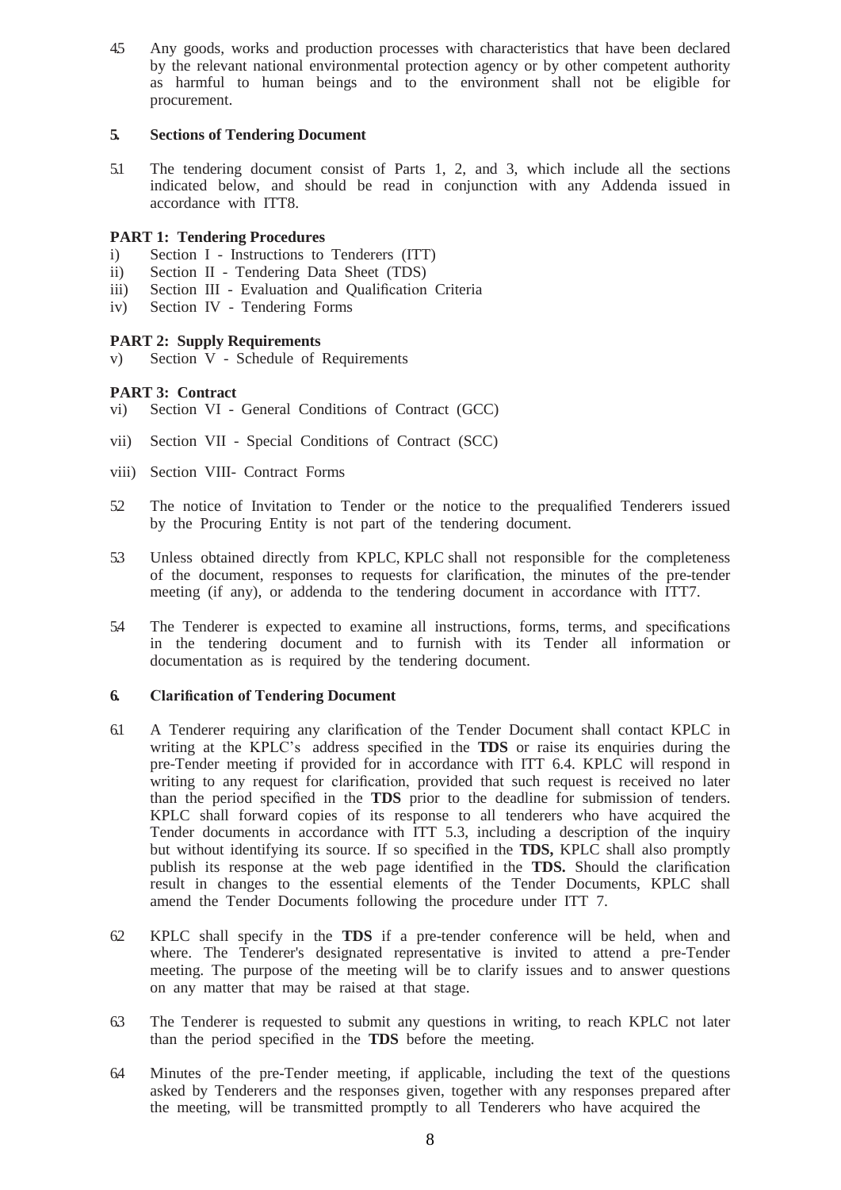4.5 Any goods, works and production processes with characteristics that have been declared by the relevant national environmental protection agency or by other competent authority as harmful to human beings and to the environment shall not be eligible for procurement.

**5. Sections of Tendering Document**

5.1 The tendering document consist of Parts 1, 2, and 3, which include all the sections indicated below, and should be read in conjunction with any Addenda issued in accordance with ITT8.

**PART 1: Tendering Procedures**

i) Section I - Instructions to Tenderers (ITT)
ii) Section II - Tendering Data Sheet (TDS)
iii) Section III - Evaluation and Qualification Criteria
iv) Section IV - Tendering Forms

**PART 2: Supply Requirements**

v) Section V - Schedule of Requirements

**PART 3: Contract**

vi) Section VI - General Conditions of Contract (GCC)

vii) Section VII - Special Conditions of Contract (SCC)

viii) Section VIII- Contract Forms

5.2 The notice of Invitation to Tender or the notice to the prequalified Tenderers issued by the Procuring Entity is not part of the tendering document.

5.3 Unless obtained directly from KPLC, KPLC shall not responsible for the completeness of the document, responses to requests for clarification, the minutes of the pre-tender meeting (if any), or addenda to the tendering document in accordance with ITT7.

5.4 The Tenderer is expected to examine all instructions, forms, terms, and specifications in the tendering document and to furnish with its Tender all information or documentation as is required by the tendering document.

**6. Clarification of Tendering Document**

6.1 A Tenderer requiring any clarification of the Tender Document shall contact KPLC in writing at the KPLC's address specified in the **TDS** or raise its enquiries during the pre-Tender meeting if provided for in accordance with ITT 6.4. KPLC will respond in writing to any request for clarification, provided that such request is received no later than the period specified in the **TDS** prior to the deadline for submission of tenders. KPLC shall forward copies of its response to all tenderers who have acquired the Tender documents in accordance with ITT 5.3, including a description of the inquiry but without identifying its source. If so specified in the **TDS,** KPLC shall also promptly publish its response at the web page identified in the **TDS.** Should the clarification result in changes to the essential elements of the Tender Documents, KPLC shall amend the Tender Documents following the procedure under ITT 7.

6.2 KPLC shall specify in the **TDS** if a pre-tender conference will be held, when and where. The Tenderer's designated representative is invited to attend a pre-Tender meeting. The purpose of the meeting will be to clarify issues and to answer questions on any matter that may be raised at that stage.

6.3 The Tenderer is requested to submit any questions in writing, to reach KPLC not later than the period specified in the **TDS** before the meeting.

6.4 Minutes of the pre-Tender meeting, if applicable, including the text of the questions asked by Tenderers and the responses given, together with any responses prepared after the meeting, will be transmitted promptly to all Tenderers who have acquired the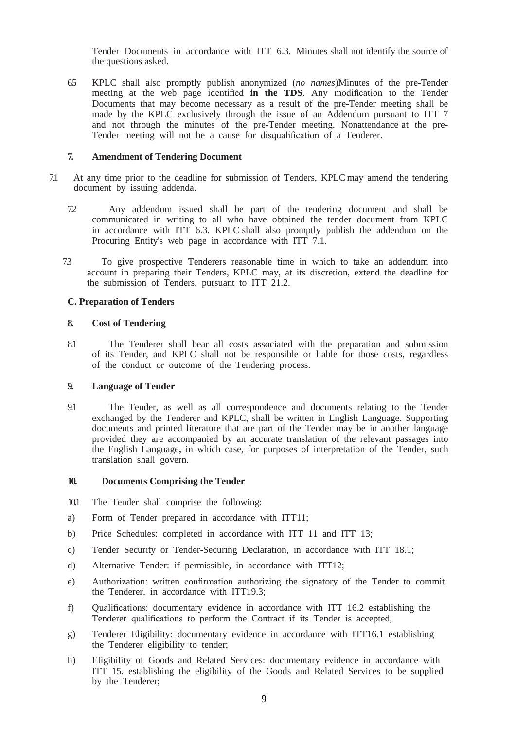Tender Documents in accordance with ITT 6.3. Minutes shall not identify the source of the questions asked.

6.5 KPLC shall also promptly publish anonymized (*no names*)Minutes of the pre-Tender meeting at the web page identified **in the TDS**. Any modification to the Tender Documents that may become necessary as a result of the pre-Tender meeting shall be made by the KPLC exclusively through the issue of an Addendum pursuant to ITT 7 and not through the minutes of the pre-Tender meeting. Nonattendance at the pre-Tender meeting will not be a cause for disqualification of a Tenderer.

### 7. Amendment of Tendering Document

7.1 At any time prior to the deadline for submission of Tenders, KPLC may amend the tendering document by issuing addenda.

7.2 Any addendum issued shall be part of the tendering document and shall be communicated in writing to all who have obtained the tender document from KPLC in accordance with ITT 6.3. KPLC shall also promptly publish the addendum on the Procuring Entity's web page in accordance with ITT 7.1.

7.3 To give prospective Tenderers reasonable time in which to take an addendum into account in preparing their Tenders, KPLC may, at its discretion, extend the deadline for the submission of Tenders, pursuant to ITT 21.2.

## C. Preparation of Tenders

### 8. Cost of Tendering

8.1 The Tenderer shall bear all costs associated with the preparation and submission of its Tender, and KPLC shall not be responsible or liable for those costs, regardless of the conduct or outcome of the Tendering process.

### 9. Language of Tender

9.1 The Tender, as well as all correspondence and documents relating to the Tender exchanged by the Tenderer and KPLC, shall be written in English Language**.** Supporting documents and printed literature that are part of the Tender may be in another language provided they are accompanied by an accurate translation of the relevant passages into the English Language**,** in which case, for purposes of interpretation of the Tender, such translation shall govern.

### 10. Documents Comprising the Tender

10.1 The Tender shall comprise the following:

a) Form of Tender prepared in accordance with ITT11;

b) Price Schedules: completed in accordance with ITT 11 and ITT 13;

c) Tender Security or Tender-Securing Declaration, in accordance with ITT 18.1;

d) Alternative Tender: if permissible, in accordance with ITT12;

e) Authorization: written confirmation authorizing the signatory of the Tender to commit the Tenderer, in accordance with ITT19.3;

f) Qualifications: documentary evidence in accordance with ITT 16.2 establishing the Tenderer qualifications to perform the Contract if its Tender is accepted;

g) Tenderer Eligibility: documentary evidence in accordance with ITT16.1 establishing the Tenderer eligibility to tender;

h) Eligibility of Goods and Related Services: documentary evidence in accordance with ITT 15, establishing the eligibility of the Goods and Related Services to be supplied by the Tenderer;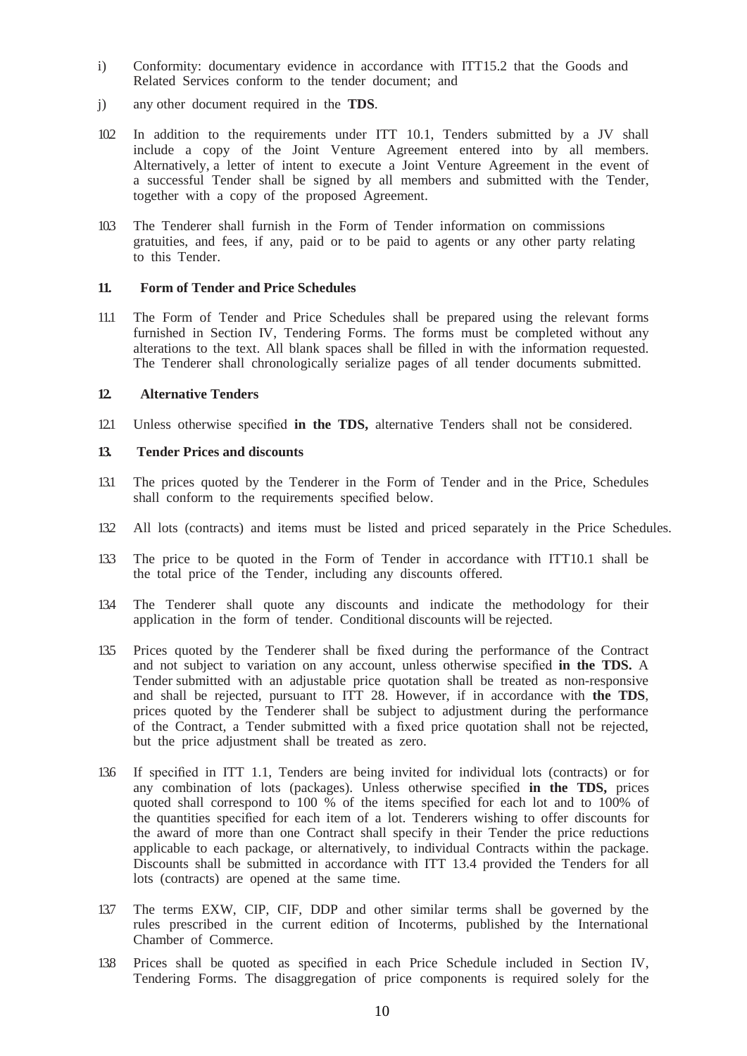i) Conformity: documentary evidence in accordance with ITT15.2 that the Goods and Related Services conform to the tender document; and

j) any other document required in the **TDS**.

10.2 In addition to the requirements under ITT 10.1, Tenders submitted by a JV shall include a copy of the Joint Venture Agreement entered into by all members. Alternatively, a letter of intent to execute a Joint Venture Agreement in the event of a successful Tender shall be signed by all members and submitted with the Tender, together with a copy of the proposed Agreement.

10.3 The Tenderer shall furnish in the Form of Tender information on commissions gratuities, and fees, if any, paid or to be paid to agents or any other party relating to this Tender.

### 11. Form of Tender and Price Schedules

11.1 The Form of Tender and Price Schedules shall be prepared using the relevant forms furnished in Section IV, Tendering Forms. The forms must be completed without any alterations to the text. All blank spaces shall be filled in with the information requested. The Tenderer shall chronologically serialize pages of all tender documents submitted.

### 12. Alternative Tenders

12.1 Unless otherwise specified **in the TDS,** alternative Tenders shall not be considered.

### 13. Tender Prices and discounts

13.1 The prices quoted by the Tenderer in the Form of Tender and in the Price, Schedules shall conform to the requirements specified below.

13.2 All lots (contracts) and items must be listed and priced separately in the Price Schedules.

13.3 The price to be quoted in the Form of Tender in accordance with ITT10.1 shall be the total price of the Tender, including any discounts offered.

13.4 The Tenderer shall quote any discounts and indicate the methodology for their application in the form of tender. Conditional discounts will be rejected.

13.5 Prices quoted by the Tenderer shall be fixed during the performance of the Contract and not subject to variation on any account, unless otherwise specified **in the TDS.** A Tender submitted with an adjustable price quotation shall be treated as non-responsive and shall be rejected, pursuant to ITT 28. However, if in accordance with **the TDS**, prices quoted by the Tenderer shall be subject to adjustment during the performance of the Contract, a Tender submitted with a fixed price quotation shall not be rejected, but the price adjustment shall be treated as zero.

13.6 If specified in ITT 1.1, Tenders are being invited for individual lots (contracts) or for any combination of lots (packages). Unless otherwise specified **in the TDS,** prices quoted shall correspond to 100 % of the items specified for each lot and to 100% of the quantities specified for each item of a lot. Tenderers wishing to offer discounts for the award of more than one Contract shall specify in their Tender the price reductions applicable to each package, or alternatively, to individual Contracts within the package. Discounts shall be submitted in accordance with ITT 13.4 provided the Tenders for all lots (contracts) are opened at the same time.

13.7 The terms EXW, CIP, CIF, DDP and other similar terms shall be governed by the rules prescribed in the current edition of Incoterms, published by the International Chamber of Commerce.

13.8 Prices shall be quoted as specified in each Price Schedule included in Section IV, Tendering Forms. The disaggregation of price components is required solely for the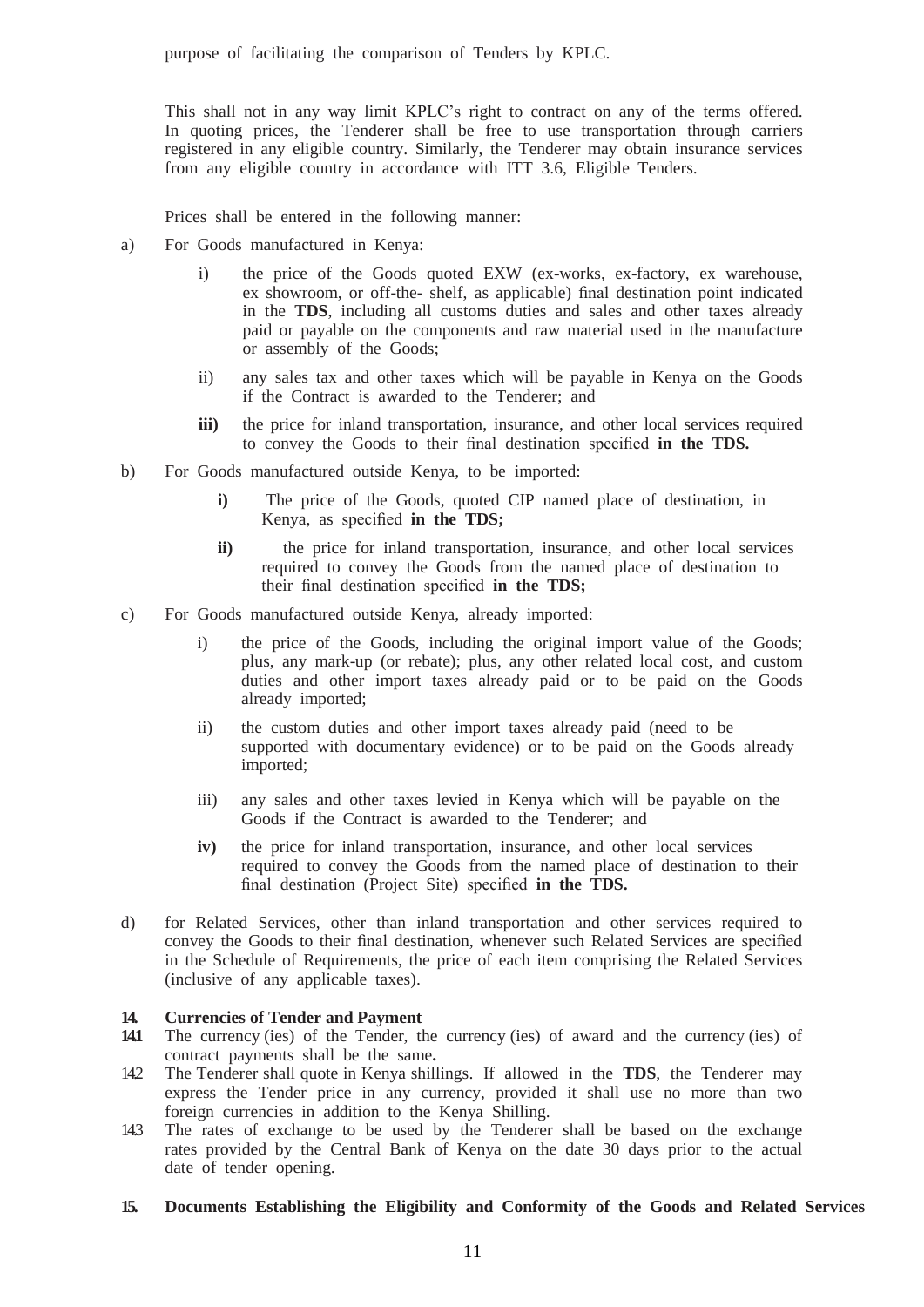purpose of facilitating the comparison of Tenders by KPLC.

This shall not in any way limit KPLC's right to contract on any of the terms offered. In quoting prices, the Tenderer shall be free to use transportation through carriers registered in any eligible country. Similarly, the Tenderer may obtain insurance services from any eligible country in accordance with ITT 3.6, Eligible Tenders.

Prices shall be entered in the following manner:

a) For Goods manufactured in Kenya:

   i) the price of the Goods quoted EXW (ex-works, ex-factory, ex warehouse, ex showroom, or off-the- shelf, as applicable) final destination point indicated in the **TDS**, including all customs duties and sales and other taxes already paid or payable on the components and raw material used in the manufacture or assembly of the Goods;

   ii) any sales tax and other taxes which will be payable in Kenya on the Goods if the Contract is awarded to the Tenderer; and

   **iii)** the price for inland transportation, insurance, and other local services required to convey the Goods to their final destination specified **in the TDS.**

b) For Goods manufactured outside Kenya, to be imported:

   **i)** The price of the Goods, quoted CIP named place of destination, in Kenya, as specified **in the TDS;**

   **ii)** the price for inland transportation, insurance, and other local services required to convey the Goods from the named place of destination to their final destination specified **in the TDS;**

c) For Goods manufactured outside Kenya, already imported:

   i) the price of the Goods, including the original import value of the Goods; plus, any mark-up (or rebate); plus, any other related local cost, and custom duties and other import taxes already paid or to be paid on the Goods already imported;

   ii) the custom duties and other import taxes already paid (need to be supported with documentary evidence) or to be paid on the Goods already imported;

   iii) any sales and other taxes levied in Kenya which will be payable on the Goods if the Contract is awarded to the Tenderer; and

   **iv)** the price for inland transportation, insurance, and other local services required to convey the Goods from the named place of destination to their final destination (Project Site) specified **in the TDS.**

d) for Related Services, other than inland transportation and other services required to convey the Goods to their final destination, whenever such Related Services are specified in the Schedule of Requirements, the price of each item comprising the Related Services (inclusive of any applicable taxes).

**14. Currencies of Tender and Payment**

**14.1** The currency (ies) of the Tender, the currency (ies) of award and the currency (ies) of contract payments shall be the same**.**

14.2 The Tenderer shall quote in Kenya shillings. If allowed in the **TDS**, the Tenderer may express the Tender price in any currency, provided it shall use no more than two foreign currencies in addition to the Kenya Shilling.

14.3 The rates of exchange to be used by the Tenderer shall be based on the exchange rates provided by the Central Bank of Kenya on the date 30 days prior to the actual date of tender opening.

**15. Documents Establishing the Eligibility and Conformity of the Goods and Related Services**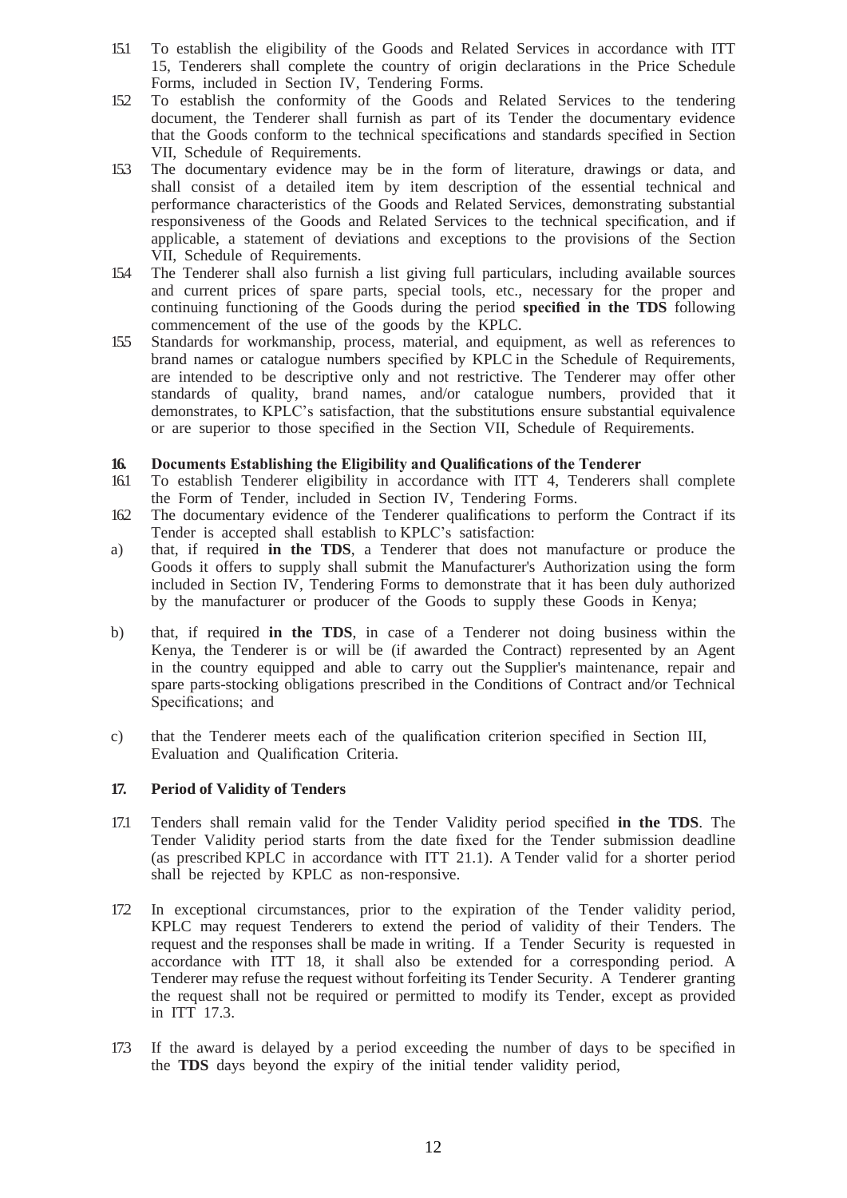15.1 To establish the eligibility of the Goods and Related Services in accordance with ITT 15, Tenderers shall complete the country of origin declarations in the Price Schedule Forms, included in Section IV, Tendering Forms.

15.2 To establish the conformity of the Goods and Related Services to the tendering document, the Tenderer shall furnish as part of its Tender the documentary evidence that the Goods conform to the technical specifications and standards specified in Section VII, Schedule of Requirements.

15.3 The documentary evidence may be in the form of literature, drawings or data, and shall consist of a detailed item by item description of the essential technical and performance characteristics of the Goods and Related Services, demonstrating substantial responsiveness of the Goods and Related Services to the technical specification, and if applicable, a statement of deviations and exceptions to the provisions of the Section VII, Schedule of Requirements.

15.4 The Tenderer shall also furnish a list giving full particulars, including available sources and current prices of spare parts, special tools, etc., necessary for the proper and continuing functioning of the Goods during the period **specified in the TDS** following commencement of the use of the goods by the KPLC.

15.5 Standards for workmanship, process, material, and equipment, as well as references to brand names or catalogue numbers specified by KPLC in the Schedule of Requirements, are intended to be descriptive only and not restrictive. The Tenderer may offer other standards of quality, brand names, and/or catalogue numbers, provided that it demonstrates, to KPLC's satisfaction, that the substitutions ensure substantial equivalence or are superior to those specified in the Section VII, Schedule of Requirements.

## 16. Documents Establishing the Eligibility and Qualifications of the Tenderer

16.1 To establish Tenderer eligibility in accordance with ITT 4, Tenderers shall complete the Form of Tender, included in Section IV, Tendering Forms.

16.2 The documentary evidence of the Tenderer qualifications to perform the Contract if its Tender is accepted shall establish to KPLC's satisfaction:

a) that, if required **in the TDS**, a Tenderer that does not manufacture or produce the Goods it offers to supply shall submit the Manufacturer's Authorization using the form included in Section IV, Tendering Forms to demonstrate that it has been duly authorized by the manufacturer or producer of the Goods to supply these Goods in Kenya;

b) that, if required **in the TDS**, in case of a Tenderer not doing business within the Kenya, the Tenderer is or will be (if awarded the Contract) represented by an Agent in the country equipped and able to carry out the Supplier's maintenance, repair and spare parts-stocking obligations prescribed in the Conditions of Contract and/or Technical Specifications; and

c) that the Tenderer meets each of the qualification criterion specified in Section III, Evaluation and Qualification Criteria.

## 17. Period of Validity of Tenders

17.1 Tenders shall remain valid for the Tender Validity period specified **in the TDS**. The Tender Validity period starts from the date fixed for the Tender submission deadline (as prescribed KPLC in accordance with ITT 21.1). A Tender valid for a shorter period shall be rejected by KPLC as non-responsive.

17.2 In exceptional circumstances, prior to the expiration of the Tender validity period, KPLC may request Tenderers to extend the period of validity of their Tenders. The request and the responses shall be made in writing. If a Tender Security is requested in accordance with ITT 18, it shall also be extended for a corresponding period. A Tenderer may refuse the request without forfeiting its Tender Security. A Tenderer granting the request shall not be required or permitted to modify its Tender, except as provided in ITT 17.3.

17.3 If the award is delayed by a period exceeding the number of days to be specified in the **TDS** days beyond the expiry of the initial tender validity period,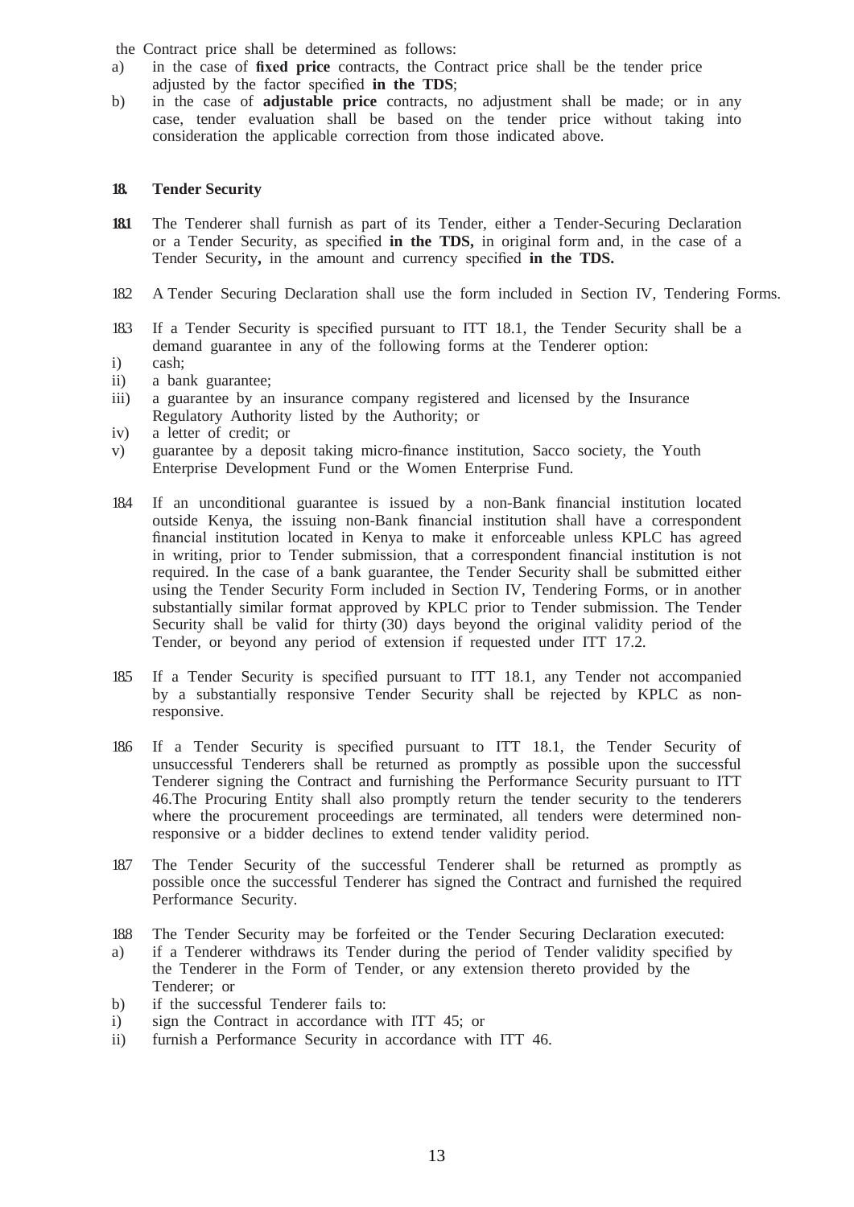the Contract price shall be determined as follows:

a) in the case of **fixed price** contracts, the Contract price shall be the tender price adjusted by the factor specified **in the TDS**;
b) in the case of **adjustable price** contracts, no adjustment shall be made; or in any case, tender evaluation shall be based on the tender price without taking into consideration the applicable correction from those indicated above.

### 18. Tender Security

**18.1** The Tenderer shall furnish as part of its Tender, either a Tender-Securing Declaration or a Tender Security, as specified **in the TDS,** in original form and, in the case of a Tender Security**,** in the amount and currency specified **in the TDS.**

18.2 A Tender Securing Declaration shall use the form included in Section IV, Tendering Forms.

18.3 If a Tender Security is specified pursuant to ITT 18.1, the Tender Security shall be a demand guarantee in any of the following forms at the Tenderer option:

i) cash;
ii) a bank guarantee;
iii) a guarantee by an insurance company registered and licensed by the Insurance Regulatory Authority listed by the Authority; or
iv) a letter of credit; or
v) guarantee by a deposit taking micro-finance institution, Sacco society, the Youth Enterprise Development Fund or the Women Enterprise Fund.

18.4 If an unconditional guarantee is issued by a non-Bank financial institution located outside Kenya, the issuing non-Bank financial institution shall have a correspondent financial institution located in Kenya to make it enforceable unless KPLC has agreed in writing, prior to Tender submission, that a correspondent financial institution is not required. In the case of a bank guarantee, the Tender Security shall be submitted either using the Tender Security Form included in Section IV, Tendering Forms, or in another substantially similar format approved by KPLC prior to Tender submission. The Tender Security shall be valid for thirty (30) days beyond the original validity period of the Tender, or beyond any period of extension if requested under ITT 17.2.

18.5 If a Tender Security is specified pursuant to ITT 18.1, any Tender not accompanied by a substantially responsive Tender Security shall be rejected by KPLC as non-responsive.

18.6 If a Tender Security is specified pursuant to ITT 18.1, the Tender Security of unsuccessful Tenderers shall be returned as promptly as possible upon the successful Tenderer signing the Contract and furnishing the Performance Security pursuant to ITT 46.The Procuring Entity shall also promptly return the tender security to the tenderers where the procurement proceedings are terminated, all tenders were determined non-responsive or a bidder declines to extend tender validity period.

18.7 The Tender Security of the successful Tenderer shall be returned as promptly as possible once the successful Tenderer has signed the Contract and furnished the required Performance Security.

18.8 The Tender Security may be forfeited or the Tender Securing Declaration executed:

a) if a Tenderer withdraws its Tender during the period of Tender validity specified by the Tenderer in the Form of Tender, or any extension thereto provided by the Tenderer; or
b) if the successful Tenderer fails to:
   i) sign the Contract in accordance with ITT 45; or
   ii) furnish a Performance Security in accordance with ITT 46.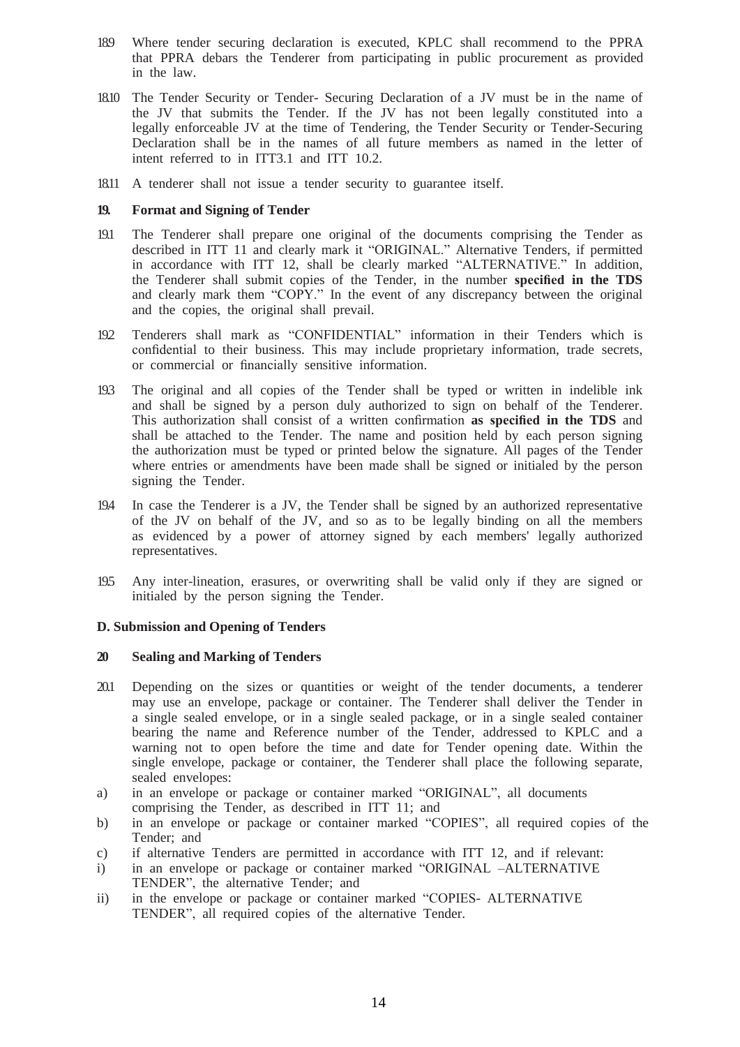18.9 Where tender securing declaration is executed, KPLC shall recommend to the PPRA that PPRA debars the Tenderer from participating in public procurement as provided in the law.

18.10 The Tender Security or Tender- Securing Declaration of a JV must be in the name of the JV that submits the Tender. If the JV has not been legally constituted into a legally enforceable JV at the time of Tendering, the Tender Security or Tender-Securing Declaration shall be in the names of all future members as named in the letter of intent referred to in ITT3.1 and ITT 10.2.

18.11 A tenderer shall not issue a tender security to guarantee itself.

**19. Format and Signing of Tender**

19.1 The Tenderer shall prepare one original of the documents comprising the Tender as described in ITT 11 and clearly mark it "ORIGINAL." Alternative Tenders, if permitted in accordance with ITT 12, shall be clearly marked "ALTERNATIVE." In addition, the Tenderer shall submit copies of the Tender, in the number **specified in the TDS** and clearly mark them "COPY." In the event of any discrepancy between the original and the copies, the original shall prevail.

19.2 Tenderers shall mark as "CONFIDENTIAL" information in their Tenders which is confidential to their business. This may include proprietary information, trade secrets, or commercial or financially sensitive information.

19.3 The original and all copies of the Tender shall be typed or written in indelible ink and shall be signed by a person duly authorized to sign on behalf of the Tenderer. This authorization shall consist of a written confirmation **as specified in the TDS** and shall be attached to the Tender. The name and position held by each person signing the authorization must be typed or printed below the signature. All pages of the Tender where entries or amendments have been made shall be signed or initialed by the person signing the Tender.

19.4 In case the Tenderer is a JV, the Tender shall be signed by an authorized representative of the JV on behalf of the JV, and so as to be legally binding on all the members as evidenced by a power of attorney signed by each members' legally authorized representatives.

19.5 Any inter-lineation, erasures, or overwriting shall be valid only if they are signed or initialed by the person signing the Tender.

**D. Submission and Opening of Tenders**

**20 Sealing and Marking of Tenders**

20.1 Depending on the sizes or quantities or weight of the tender documents, a tenderer may use an envelope, package or container. The Tenderer shall deliver the Tender in a single sealed envelope, or in a single sealed package, or in a single sealed container bearing the name and Reference number of the Tender, addressed to KPLC and a warning not to open before the time and date for Tender opening date. Within the single envelope, package or container, the Tenderer shall place the following separate, sealed envelopes:

a) in an envelope or package or container marked "ORIGINAL", all documents comprising the Tender, as described in ITT 11; and

b) in an envelope or package or container marked "COPIES", all required copies of the Tender; and

c) if alternative Tenders are permitted in accordance with ITT 12, and if relevant:

i) in an envelope or package or container marked "ORIGINAL –ALTERNATIVE TENDER", the alternative Tender; and

ii) in the envelope or package or container marked "COPIES- ALTERNATIVE TENDER", all required copies of the alternative Tender.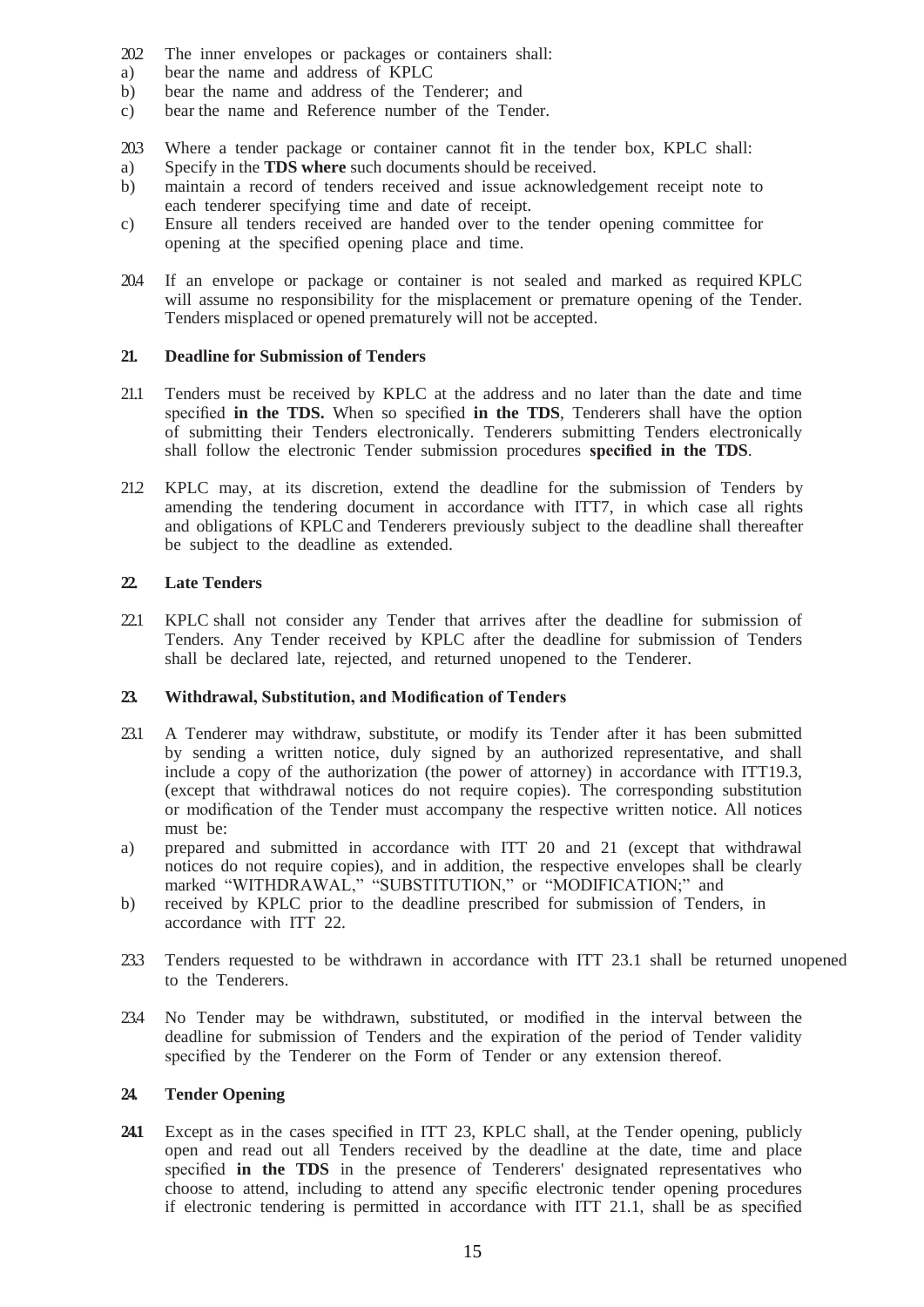20.2 The inner envelopes or packages or containers shall:

a) bear the name and address of KPLC
b) bear the name and address of the Tenderer; and
c) bear the name and Reference number of the Tender.

20.3 Where a tender package or container cannot fit in the tender box, KPLC shall:

a) Specify in the **TDS where** such documents should be received.
b) maintain a record of tenders received and issue acknowledgement receipt note to each tenderer specifying time and date of receipt.
c) Ensure all tenders received are handed over to the tender opening committee for opening at the specified opening place and time.

20.4 If an envelope or package or container is not sealed and marked as required KPLC will assume no responsibility for the misplacement or premature opening of the Tender. Tenders misplaced or opened prematurely will not be accepted.

**21. Deadline for Submission of Tenders**

21.1 Tenders must be received by KPLC at the address and no later than the date and time specified **in the TDS.** When so specified **in the TDS**, Tenderers shall have the option of submitting their Tenders electronically. Tenderers submitting Tenders electronically shall follow the electronic Tender submission procedures **specified in the TDS**.

21.2 KPLC may, at its discretion, extend the deadline for the submission of Tenders by amending the tendering document in accordance with ITT7, in which case all rights and obligations of KPLC and Tenderers previously subject to the deadline shall thereafter be subject to the deadline as extended.

**22. Late Tenders**

22.1 KPLC shall not consider any Tender that arrives after the deadline for submission of Tenders. Any Tender received by KPLC after the deadline for submission of Tenders shall be declared late, rejected, and returned unopened to the Tenderer.

**23. Withdrawal, Substitution, and Modification of Tenders**

23.1 A Tenderer may withdraw, substitute, or modify its Tender after it has been submitted by sending a written notice, duly signed by an authorized representative, and shall include a copy of the authorization (the power of attorney) in accordance with ITT19.3, (except that withdrawal notices do not require copies). The corresponding substitution or modification of the Tender must accompany the respective written notice. All notices must be:

a) prepared and submitted in accordance with ITT 20 and 21 (except that withdrawal notices do not require copies), and in addition, the respective envelopes shall be clearly marked "WITHDRAWAL," "SUBSTITUTION," or "MODIFICATION;" and
b) received by KPLC prior to the deadline prescribed for submission of Tenders, in accordance with ITT 22.

23.3 Tenders requested to be withdrawn in accordance with ITT 23.1 shall be returned unopened to the Tenderers.

23.4 No Tender may be withdrawn, substituted, or modified in the interval between the deadline for submission of Tenders and the expiration of the period of Tender validity specified by the Tenderer on the Form of Tender or any extension thereof.

**24. Tender Opening**

**24.1** Except as in the cases specified in ITT 23, KPLC shall, at the Tender opening, publicly open and read out all Tenders received by the deadline at the date, time and place specified **in the TDS** in the presence of Tenderers' designated representatives who choose to attend, including to attend any specific electronic tender opening procedures if electronic tendering is permitted in accordance with ITT 21.1, shall be as specified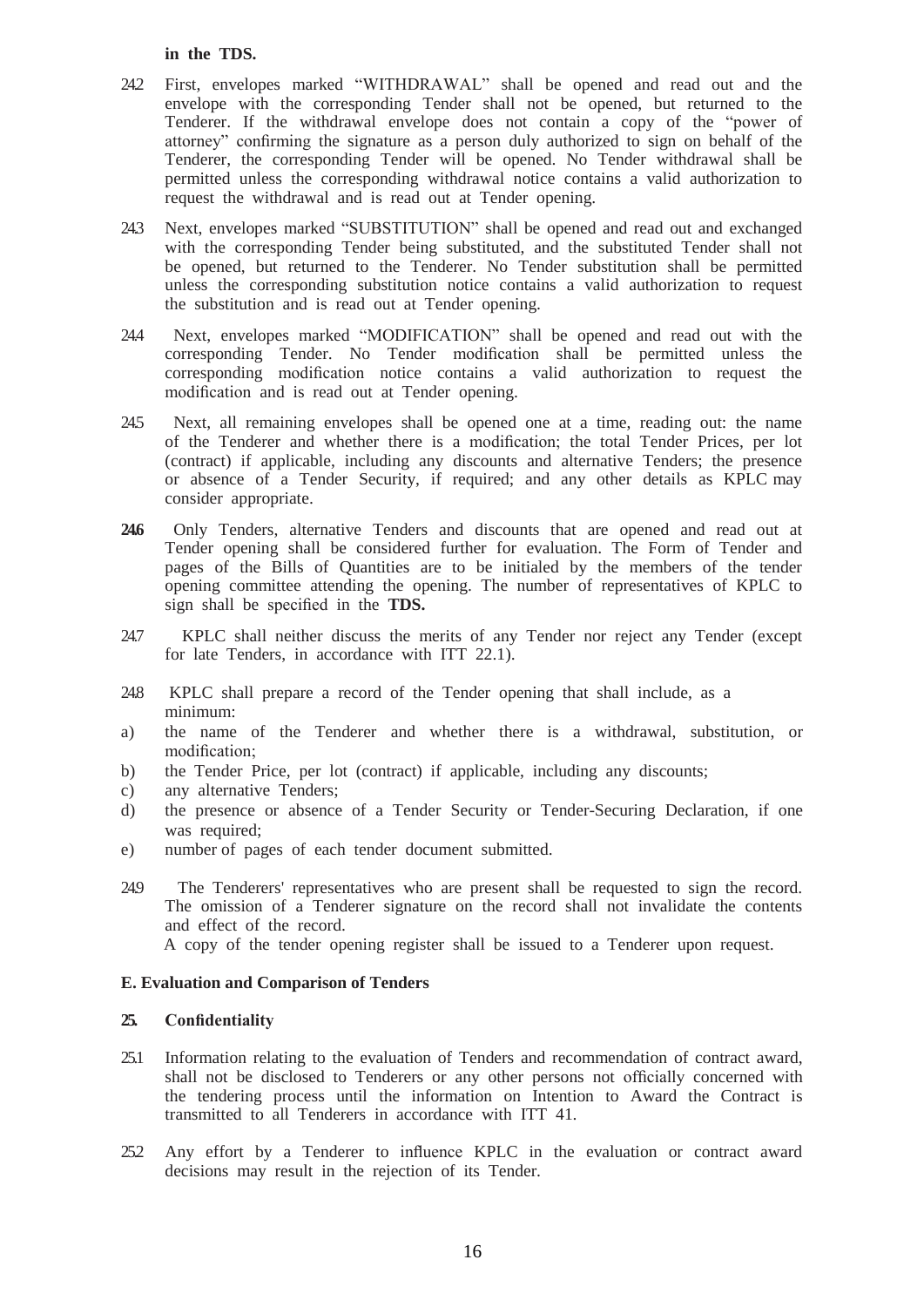**in the TDS.**

24.2 First, envelopes marked "WITHDRAWAL" shall be opened and read out and the envelope with the corresponding Tender shall not be opened, but returned to the Tenderer. If the withdrawal envelope does not contain a copy of the "power of attorney" confirming the signature as a person duly authorized to sign on behalf of the Tenderer, the corresponding Tender will be opened. No Tender withdrawal shall be permitted unless the corresponding withdrawal notice contains a valid authorization to request the withdrawal and is read out at Tender opening.

24.3 Next, envelopes marked "SUBSTITUTION" shall be opened and read out and exchanged with the corresponding Tender being substituted, and the substituted Tender shall not be opened, but returned to the Tenderer. No Tender substitution shall be permitted unless the corresponding substitution notice contains a valid authorization to request the substitution and is read out at Tender opening.

24.4 Next, envelopes marked "MODIFICATION" shall be opened and read out with the corresponding Tender. No Tender modification shall be permitted unless the corresponding modification notice contains a valid authorization to request the modification and is read out at Tender opening.

24.5 Next, all remaining envelopes shall be opened one at a time, reading out: the name of the Tenderer and whether there is a modification; the total Tender Prices, per lot (contract) if applicable, including any discounts and alternative Tenders; the presence or absence of a Tender Security, if required; and any other details as KPLC may consider appropriate.

**24.6** Only Tenders, alternative Tenders and discounts that are opened and read out at Tender opening shall be considered further for evaluation. The Form of Tender and pages of the Bills of Quantities are to be initialed by the members of the tender opening committee attending the opening. The number of representatives of KPLC to sign shall be specified in the **TDS.**

24.7 KPLC shall neither discuss the merits of any Tender nor reject any Tender (except for late Tenders, in accordance with ITT 22.1).

24.8 KPLC shall prepare a record of the Tender opening that shall include, as a minimum:

a) the name of the Tenderer and whether there is a withdrawal, substitution, or modification;
b) the Tender Price, per lot (contract) if applicable, including any discounts;
c) any alternative Tenders;
d) the presence or absence of a Tender Security or Tender-Securing Declaration, if one was required;
e) number of pages of each tender document submitted.

24.9 The Tenderers' representatives who are present shall be requested to sign the record. The omission of a Tenderer signature on the record shall not invalidate the contents and effect of the record.
A copy of the tender opening register shall be issued to a Tenderer upon request.

## E. Evaluation and Comparison of Tenders

### 25. Confidentiality

25.1 Information relating to the evaluation of Tenders and recommendation of contract award, shall not be disclosed to Tenderers or any other persons not officially concerned with the tendering process until the information on Intention to Award the Contract is transmitted to all Tenderers in accordance with ITT 41.

25.2 Any effort by a Tenderer to influence KPLC in the evaluation or contract award decisions may result in the rejection of its Tender.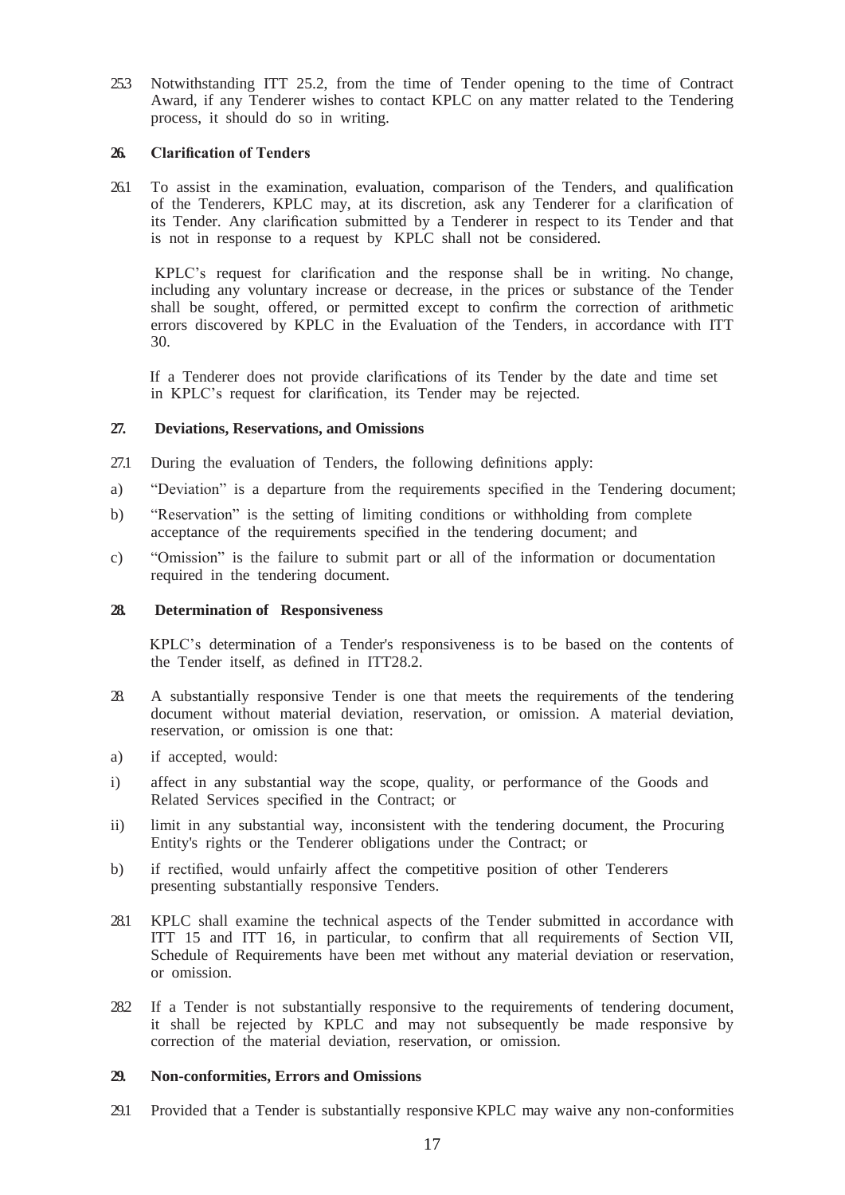25.3 Notwithstanding ITT 25.2, from the time of Tender opening to the time of Contract Award, if any Tenderer wishes to contact KPLC on any matter related to the Tendering process, it should do so in writing.

**26. Clarification of Tenders**

26.1 To assist in the examination, evaluation, comparison of the Tenders, and qualification of the Tenderers, KPLC may, at its discretion, ask any Tenderer for a clarification of its Tender. Any clarification submitted by a Tenderer in respect to its Tender and that is not in response to a request by KPLC shall not be considered.

KPLC's request for clarification and the response shall be in writing. No change, including any voluntary increase or decrease, in the prices or substance of the Tender shall be sought, offered, or permitted except to confirm the correction of arithmetic errors discovered by KPLC in the Evaluation of the Tenders, in accordance with ITT 30.

If a Tenderer does not provide clarifications of its Tender by the date and time set in KPLC's request for clarification, its Tender may be rejected.

**27. Deviations, Reservations, and Omissions**

27.1 During the evaluation of Tenders, the following definitions apply:

a) "Deviation" is a departure from the requirements specified in the Tendering document;

b) "Reservation" is the setting of limiting conditions or withholding from complete acceptance of the requirements specified in the tendering document; and

c) "Omission" is the failure to submit part or all of the information or documentation required in the tendering document.

**28. Determination of Responsiveness**

KPLC's determination of a Tender's responsiveness is to be based on the contents of the Tender itself, as defined in ITT28.2.

28. A substantially responsive Tender is one that meets the requirements of the tendering document without material deviation, reservation, or omission. A material deviation, reservation, or omission is one that:

a) if accepted, would:

i) affect in any substantial way the scope, quality, or performance of the Goods and Related Services specified in the Contract; or

ii) limit in any substantial way, inconsistent with the tendering document, the Procuring Entity's rights or the Tenderer obligations under the Contract; or

b) if rectified, would unfairly affect the competitive position of other Tenderers presenting substantially responsive Tenders.

28.1 KPLC shall examine the technical aspects of the Tender submitted in accordance with ITT 15 and ITT 16, in particular, to confirm that all requirements of Section VII, Schedule of Requirements have been met without any material deviation or reservation, or omission.

28.2 If a Tender is not substantially responsive to the requirements of tendering document, it shall be rejected by KPLC and may not subsequently be made responsive by correction of the material deviation, reservation, or omission.

**29. Non-conformities, Errors and Omissions**

29.1 Provided that a Tender is substantially responsive KPLC may waive any non-conformities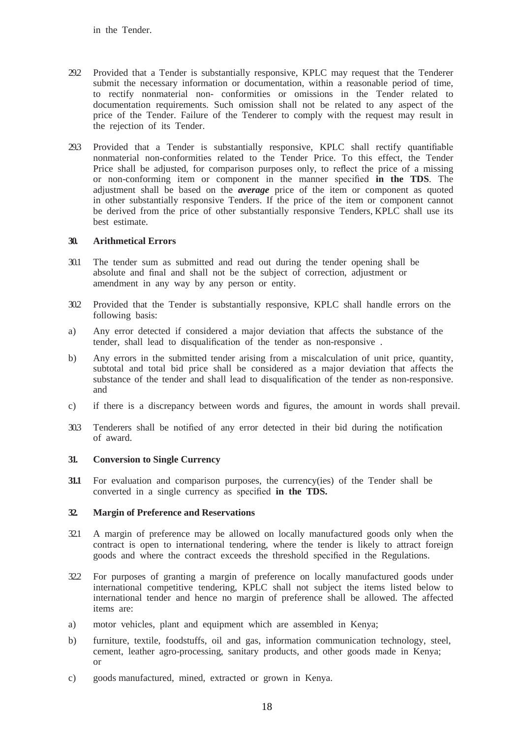in the Tender.

29.2 Provided that a Tender is substantially responsive, KPLC may request that the Tenderer submit the necessary information or documentation, within a reasonable period of time, to rectify nonmaterial non- conformities or omissions in the Tender related to documentation requirements. Such omission shall not be related to any aspect of the price of the Tender. Failure of the Tenderer to comply with the request may result in the rejection of its Tender.

29.3 Provided that a Tender is substantially responsive, KPLC shall rectify quantifiable nonmaterial non-conformities related to the Tender Price. To this effect, the Tender Price shall be adjusted, for comparison purposes only, to reflect the price of a missing or non-conforming item or component in the manner specified **in the TDS**. The adjustment shall be based on the ***average*** price of the item or component as quoted in other substantially responsive Tenders. If the price of the item or component cannot be derived from the price of other substantially responsive Tenders, KPLC shall use its best estimate.

**30. Arithmetical Errors**

30.1 The tender sum as submitted and read out during the tender opening shall be absolute and final and shall not be the subject of correction, adjustment or amendment in any way by any person or entity.

30.2 Provided that the Tender is substantially responsive, KPLC shall handle errors on the following basis:

a) Any error detected if considered a major deviation that affects the substance of the tender, shall lead to disqualification of the tender as non-responsive .

b) Any errors in the submitted tender arising from a miscalculation of unit price, quantity, subtotal and total bid price shall be considered as a major deviation that affects the substance of the tender and shall lead to disqualification of the tender as non-responsive. and

c) if there is a discrepancy between words and figures, the amount in words shall prevail.

30.3 Tenderers shall be notified of any error detected in their bid during the notification of award.

**31. Conversion to Single Currency**

**31.1** For evaluation and comparison purposes, the currency(ies) of the Tender shall be converted in a single currency as specified **in the TDS.**

**32. Margin of Preference and Reservations**

32.1 A margin of preference may be allowed on locally manufactured goods only when the contract is open to international tendering, where the tender is likely to attract foreign goods and where the contract exceeds the threshold specified in the Regulations.

32.2 For purposes of granting a margin of preference on locally manufactured goods under international competitive tendering, KPLC shall not subject the items listed below to international tender and hence no margin of preference shall be allowed. The affected items are:

a) motor vehicles, plant and equipment which are assembled in Kenya;

b) furniture, textile, foodstuffs, oil and gas, information communication technology, steel, cement, leather agro-processing, sanitary products, and other goods made in Kenya; or

c) goods manufactured, mined, extracted or grown in Kenya.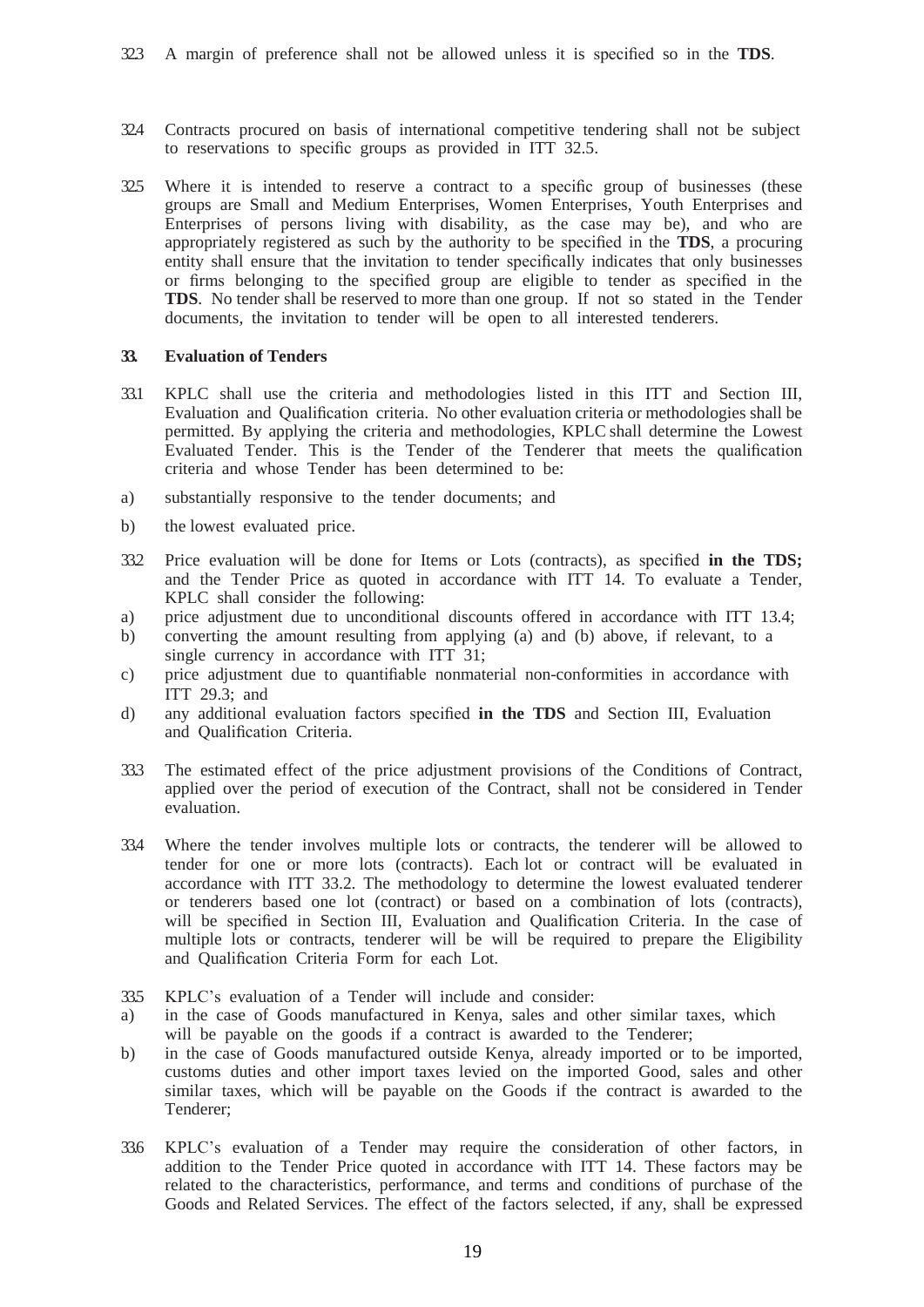32.3 A margin of preference shall not be allowed unless it is specified so in the **TDS**.

32.4 Contracts procured on basis of international competitive tendering shall not be subject to reservations to specific groups as provided in ITT 32.5.

32.5 Where it is intended to reserve a contract to a specific group of businesses (these groups are Small and Medium Enterprises, Women Enterprises, Youth Enterprises and Enterprises of persons living with disability, as the case may be), and who are appropriately registered as such by the authority to be specified in the **TDS**, a procuring entity shall ensure that the invitation to tender specifically indicates that only businesses or firms belonging to the specified group are eligible to tender as specified in the **TDS**. No tender shall be reserved to more than one group. If not so stated in the Tender documents, the invitation to tender will be open to all interested tenderers.

### 33. Evaluation of Tenders

33.1 KPLC shall use the criteria and methodologies listed in this ITT and Section III, Evaluation and Qualification criteria. No other evaluation criteria or methodologies shall be permitted. By applying the criteria and methodologies, KPLC shall determine the Lowest Evaluated Tender. This is the Tender of the Tenderer that meets the qualification criteria and whose Tender has been determined to be:

a) substantially responsive to the tender documents; and

b) the lowest evaluated price.

33.2 Price evaluation will be done for Items or Lots (contracts), as specified **in the TDS;** and the Tender Price as quoted in accordance with ITT 14. To evaluate a Tender, KPLC shall consider the following:

a) price adjustment due to unconditional discounts offered in accordance with ITT 13.4;

b) converting the amount resulting from applying (a) and (b) above, if relevant, to a single currency in accordance with ITT 31;

c) price adjustment due to quantifiable nonmaterial non-conformities in accordance with ITT 29.3; and

d) any additional evaluation factors specified **in the TDS** and Section III, Evaluation and Qualification Criteria.

33.3 The estimated effect of the price adjustment provisions of the Conditions of Contract, applied over the period of execution of the Contract, shall not be considered in Tender evaluation.

33.4 Where the tender involves multiple lots or contracts, the tenderer will be allowed to tender for one or more lots (contracts). Each lot or contract will be evaluated in accordance with ITT 33.2. The methodology to determine the lowest evaluated tenderer or tenderers based one lot (contract) or based on a combination of lots (contracts), will be specified in Section III, Evaluation and Qualification Criteria. In the case of multiple lots or contracts, tenderer will be will be required to prepare the Eligibility and Qualification Criteria Form for each Lot.

33.5 KPLC's evaluation of a Tender will include and consider:

a) in the case of Goods manufactured in Kenya, sales and other similar taxes, which will be payable on the goods if a contract is awarded to the Tenderer;

b) in the case of Goods manufactured outside Kenya, already imported or to be imported, customs duties and other import taxes levied on the imported Good, sales and other similar taxes, which will be payable on the Goods if the contract is awarded to the Tenderer;

33.6 KPLC's evaluation of a Tender may require the consideration of other factors, in addition to the Tender Price quoted in accordance with ITT 14. These factors may be related to the characteristics, performance, and terms and conditions of purchase of the Goods and Related Services. The effect of the factors selected, if any, shall be expressed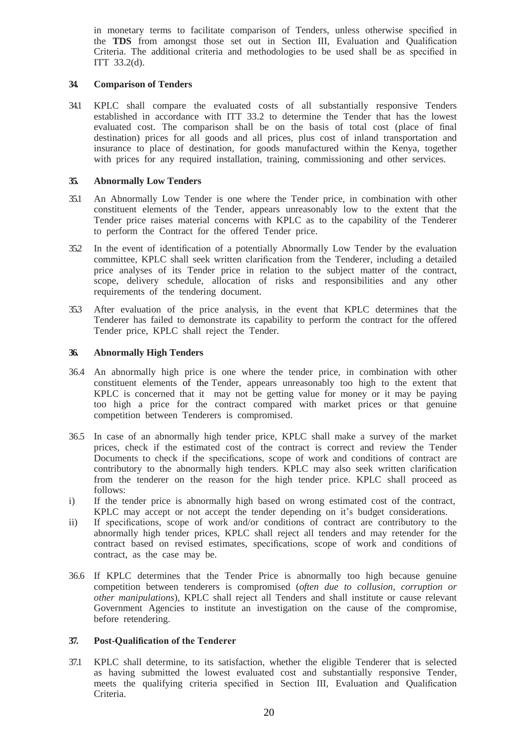in monetary terms to facilitate comparison of Tenders, unless otherwise specified in the **TDS** from amongst those set out in Section III, Evaluation and Qualification Criteria. The additional criteria and methodologies to be used shall be as specified in ITT 33.2(d).

## 34. Comparison of Tenders

34.1 KPLC shall compare the evaluated costs of all substantially responsive Tenders established in accordance with ITT 33.2 to determine the Tender that has the lowest evaluated cost. The comparison shall be on the basis of total cost (place of final destination) prices for all goods and all prices, plus cost of inland transportation and insurance to place of destination, for goods manufactured within the Kenya, together with prices for any required installation, training, commissioning and other services.

## 35. Abnormally Low Tenders

35.1 An Abnormally Low Tender is one where the Tender price, in combination with other constituent elements of the Tender, appears unreasonably low to the extent that the Tender price raises material concerns with KPLC as to the capability of the Tenderer to perform the Contract for the offered Tender price.

35.2 In the event of identification of a potentially Abnormally Low Tender by the evaluation committee, KPLC shall seek written clarification from the Tenderer, including a detailed price analyses of its Tender price in relation to the subject matter of the contract, scope, delivery schedule, allocation of risks and responsibilities and any other requirements of the tendering document.

35.3 After evaluation of the price analysis, in the event that KPLC determines that the Tenderer has failed to demonstrate its capability to perform the contract for the offered Tender price, KPLC shall reject the Tender.

## 36. Abnormally High Tenders

36.4 An abnormally high price is one where the tender price, in combination with other constituent elements of the Tender, appears unreasonably too high to the extent that KPLC is concerned that it may not be getting value for money or it may be paying too high a price for the contract compared with market prices or that genuine competition between Tenderers is compromised.

36.5 In case of an abnormally high tender price, KPLC shall make a survey of the market prices, check if the estimated cost of the contract is correct and review the Tender Documents to check if the specifications, scope of work and conditions of contract are contributory to the abnormally high tenders. KPLC may also seek written clarification from the tenderer on the reason for the high tender price. KPLC shall proceed as follows:

i) If the tender price is abnormally high based on wrong estimated cost of the contract, KPLC may accept or not accept the tender depending on it's budget considerations.

ii) If specifications, scope of work and/or conditions of contract are contributory to the abnormally high tender prices, KPLC shall reject all tenders and may retender for the contract based on revised estimates, specifications, scope of work and conditions of contract, as the case may be.

36.6 If KPLC determines that the Tender Price is abnormally too high because genuine competition between tenderers is compromised (*often due to collusion, corruption or other manipulations*), KPLC shall reject all Tenders and shall institute or cause relevant Government Agencies to institute an investigation on the cause of the compromise, before retendering.

## 37. Post-Qualification of the Tenderer

37.1 KPLC shall determine, to its satisfaction, whether the eligible Tenderer that is selected as having submitted the lowest evaluated cost and substantially responsive Tender, meets the qualifying criteria specified in Section III, Evaluation and Qualification Criteria.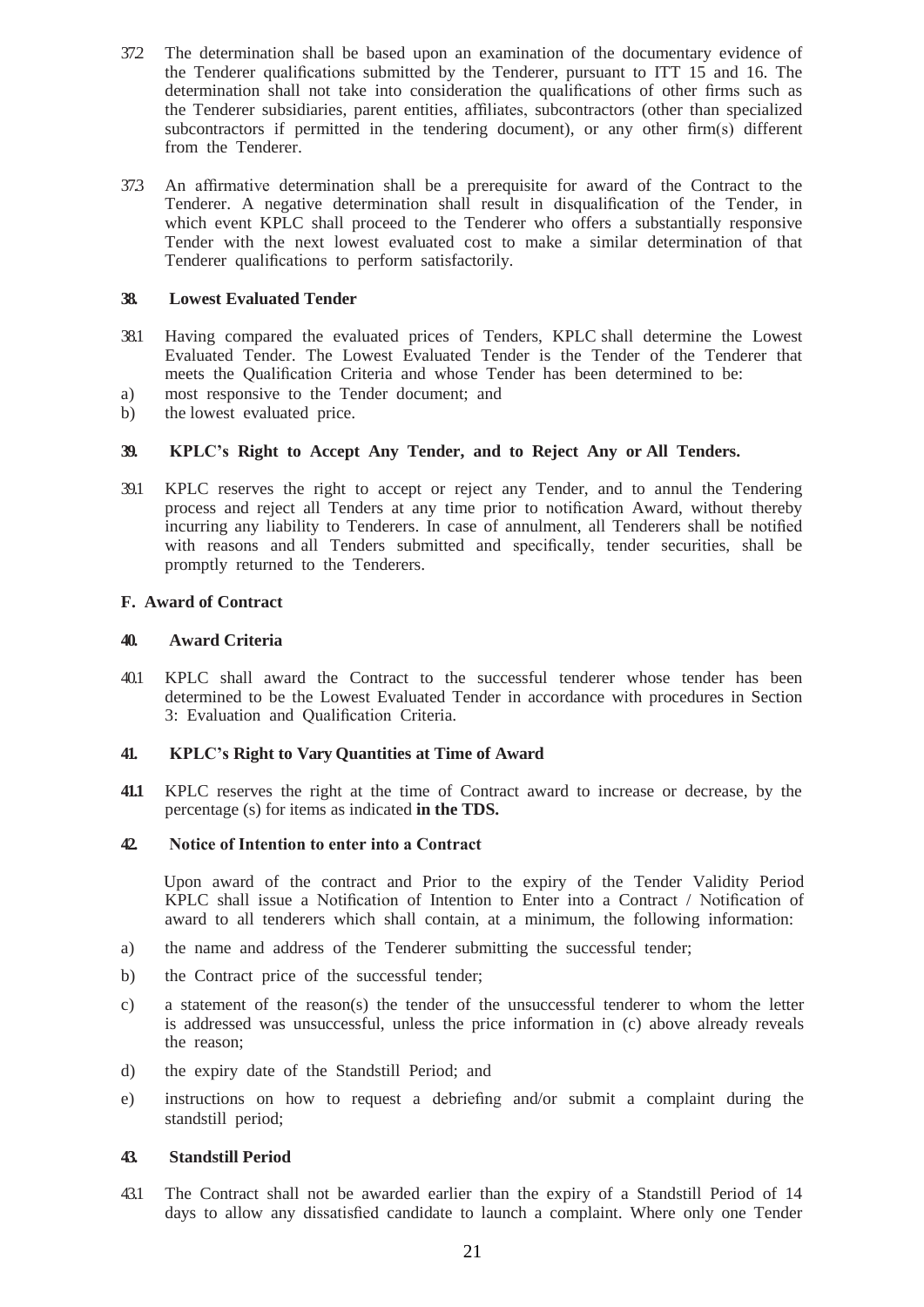37.2 The determination shall be based upon an examination of the documentary evidence of the Tenderer qualifications submitted by the Tenderer, pursuant to ITT 15 and 16. The determination shall not take into consideration the qualifications of other firms such as the Tenderer subsidiaries, parent entities, affiliates, subcontractors (other than specialized subcontractors if permitted in the tendering document), or any other firm(s) different from the Tenderer.

37.3 An affirmative determination shall be a prerequisite for award of the Contract to the Tenderer. A negative determination shall result in disqualification of the Tender, in which event KPLC shall proceed to the Tenderer who offers a substantially responsive Tender with the next lowest evaluated cost to make a similar determination of that Tenderer qualifications to perform satisfactorily.

### 38. Lowest Evaluated Tender

38.1 Having compared the evaluated prices of Tenders, KPLC shall determine the Lowest Evaluated Tender. The Lowest Evaluated Tender is the Tender of the Tenderer that meets the Qualification Criteria and whose Tender has been determined to be:

a) most responsive to the Tender document; and
b) the lowest evaluated price.

### 39. KPLC's Right to Accept Any Tender, and to Reject Any or All Tenders.

39.1 KPLC reserves the right to accept or reject any Tender, and to annul the Tendering process and reject all Tenders at any time prior to notification Award, without thereby incurring any liability to Tenderers. In case of annulment, all Tenderers shall be notified with reasons and all Tenders submitted and specifically, tender securities, shall be promptly returned to the Tenderers.

## F. Award of Contract

### 40. Award Criteria

40.1 KPLC shall award the Contract to the successful tenderer whose tender has been determined to be the Lowest Evaluated Tender in accordance with procedures in Section 3: Evaluation and Qualification Criteria.

### 41. KPLC's Right to Vary Quantities at Time of Award

**41.1** KPLC reserves the right at the time of Contract award to increase or decrease, by the percentage (s) for items as indicated **in the TDS.**

### 42. Notice of Intention to enter into a Contract

Upon award of the contract and Prior to the expiry of the Tender Validity Period KPLC shall issue a Notification of Intention to Enter into a Contract / Notification of award to all tenderers which shall contain, at a minimum, the following information:

a) the name and address of the Tenderer submitting the successful tender;

b) the Contract price of the successful tender;

c) a statement of the reason(s) the tender of the unsuccessful tenderer to whom the letter is addressed was unsuccessful, unless the price information in (c) above already reveals the reason;

d) the expiry date of the Standstill Period; and

e) instructions on how to request a debriefing and/or submit a complaint during the standstill period;

### 43. Standstill Period

43.1 The Contract shall not be awarded earlier than the expiry of a Standstill Period of 14 days to allow any dissatisfied candidate to launch a complaint. Where only one Tender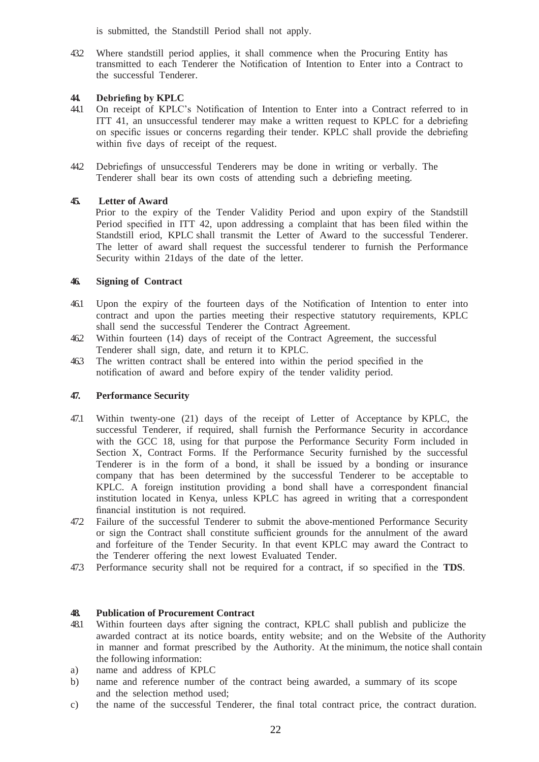is submitted, the Standstill Period shall not apply.

43.2 Where standstill period applies, it shall commence when the Procuring Entity has transmitted to each Tenderer the Notification of Intention to Enter into a Contract to the successful Tenderer.

**44. Debriefing by KPLC**

44.1 On receipt of KPLC's Notification of Intention to Enter into a Contract referred to in ITT 41, an unsuccessful tenderer may make a written request to KPLC for a debriefing on specific issues or concerns regarding their tender. KPLC shall provide the debriefing within five days of receipt of the request.

44.2 Debriefings of unsuccessful Tenderers may be done in writing or verbally. The Tenderer shall bear its own costs of attending such a debriefing meeting.

**45. Letter of Award**

Prior to the expiry of the Tender Validity Period and upon expiry of the Standstill Period specified in ITT 42, upon addressing a complaint that has been filed within the Standstill eriod, KPLC shall transmit the Letter of Award to the successful Tenderer. The letter of award shall request the successful tenderer to furnish the Performance Security within 21days of the date of the letter.

**46. Signing of Contract**

46.1 Upon the expiry of the fourteen days of the Notification of Intention to enter into contract and upon the parties meeting their respective statutory requirements, KPLC shall send the successful Tenderer the Contract Agreement.

46.2 Within fourteen (14) days of receipt of the Contract Agreement, the successful Tenderer shall sign, date, and return it to KPLC.

46.3 The written contract shall be entered into within the period specified in the notification of award and before expiry of the tender validity period.

**47. Performance Security**

47.1 Within twenty-one (21) days of the receipt of Letter of Acceptance by KPLC, the successful Tenderer, if required, shall furnish the Performance Security in accordance with the GCC 18, using for that purpose the Performance Security Form included in Section X, Contract Forms. If the Performance Security furnished by the successful Tenderer is in the form of a bond, it shall be issued by a bonding or insurance company that has been determined by the successful Tenderer to be acceptable to KPLC. A foreign institution providing a bond shall have a correspondent financial institution located in Kenya, unless KPLC has agreed in writing that a correspondent financial institution is not required.

47.2 Failure of the successful Tenderer to submit the above-mentioned Performance Security or sign the Contract shall constitute sufficient grounds for the annulment of the award and forfeiture of the Tender Security. In that event KPLC may award the Contract to the Tenderer offering the next lowest Evaluated Tender.

47.3 Performance security shall not be required for a contract, if so specified in the **TDS**.

**48. Publication of Procurement Contract**

48.1 Within fourteen days after signing the contract, KPLC shall publish and publicize the awarded contract at its notice boards, entity website; and on the Website of the Authority in manner and format prescribed by the Authority. At the minimum, the notice shall contain the following information:

a) name and address of KPLC
b) name and reference number of the contract being awarded, a summary of its scope and the selection method used;
c) the name of the successful Tenderer, the final total contract price, the contract duration.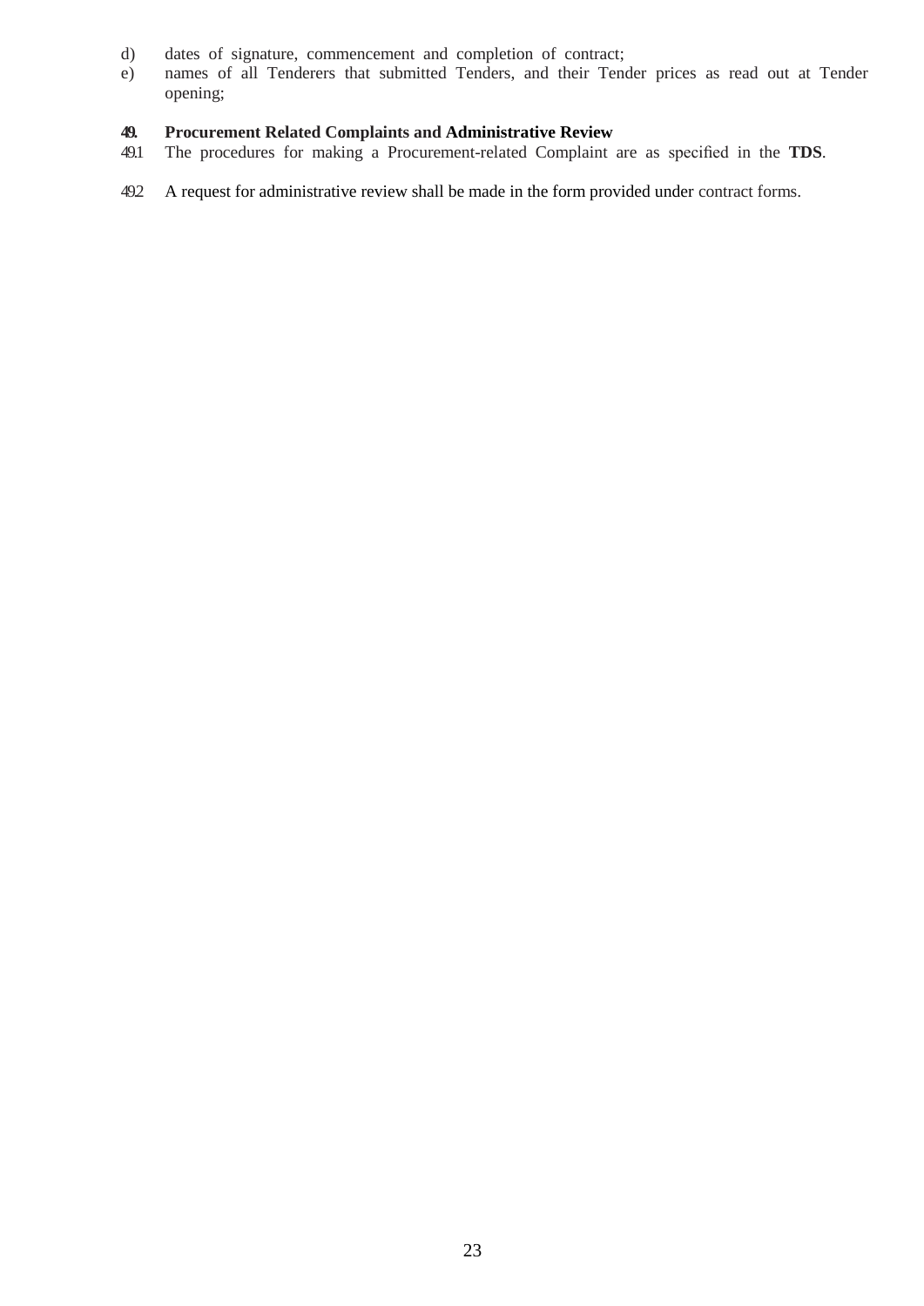d) dates of signature, commencement and completion of contract;
e) names of all Tenderers that submitted Tenders, and their Tender prices as read out at Tender opening;

## 49. Procurement Related Complaints and Administrative Review

49.1 The procedures for making a Procurement-related Complaint are as specified in the **TDS**.

49.2 A request for administrative review shall be made in the form provided under contract forms.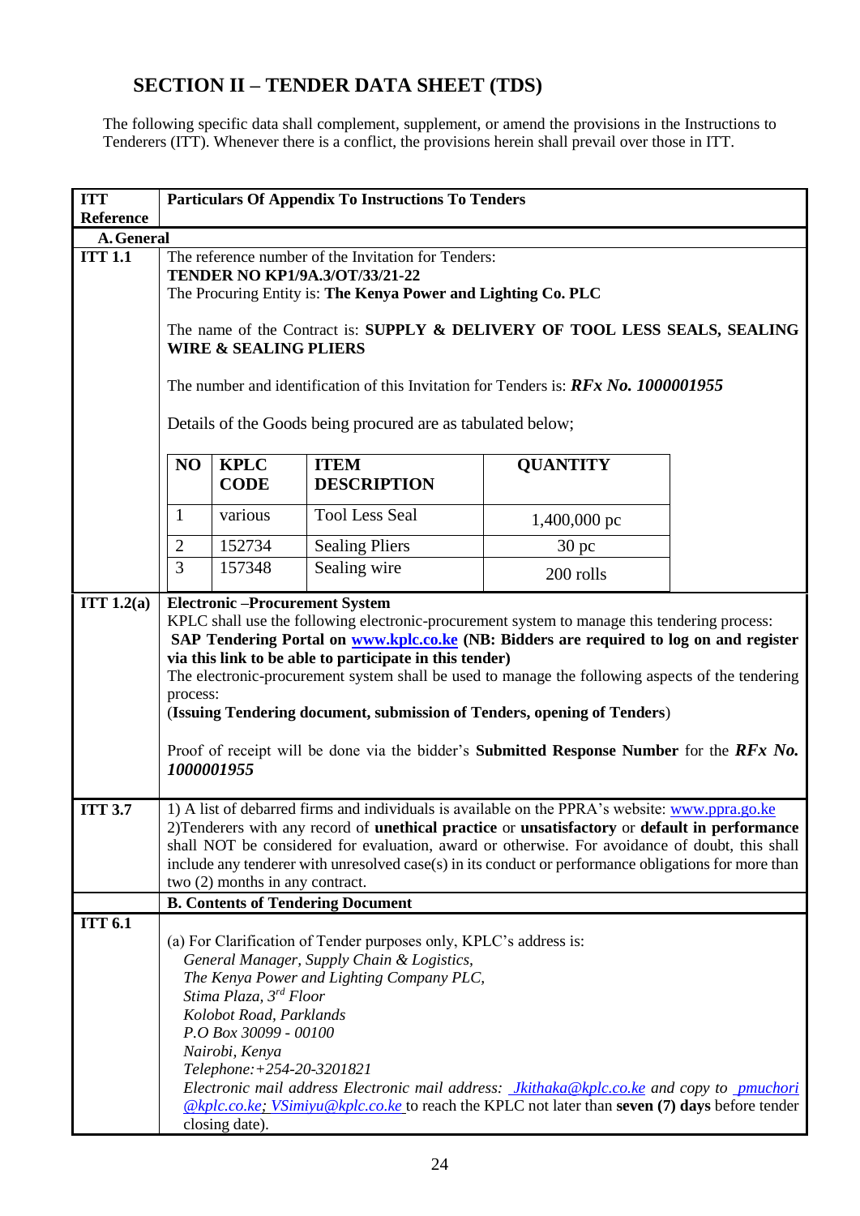# SECTION II – TENDER DATA SHEET (TDS)

The following specific data shall complement, supplement, or amend the provisions in the Instructions to Tenderers (ITT). Whenever there is a conflict, the provisions herein shall prevail over those in ITT.

| ITT Reference | Particulars Of Appendix To Instructions To Tenders |
|---|---|
| **A. General** | |
| **ITT 1.1** | The reference number of the Invitation for Tenders: **TENDER NO KP1/9A.3/OT/33/21-22**<br>The Procuring Entity is: **The Kenya Power and Lighting Co. PLC**<br><br>The name of the Contract is: **SUPPLY & DELIVERY OF TOOL LESS SEALS, SEALING WIRE & SEALING PLIERS**<br><br>The number and identification of this Invitation for Tenders is: ***RFx No. 1000001955***<br><br>Details of the Goods being procured are as tabulated below; |
| **ITT 1.2(a)** | **Electronic –Procurement System**<br>KPLC shall use the following electronic-procurement system to manage this tendering process:<br>**SAP Tendering Portal on www.kplc.co.ke (NB: Bidders are required to log on and register via this link to be able to participate in this tender)**<br>The electronic-procurement system shall be used to manage the following aspects of the tendering process:<br>(**Issuing Tendering document, submission of Tenders, opening of Tenders**)<br><br>Proof of receipt will be done via the bidder's **Submitted Response Number** for the ***RFx No. 1000001955*** |
| **ITT 3.7** | 1) A list of debarred firms and individuals is available on the PPRA's website: www.ppra.go.ke<br>2)Tenderers with any record of **unethical practice** or **unsatisfactory** or **default in performance** shall NOT be considered for evaluation, award or otherwise. For avoidance of doubt, this shall include any tenderer with unresolved case(s) in its conduct or performance obligations for more than two (2) months in any contract. |
| | **B. Contents of Tendering Document** |
| **ITT 6.1** | (a) For Clarification of Tender purposes only, KPLC's address is:<br>*General Manager, Supply Chain & Logistics,*<br>*The Kenya Power and Lighting Company PLC,*<br>*Stima Plaza, 3rd Floor*<br>*Kolobot Road, Parklands*<br>*P.O Box 30099 - 00100*<br>*Nairobi, Kenya*<br>*Telephone:+254-20-3201821*<br>*Electronic mail address Electronic mail address: Jkithaka@kplc.co.ke and copy to pmuchori @kplc.co.ke; VSimiyu@kplc.co.ke* to reach the KPLC not later than **seven (7) days** before tender closing date). |

| NO | KPLC CODE | ITEM DESCRIPTION | QUANTITY |
|---|---|---|---|
| 1 | various | Tool Less Seal | 1,400,000 pc |
| 2 | 152734 | Sealing Pliers | 30 pc |
| 3 | 157348 | Sealing wire | 200 rolls |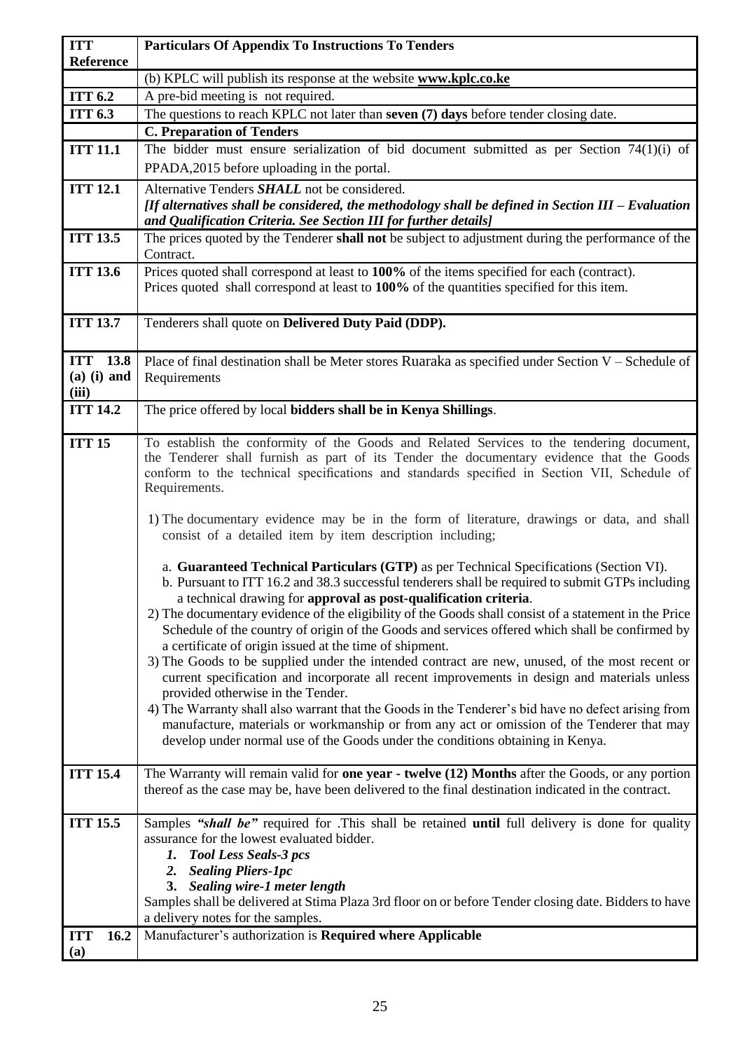| ITT Reference | Particulars Of Appendix To Instructions To Tenders |
|---|---|
| | (b) KPLC will publish its response at the website **www.kplc.co.ke** |
| **ITT 6.2** | A pre-bid meeting is not required. |
| **ITT 6.3** | The questions to reach KPLC not later than **seven (7) days** before tender closing date. |
| | **C. Preparation of Tenders** |
| **ITT 11.1** | The bidder must ensure serialization of bid document submitted as per Section 74(1)(i) of PPADA,2015 before uploading in the portal. |
| **ITT 12.1** | Alternative Tenders ***SHALL*** not be considered.<br>***[If alternatives shall be considered, the methodology shall be defined in Section III – Evaluation and Qualification Criteria. See Section III for further details]*** |
| **ITT 13.5** | The prices quoted by the Tenderer **shall not** be subject to adjustment during the performance of the Contract. |
| **ITT 13.6** | Prices quoted shall correspond at least to **100%** of the items specified for each (contract).<br>Prices quoted shall correspond at least to **100%** of the quantities specified for this item. |
| **ITT 13.7** | Tenderers shall quote on **Delivered Duty Paid (DDP).** |
| **ITT 13.8 (a) (i) and (iii)** | Place of final destination shall be Meter stores Ruaraka as specified under Section V – Schedule of Requirements |
| **ITT 14.2** | The price offered by local **bidders shall be in Kenya Shillings**. |
| **ITT 15** | To establish the conformity of the Goods and Related Services to the tendering document, the Tenderer shall furnish as part of its Tender the documentary evidence that the Goods conform to the technical specifications and standards specified in Section VII, Schedule of Requirements.<br><br>1) The documentary evidence may be in the form of literature, drawings or data, and shall consist of a detailed item by item description including;<br><br>a. **Guaranteed Technical Particulars (GTP)** as per Technical Specifications (Section VI).<br>b. Pursuant to ITT 16.2 and 38.3 successful tenderers shall be required to submit GTPs including a technical drawing for **approval as post-qualification criteria**.<br>2) The documentary evidence of the eligibility of the Goods shall consist of a statement in the Price Schedule of the country of origin of the Goods and services offered which shall be confirmed by a certificate of origin issued at the time of shipment.<br>3) The Goods to be supplied under the intended contract are new, unused, of the most recent or current specification and incorporate all recent improvements in design and materials unless provided otherwise in the Tender.<br>4) The Warranty shall also warrant that the Goods in the Tenderer's bid have no defect arising from manufacture, materials or workmanship or from any act or omission of the Tenderer that may develop under normal use of the Goods under the conditions obtaining in Kenya. |
| **ITT 15.4** | The Warranty will remain valid for **one year - twelve (12) Months** after the Goods, or any portion thereof as the case may be, have been delivered to the final destination indicated in the contract. |
| **ITT 15.5** | Samples ***"shall be"*** required for .This shall be retained **until** full delivery is done for quality assurance for the lowest evaluated bidder.<br>***1. Tool Less Seals-3 pcs***<br>***2. Sealing Pliers-1pc***<br>***3. Sealing wire-1 meter length***<br>Samples shall be delivered at Stima Plaza 3rd floor on or before Tender closing date. Bidders to have a delivery notes for the samples. |
| **ITT 16.2 (a)** | Manufacturer's authorization is **Required where Applicable** |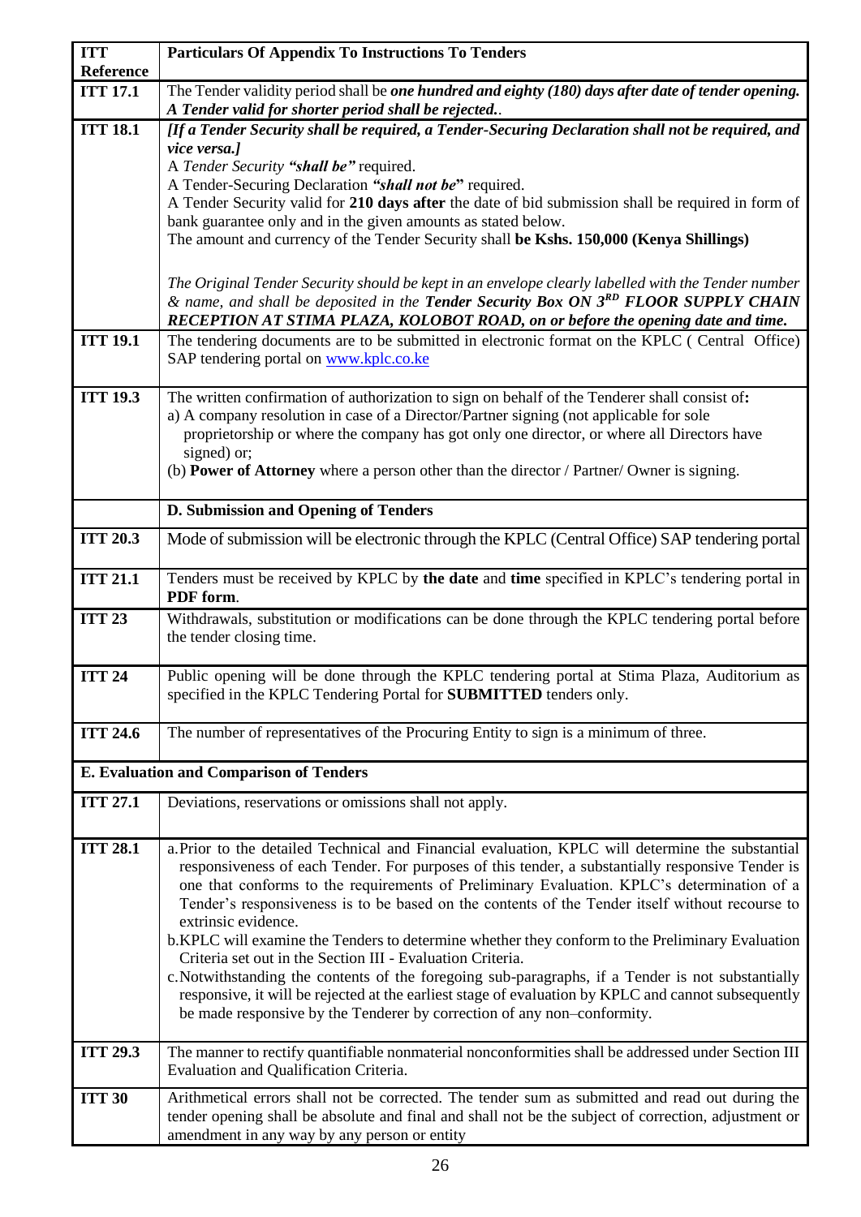| ITT Reference | Particulars Of Appendix To Instructions To Tenders |
|---|---|
| ITT 17.1 | The Tender validity period shall be ***one hundred and eighty (180) days after date of tender opening. A Tender valid for shorter period shall be rejected.*** . |
| ITT 18.1 | ***[If a Tender Security shall be required, a Tender-Securing Declaration shall not be required, and vice versa.]*** <br> A *Tender Security* ***"shall be"*** required. <br> A Tender-Securing Declaration ***"shall not be"*** required. <br> A Tender Security valid for **210 days after** the date of bid submission shall be required in form of bank guarantee only and in the given amounts as stated below. <br> The amount and currency of the Tender Security shall **be Kshs. 150,000 (Kenya Shillings)** <br><br> *The Original Tender Security should be kept in an envelope clearly labelled with the Tender number & name, and shall be deposited in the* ***Tender Security Box ON 3RD FLOOR SUPPLY CHAIN RECEPTION AT STIMA PLAZA, KOLOBOT ROAD, on or before the opening date and time.*** |
| ITT 19.1 | The tendering documents are to be submitted in electronic format on the KPLC ( Central Office) SAP tendering portal on www.kplc.co.ke |
| ITT 19.3 | The written confirmation of authorization to sign on behalf of the Tenderer shall consist of**:** <br> a) A company resolution in case of a Director/Partner signing (not applicable for sole proprietorship or where the company has got only one director, or where all Directors have signed) or; <br> (b) **Power of Attorney** where a person other than the director / Partner/ Owner is signing. |
| | **D. Submission and Opening of Tenders** |
| ITT 20.3 | Mode of submission will be electronic through the KPLC (Central Office) SAP tendering portal |
| ITT 21.1 | Tenders must be received by KPLC by **the date** and **time** specified in KPLC's tendering portal in **PDF form**. |
| ITT 23 | Withdrawals, substitution or modifications can be done through the KPLC tendering portal before the tender closing time. |
| ITT 24 | Public opening will be done through the KPLC tendering portal at Stima Plaza, Auditorium as specified in the KPLC Tendering Portal for **SUBMITTED** tenders only. |
| ITT 24.6 | The number of representatives of the Procuring Entity to sign is a minimum of three. |
| **E. Evaluation and Comparison of Tenders** | |
| ITT 27.1 | Deviations, reservations or omissions shall not apply. |
| ITT 28.1 | a. Prior to the detailed Technical and Financial evaluation, KPLC will determine the substantial responsiveness of each Tender. For purposes of this tender, a substantially responsive Tender is one that conforms to the requirements of Preliminary Evaluation. KPLC's determination of a Tender's responsiveness is to be based on the contents of the Tender itself without recourse to extrinsic evidence. <br> b. KPLC will examine the Tenders to determine whether they conform to the Preliminary Evaluation Criteria set out in the Section III - Evaluation Criteria. <br> c. Notwithstanding the contents of the foregoing sub-paragraphs, if a Tender is not substantially responsive, it will be rejected at the earliest stage of evaluation by KPLC and cannot subsequently be made responsive by the Tenderer by correction of any non–conformity. |
| ITT 29.3 | The manner to rectify quantifiable nonmaterial nonconformities shall be addressed under Section III Evaluation and Qualification Criteria. |
| ITT 30 | Arithmetical errors shall not be corrected. The tender sum as submitted and read out during the tender opening shall be absolute and final and shall not be the subject of correction, adjustment or amendment in any way by any person or entity |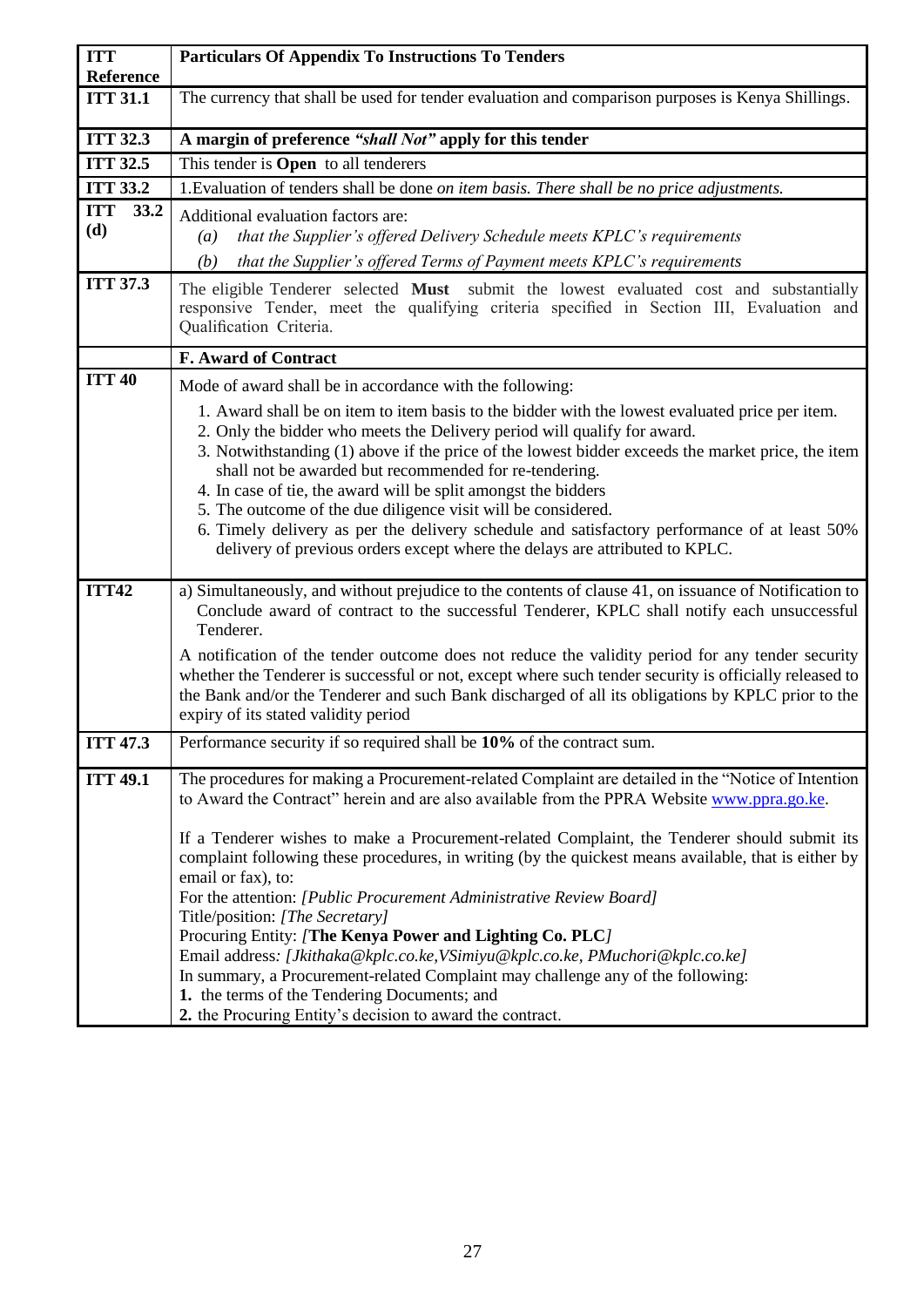| ITT Reference | Particulars Of Appendix To Instructions To Tenders |
|---|---|
| **ITT 31.1** | The currency that shall be used for tender evaluation and comparison purposes is Kenya Shillings. |
| **ITT 32.3** | **A margin of preference *"shall Not"* apply for this tender** |
| **ITT 32.5** | This tender is **Open** to all tenderers |
| **ITT 33.2** | 1.Evaluation of tenders shall be done *on item basis. There shall be no price adjustments.* |
| **ITT 33.2 (d)** | Additional evaluation factors are:<br>*(a) that the Supplier's offered Delivery Schedule meets KPLC's requirements*<br>*(b) that the Supplier's offered Terms of Payment meets KPLC's requirements* |
| **ITT 37.3** | The eligible Tenderer selected **Must** submit the lowest evaluated cost and substantially responsive Tender, meet the qualifying criteria specified in Section III, Evaluation and Qualification Criteria. |
| | **F. Award of Contract** |
| **ITT 40** | Mode of award shall be in accordance with the following:<br>1. Award shall be on item to item basis to the bidder with the lowest evaluated price per item.<br>2. Only the bidder who meets the Delivery period will qualify for award.<br>3. Notwithstanding (1) above if the price of the lowest bidder exceeds the market price, the item shall not be awarded but recommended for re-tendering.<br>4. In case of tie, the award will be split amongst the bidders<br>5. The outcome of the due diligence visit will be considered.<br>6. Timely delivery as per the delivery schedule and satisfactory performance of at least 50% delivery of previous orders except where the delays are attributed to KPLC. |
| **ITT42** | a) Simultaneously, and without prejudice to the contents of clause 41, on issuance of Notification to Conclude award of contract to the successful Tenderer, KPLC shall notify each unsuccessful Tenderer.<br>A notification of the tender outcome does not reduce the validity period for any tender security whether the Tenderer is successful or not, except where such tender security is officially released to the Bank and/or the Tenderer and such Bank discharged of all its obligations by KPLC prior to the expiry of its stated validity period |
| **ITT 47.3** | Performance security if so required shall be **10%** of the contract sum. |
| **ITT 49.1** | The procedures for making a Procurement-related Complaint are detailed in the "Notice of Intention to Award the Contract" herein and are also available from the PPRA Website www.ppra.go.ke.<br><br>If a Tenderer wishes to make a Procurement-related Complaint, the Tenderer should submit its complaint following these procedures, in writing (by the quickest means available, that is either by email or fax), to:<br>For the attention: *[Public Procurement Administrative Review Board]*<br>Title/position: *[The Secretary]*<br>Procuring Entity: *[***The Kenya Power and Lighting Co. PLC***]*<br>Email address*: [Jkithaka@kplc.co.ke,VSimiyu@kplc.co.ke, PMuchori@kplc.co.ke]*<br>In summary, a Procurement-related Complaint may challenge any of the following:<br>**1.** the terms of the Tendering Documents; and<br>**2.** the Procuring Entity's decision to award the contract. |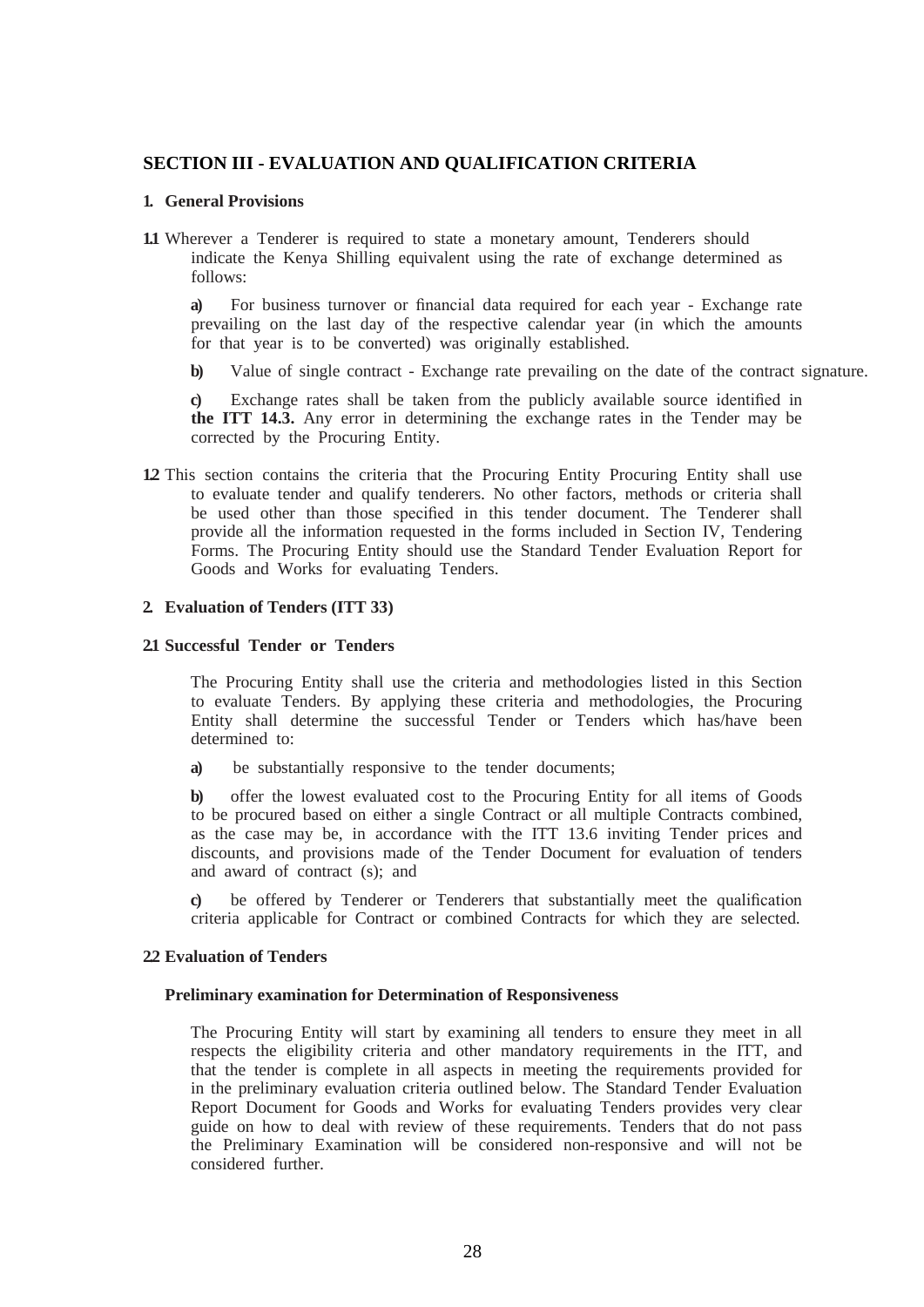## SECTION III - EVALUATION AND QUALIFICATION CRITERIA

### 1. General Provisions

**1.1** Wherever a Tenderer is required to state a monetary amount, Tenderers should indicate the Kenya Shilling equivalent using the rate of exchange determined as follows:

**a)** For business turnover or financial data required for each year - Exchange rate prevailing on the last day of the respective calendar year (in which the amounts for that year is to be converted) was originally established.

**b)** Value of single contract - Exchange rate prevailing on the date of the contract signature.

**c)** Exchange rates shall be taken from the publicly available source identified in **the ITT 14.3.** Any error in determining the exchange rates in the Tender may be corrected by the Procuring Entity.

**1.2** This section contains the criteria that the Procuring Entity Procuring Entity shall use to evaluate tender and qualify tenderers. No other factors, methods or criteria shall be used other than those specified in this tender document. The Tenderer shall provide all the information requested in the forms included in Section IV, Tendering Forms. The Procuring Entity should use the Standard Tender Evaluation Report for Goods and Works for evaluating Tenders.

### 2. Evaluation of Tenders (ITT 33)

#### 2.1 Successful Tender or Tenders

The Procuring Entity shall use the criteria and methodologies listed in this Section to evaluate Tenders. By applying these criteria and methodologies, the Procuring Entity shall determine the successful Tender or Tenders which has/have been determined to:

**a)** be substantially responsive to the tender documents;

**b)** offer the lowest evaluated cost to the Procuring Entity for all items of Goods to be procured based on either a single Contract or all multiple Contracts combined, as the case may be, in accordance with the ITT 13.6 inviting Tender prices and discounts, and provisions made of the Tender Document for evaluation of tenders and award of contract (s); and

**c)** be offered by Tenderer or Tenderers that substantially meet the qualification criteria applicable for Contract or combined Contracts for which they are selected.

#### 2.2 Evaluation of Tenders

**Preliminary examination for Determination of Responsiveness**

The Procuring Entity will start by examining all tenders to ensure they meet in all respects the eligibility criteria and other mandatory requirements in the ITT, and that the tender is complete in all aspects in meeting the requirements provided for in the preliminary evaluation criteria outlined below. The Standard Tender Evaluation Report Document for Goods and Works for evaluating Tenders provides very clear guide on how to deal with review of these requirements. Tenders that do not pass the Preliminary Examination will be considered non-responsive and will not be considered further.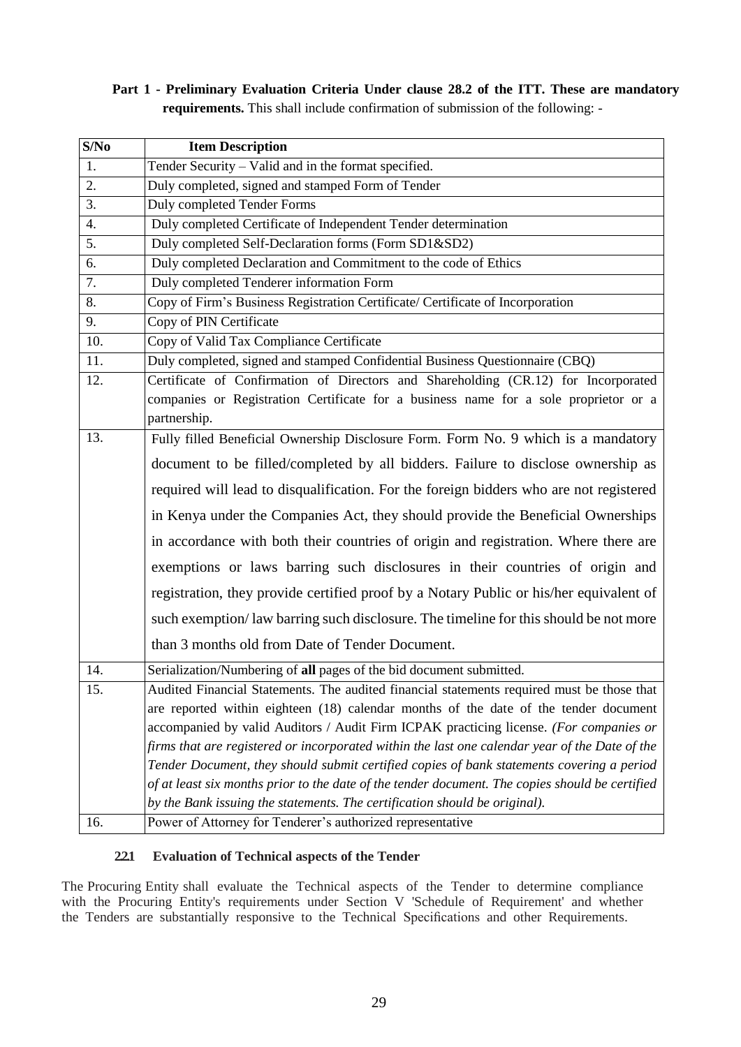**Part 1 - Preliminary Evaluation Criteria Under clause 28.2 of the ITT. These are mandatory requirements.** This shall include confirmation of submission of the following: -

| S/No | Item Description |
|---|---|
| 1. | Tender Security – Valid and in the format specified. |
| 2. | Duly completed, signed and stamped Form of Tender |
| 3. | Duly completed Tender Forms |
| 4. | Duly completed Certificate of Independent Tender determination |
| 5. | Duly completed Self-Declaration forms (Form SD1&SD2) |
| 6. | Duly completed Declaration and Commitment to the code of Ethics |
| 7. | Duly completed Tenderer information Form |
| 8. | Copy of Firm's Business Registration Certificate/ Certificate of Incorporation |
| 9. | Copy of PIN Certificate |
| 10. | Copy of Valid Tax Compliance Certificate |
| 11. | Duly completed, signed and stamped Confidential Business Questionnaire (CBQ) |
| 12. | Certificate of Confirmation of Directors and Shareholding (CR.12) for Incorporated companies or Registration Certificate for a business name for a sole proprietor or a partnership. |
| 13. | Fully filled Beneficial Ownership Disclosure Form. Form No. 9 which is a mandatory document to be filled/completed by all bidders. Failure to disclose ownership as required will lead to disqualification. For the foreign bidders who are not registered in Kenya under the Companies Act, they should provide the Beneficial Ownerships in accordance with both their countries of origin and registration. Where there are exemptions or laws barring such disclosures in their countries of origin and registration, they provide certified proof by a Notary Public or his/her equivalent of such exemption/ law barring such disclosure. The timeline for this should be not more than 3 months old from Date of Tender Document. |
| 14. | Serialization/Numbering of **all** pages of the bid document submitted. |
| 15. | Audited Financial Statements. The audited financial statements required must be those that are reported within eighteen (18) calendar months of the date of the tender document accompanied by valid Auditors / Audit Firm ICPAK practicing license. *(For companies or firms that are registered or incorporated within the last one calendar year of the Date of the Tender Document, they should submit certified copies of bank statements covering a period of at least six months prior to the date of the tender document. The copies should be certified by the Bank issuing the statements. The certification should be original).* |
| 16. | Power of Attorney for Tenderer's authorized representative |

#### 2.2.1 Evaluation of Technical aspects of the Tender

The Procuring Entity shall evaluate the Technical aspects of the Tender to determine compliance with the Procuring Entity's requirements under Section V 'Schedule of Requirement' and whether the Tenders are substantially responsive to the Technical Specifications and other Requirements.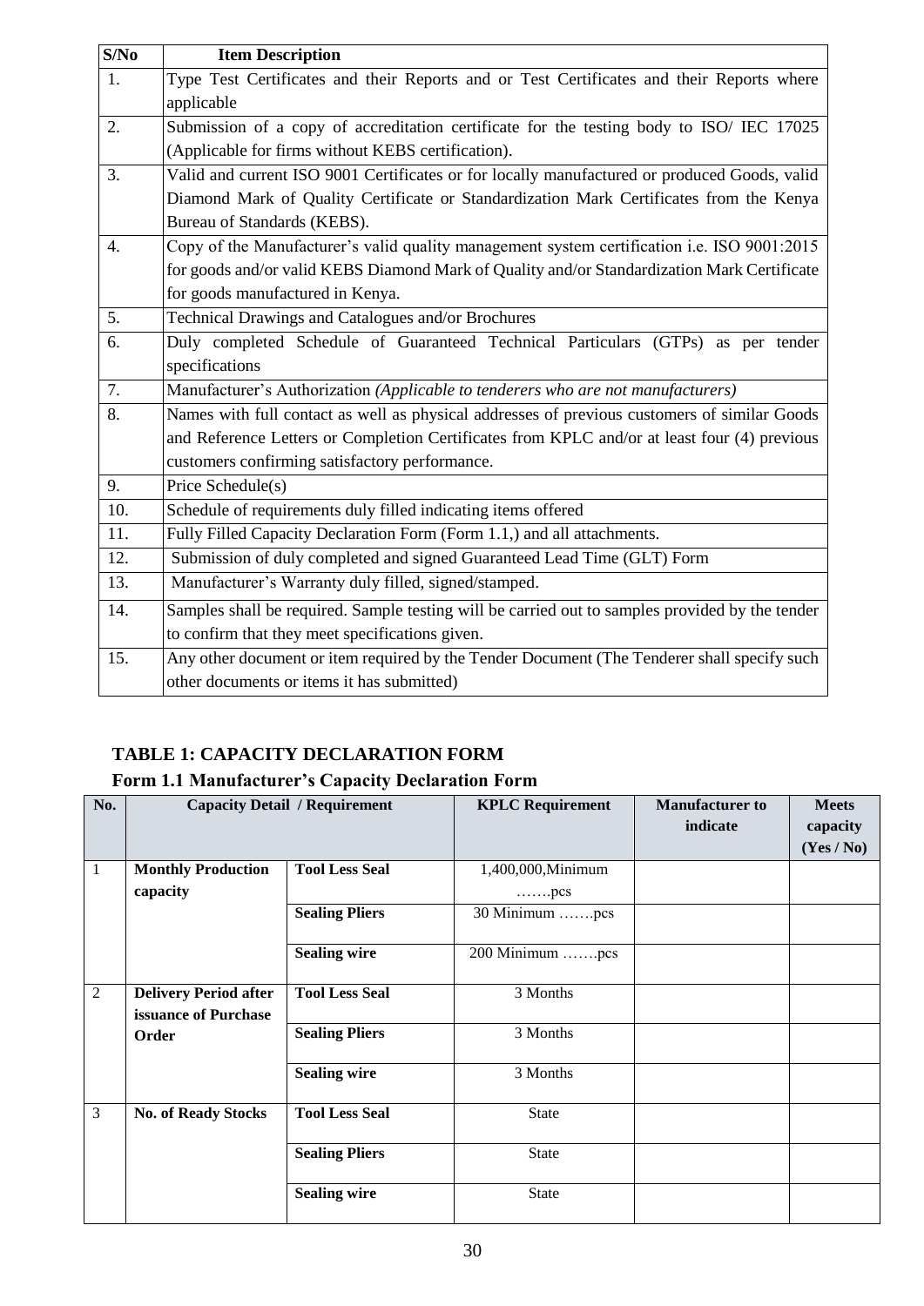| S/No | Item Description |
| --- | --- |
| 1. | Type Test Certificates and their Reports and or Test Certificates and their Reports where applicable |
| 2. | Submission of a copy of accreditation certificate for the testing body to ISO/ IEC 17025 (Applicable for firms without KEBS certification). |
| 3. | Valid and current ISO 9001 Certificates or for locally manufactured or produced Goods, valid Diamond Mark of Quality Certificate or Standardization Mark Certificates from the Kenya Bureau of Standards (KEBS). |
| 4. | Copy of the Manufacturer's valid quality management system certification i.e. ISO 9001:2015 for goods and/or valid KEBS Diamond Mark of Quality and/or Standardization Mark Certificate for goods manufactured in Kenya. |
| 5. | Technical Drawings and Catalogues and/or Brochures |
| 6. | Duly completed Schedule of Guaranteed Technical Particulars (GTPs) as per tender specifications |
| 7. | Manufacturer's Authorization *(Applicable to tenderers who are not manufacturers)* |
| 8. | Names with full contact as well as physical addresses of previous customers of similar Goods and Reference Letters or Completion Certificates from KPLC and/or at least four (4) previous customers confirming satisfactory performance. |
| 9. | Price Schedule(s) |
| 10. | Schedule of requirements duly filled indicating items offered |
| 11. | Fully Filled Capacity Declaration Form (Form 1.1,) and all attachments. |
| 12. | Submission of duly completed and signed Guaranteed Lead Time (GLT) Form |
| 13. | Manufacturer's Warranty duly filled, signed/stamped. |
| 14. | Samples shall be required. Sample testing will be carried out to samples provided by the tender to confirm that they meet specifications given. |
| 15. | Any other document or item required by the Tender Document (The Tenderer shall specify such other documents or items it has submitted) |

## TABLE 1: CAPACITY DECLARATION FORM

### Form 1.1 Manufacturer's Capacity Declaration Form

| No. | Capacity Detail / Requirement | | KPLC Requirement | Manufacturer to indicate | Meets capacity (Yes / No) |
| --- | --- | --- | --- | --- | --- |
| 1 | **Monthly Production capacity** | **Tool Less Seal** | 1,400,000,Minimum …….pcs | | |
| | | **Sealing Pliers** | 30 Minimum …….pcs | | |
| | | **Sealing wire** | 200 Minimum …….pcs | | |
| 2 | **Delivery Period after issuance of Purchase Order** | **Tool Less Seal** | 3 Months | | |
| | | **Sealing Pliers** | 3 Months | | |
| | | **Sealing wire** | 3 Months | | |
| 3 | **No. of Ready Stocks** | **Tool Less Seal** | State | | |
| | | **Sealing Pliers** | State | | |
| | | **Sealing wire** | State | | |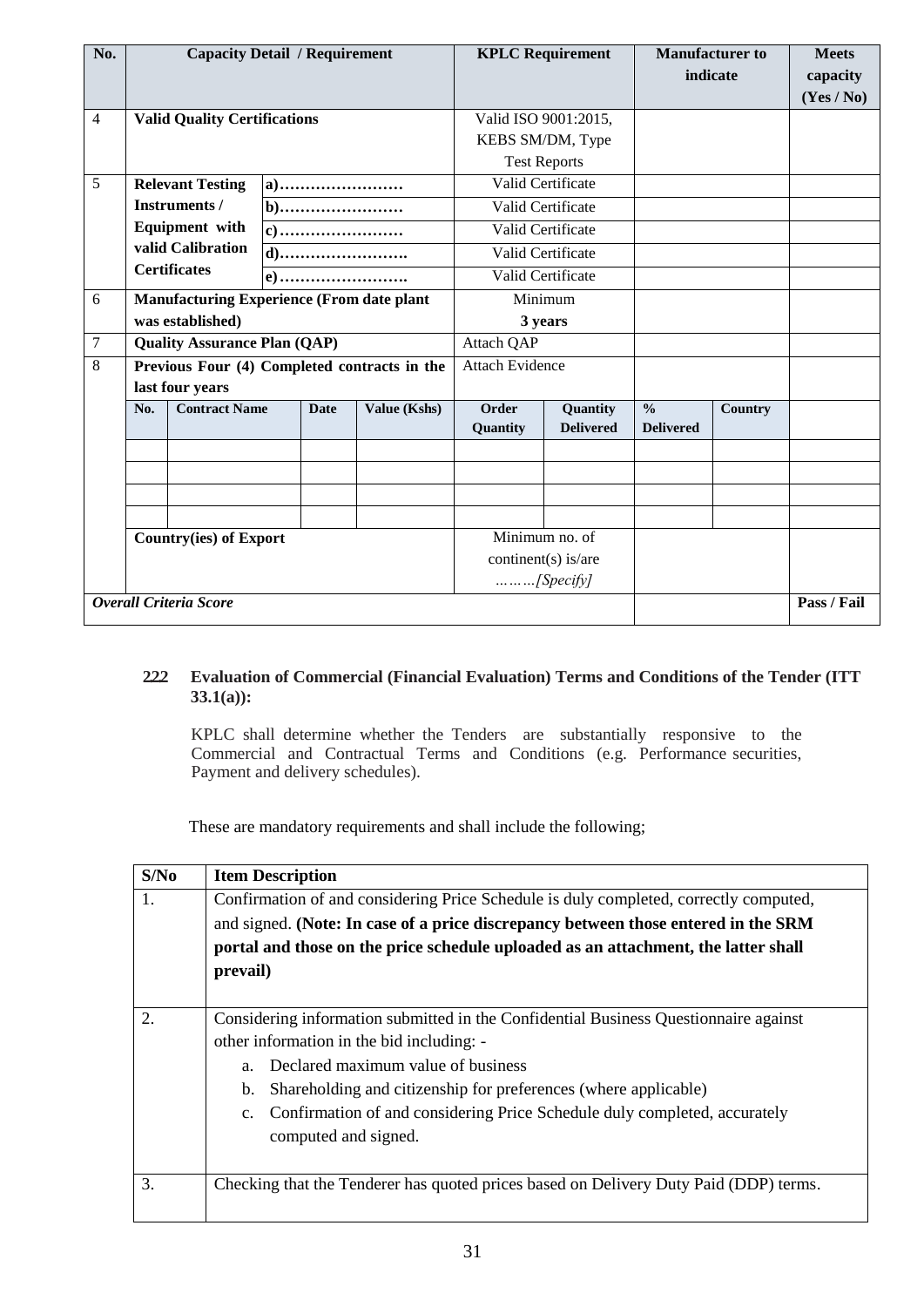| No. | Capacity Detail / Requirement | | | | KPLC Requirement | | Manufacturer to indicate | | Meets capacity (Yes / No) |
|---|---|---|---|---|---|---|---|---|---|
| 4 | **Valid Quality Certifications** | | | | Valid ISO 9001:2015, KEBS SM/DM, Type Test Reports | | | | |
| 5 | **Relevant Testing Instruments / Equipment with valid Calibration Certificates** | **a)……………………** | | | Valid Certificate | | | | |
| | | **b)……………………** | | | Valid Certificate | | | | |
| | | **c)……………………** | | | Valid Certificate | | | | |
| | | **d)…………………….** | | | Valid Certificate | | | | |
| | | **e)…………………….** | | | Valid Certificate | | | | |
| 6 | **Manufacturing Experience (From date plant was established)** | | | | Minimum **3 years** | | | | |
| 7 | **Quality Assurance Plan (QAP)** | | | | Attach QAP | | | | |
| 8 | **Previous Four (4) Completed contracts in the last four years** | | | | Attach Evidence | | | | |
| | **No.** | **Contract Name** | **Date** | **Value (Kshs)** | **Order Quantity** | **Quantity Delivered** | **% Delivered** | **Country** | |
| | | | | | | | | | |
| | | | | | | | | | |
| | | | | | | | | | |
| | | | | | | | | | |
| | **Country(ies) of Export** | | | | Minimum no. of continent(s) is/are *………[Specify]* | | | | |
| ***Overall Criteria Score*** | | | | | | | | | **Pass / Fail** |

**2.2.2 Evaluation of Commercial (Financial Evaluation) Terms and Conditions of the Tender (ITT 33.1(a)):**

KPLC shall determine whether the Tenders are substantially responsive to the Commercial and Contractual Terms and Conditions (e.g. Performance securities, Payment and delivery schedules).

These are mandatory requirements and shall include the following;

| S/No | Item Description |
|---|---|
| 1. | Confirmation of and considering Price Schedule is duly completed, correctly computed, and signed. **(Note: In case of a price discrepancy between those entered in the SRM portal and those on the price schedule uploaded as an attachment, the latter shall prevail)** |
| 2. | Considering information submitted in the Confidential Business Questionnaire against other information in the bid including: - <br> a. Declared maximum value of business <br> b. Shareholding and citizenship for preferences (where applicable) <br> c. Confirmation of and considering Price Schedule duly completed, accurately computed and signed. |
| 3. | Checking that the Tenderer has quoted prices based on Delivery Duty Paid (DDP) terms. |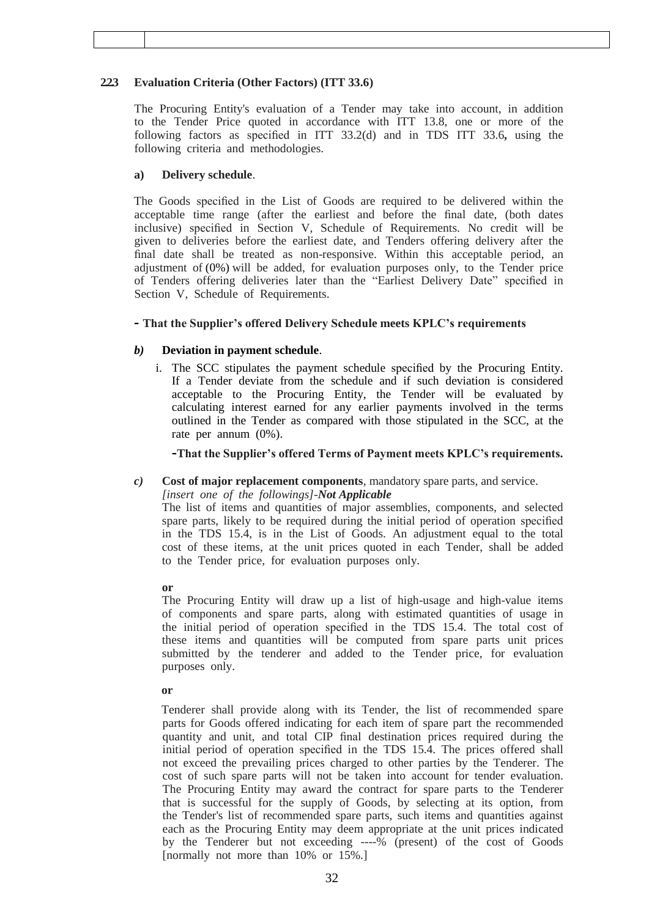### 223 Evaluation Criteria (Other Factors) (ITT 33.6)

The Procuring Entity's evaluation of a Tender may take into account, in addition to the Tender Price quoted in accordance with ITT 13.8, one or more of the following factors as specified in ITT 33.2(d) and in TDS ITT 33.6**,** using the following criteria and methodologies.

**a) Delivery schedule**.

The Goods specified in the List of Goods are required to be delivered within the acceptable time range (after the earliest and before the final date, (both dates inclusive) specified in Section V, Schedule of Requirements. No credit will be given to deliveries before the earliest date, and Tenders offering delivery after the final date shall be treated as non-responsive. Within this acceptable period, an adjustment of (0%) will be added, for evaluation purposes only, to the Tender price of Tenders offering deliveries later than the "Earliest Delivery Date" specified in Section V, Schedule of Requirements.

**- That the Supplier's offered Delivery Schedule meets KPLC's requirements**

***b)* Deviation in payment schedule**.

i. The SCC stipulates the payment schedule specified by the Procuring Entity. If a Tender deviate from the schedule and if such deviation is considered acceptable to the Procuring Entity, the Tender will be evaluated by calculating interest earned for any earlier payments involved in the terms outlined in the Tender as compared with those stipulated in the SCC, at the rate per annum (0%).

**-That the Supplier's offered Terms of Payment meets KPLC's requirements.**

***c)* Cost of major replacement components**, mandatory spare parts, and service.
*[insert one of the followings]-**Not Applicable***
The list of items and quantities of major assemblies, components, and selected spare parts, likely to be required during the initial period of operation specified in the TDS 15.4, is in the List of Goods. An adjustment equal to the total cost of these items, at the unit prices quoted in each Tender, shall be added to the Tender price, for evaluation purposes only.

**or**

The Procuring Entity will draw up a list of high-usage and high-value items of components and spare parts, along with estimated quantities of usage in the initial period of operation specified in the TDS 15.4. The total cost of these items and quantities will be computed from spare parts unit prices submitted by the tenderer and added to the Tender price, for evaluation purposes only.

**or**

Tenderer shall provide along with its Tender, the list of recommended spare parts for Goods offered indicating for each item of spare part the recommended quantity and unit, and total CIP final destination prices required during the initial period of operation specified in the TDS 15.4. The prices offered shall not exceed the prevailing prices charged to other parties by the Tenderer. The cost of such spare parts will not be taken into account for tender evaluation. The Procuring Entity may award the contract for spare parts to the Tenderer that is successful for the supply of Goods, by selecting at its option, from the Tender's list of recommended spare parts, such items and quantities against each as the Procuring Entity may deem appropriate at the unit prices indicated by the Tenderer but not exceeding ----% (present) of the cost of Goods [normally not more than 10% or 15%.]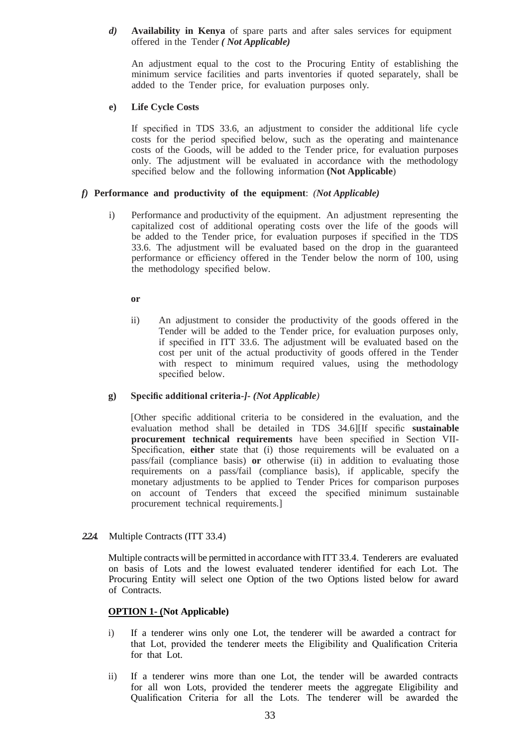*d)* **Availability in Kenya** of spare parts and after sales services for equipment offered in the Tender ***( Not Applicable)***

An adjustment equal to the cost to the Procuring Entity of establishing the minimum service facilities and parts inventories if quoted separately, shall be added to the Tender price, for evaluation purposes only.

**e) Life Cycle Costs**

If specified in TDS 33.6, an adjustment to consider the additional life cycle costs for the period specified below, such as the operating and maintenance costs of the Goods, will be added to the Tender price, for evaluation purposes only. The adjustment will be evaluated in accordance with the methodology specified below and the following information **(Not Applicable**)

***f)*** **Performance and productivity of the equipment**: *(Not Applicable)*

i) Performance and productivity of the equipment. An adjustment representing the capitalized cost of additional operating costs over the life of the goods will be added to the Tender price, for evaluation purposes if specified in the TDS 33.6. The adjustment will be evaluated based on the drop in the guaranteed performance or efficiency offered in the Tender below the norm of 100, using the methodology specified below.

**or**

ii) An adjustment to consider the productivity of the goods offered in the Tender will be added to the Tender price, for evaluation purposes only, if specified in ITT 33.6. The adjustment will be evaluated based on the cost per unit of the actual productivity of goods offered in the Tender with respect to minimum required values, using the methodology specified below.

**g) Specific additional criteria*-]- (Not Applicable)***

[Other specific additional criteria to be considered in the evaluation, and the evaluation method shall be detailed in TDS 34.6][If specific **sustainable procurement technical requirements** have been specified in Section VII- Specification, **either** state that (i) those requirements will be evaluated on a pass/fail (compliance basis) **or** otherwise (ii) in addition to evaluating those requirements on a pass/fail (compliance basis), if applicable, specify the monetary adjustments to be applied to Tender Prices for comparison purposes on account of Tenders that exceed the specified minimum sustainable procurement technical requirements.]

***2.2.4.*** Multiple Contracts (ITT 33.4)

Multiple contracts will be permitted in accordance with ITT 33.4. Tenderers are evaluated on basis of Lots and the lowest evaluated tenderer identified for each Lot. The Procuring Entity will select one Option of the two Options listed below for award of Contracts.

**OPTION 1- (Not Applicable)**

i) If a tenderer wins only one Lot, the tenderer will be awarded a contract for that Lot, provided the tenderer meets the Eligibility and Qualification Criteria for that Lot.

ii) If a tenderer wins more than one Lot, the tender will be awarded contracts for all won Lots, provided the tenderer meets the aggregate Eligibility and Qualification Criteria for all the Lots. The tenderer will be awarded the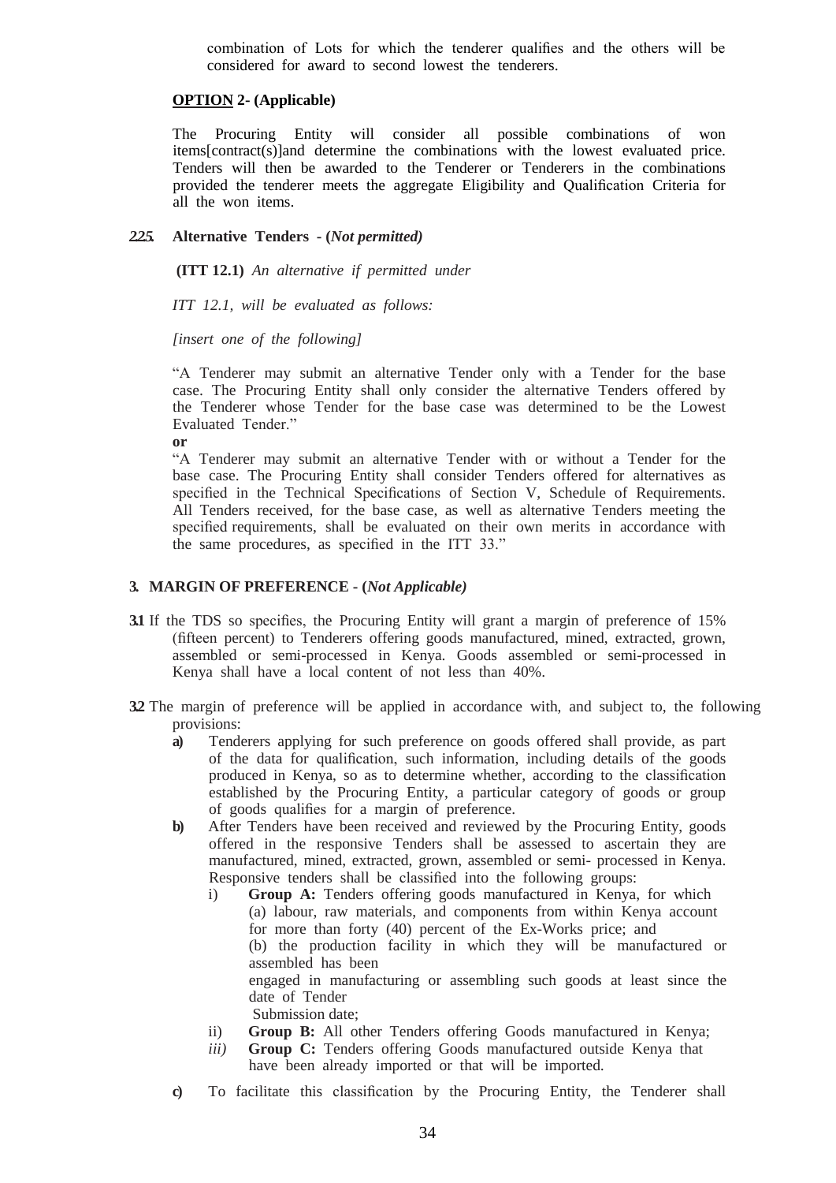combination of Lots for which the tenderer qualifies and the others will be considered for award to second lowest the tenderers.

**OPTION 2- (Applicable)**

The Procuring Entity will consider all possible combinations of won items[contract(s)]and determine the combinations with the lowest evaluated price. Tenders will then be awarded to the Tenderer or Tenderers in the combinations provided the tenderer meets the aggregate Eligibility and Qualification Criteria for all the won items.

**2.2.5. Alternative Tenders - (*Not permitted)***

**(ITT 12.1)** *An alternative if permitted under*

*ITT 12.1, will be evaluated as follows:*

*[insert one of the following]*

"A Tenderer may submit an alternative Tender only with a Tender for the base case. The Procuring Entity shall only consider the alternative Tenders offered by the Tenderer whose Tender for the base case was determined to be the Lowest Evaluated Tender."

**or**

"A Tenderer may submit an alternative Tender with or without a Tender for the base case. The Procuring Entity shall consider Tenders offered for alternatives as specified in the Technical Specifications of Section V, Schedule of Requirements. All Tenders received, for the base case, as well as alternative Tenders meeting the specified requirements, shall be evaluated on their own merits in accordance with the same procedures, as specified in the ITT 33."

**3. MARGIN OF PREFERENCE - (*Not Applicable)***

**3.1** If the TDS so specifies, the Procuring Entity will grant a margin of preference of 15% (fifteen percent) to Tenderers offering goods manufactured, mined, extracted, grown, assembled or semi-processed in Kenya. Goods assembled or semi-processed in Kenya shall have a local content of not less than 40%.

**3.2** The margin of preference will be applied in accordance with, and subject to, the following provisions:

**a)** Tenderers applying for such preference on goods offered shall provide, as part of the data for qualification, such information, including details of the goods produced in Kenya, so as to determine whether, according to the classification established by the Procuring Entity, a particular category of goods or group of goods qualifies for a margin of preference.

**b)** After Tenders have been received and reviewed by the Procuring Entity, goods offered in the responsive Tenders shall be assessed to ascertain they are manufactured, mined, extracted, grown, assembled or semi- processed in Kenya. Responsive tenders shall be classified into the following groups:

i) **Group A:** Tenders offering goods manufactured in Kenya, for which (a) labour, raw materials, and components from within Kenya account for more than forty (40) percent of the Ex-Works price; and (b) the production facility in which they will be manufactured or assembled has been engaged in manufacturing or assembling such goods at least since the date of Tender Submission date;

ii) **Group B:** All other Tenders offering Goods manufactured in Kenya;

*iii)* **Group C:** Tenders offering Goods manufactured outside Kenya that have been already imported or that will be imported.

**c)** To facilitate this classification by the Procuring Entity, the Tenderer shall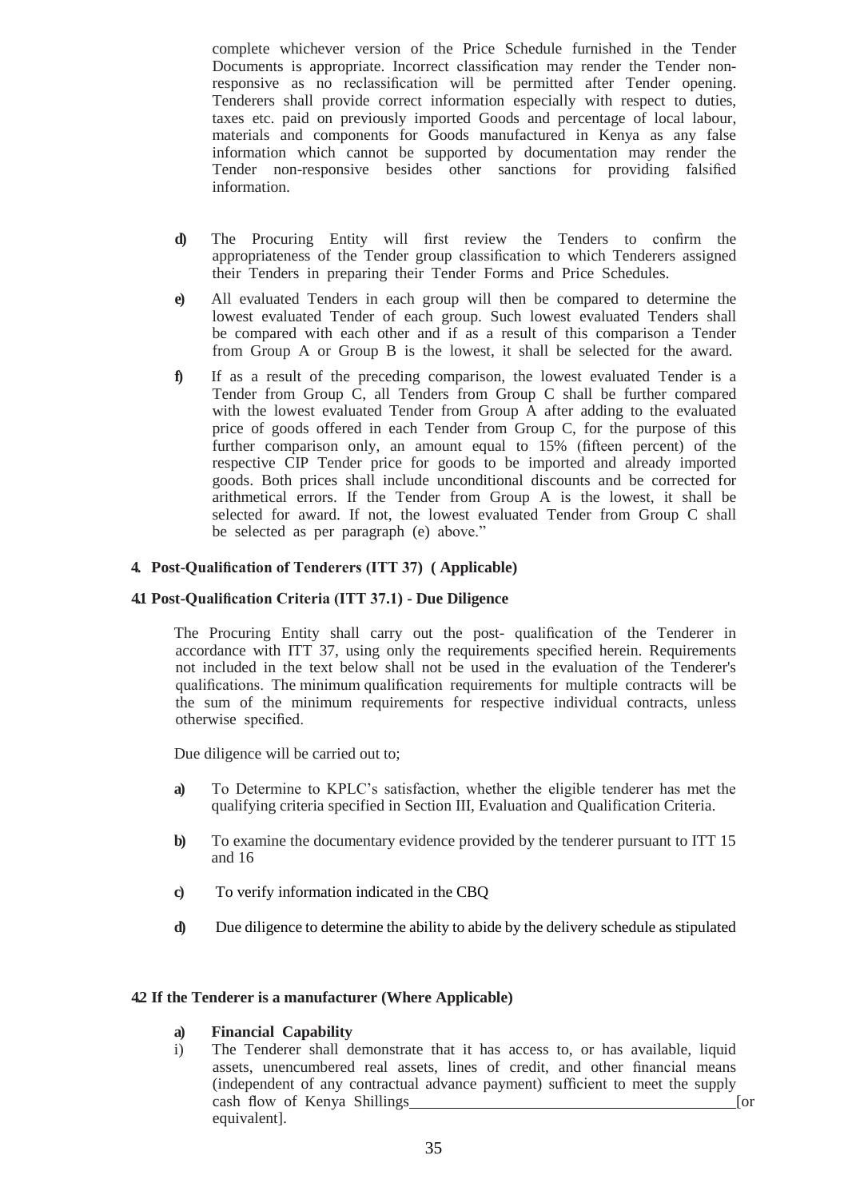complete whichever version of the Price Schedule furnished in the Tender Documents is appropriate. Incorrect classification may render the Tender non-responsive as no reclassification will be permitted after Tender opening. Tenderers shall provide correct information especially with respect to duties, taxes etc. paid on previously imported Goods and percentage of local labour, materials and components for Goods manufactured in Kenya as any false information which cannot be supported by documentation may render the Tender non-responsive besides other sanctions for providing falsified information.

**d)** The Procuring Entity will first review the Tenders to confirm the appropriateness of the Tender group classification to which Tenderers assigned their Tenders in preparing their Tender Forms and Price Schedules.

**e)** All evaluated Tenders in each group will then be compared to determine the lowest evaluated Tender of each group. Such lowest evaluated Tenders shall be compared with each other and if as a result of this comparison a Tender from Group A or Group B is the lowest, it shall be selected for the award.

**f)** If as a result of the preceding comparison, the lowest evaluated Tender is a Tender from Group C, all Tenders from Group C shall be further compared with the lowest evaluated Tender from Group A after adding to the evaluated price of goods offered in each Tender from Group C, for the purpose of this further comparison only, an amount equal to 15% (fifteen percent) of the respective CIP Tender price for goods to be imported and already imported goods. Both prices shall include unconditional discounts and be corrected for arithmetical errors. If the Tender from Group A is the lowest, it shall be selected for award. If not, the lowest evaluated Tender from Group C shall be selected as per paragraph (e) above."

### 4. Post-Qualification of Tenderers (ITT 37) ( Applicable)

#### 4.1 Post-Qualification Criteria (ITT 37.1) - Due Diligence

The Procuring Entity shall carry out the post- qualification of the Tenderer in accordance with ITT 37, using only the requirements specified herein. Requirements not included in the text below shall not be used in the evaluation of the Tenderer's qualifications. The minimum qualification requirements for multiple contracts will be the sum of the minimum requirements for respective individual contracts, unless otherwise specified.

Due diligence will be carried out to;

**a)** To Determine to KPLC's satisfaction, whether the eligible tenderer has met the qualifying criteria specified in Section III, Evaluation and Qualification Criteria.

**b)** To examine the documentary evidence provided by the tenderer pursuant to ITT 15 and 16

**c)** To verify information indicated in the CBQ

**d)** Due diligence to determine the ability to abide by the delivery schedule as stipulated

#### 4.2 If the Tenderer is a manufacturer (Where Applicable)

**a) Financial Capability**

i) The Tenderer shall demonstrate that it has access to, or has available, liquid assets, unencumbered real assets, lines of credit, and other financial means (independent of any contractual advance payment) sufficient to meet the supply cash flow of Kenya Shillings\_\_\_\_\_\_\_\_\_\_\_\_\_\_\_\_\_\_\_\_\_\_\_\_\_\_\_\_\_\_\_\_\_\_\_\_\_\_\_\_[or equivalent].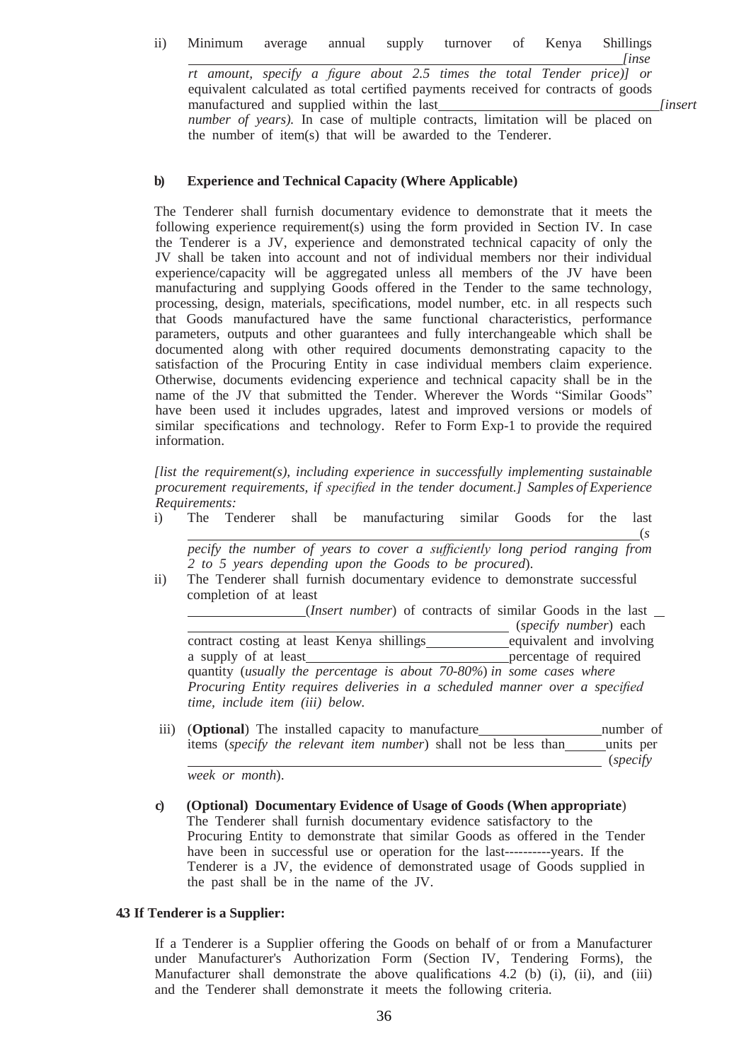ii) Minimum average annual supply turnover of Kenya Shillings \_\_\_\_\_\_\_\_\_\_\_\_\_\_\_\_\_\_\_\_\_\_\_\_\_\_\_\_\_\_\_\_\_\_\_\_\_\_\_\_\_\_\_\_*[insert amount, specify a figure about 2.5 times the total Tender price)]* or equivalent calculated as total certified payments received for contracts of goods manufactured and supplied within the last\_\_\_\_\_\_\_\_\_\_\_\_\_\_\_\_\_\_\_\_\_\_\_\_\_*[insert number of years).* In case of multiple contracts, limitation will be placed on the number of item(s) that will be awarded to the Tenderer.

**b) Experience and Technical Capacity (Where Applicable)**

The Tenderer shall furnish documentary evidence to demonstrate that it meets the following experience requirement(s) using the form provided in Section IV. In case the Tenderer is a JV, experience and demonstrated technical capacity of only the JV shall be taken into account and not of individual members nor their individual experience/capacity will be aggregated unless all members of the JV have been manufacturing and supplying Goods offered in the Tender to the same technology, processing, design, materials, specifications, model number, etc. in all respects such that Goods manufactured have the same functional characteristics, performance parameters, outputs and other guarantees and fully interchangeable which shall be documented along with other required documents demonstrating capacity to the satisfaction of the Procuring Entity in case individual members claim experience. Otherwise, documents evidencing experience and technical capacity shall be in the name of the JV that submitted the Tender. Wherever the Words "Similar Goods" have been used it includes upgrades, latest and improved versions or models of similar specifications and technology. Refer to Form Exp-1 to provide the required information.

*[list the requirement(s), including experience in successfully implementing sustainable procurement requirements, if specified in the tender document.] Samples of Experience Requirements:*

i) The Tenderer shall be manufacturing similar Goods for the last \_\_\_\_\_\_\_\_\_\_\_\_\_\_\_\_\_\_\_\_\_\_\_\_\_\_\_\_\_\_\_\_\_\_\_\_\_\_\_\_\_\_\_\_(*specify the number of years to cover a sufficiently long period ranging from 2 to 5 years depending upon the Goods to be procured*).

ii) The Tenderer shall furnish documentary evidence to demonstrate successful completion of at least \_\_\_\_\_\_\_\_\_\_\_\_(*Insert number*) of contracts of similar Goods in the last \_\_\_\_\_\_\_\_\_\_\_\_\_\_\_\_\_\_\_\_\_\_\_\_\_\_\_\_\_\_\_\_\_\_\_\_ (*specify number*) each contract costing at least Kenya shillings\_\_\_\_\_\_\_\_\_equivalent and involving a supply of at least\_\_\_\_\_\_\_\_\_\_\_\_\_\_\_\_\_\_\_\_percentage of required quantity (*usually the percentage is about 70-80%*) *in some cases where Procuring Entity requires deliveries in a scheduled manner over a specified time, include item (iii) below.*

iii) (**Optional**) The installed capacity to manufacture\_\_\_\_\_\_\_\_\_\_\_\_\_number of items (*specify the relevant item number*) shall not be less than\_\_\_\_\_units per \_\_\_\_\_\_\_\_\_\_\_\_\_\_\_\_\_\_\_\_\_\_\_\_\_\_\_\_\_\_\_\_\_\_\_\_\_\_\_\_\_\_\_\_ (*specify week or month*).

**c) (Optional) Documentary Evidence of Usage of Goods (When appropriate**)
The Tenderer shall furnish documentary evidence satisfactory to the Procuring Entity to demonstrate that similar Goods as offered in the Tender have been in successful use or operation for the last----------years. If the Tenderer is a JV, the evidence of demonstrated usage of Goods supplied in the past shall be in the name of the JV.

**43 If Tenderer is a Supplier:**

If a Tenderer is a Supplier offering the Goods on behalf of or from a Manufacturer under Manufacturer's Authorization Form (Section IV, Tendering Forms), the Manufacturer shall demonstrate the above qualifications 4.2 (b) (i), (ii), and (iii) and the Tenderer shall demonstrate it meets the following criteria.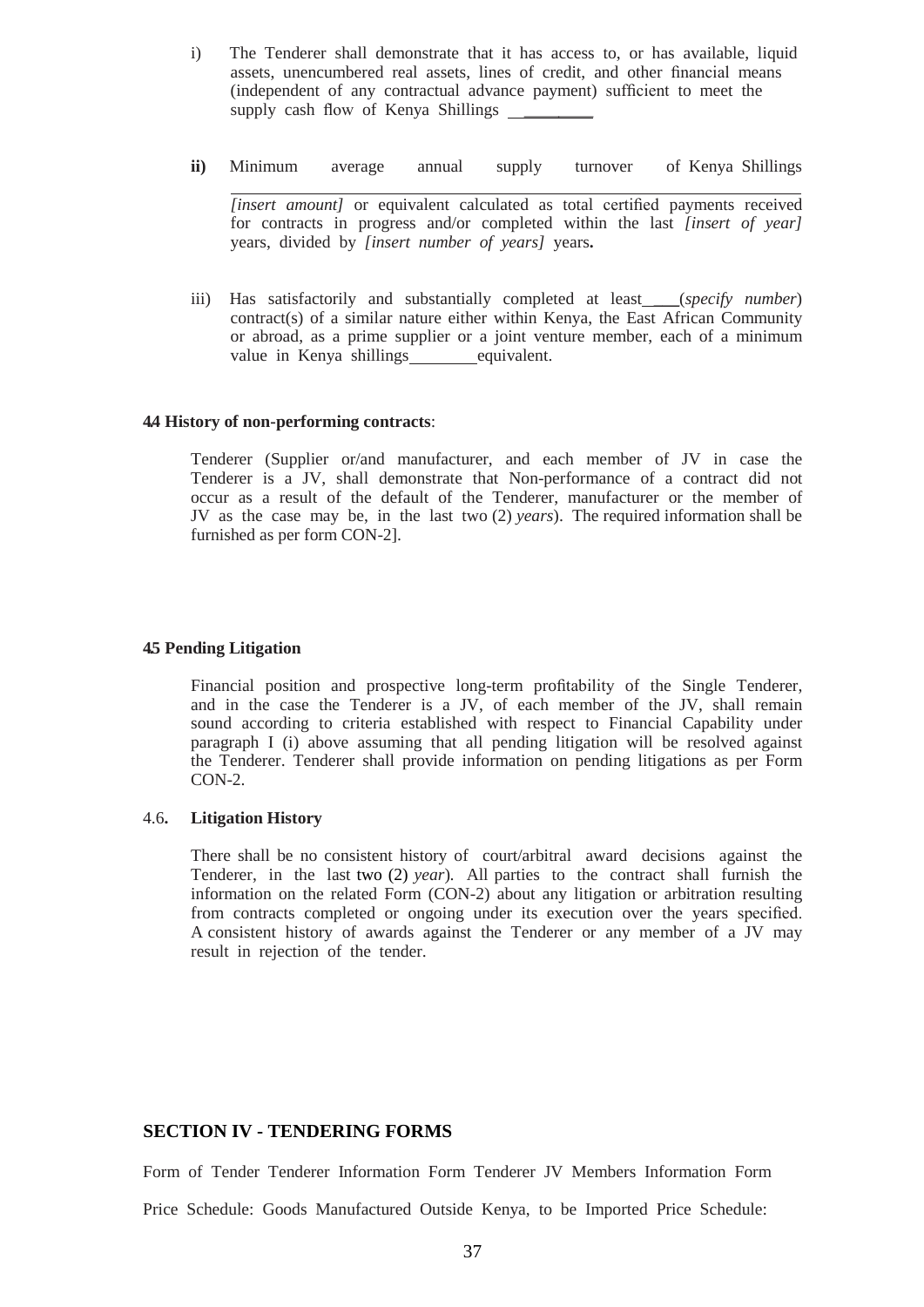i) The Tenderer shall demonstrate that it has access to, or has available, liquid assets, unencumbered real assets, lines of credit, and other financial means (independent of any contractual advance payment) sufficient to meet the supply cash flow of Kenya Shillings ________

**ii)** Minimum average annual supply turnover of Kenya Shillings ________________________________________________________________ *[insert amount]* or equivalent calculated as total certified payments received for contracts in progress and/or completed within the last *[insert of year]* years, divided by *[insert number of years]* years**.**

iii) Has satisfactorily and substantially completed at least____(*specify number*) contract(s) of a similar nature either within Kenya, the East African Community or abroad, as a prime supplier or a joint venture member, each of a minimum value in Kenya shillings________equivalent.

**4.4 History of non-performing contracts**:

Tenderer (Supplier or/and manufacturer, and each member of JV in case the Tenderer is a JV, shall demonstrate that Non-performance of a contract did not occur as a result of the default of the Tenderer, manufacturer or the member of JV as the case may be, in the last two (2) *years*). The required information shall be furnished as per form CON-2].

**4.5 Pending Litigation**

Financial position and prospective long-term profitability of the Single Tenderer, and in the case the Tenderer is a JV, of each member of the JV, shall remain sound according to criteria established with respect to Financial Capability under paragraph I (i) above assuming that all pending litigation will be resolved against the Tenderer. Tenderer shall provide information on pending litigations as per Form CON-2.

4.6**. Litigation History**

There shall be no consistent history of court/arbitral award decisions against the Tenderer, in the last two (2) *year*). All parties to the contract shall furnish the information on the related Form (CON-2) about any litigation or arbitration resulting from contracts completed or ongoing under its execution over the years specified. A consistent history of awards against the Tenderer or any member of a JV may result in rejection of the tender.

## SECTION IV - TENDERING FORMS

Form of Tender Tenderer Information Form Tenderer JV Members Information Form

Price Schedule: Goods Manufactured Outside Kenya, to be Imported Price Schedule: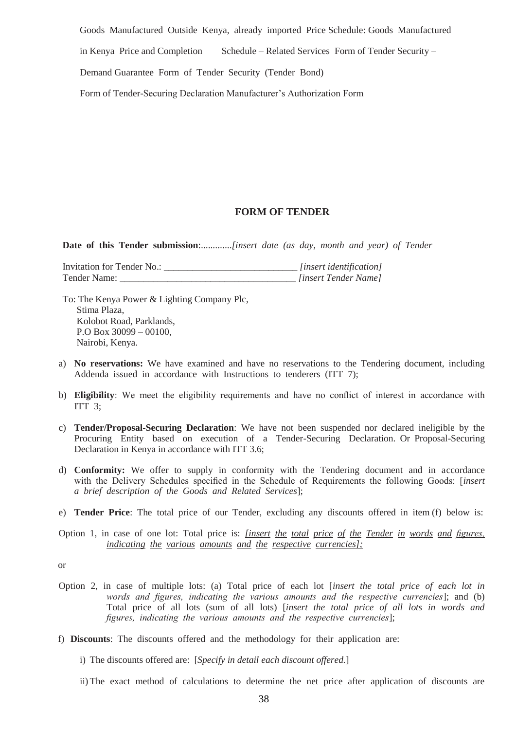Goods Manufactured Outside Kenya, already imported Price Schedule: Goods Manufactured in Kenya Price and Completion Schedule – Related Services Form of Tender Security – Demand Guarantee Form of Tender Security (Tender Bond)

Form of Tender-Securing Declaration Manufacturer's Authorization Form

## FORM OF TENDER

**Date of this Tender submission**:.............*[insert date (as day, month and year) of Tender*

Invitation for Tender No.: ____________________________ *[insert identification]*
Tender Name: _____________________________________ *[insert Tender Name]*

To: The Kenya Power & Lighting Company Plc,
Stima Plaza,
Kolobot Road, Parklands,
P.O Box 30099 – 00100,
Nairobi, Kenya.

a) **No reservations:** We have examined and have no reservations to the Tendering document, including Addenda issued in accordance with Instructions to tenderers (ITT 7);

b) **Eligibility**: We meet the eligibility requirements and have no conflict of interest in accordance with ITT 3;

c) **Tender/Proposal-Securing Declaration**: We have not been suspended nor declared ineligible by the Procuring Entity based on execution of a Tender-Securing Declaration. Or Proposal-Securing Declaration in Kenya in accordance with ITT 3.6;

d) **Conformity:** We offer to supply in conformity with the Tendering document and in accordance with the Delivery Schedules specified in the Schedule of Requirements the following Goods: [*insert a brief description of the Goods and Related Services*];

e) **Tender Price**: The total price of our Tender, excluding any discounts offered in item (f) below is:

Option 1, in case of one lot: Total price is: *[insert the total price of the Tender in words and figures, indicating the various amounts and the respective currencies];*

or

Option 2, in case of multiple lots: (a) Total price of each lot [*insert the total price of each lot in words and figures, indicating the various amounts and the respective currencies*]; and (b) Total price of all lots (sum of all lots) [*insert the total price of all lots in words and figures, indicating the various amounts and the respective currencies*];

f) **Discounts**: The discounts offered and the methodology for their application are:

i) The discounts offered are: [*Specify in detail each discount offered.*]

ii) The exact method of calculations to determine the net price after application of discounts are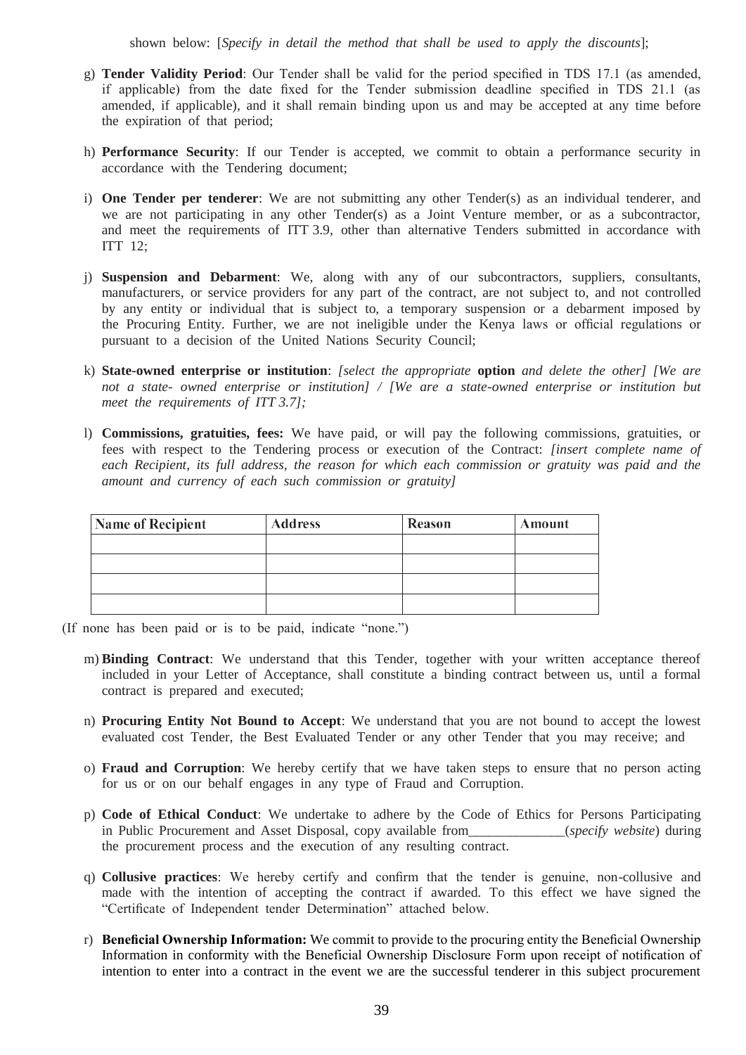shown below: [*Specify in detail the method that shall be used to apply the discounts*];

g) **Tender Validity Period**: Our Tender shall be valid for the period specified in TDS 17.1 (as amended, if applicable) from the date fixed for the Tender submission deadline specified in TDS 21.1 (as amended, if applicable), and it shall remain binding upon us and may be accepted at any time before the expiration of that period;

h) **Performance Security**: If our Tender is accepted, we commit to obtain a performance security in accordance with the Tendering document;

i) **One Tender per tenderer**: We are not submitting any other Tender(s) as an individual tenderer, and we are not participating in any other Tender(s) as a Joint Venture member, or as a subcontractor, and meet the requirements of ITT 3.9, other than alternative Tenders submitted in accordance with ITT 12;

j) **Suspension and Debarment**: We, along with any of our subcontractors, suppliers, consultants, manufacturers, or service providers for any part of the contract, are not subject to, and not controlled by any entity or individual that is subject to, a temporary suspension or a debarment imposed by the Procuring Entity. Further, we are not ineligible under the Kenya laws or official regulations or pursuant to a decision of the United Nations Security Council;

k) **State-owned enterprise or institution**: *[select the appropriate* **option** *and delete the other] [We are not a state- owned enterprise or institution] / [We are a state-owned enterprise or institution but meet the requirements of ITT 3.7];*

l) **Commissions, gratuities, fees:** We have paid, or will pay the following commissions, gratuities, or fees with respect to the Tendering process or execution of the Contract: *[insert complete name of each Recipient, its full address, the reason for which each commission or gratuity was paid and the amount and currency of each such commission or gratuity]*

| Name of Recipient | Address | Reason | Amount |
|---|---|---|---|
| | | | |
| | | | |
| | | | |
| | | | |

(If none has been paid or is to be paid, indicate "none.")

m) **Binding Contract**: We understand that this Tender, together with your written acceptance thereof included in your Letter of Acceptance, shall constitute a binding contract between us, until a formal contract is prepared and executed;

n) **Procuring Entity Not Bound to Accept**: We understand that you are not bound to accept the lowest evaluated cost Tender, the Best Evaluated Tender or any other Tender that you may receive; and

o) **Fraud and Corruption**: We hereby certify that we have taken steps to ensure that no person acting for us or on our behalf engages in any type of Fraud and Corruption.

p) **Code of Ethical Conduct**: We undertake to adhere by the Code of Ethics for Persons Participating in Public Procurement and Asset Disposal, copy available from______________(*specify website*) during the procurement process and the execution of any resulting contract.

q) **Collusive practices**: We hereby certify and confirm that the tender is genuine, non-collusive and made with the intention of accepting the contract if awarded. To this effect we have signed the "Certificate of Independent tender Determination" attached below.

r) **Beneficial Ownership Information:** We commit to provide to the procuring entity the Beneficial Ownership Information in conformity with the Beneficial Ownership Disclosure Form upon receipt of notification of intention to enter into a contract in the event we are the successful tenderer in this subject procurement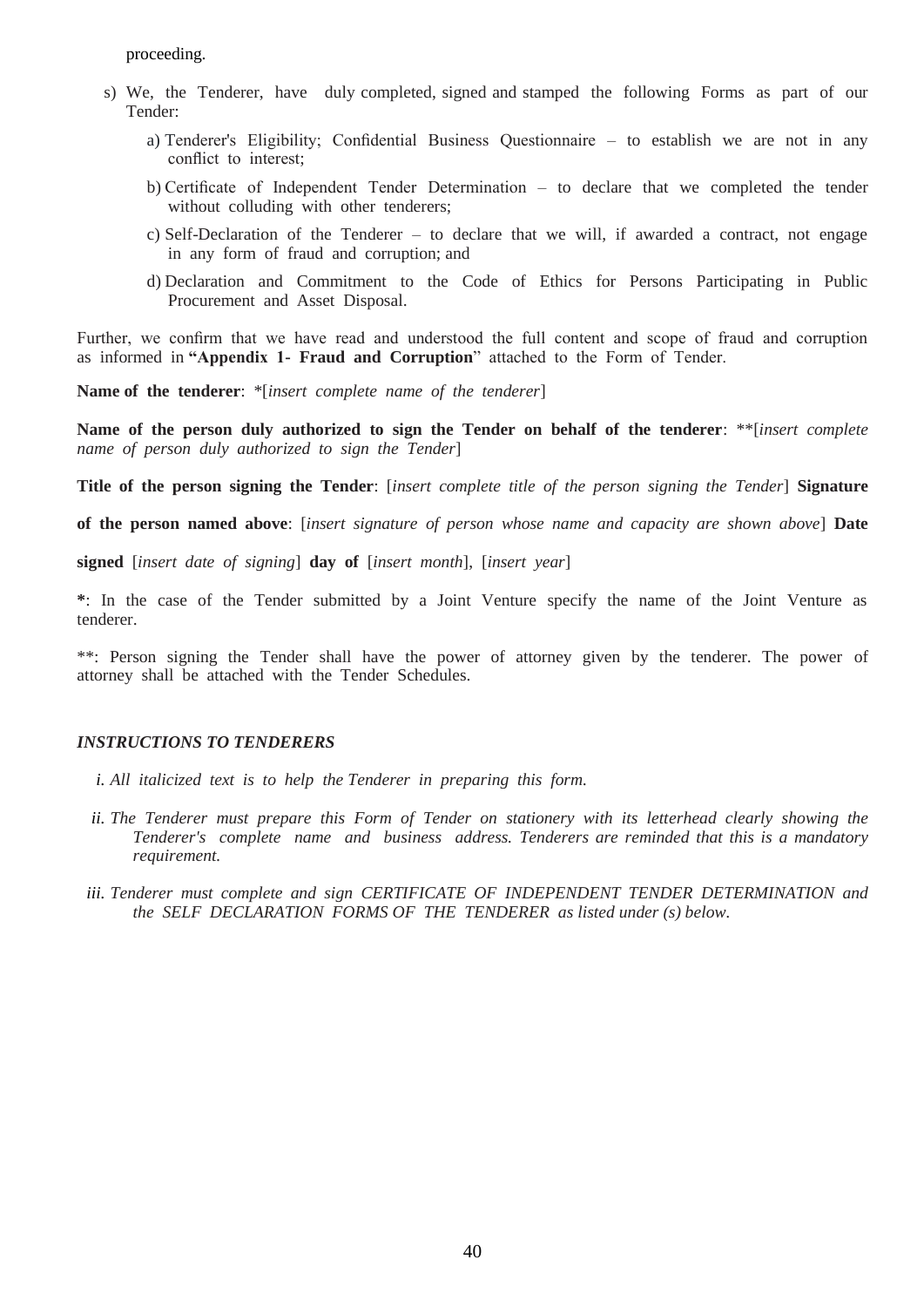proceeding.

s) We, the Tenderer, have duly completed, signed and stamped the following Forms as part of our Tender:

   a) Tenderer's Eligibility; Confidential Business Questionnaire – to establish we are not in any conflict to interest;

   b) Certificate of Independent Tender Determination – to declare that we completed the tender without colluding with other tenderers;

   c) Self-Declaration of the Tenderer – to declare that we will, if awarded a contract, not engage in any form of fraud and corruption; and

   d) Declaration and Commitment to the Code of Ethics for Persons Participating in Public Procurement and Asset Disposal.

Further, we confirm that we have read and understood the full content and scope of fraud and corruption as informed in **"Appendix 1- Fraud and Corruption**" attached to the Form of Tender.

**Name of the tenderer**: *[*insert complete name of the tenderer*]

**Name of the person duly authorized to sign the Tender on behalf of the tenderer**: **[*insert complete name of person duly authorized to sign the Tender*]

**Title of the person signing the Tender**: [*insert complete title of the person signing the Tender*] **Signature**

**of the person named above**: [*insert signature of person whose name and capacity are shown above*] **Date**

**signed** [*insert date of signing*] **day of** [*insert month*], [*insert year*]

**\***: In the case of the Tender submitted by a Joint Venture specify the name of the Joint Venture as tenderer.

**: Person signing the Tender shall have the power of attorney given by the tenderer. The power of attorney shall be attached with the Tender Schedules.

***INSTRUCTIONS TO TENDERERS***

*i. All italicized text is to help the Tenderer in preparing this form.*

*ii. The Tenderer must prepare this Form of Tender on stationery with its letterhead clearly showing the Tenderer's complete name and business address. Tenderers are reminded that this is a mandatory requirement.*

*iii. Tenderer must complete and sign CERTIFICATE OF INDEPENDENT TENDER DETERMINATION and the SELF DECLARATION FORMS OF THE TENDERER as listed under (s) below.*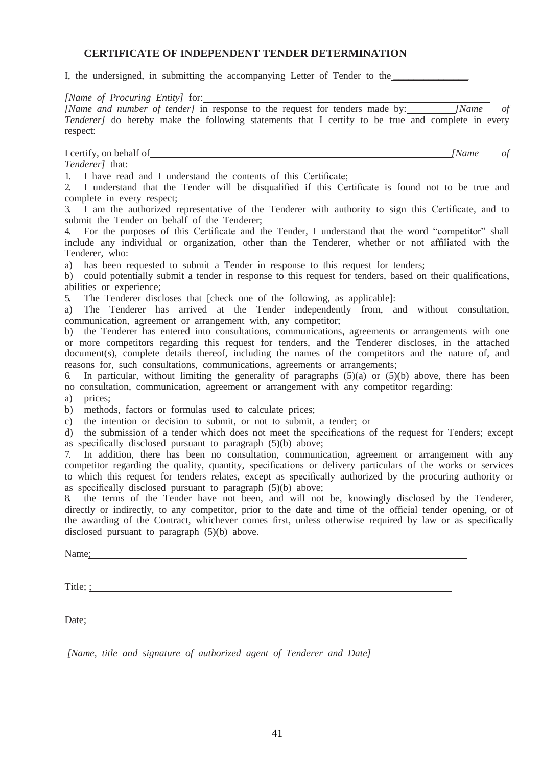## CERTIFICATE OF INDEPENDENT TENDER DETERMINATION

I, the undersigned, in submitting the accompanying Letter of Tender to the _______________

*[Name of Procuring Entity]* for: ___________________________________________________________
*[Name and number of tender]* in response to the request for tenders made by: __________ *[Name of Tenderer]* do hereby make the following statements that I certify to be true and complete in every respect:

I certify, on behalf of _______________________________________________________________ *[Name of Tenderer]* that:

1. I have read and I understand the contents of this Certificate;
2. I understand that the Tender will be disqualified if this Certificate is found not to be true and complete in every respect;
3. I am the authorized representative of the Tenderer with authority to sign this Certificate, and to submit the Tender on behalf of the Tenderer;
4. For the purposes of this Certificate and the Tender, I understand that the word "competitor" shall include any individual or organization, other than the Tenderer, whether or not affiliated with the Tenderer, who:

a) has been requested to submit a Tender in response to this request for tenders;
b) could potentially submit a tender in response to this request for tenders, based on their qualifications, abilities or experience;

5. The Tenderer discloses that [check one of the following, as applicable]:

a) The Tenderer has arrived at the Tender independently from, and without consultation, communication, agreement or arrangement with, any competitor;
b) the Tenderer has entered into consultations, communications, agreements or arrangements with one or more competitors regarding this request for tenders, and the Tenderer discloses, in the attached document(s), complete details thereof, including the names of the competitors and the nature of, and reasons for, such consultations, communications, agreements or arrangements;

6. In particular, without limiting the generality of paragraphs (5)(a) or (5)(b) above, there has been no consultation, communication, agreement or arrangement with any competitor regarding:

a) prices;
b) methods, factors or formulas used to calculate prices;
c) the intention or decision to submit, or not to submit, a tender; or
d) the submission of a tender which does not meet the specifications of the request for Tenders; except as specifically disclosed pursuant to paragraph (5)(b) above;

7. In addition, there has been no consultation, communication, agreement or arrangement with any competitor regarding the quality, quantity, specifications or delivery particulars of the works or services to which this request for tenders relates, except as specifically authorized by the procuring authority or as specifically disclosed pursuant to paragraph (5)(b) above;
8. the terms of the Tender have not been, and will not be, knowingly disclosed by the Tenderer, directly or indirectly, to any competitor, prior to the date and time of the official tender opening, or of the awarding of the Contract, whichever comes first, unless otherwise required by law or as specifically disclosed pursuant to paragraph (5)(b) above.

Name; ___________________________________________________________________________

Title; ; _________________________________________________________________________

Date; ___________________________________________________________________________

*[Name, title and signature of authorized agent of Tenderer and Date]*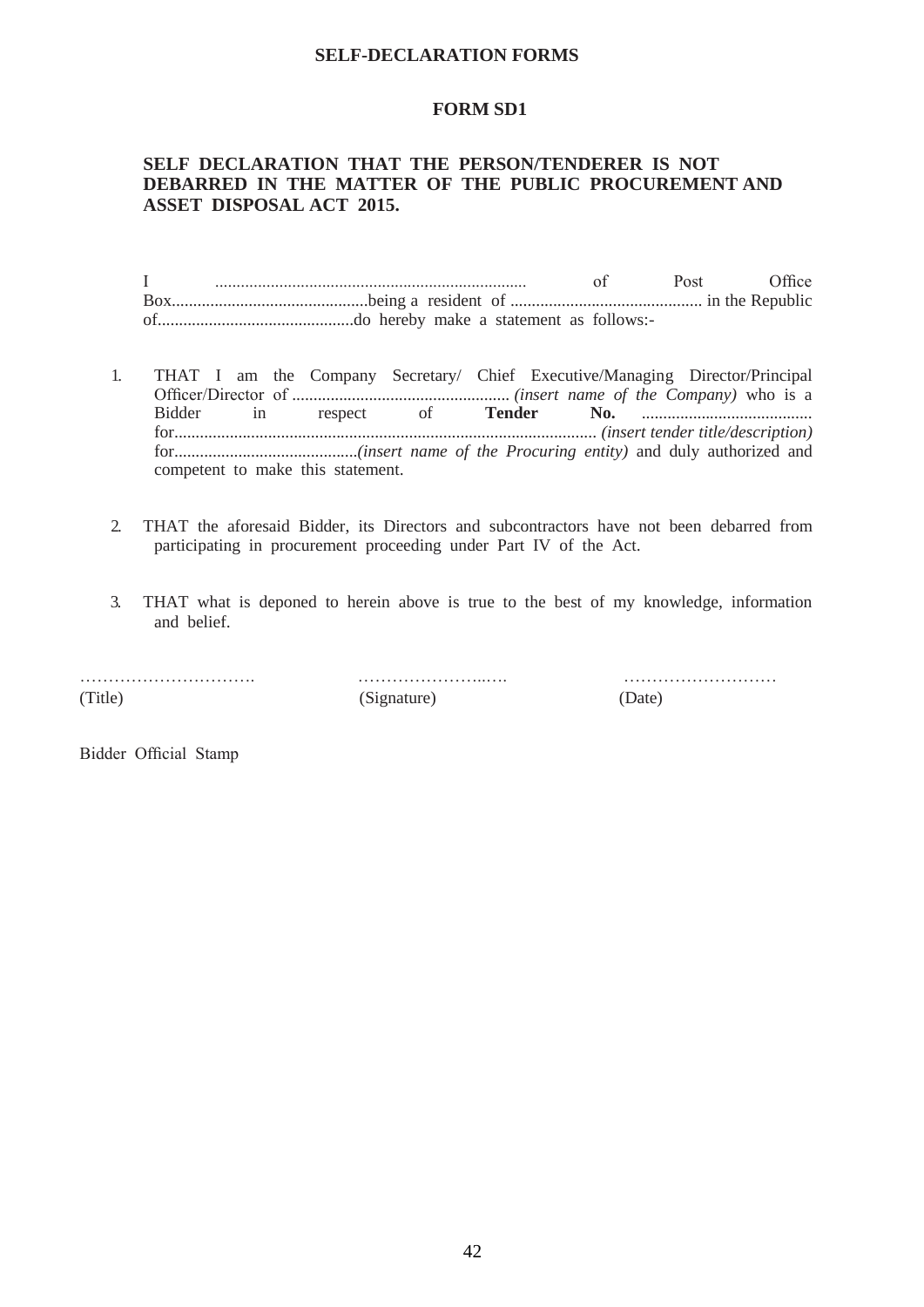## SELF-DECLARATION FORMS

### FORM SD1

**SELF DECLARATION THAT THE PERSON/TENDERER IS NOT DEBARRED IN THE MATTER OF THE PUBLIC PROCUREMENT AND ASSET DISPOSAL ACT 2015.**

I ........................................................................ of Post Office Box..............................................being a resident of ............................................ in the Republic of..............................................do hereby make a statement as follows:-

1. THAT I am the Company Secretary/ Chief Executive/Managing Director/Principal Officer/Director of .................................................... *(insert name of the Company)* who is a Bidder in respect of **Tender No.** ........................................ for.................................................................................................. *(insert tender title/description)* for...........................................*(insert name of the Procuring entity)* and duly authorized and competent to make this statement.

2. THAT the aforesaid Bidder, its Directors and subcontractors have not been debarred from participating in procurement proceeding under Part IV of the Act.

3. THAT what is deponed to herein above is true to the best of my knowledge, information and belief.

| …………………………. | ……………………..…. | ……………………… |
|---|---|---|
| (Title) | (Signature) | (Date) |

Bidder Official Stamp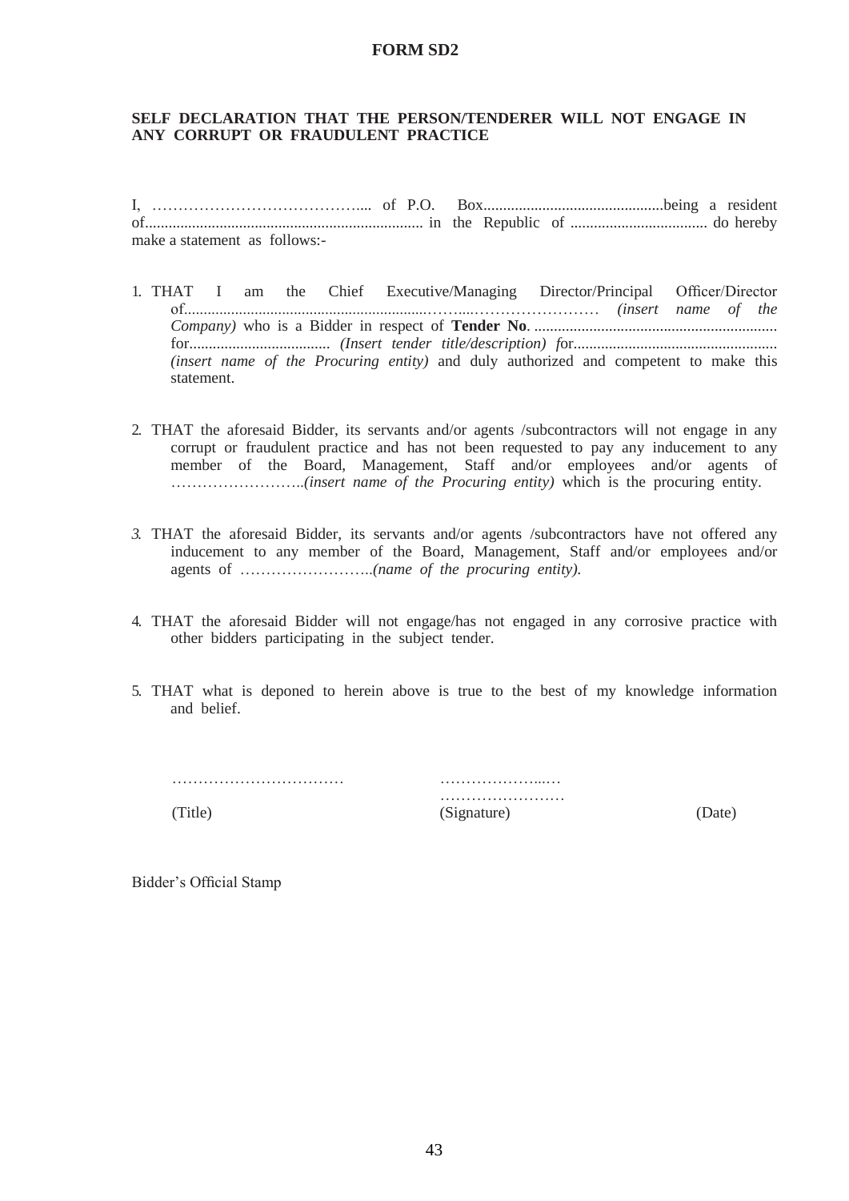# FORM SD2

## SELF DECLARATION THAT THE PERSON/TENDERER WILL NOT ENGAGE IN ANY CORRUPT OR FRAUDULENT PRACTICE

I, …………………………………... of P.O. Box.............................................being a resident of...................................................................... in the Republic of .................................. do hereby make a statement as follows:-

1. THAT I am the Chief Executive/Managing Director/Principal Officer/Director of..............................................................……...…………………… *(insert name of the Company)* who is a Bidder in respect of **Tender No**. ............................................................ for................................... *(Insert tender title/description)* for................................................... *(insert name of the Procuring entity)* and duly authorized and competent to make this statement.

2. THAT the aforesaid Bidder, its servants and/or agents /subcontractors will not engage in any corrupt or fraudulent practice and has not been requested to pay any inducement to any member of the Board, Management, Staff and/or employees and/or agents of ……………………..*(insert name of the Procuring entity)* which is the procuring entity.

3. THAT the aforesaid Bidder, its servants and/or agents /subcontractors have not offered any inducement to any member of the Board, Management, Staff and/or employees and/or agents of ……………………..*(name of the procuring entity).*

4. THAT the aforesaid Bidder will not engage/has not engaged in any corrosive practice with other bidders participating in the subject tender.

5. THAT what is deponed to herein above is true to the best of my knowledge information and belief.

| …………………………… | ………………...… …………………… | |
|---|---|---|
| (Title) | (Signature) | (Date) |

Bidder's Official Stamp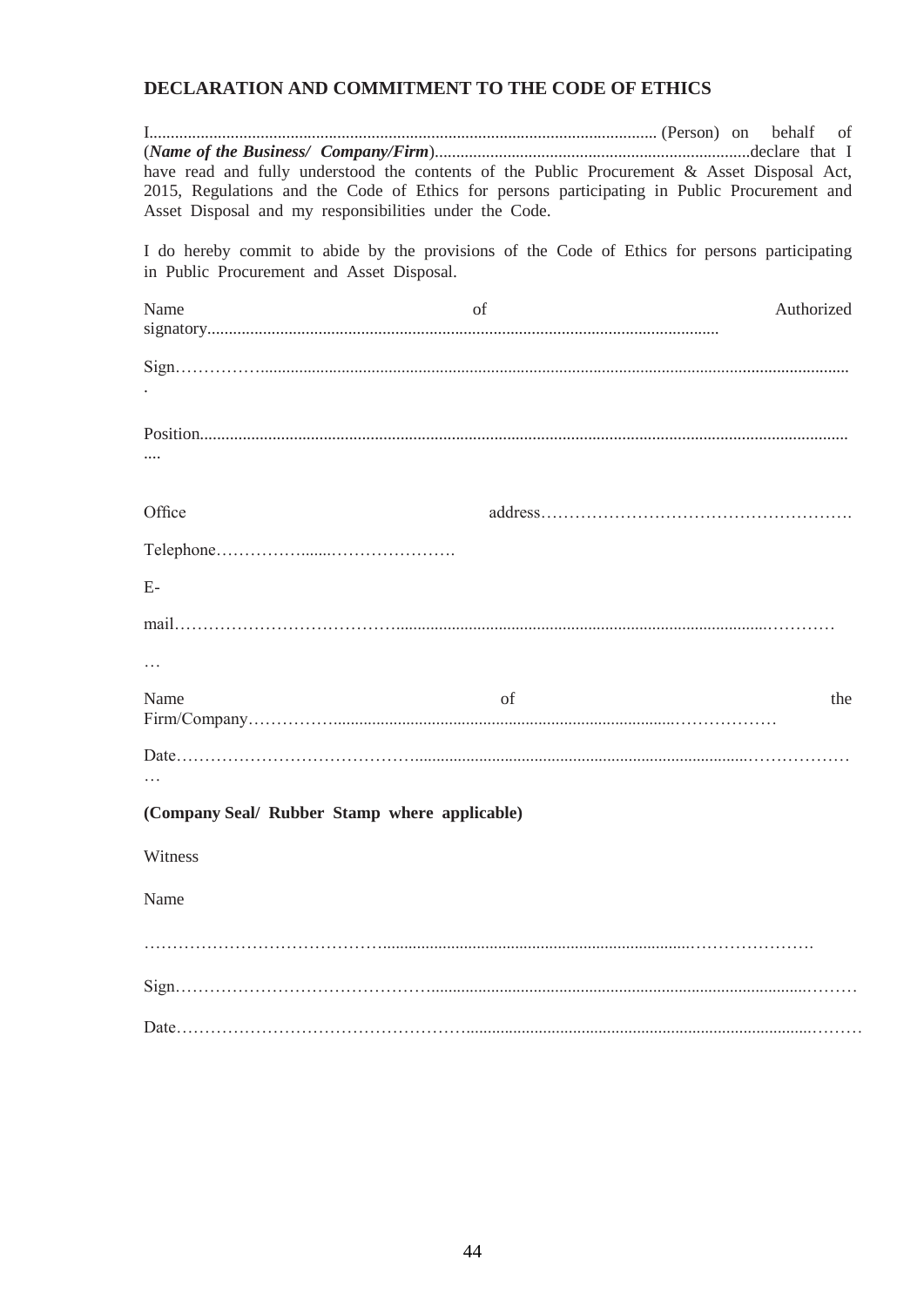## DECLARATION AND COMMITMENT TO THE CODE OF ETHICS

I...................................................................................................................... (Person) on behalf of (***Name of the Business/ Company/Firm***)..........................................................................declare that I have read and fully understood the contents of the Public Procurement & Asset Disposal Act, 2015, Regulations and the Code of Ethics for persons participating in Public Procurement and Asset Disposal and my responsibilities under the Code.

I do hereby commit to abide by the provisions of the Code of Ethics for persons participating in Public Procurement and Asset Disposal.

Name of Authorized signatory.......................................................................................................................

Sign……………..........................................................................................................................................

Position..........................................................................................................................................................

Office address……………………………………………….

Telephone……………......…………………

E-mail………………………………….....................................................................................…………

…

Name of the Firm/Company……………..................................................................................………………

Date……………………………………..........................................................................................………………

…

**(Company Seal/ Rubber Stamp where applicable)**

Witness

Name

……………………………………..........................................................................................………………….

Sign……………………………………….........................................................................................................………

Date……………………………………………..........................................................................................………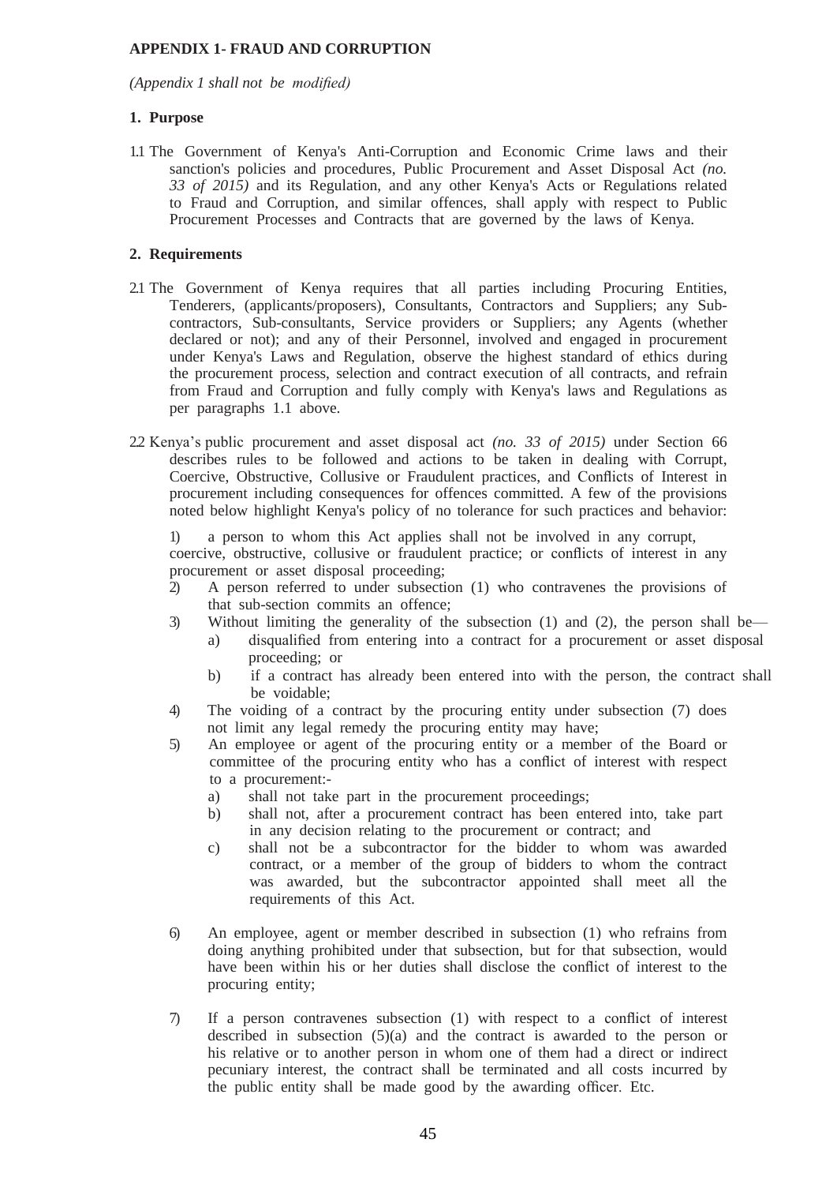**APPENDIX 1- FRAUD AND CORRUPTION**

*(Appendix 1 shall not be modified)*

**1. Purpose**

1.1 The Government of Kenya's Anti-Corruption and Economic Crime laws and their sanction's policies and procedures, Public Procurement and Asset Disposal Act *(no. 33 of 2015)* and its Regulation, and any other Kenya's Acts or Regulations related to Fraud and Corruption, and similar offences, shall apply with respect to Public Procurement Processes and Contracts that are governed by the laws of Kenya.

**2. Requirements**

2.1 The Government of Kenya requires that all parties including Procuring Entities, Tenderers, (applicants/proposers), Consultants, Contractors and Suppliers; any Sub-contractors, Sub-consultants, Service providers or Suppliers; any Agents (whether declared or not); and any of their Personnel, involved and engaged in procurement under Kenya's Laws and Regulation, observe the highest standard of ethics during the procurement process, selection and contract execution of all contracts, and refrain from Fraud and Corruption and fully comply with Kenya's laws and Regulations as per paragraphs 1.1 above.

2.2 Kenya's public procurement and asset disposal act *(no. 33 of 2015)* under Section 66 describes rules to be followed and actions to be taken in dealing with Corrupt, Coercive, Obstructive, Collusive or Fraudulent practices, and Conflicts of Interest in procurement including consequences for offences committed. A few of the provisions noted below highlight Kenya's policy of no tolerance for such practices and behavior:

1) a person to whom this Act applies shall not be involved in any corrupt, coercive, obstructive, collusive or fraudulent practice; or conflicts of interest in any procurement or asset disposal proceeding;
2) A person referred to under subsection (1) who contravenes the provisions of that sub-section commits an offence;
3) Without limiting the generality of the subsection (1) and (2), the person shall be—
   a) disqualified from entering into a contract for a procurement or asset disposal proceeding; or
   b) if a contract has already been entered into with the person, the contract shall be voidable;
4) The voiding of a contract by the procuring entity under subsection (7) does not limit any legal remedy the procuring entity may have;
5) An employee or agent of the procuring entity or a member of the Board or committee of the procuring entity who has a conflict of interest with respect to a procurement:-
   a) shall not take part in the procurement proceedings;
   b) shall not, after a procurement contract has been entered into, take part in any decision relating to the procurement or contract; and
   c) shall not be a subcontractor for the bidder to whom was awarded contract, or a member of the group of bidders to whom the contract was awarded, but the subcontractor appointed shall meet all the requirements of this Act.
6) An employee, agent or member described in subsection (1) who refrains from doing anything prohibited under that subsection, but for that subsection, would have been within his or her duties shall disclose the conflict of interest to the procuring entity;
7) If a person contravenes subsection (1) with respect to a conflict of interest described in subsection (5)(a) and the contract is awarded to the person or his relative or to another person in whom one of them had a direct or indirect pecuniary interest, the contract shall be terminated and all costs incurred by the public entity shall be made good by the awarding officer. Etc.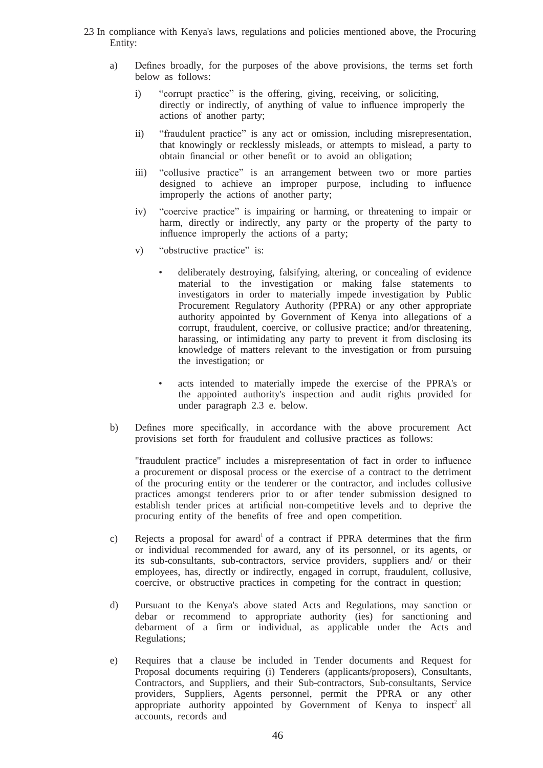2.3 In compliance with Kenya's laws, regulations and policies mentioned above, the Procuring Entity:

a) Defines broadly, for the purposes of the above provisions, the terms set forth below as follows:

   i) "corrupt practice" is the offering, giving, receiving, or soliciting, directly or indirectly, of anything of value to influence improperly the actions of another party;

   ii) "fraudulent practice" is any act or omission, including misrepresentation, that knowingly or recklessly misleads, or attempts to mislead, a party to obtain financial or other benefit or to avoid an obligation;

   iii) "collusive practice" is an arrangement between two or more parties designed to achieve an improper purpose, including to influence improperly the actions of another party;

   iv) "coercive practice" is impairing or harming, or threatening to impair or harm, directly or indirectly, any party or the property of the party to influence improperly the actions of a party;

   v) "obstructive practice" is:

   - deliberately destroying, falsifying, altering, or concealing of evidence material to the investigation or making false statements to investigators in order to materially impede investigation by Public Procurement Regulatory Authority (PPRA) or any other appropriate authority appointed by Government of Kenya into allegations of a corrupt, fraudulent, coercive, or collusive practice; and/or threatening, harassing, or intimidating any party to prevent it from disclosing its knowledge of matters relevant to the investigation or from pursuing the investigation; or

   - acts intended to materially impede the exercise of the PPRA's or the appointed authority's inspection and audit rights provided for under paragraph 2.3 e. below.

b) Defines more specifically, in accordance with the above procurement Act provisions set forth for fraudulent and collusive practices as follows:

   "fraudulent practice" includes a misrepresentation of fact in order to influence a procurement or disposal process or the exercise of a contract to the detriment of the procuring entity or the tenderer or the contractor, and includes collusive practices amongst tenderers prior to or after tender submission designed to establish tender prices at artificial non-competitive levels and to deprive the procuring entity of the benefits of free and open competition.

c) Rejects a proposal for award[1] of a contract if PPRA determines that the firm or individual recommended for award, any of its personnel, or its agents, or its sub-consultants, sub-contractors, service providers, suppliers and/ or their employees, has, directly or indirectly, engaged in corrupt, fraudulent, collusive, coercive, or obstructive practices in competing for the contract in question;

d) Pursuant to the Kenya's above stated Acts and Regulations, may sanction or debar or recommend to appropriate authority (ies) for sanctioning and debarment of a firm or individual, as applicable under the Acts and Regulations;

e) Requires that a clause be included in Tender documents and Request for Proposal documents requiring (i) Tenderers (applicants/proposers), Consultants, Contractors, and Suppliers, and their Sub-contractors, Sub-consultants, Service providers, Suppliers, Agents personnel, permit the PPRA or any other appropriate authority appointed by Government of Kenya to inspect[2] all accounts, records and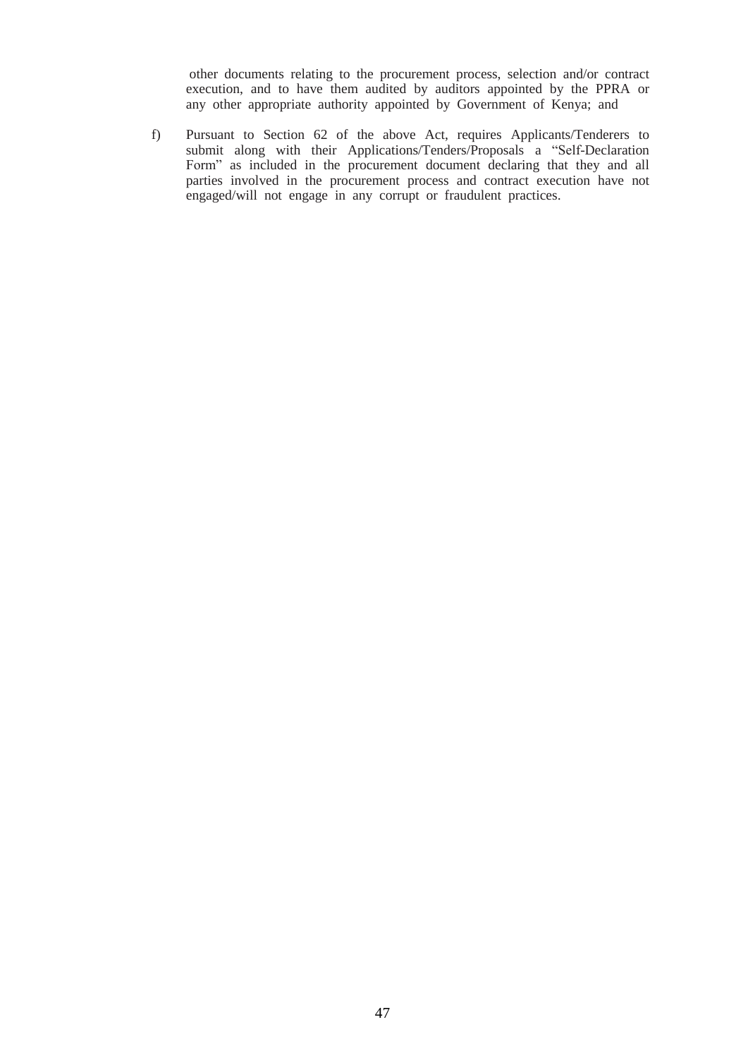other documents relating to the procurement process, selection and/or contract execution, and to have them audited by auditors appointed by the PPRA or any other appropriate authority appointed by Government of Kenya; and

f) Pursuant to Section 62 of the above Act, requires Applicants/Tenderers to submit along with their Applications/Tenders/Proposals a "Self-Declaration Form" as included in the procurement document declaring that they and all parties involved in the procurement process and contract execution have not engaged/will not engage in any corrupt or fraudulent practices.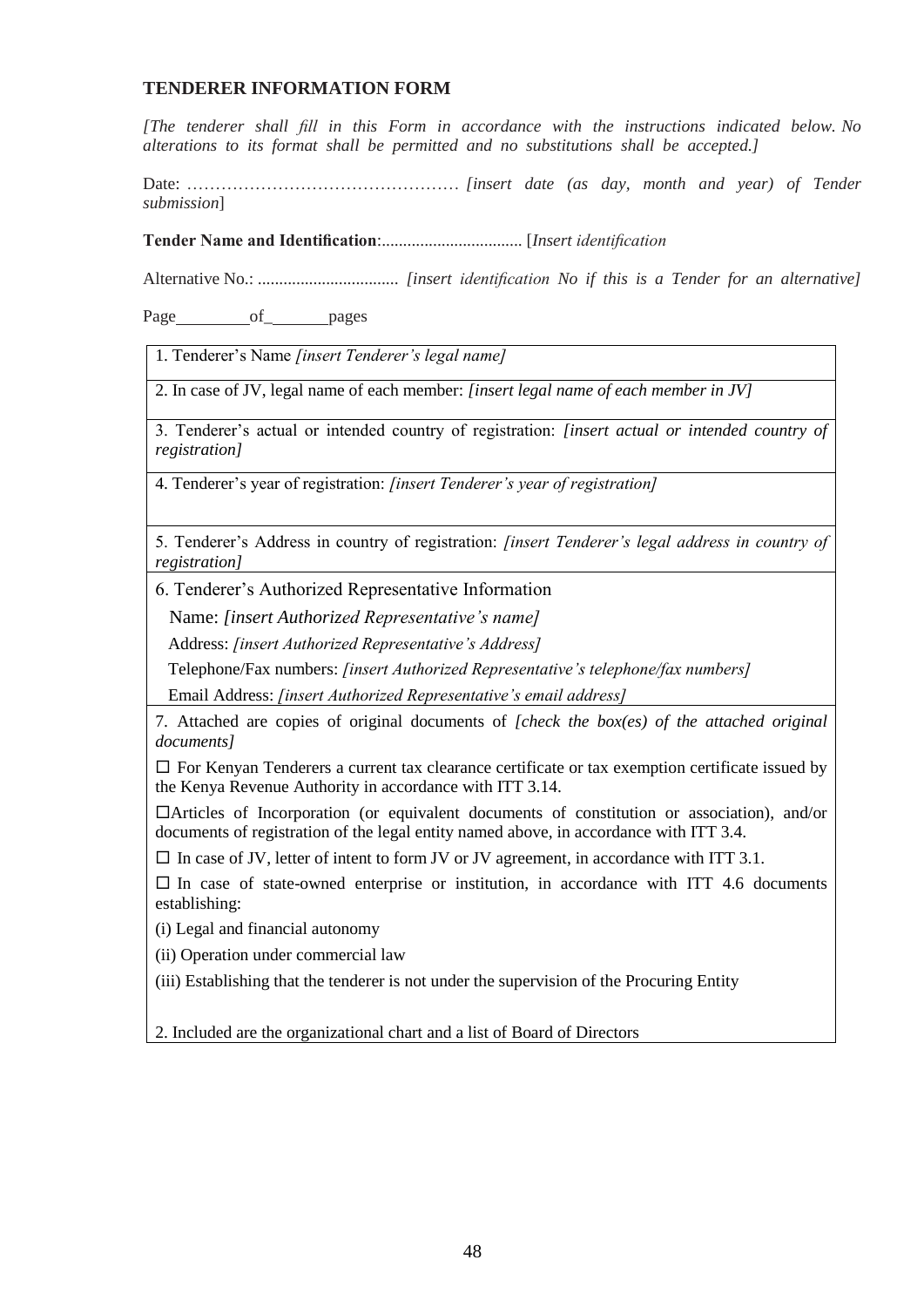## TENDERER INFORMATION FORM

*[The tenderer shall fill in this Form in accordance with the instructions indicated below. No alterations to its format shall be permitted and no substitutions shall be accepted.]*

Date: ………………………………………… *[insert date (as day, month and year) of Tender submission*]

**Tender Name and Identification**:................................. [*Insert identification*

Alternative No.: ................................. *[insert identification No if this is a Tender for an alternative]*

Page_________of_______pages

| 1. Tenderer's Name *[insert Tenderer's legal name]* |
|---|
| 2. In case of JV, legal name of each member: *[insert legal name of each member in JV]* |
| 3. Tenderer's actual or intended country of registration: *[insert actual or intended country of registration]* |
| 4. Tenderer's year of registration: *[insert Tenderer's year of registration]* |
| 5. Tenderer's Address in country of registration: *[insert Tenderer's legal address in country of registration]* |
| 6. Tenderer's Authorized Representative Information<br>Name: *[insert Authorized Representative's name]*<br>Address: *[insert Authorized Representative's Address]*<br>Telephone/Fax numbers: *[insert Authorized Representative's telephone/fax numbers]*<br>Email Address: *[insert Authorized Representative's email address]* |
| 7. Attached are copies of original documents of *[check the box(es) of the attached original documents]*<br>☐ For Kenyan Tenderers a current tax clearance certificate or tax exemption certificate issued by the Kenya Revenue Authority in accordance with ITT 3.14.<br>☐Articles of Incorporation (or equivalent documents of constitution or association), and/or documents of registration of the legal entity named above, in accordance with ITT 3.4.<br>☐ In case of JV, letter of intent to form JV or JV agreement, in accordance with ITT 3.1.<br>☐ In case of state-owned enterprise or institution, in accordance with ITT 4.6 documents establishing:<br>(i) Legal and financial autonomy<br>(ii) Operation under commercial law<br>(iii) Establishing that the tenderer is not under the supervision of the Procuring Entity<br><br>2. Included are the organizational chart and a list of Board of Directors |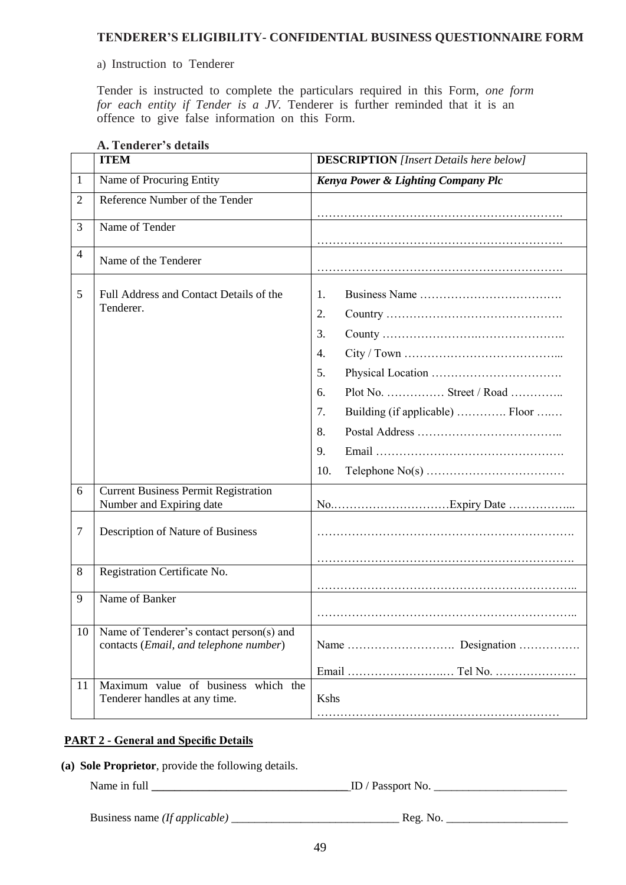**TENDERER'S ELIGIBILITY- CONFIDENTIAL BUSINESS QUESTIONNAIRE FORM**

a) Instruction to Tenderer

Tender is instructed to complete the particulars required in this Form, *one form for each entity if Tender is a JV.* Tenderer is further reminded that it is an offence to give false information on this Form.

**A. Tenderer's details**

| | **ITEM** | **DESCRIPTION** *[Insert Details here below]* |
|---|---|---|
| 1 | Name of Procuring Entity | ***Kenya Power & Lighting Company Plc*** |
| 2 | Reference Number of the Tender | ………………………………………………………. |
| 3 | Name of Tender | ………………………………………………………. |
| 4 | Name of the Tenderer | ………………………………………………………. |
| 5 | Full Address and Contact Details of the Tenderer. | 1. Business Name ……………………………….<br>2. Country ……………………………………….<br>3. County ……………………..…………………..<br>4. City / Town …………………………………...<br>5. Physical Location …………………………….<br>6. Plot No. …………… Street / Road …………..<br>7. Building (if applicable) …………. Floor …..…<br>8. Postal Address ………………………………..<br>9. Email ………………………………………….<br>10. Telephone No(s) ……………………………… |
| 6 | Current Business Permit Registration Number and Expiring date | No.…………………………Expiry Date …………….. |
| 7 | Description of Nature of Business | ……………………………………………………….<br>………………………………………………………. |
| 8 | Registration Certificate No. | ……………………………………………………….. |
| 9 | Name of Banker | ……………………………………………………….. |
| 10 | Name of Tenderer's contact person(s) and contacts (*Email, and telephone number*) | Name ………………………. Designation …………….<br>Email ……………………..… Tel No. ………………… |
| 11 | Maximum value of business which the Tenderer handles at any time. | Kshs ……………………………………………………… |

**PART 2 - General and Specific Details**

**(a) Sole Proprietor**, provide the following details.

Name in full ________________________________ ID / Passport No. ______________________

Business name *(If applicable)* ____________________________ Reg. No. ____________________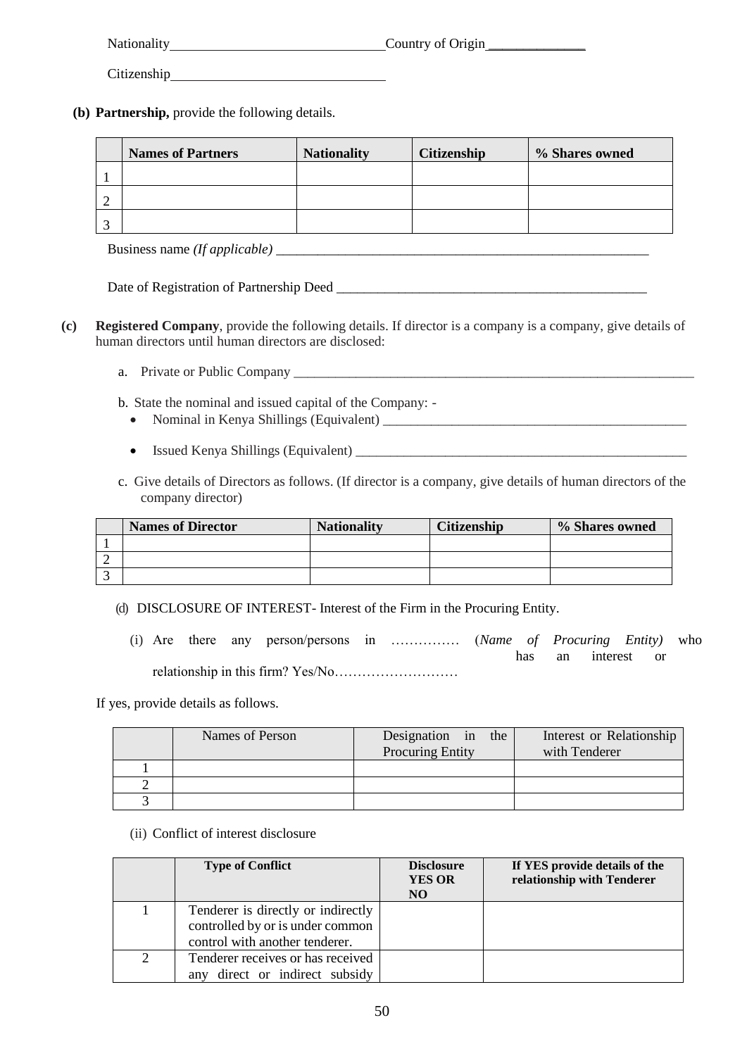Nationality_______________________________Country of Origin______________

Citizenship_______________________________

**(b) Partnership,** provide the following details.

| | **Names of Partners** | **Nationality** | **Citizenship** | **% Shares owned** |
|---|---|---|---|---|
| 1 | | | | |
| 2 | | | | |
| 3 | | | | |

Business name *(If applicable)* _______________________________________________________

Date of Registration of Partnership Deed _____________________________________________

**(c)** **Registered Company**, provide the following details. If director is a company is a company, give details of human directors until human directors are disclosed:

a. Private or Public Company ______________________________________________________________

b. State the nominal and issued capital of the Company: -

- Nominal in Kenya Shillings (Equivalent) _____________________________________________
- Issued Kenya Shillings (Equivalent) _________________________________________________

c. Give details of Directors as follows. (If director is a company, give details of human directors of the company director)

| | **Names of Director** | **Nationality** | **Citizenship** | **% Shares owned** |
|---|---|---|---|---|
| 1 | | | | |
| 2 | | | | |
| 3 | | | | |

(d) DISCLOSURE OF INTEREST- Interest of the Firm in the Procuring Entity.

(i) Are there any person/persons in …………… (*Name of Procuring Entity)* who has an interest or relationship in this firm? Yes/No………………………

If yes, provide details as follows.

| | Names of Person | Designation in the Procuring Entity | Interest or Relationship with Tenderer |
|---|---|---|---|
| 1 | | | |
| 2 | | | |
| 3 | | | |

(ii) Conflict of interest disclosure

| | **Type of Conflict** | **Disclosure YES OR NO** | **If YES provide details of the relationship with Tenderer** |
|---|---|---|---|
| 1 | Tenderer is directly or indirectly controlled by or is under common control with another tenderer. | | |
| 2 | Tenderer receives or has received any direct or indirect subsidy | | |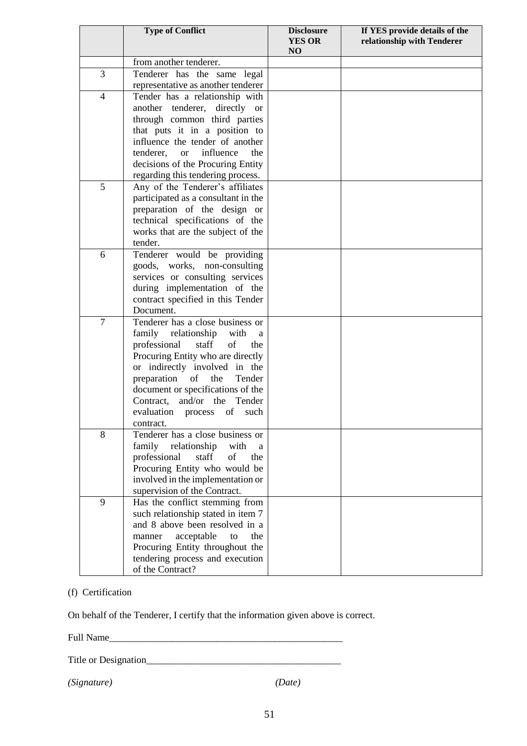| | Type of Conflict | Disclosure YES OR NO | If YES provide details of the relationship with Tenderer |
|---|---|---|---|
| | from another tenderer. | | |
| 3 | Tenderer has the same legal representative as another tenderer | | |
| 4 | Tender has a relationship with another tenderer, directly or through common third parties that puts it in a position to influence the tender of another tenderer, or influence the decisions of the Procuring Entity regarding this tendering process. | | |
| 5 | Any of the Tenderer's affiliates participated as a consultant in the preparation of the design or technical specifications of the works that are the subject of the tender. | | |
| 6 | Tenderer would be providing goods, works, non-consulting services or consulting services during implementation of the contract specified in this Tender Document. | | |
| 7 | Tenderer has a close business or family relationship with a professional staff of the Procuring Entity who are directly or indirectly involved in the preparation of the Tender document or specifications of the Contract, and/or the Tender evaluation process of such contract. | | |
| 8 | Tenderer has a close business or family relationship with a professional staff of the Procuring Entity who would be involved in the implementation or supervision of the Contract. | | |
| 9 | Has the conflict stemming from such relationship stated in item 7 and 8 above been resolved in a manner acceptable to the Procuring Entity throughout the tendering process and execution of the Contract? | | |

(f) Certification

On behalf of the Tenderer, I certify that the information given above is correct.

Full Name_________________________________________________

Title or Designation_______________________________________

*(Signature)* *(Date)*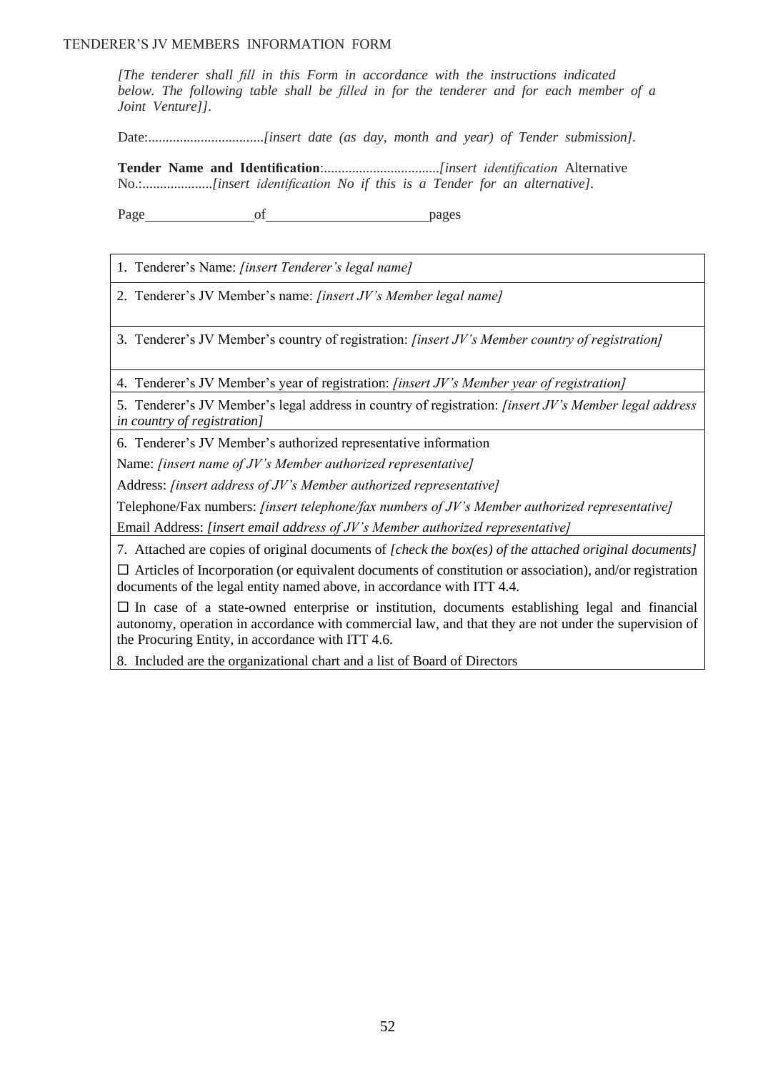TENDERER'S JV MEMBERS INFORMATION FORM

*[The tenderer shall fill in this Form in accordance with the instructions indicated below. The following table shall be filled in for the tenderer and for each member of a Joint Venture]].*

Date:.................................*[insert date (as day, month and year) of Tender submission].*

**Tender Name and Identification**:................................*[insert identification* Alternative No.:....................*[insert identification No if this is a Tender for an alternative].*

Page\_\_\_\_\_\_\_\_\_\_\_\_\_\_\_of\_\_\_\_\_\_\_\_\_\_\_\_\_\_\_\_\_\_\_\_\_\_\_pages

| |
|---|
| 1. Tenderer's Name: *[insert Tenderer's legal name]* |
| 2. Tenderer's JV Member's name: *[insert JV's Member legal name]* |
| 3. Tenderer's JV Member's country of registration: *[insert JV's Member country of registration]* |
| 4. Tenderer's JV Member's year of registration: *[insert JV's Member year of registration]* |
| 5. Tenderer's JV Member's legal address in country of registration: *[insert JV's Member legal address in country of registration]* |
| 6. Tenderer's JV Member's authorized representative information<br>Name: *[insert name of JV's Member authorized representative]*<br>Address: *[insert address of JV's Member authorized representative]*<br>Telephone/Fax numbers: *[insert telephone/fax numbers of JV's Member authorized representative]*<br>Email Address: *[insert email address of JV's Member authorized representative]* |
| 7. Attached are copies of original documents of *[check the box(es) of the attached original documents]*<br>☐ Articles of Incorporation (or equivalent documents of constitution or association), and/or registration documents of the legal entity named above, in accordance with ITT 4.4.<br>☐ In case of a state-owned enterprise or institution, documents establishing legal and financial autonomy, operation in accordance with commercial law, and that they are not under the supervision of the Procuring Entity, in accordance with ITT 4.6. |
| 8. Included are the organizational chart and a list of Board of Directors |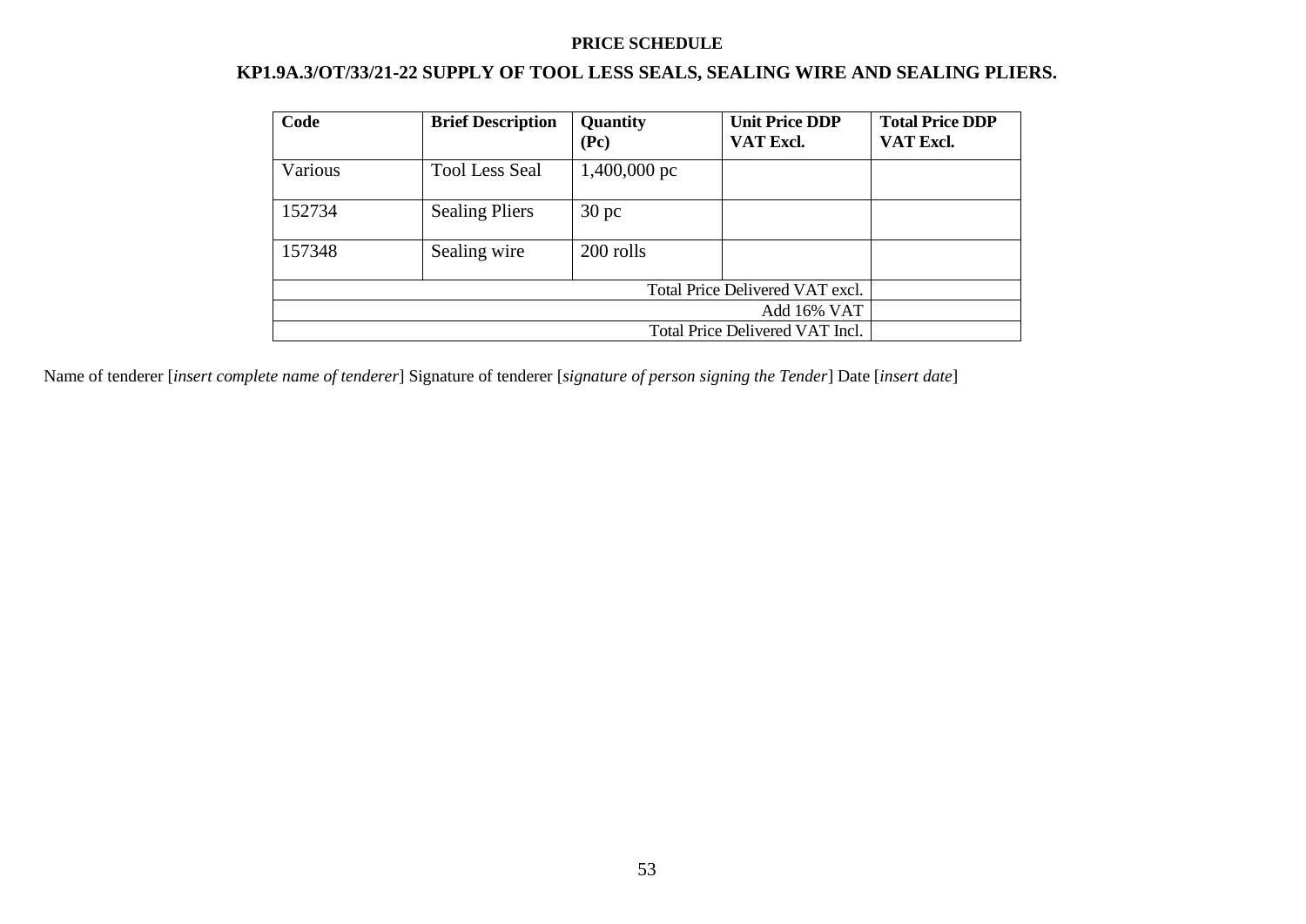**PRICE SCHEDULE**

**KP1.9A.3/OT/33/21-22 SUPPLY OF TOOL LESS SEALS, SEALING WIRE AND SEALING PLIERS.**

| Code | Brief Description | Quantity (Pc) | Unit Price DDP VAT Excl. | Total Price DDP VAT Excl. |
|---|---|---|---|---|
| Various | Tool Less Seal | 1,400,000 pc | | |
| 152734 | Sealing Pliers | 30 pc | | |
| 157348 | Sealing wire | 200 rolls | | |
| | | | Total Price Delivered VAT excl. | |
| | | | Add 16% VAT | |
| | | | Total Price Delivered VAT Incl. | |

Name of tenderer [*insert complete name of tenderer*] Signature of tenderer [*signature of person signing the Tender*] Date [*insert date*]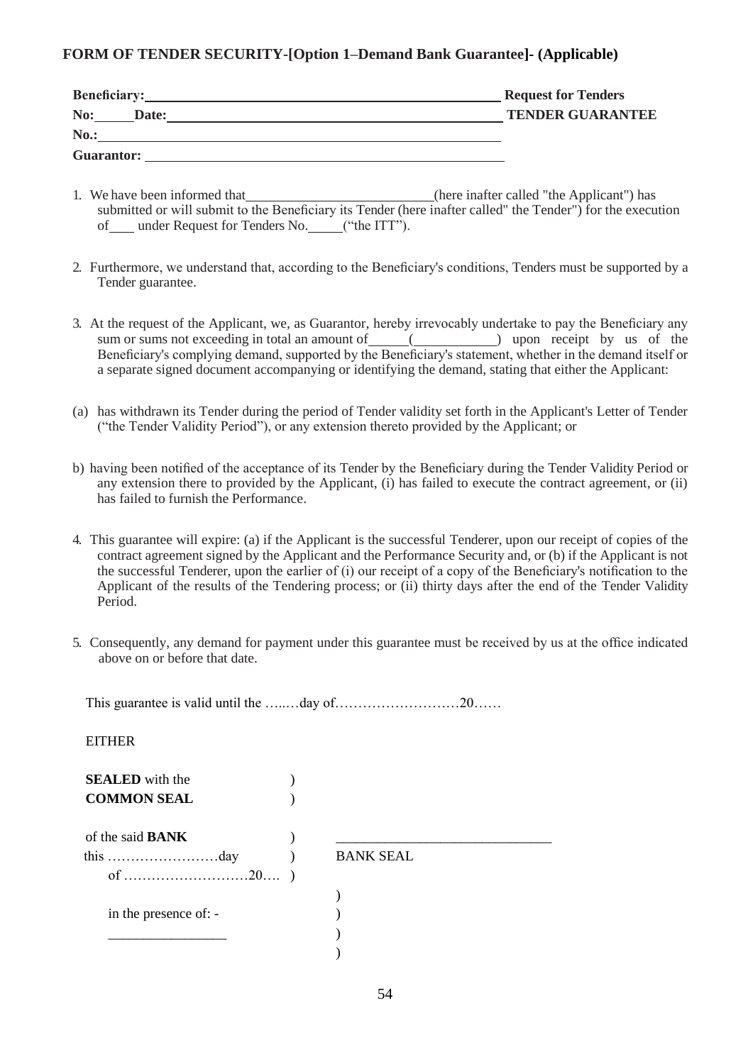## FORM OF TENDER SECURITY-[Option 1–Demand Bank Guarantee]- (Applicable)

**Beneficiary:**\_\_\_\_\_\_\_\_\_\_\_\_\_\_\_\_\_\_\_\_\_\_\_\_\_\_\_\_\_\_\_\_\_\_\_\_\_\_\_\_\_\_\_\_\_\_\_\_ **Request for Tenders**

**No:**\_\_\_\_\_**Date:**\_\_\_\_\_\_\_\_\_\_\_\_\_\_\_\_\_\_\_\_\_\_\_\_\_\_\_\_\_\_\_\_\_\_\_\_\_\_\_\_\_\_\_\_\_ **TENDER GUARANTEE**

**No.:**\_\_\_\_\_\_\_\_\_\_\_\_\_\_\_\_\_\_\_\_\_\_\_\_\_\_\_\_\_\_\_\_\_\_\_\_\_\_\_\_\_\_\_\_\_\_\_\_\_\_\_\_\_\_

**Guarantor:** \_\_\_\_\_\_\_\_\_\_\_\_\_\_\_\_\_\_\_\_\_\_\_\_\_\_\_\_\_\_\_\_\_\_\_\_\_\_\_\_\_\_\_\_\_\_\_\_\_

1. We have been informed that\_\_\_\_\_\_\_\_\_\_\_\_\_\_\_\_\_\_\_\_\_\_\_\_\_\_(here inafter called "the Applicant") has submitted or will submit to the Beneficiary its Tender (here inafter called" the Tender") for the execution of\_\_\_ under Request for Tenders No.\_\_\_\_\_("the ITT").

2. Furthermore, we understand that, according to the Beneficiary's conditions, Tenders must be supported by a Tender guarantee.

3. At the request of the Applicant, we, as Guarantor, hereby irrevocably undertake to pay the Beneficiary any sum or sums not exceeding in total an amount of\_\_\_\_\_(\_\_\_\_\_\_\_\_\_\_\_) upon receipt by us of the Beneficiary's complying demand, supported by the Beneficiary's statement, whether in the demand itself or a separate signed document accompanying or identifying the demand, stating that either the Applicant:

(a) has withdrawn its Tender during the period of Tender validity set forth in the Applicant's Letter of Tender ("the Tender Validity Period"), or any extension thereto provided by the Applicant; or

b) having been notified of the acceptance of its Tender by the Beneficiary during the Tender Validity Period or any extension there to provided by the Applicant, (i) has failed to execute the contract agreement, or (ii) has failed to furnish the Performance.

4. This guarantee will expire: (a) if the Applicant is the successful Tenderer, upon our receipt of copies of the contract agreement signed by the Applicant and the Performance Security and, or (b) if the Applicant is not the successful Tenderer, upon the earlier of (i) our receipt of a copy of the Beneficiary's notification to the Applicant of the results of the Tendering process; or (ii) thirty days after the end of the Tender Validity Period.

5. Consequently, any demand for payment under this guarantee must be received by us at the office indicated above on or before that date.

This guarantee is valid until the …..…day of………………………20……

EITHER

**SEALED** with the )
**COMMON SEAL** )

of the said **BANK** ) \_\_\_\_\_\_\_\_\_\_\_\_\_\_\_\_\_\_\_\_\_\_\_\_\_\_\_\_\_\_
this ……………………day ) BANK SEAL
of ………………………20…. )

in the presence of: - )
\_\_\_\_\_\_\_\_\_\_\_\_\_\_\_\_\_ )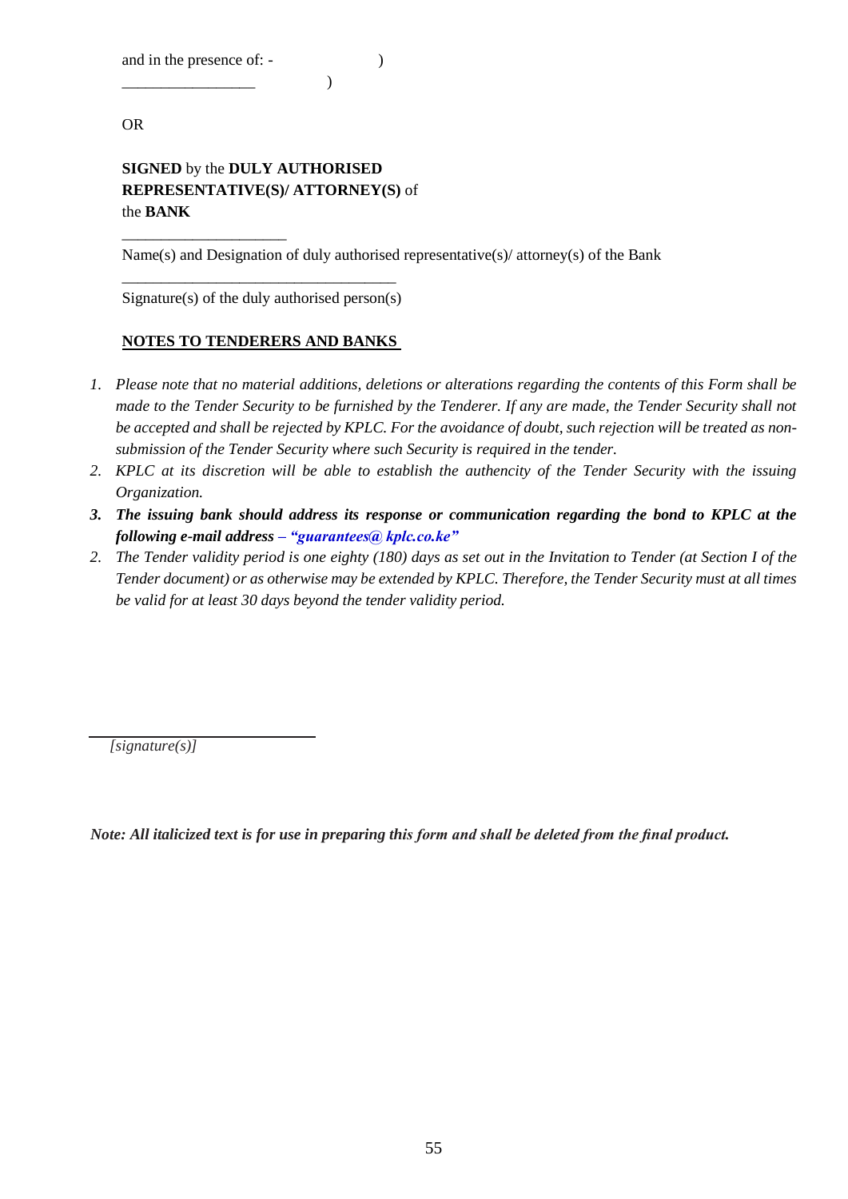and in the presence of: - )

_________________ )

OR

**SIGNED** by the **DULY AUTHORISED REPRESENTATIVE(S)/ ATTORNEY(S)** of the **BANK**

_____________________

Name(s) and Designation of duly authorised representative(s)/ attorney(s) of the Bank

___________________________________

Signature(s) of the duly authorised person(s)

**NOTES TO TENDERERS AND BANKS**

1. *Please note that no material additions, deletions or alterations regarding the contents of this Form shall be made to the Tender Security to be furnished by the Tenderer. If any are made, the Tender Security shall not be accepted and shall be rejected by KPLC. For the avoidance of doubt, such rejection will be treated as non-submission of the Tender Security where such Security is required in the tender.*
2. *KPLC at its discretion will be able to establish the authencity of the Tender Security with the issuing Organization.*
3. ***The issuing bank should address its response or communication regarding the bond to KPLC at the following e-mail address – "guarantees@ kplc.co.ke"***
2. *The Tender validity period is one eighty (180) days as set out in the Invitation to Tender (at Section I of the Tender document) or as otherwise may be extended by KPLC. Therefore, the Tender Security must at all times be valid for at least 30 days beyond the tender validity period.*

_____________________________

*[signature(s)]*

***Note: All italicized text is for use in preparing this form and shall be deleted from the final product.***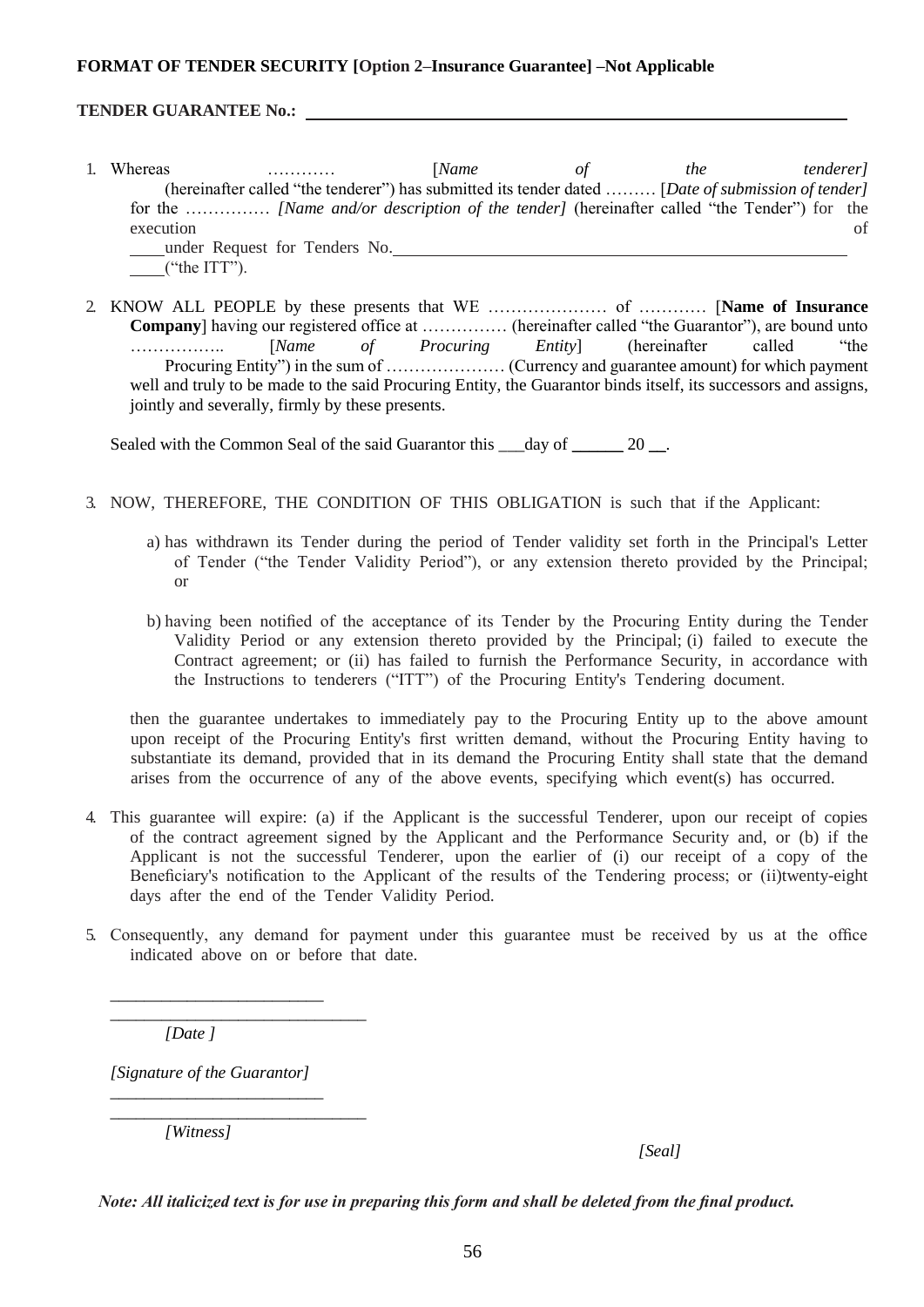**FORMAT OF TENDER SECURITY [Option 2–Insurance Guarantee] –Not Applicable**

**TENDER GUARANTEE No.:** ____________________________________________

1. Whereas ………… [*Name of the tenderer]* (hereinafter called "the tenderer") has submitted its tender dated ……… [*Date of submission of tender]* for the …………… *[Name and/or description of the tender]* (hereinafter called "the Tender") for the execution of ____under Request for Tenders No.________________________________ ____("the ITT").

2. KNOW ALL PEOPLE by these presents that WE ………………… of ………… [**Name of Insurance Company**] having our registered office at …………… (hereinafter called "the Guarantor"), are bound unto …………….. [*Name of Procuring Entity*] (hereinafter called "the Procuring Entity") in the sum of ………………… (Currency and guarantee amount) for which payment well and truly to be made to the said Procuring Entity, the Guarantor binds itself, its successors and assigns, jointly and severally, firmly by these presents.

   Sealed with the Common Seal of the said Guarantor this ___day of ______ 20 __.

3. NOW, THEREFORE, THE CONDITION OF THIS OBLIGATION is such that if the Applicant:

   a) has withdrawn its Tender during the period of Tender validity set forth in the Principal's Letter of Tender ("the Tender Validity Period"), or any extension thereto provided by the Principal; or

   b) having been notified of the acceptance of its Tender by the Procuring Entity during the Tender Validity Period or any extension thereto provided by the Principal; (i) failed to execute the Contract agreement; or (ii) has failed to furnish the Performance Security, in accordance with the Instructions to tenderers ("ITT") of the Procuring Entity's Tendering document.

   then the guarantee undertakes to immediately pay to the Procuring Entity up to the above amount upon receipt of the Procuring Entity's first written demand, without the Procuring Entity having to substantiate its demand, provided that in its demand the Procuring Entity shall state that the demand arises from the occurrence of any of the above events, specifying which event(s) has occurred.

4. This guarantee will expire: (a) if the Applicant is the successful Tenderer, upon our receipt of copies of the contract agreement signed by the Applicant and the Performance Security and, or (b) if the Applicant is not the successful Tenderer, upon the earlier of (i) our receipt of a copy of the Beneficiary's notification to the Applicant of the results of the Tendering process; or (ii)twenty-eight days after the end of the Tender Validity Period.

5. Consequently, any demand for payment under this guarantee must be received by us at the office indicated above on or before that date.

_________________________
______________________________
*[Date ]*

*[Signature of the Guarantor]*
_________________________
______________________________
*[Witness]*

*[Seal]*

***Note: All italicized text is for use in preparing this form and shall be deleted from the final product.***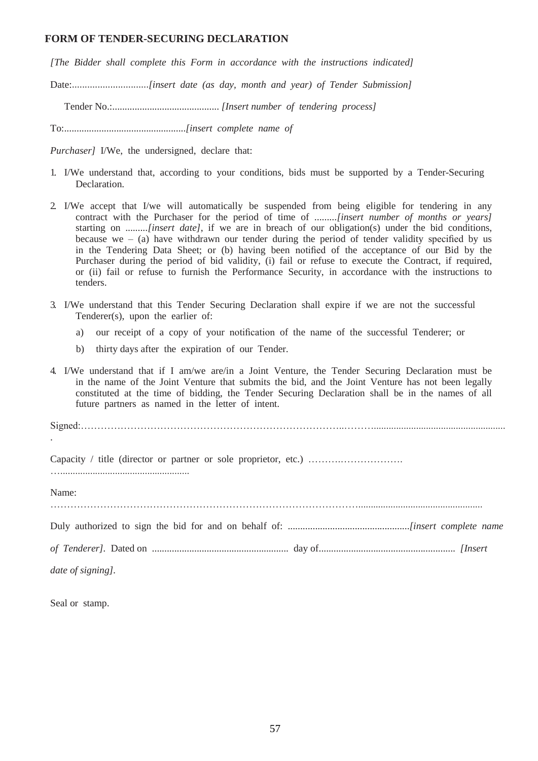**FORM OF TENDER-SECURING DECLARATION**

*[The Bidder shall complete this Form in accordance with the instructions indicated]*

Date:..............................*[insert date (as day, month and year) of Tender Submission]*

Tender No.:........................................... *[Insert number of tendering process]*

To:.................................................*[insert complete name of Purchaser]* I/We, the undersigned, declare that:

1. I/We understand that, according to your conditions, bids must be supported by a Tender-Securing Declaration.

2. I/We accept that I/we will automatically be suspended from being eligible for tendering in any contract with the Purchaser for the period of time of .........*[insert number of months or years]* starting on .........*[insert date]*, if we are in breach of our obligation(s) under the bid conditions, because we – (a) have withdrawn our tender during the period of tender validity specified by us in the Tendering Data Sheet; or (b) having been notified of the acceptance of our Bid by the Purchaser during the period of bid validity, (i) fail or refuse to execute the Contract, if required, or (ii) fail or refuse to furnish the Performance Security, in accordance with the instructions to tenders.

3. I/We understand that this Tender Securing Declaration shall expire if we are not the successful Tenderer(s), upon the earlier of:

   a) our receipt of a copy of your notification of the name of the successful Tenderer; or

   b) thirty days after the expiration of our Tender.

4. I/We understand that if I am/we are/in a Joint Venture, the Tender Securing Declaration must be in the name of the Joint Venture that submits the bid, and the Joint Venture has not been legally constituted at the time of bidding, the Tender Securing Declaration shall be in the names of all future partners as named in the letter of intent.

Signed:…………………………………………………………………..………......................................................

Capacity / title (director or partner or sole proprietor, etc.) ……….……………….
…...................................................

Name:
……………………………………………………………………………………................................................

Duly authorized to sign the bid for and on behalf of: ................................................*[insert complete name of Tenderer]*. Dated on ...................................................... day of...................................................... *[Insert date of signing]*.

Seal or stamp.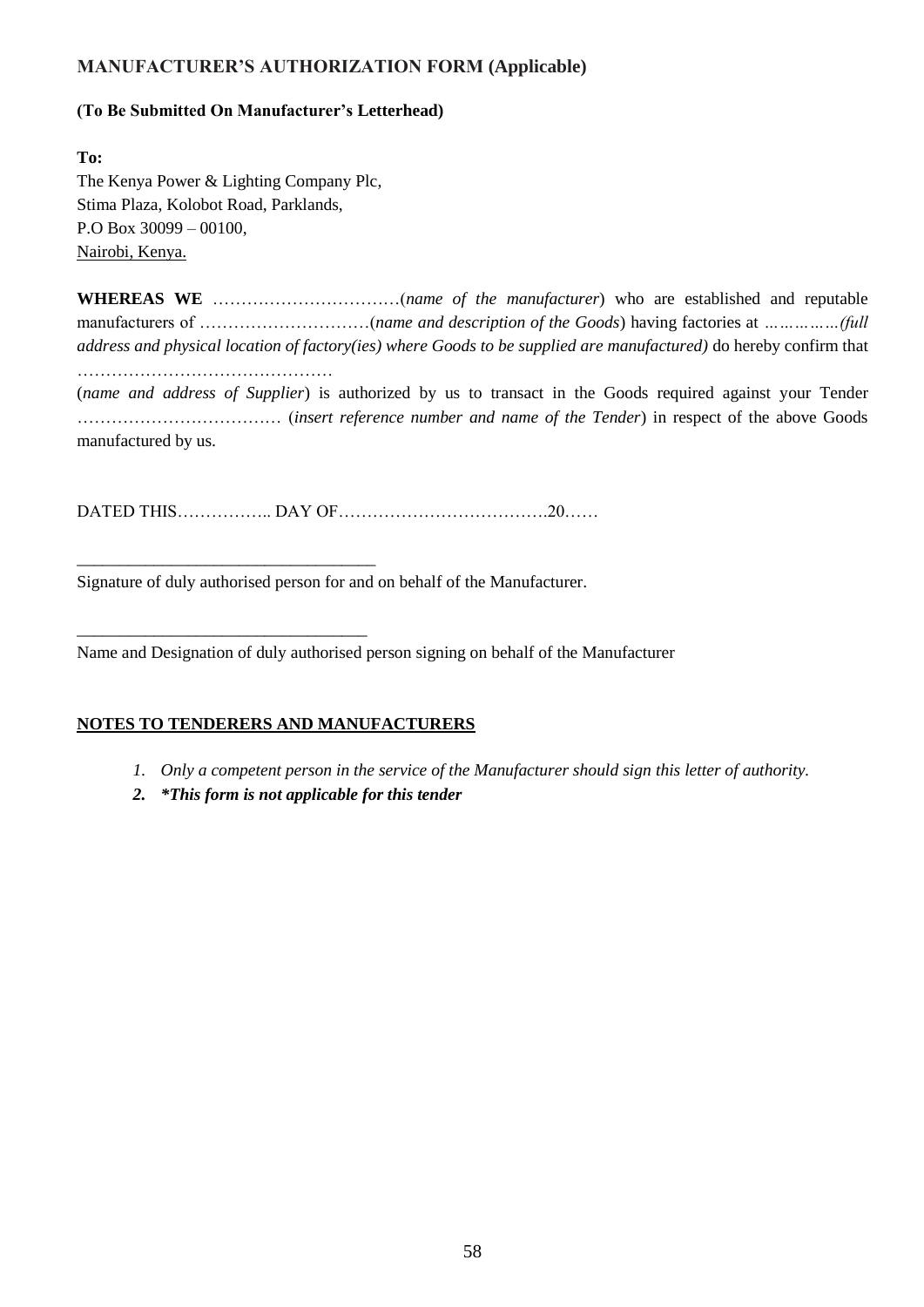## MANUFACTURER'S AUTHORIZATION FORM (Applicable)

**(To Be Submitted On Manufacturer's Letterhead)**

**To:**
The Kenya Power & Lighting Company Plc,
Stima Plaza, Kolobot Road, Parklands,
P.O Box 30099 – 00100,
Nairobi, Kenya.

**WHEREAS WE** ……………………………(*name of the manufacturer*) who are established and reputable manufacturers of …………………………(*name and description of the Goods*) having factories at *……………(full address and physical location of factory(ies) where Goods to be supplied are manufactured)* do hereby confirm that ………………………………………
(*name and address of Supplier*) is authorized by us to transact in the Goods required against your Tender ……………………………… (*insert reference number and name of the Tender*) in respect of the above Goods manufactured by us.

DATED THIS…………….. DAY OF……………………………….20……

\_\_\_\_\_\_\_\_\_\_\_\_\_\_\_\_\_\_\_\_\_\_\_\_\_\_\_\_\_\_\_\_\_\_
Signature of duly authorised person for and on behalf of the Manufacturer.

\_\_\_\_\_\_\_\_\_\_\_\_\_\_\_\_\_\_\_\_\_\_\_\_\_\_\_\_\_\_\_\_\_\_
Name and Designation of duly authorised person signing on behalf of the Manufacturer

**NOTES TO TENDERERS AND MANUFACTURERS**

1. *Only a competent person in the service of the Manufacturer should sign this letter of authority.*
2. ***\*This form is not applicable for this tender***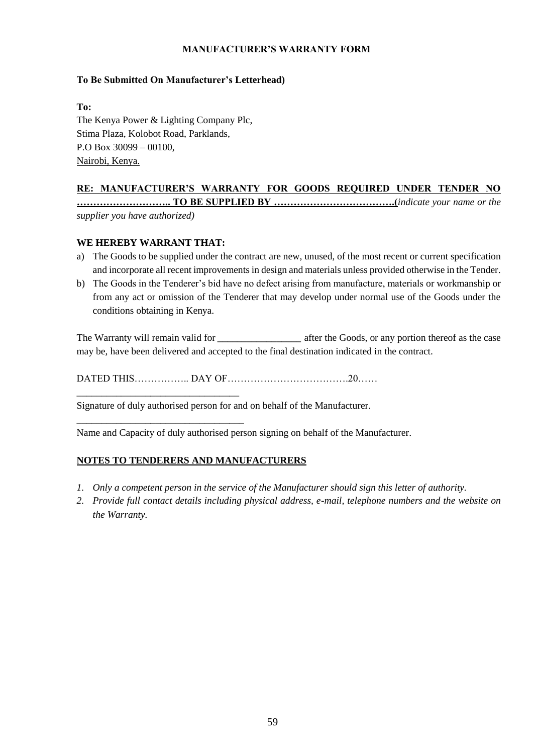**MANUFACTURER'S WARRANTY FORM**

**To Be Submitted On Manufacturer's Letterhead)**

**To:**
The Kenya Power & Lighting Company Plc,
Stima Plaza, Kolobot Road, Parklands,
P.O Box 30099 – 00100,
Nairobi, Kenya.

**RE: MANUFACTURER'S WARRANTY FOR GOODS REQUIRED UNDER TENDER NO ……………………….. TO BE SUPPLIED BY ……………………………….(***indicate your name or the supplier you have authorized)*

**WE HEREBY WARRANT THAT:**

a) The Goods to be supplied under the contract are new, unused, of the most recent or current specification and incorporate all recent improvements in design and materials unless provided otherwise in the Tender.
b) The Goods in the Tenderer's bid have no defect arising from manufacture, materials or workmanship or from any act or omission of the Tenderer that may develop under normal use of the Goods under the conditions obtaining in Kenya.

The Warranty will remain valid for **________________** after the Goods, or any portion thereof as the case may be, have been delivered and accepted to the final destination indicated in the contract.

DATED THIS…………….. DAY OF……………………………….20……

_______________________________
Signature of duly authorised person for and on behalf of the Manufacturer.

_________________________________
Name and Capacity of duly authorised person signing on behalf of the Manufacturer.

**NOTES TO TENDERERS AND MANUFACTURERS**

1. *Only a competent person in the service of the Manufacturer should sign this letter of authority.*
2. *Provide full contact details including physical address, e-mail, telephone numbers and the website on the Warranty.*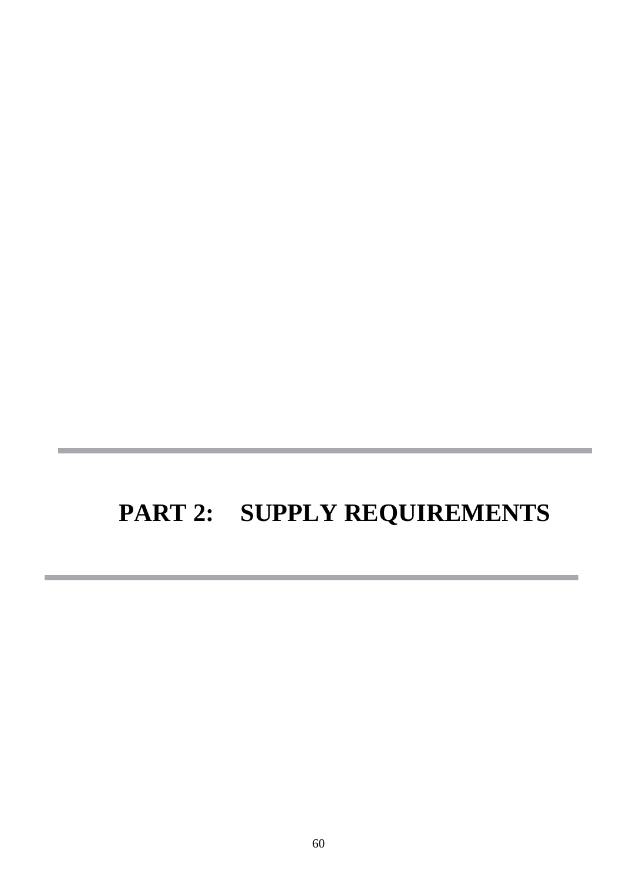# PART 2: SUPPLY REQUIREMENTS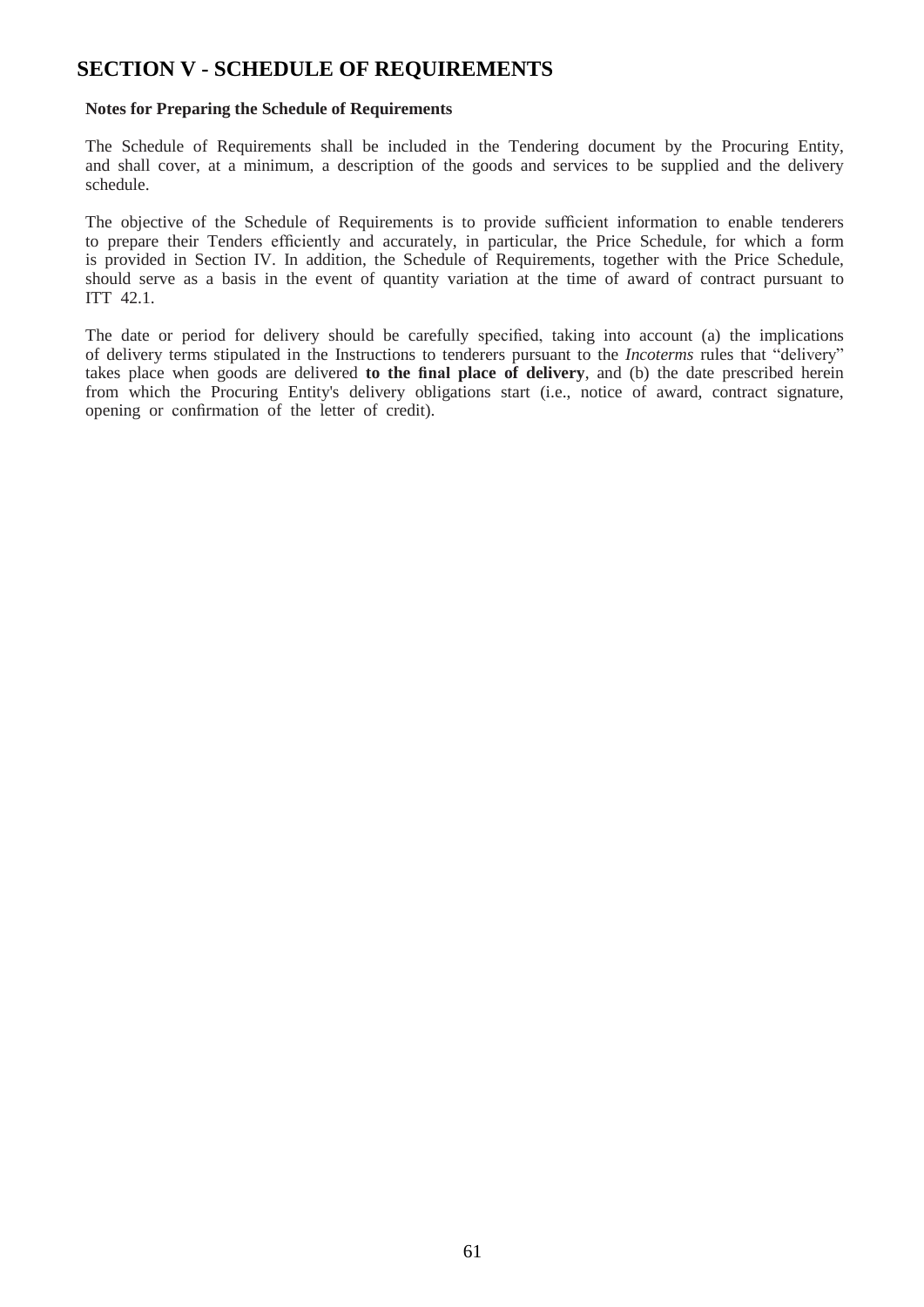# SECTION V - SCHEDULE OF REQUIREMENTS

**Notes for Preparing the Schedule of Requirements**

The Schedule of Requirements shall be included in the Tendering document by the Procuring Entity, and shall cover, at a minimum, a description of the goods and services to be supplied and the delivery schedule.

The objective of the Schedule of Requirements is to provide sufficient information to enable tenderers to prepare their Tenders efficiently and accurately, in particular, the Price Schedule, for which a form is provided in Section IV. In addition, the Schedule of Requirements, together with the Price Schedule, should serve as a basis in the event of quantity variation at the time of award of contract pursuant to ITT 42.1.

The date or period for delivery should be carefully specified, taking into account (a) the implications of delivery terms stipulated in the Instructions to tenderers pursuant to the *Incoterms* rules that "delivery" takes place when goods are delivered **to the final place of delivery**, and (b) the date prescribed herein from which the Procuring Entity's delivery obligations start (i.e., notice of award, contract signature, opening or confirmation of the letter of credit).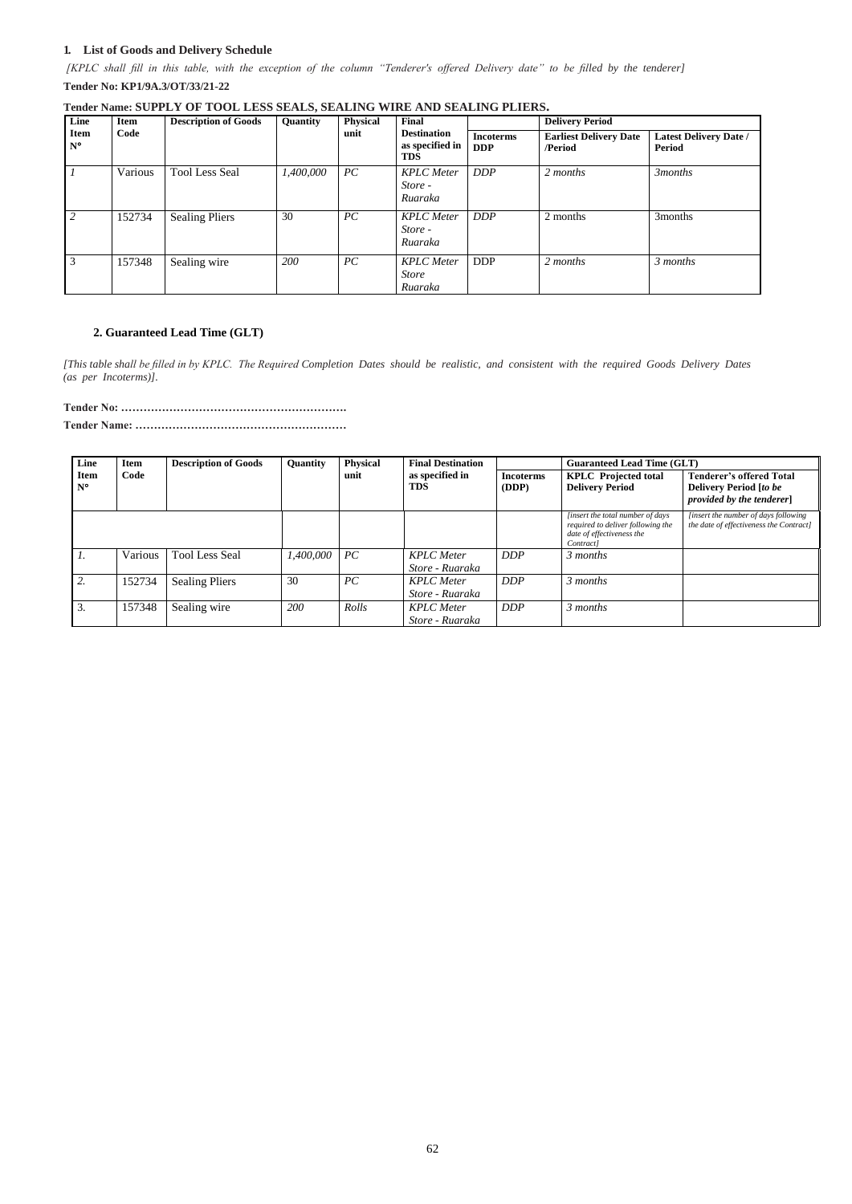## 1. List of Goods and Delivery Schedule

*[KPLC shall fill in this table, with the exception of the column "Tenderer's offered Delivery date" to be filled by the tenderer]*

**Tender No: KP1/9A.3/OT/33/21-22**

**Tender Name: SUPPLY OF TOOL LESS SEALS, SEALING WIRE AND SEALING PLIERS.**

| Line Item N° | Item Code | Description of Goods | Quantity | Physical unit | Final Destination as specified in TDS | Incoterms DDP | Delivery Period | |
|---|---|---|---|---|---|---|---|---|
| | | | | | | | Earliest Delivery Date /Period | Latest Delivery Date / Period |
| *1* | Various | Tool Less Seal | *1,400,000* | *PC* | *KPLC Meter Store - Ruaraka* | *DDP* | *2 months* | *3months* |
| *2* | 152734 | Sealing Pliers | 30 | *PC* | *KPLC Meter Store - Ruaraka* | *DDP* | 2 months | 3months |
| 3 | 157348 | Sealing wire | *200* | *PC* | *KPLC Meter Store Ruaraka* | DDP | *2 months* | *3 months* |

### 2. Guaranteed Lead Time (GLT)

*[This table shall be filled in by KPLC. The Required Completion Dates should be realistic, and consistent with the required Goods Delivery Dates (as per Incoterms)].*

**Tender No: …………………………………………………….**

**Tender Name: …………………………………………………**

| Line Item N° | Item Code | Description of Goods | Quantity | Physical unit | Final Destination as specified in TDS | Incoterms (DDP) | Guaranteed Lead Time (GLT) | |
|---|---|---|---|---|---|---|---|---|
| | | | | | | | KPLC Projected total Delivery Period | Tenderer's offered Total Delivery Period [*to be provided by the tenderer*] |
| | | | | | | | *[insert the total number of days required to deliver following the date of effectiveness the Contract]* | *[insert the number of days following the date of effectiveness the Contract]* |
| *1.* | Various | Tool Less Seal | *1,400,000* | *PC* | *KPLC Meter Store - Ruaraka* | *DDP* | *3 months* | |
| *2.* | 152734 | Sealing Pliers | 30 | *PC* | *KPLC Meter Store - Ruaraka* | *DDP* | *3 months* | |
| 3. | 157348 | Sealing wire | *200* | *Rolls* | *KPLC Meter Store - Ruaraka* | *DDP* | *3 months* | |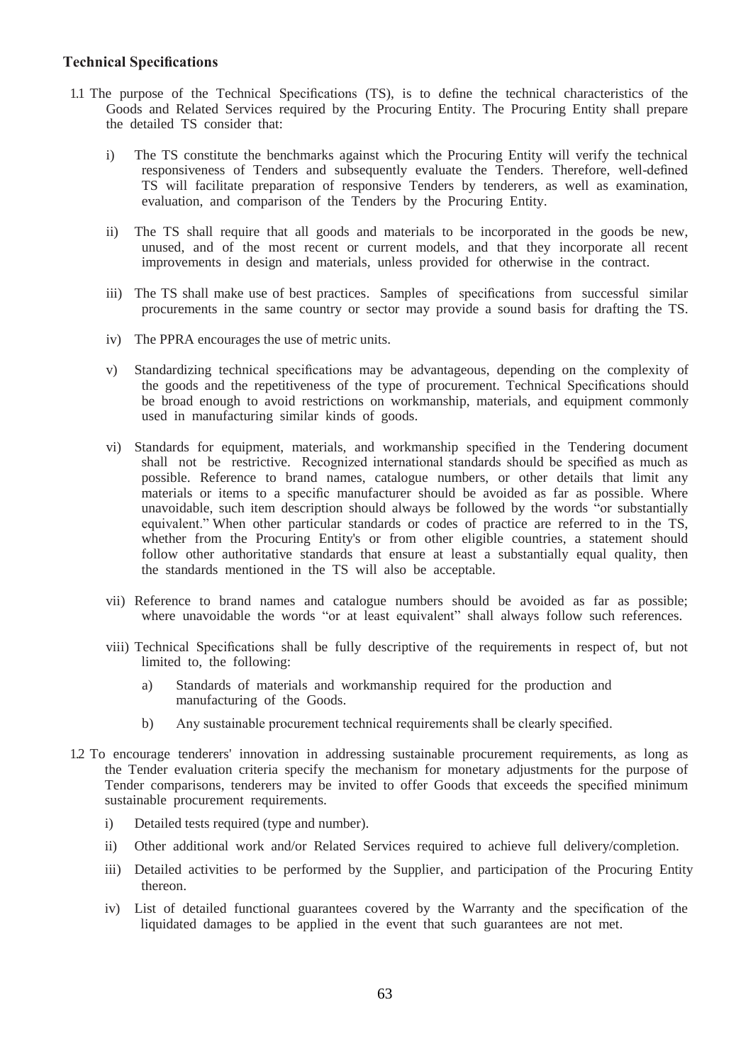### Technical Specifications

1.1 The purpose of the Technical Specifications (TS), is to define the technical characteristics of the Goods and Related Services required by the Procuring Entity. The Procuring Entity shall prepare the detailed TS consider that:

   i) The TS constitute the benchmarks against which the Procuring Entity will verify the technical responsiveness of Tenders and subsequently evaluate the Tenders. Therefore, well-defined TS will facilitate preparation of responsive Tenders by tenderers, as well as examination, evaluation, and comparison of the Tenders by the Procuring Entity.

   ii) The TS shall require that all goods and materials to be incorporated in the goods be new, unused, and of the most recent or current models, and that they incorporate all recent improvements in design and materials, unless provided for otherwise in the contract.

   iii) The TS shall make use of best practices. Samples of specifications from successful similar procurements in the same country or sector may provide a sound basis for drafting the TS.

   iv) The PPRA encourages the use of metric units.

   v) Standardizing technical specifications may be advantageous, depending on the complexity of the goods and the repetitiveness of the type of procurement. Technical Specifications should be broad enough to avoid restrictions on workmanship, materials, and equipment commonly used in manufacturing similar kinds of goods.

   vi) Standards for equipment, materials, and workmanship specified in the Tendering document shall not be restrictive. Recognized international standards should be specified as much as possible. Reference to brand names, catalogue numbers, or other details that limit any materials or items to a specific manufacturer should be avoided as far as possible. Where unavoidable, such item description should always be followed by the words "or substantially equivalent." When other particular standards or codes of practice are referred to in the TS, whether from the Procuring Entity's or from other eligible countries, a statement should follow other authoritative standards that ensure at least a substantially equal quality, then the standards mentioned in the TS will also be acceptable.

   vii) Reference to brand names and catalogue numbers should be avoided as far as possible; where unavoidable the words "or at least equivalent" shall always follow such references.

   viii) Technical Specifications shall be fully descriptive of the requirements in respect of, but not limited to, the following:

      a) Standards of materials and workmanship required for the production and manufacturing of the Goods.

      b) Any sustainable procurement technical requirements shall be clearly specified.

1.2 To encourage tenderers' innovation in addressing sustainable procurement requirements, as long as the Tender evaluation criteria specify the mechanism for monetary adjustments for the purpose of Tender comparisons, tenderers may be invited to offer Goods that exceeds the specified minimum sustainable procurement requirements.

   i) Detailed tests required (type and number).

   ii) Other additional work and/or Related Services required to achieve full delivery/completion.

   iii) Detailed activities to be performed by the Supplier, and participation of the Procuring Entity thereon.

   iv) List of detailed functional guarantees covered by the Warranty and the specification of the liquidated damages to be applied in the event that such guarantees are not met.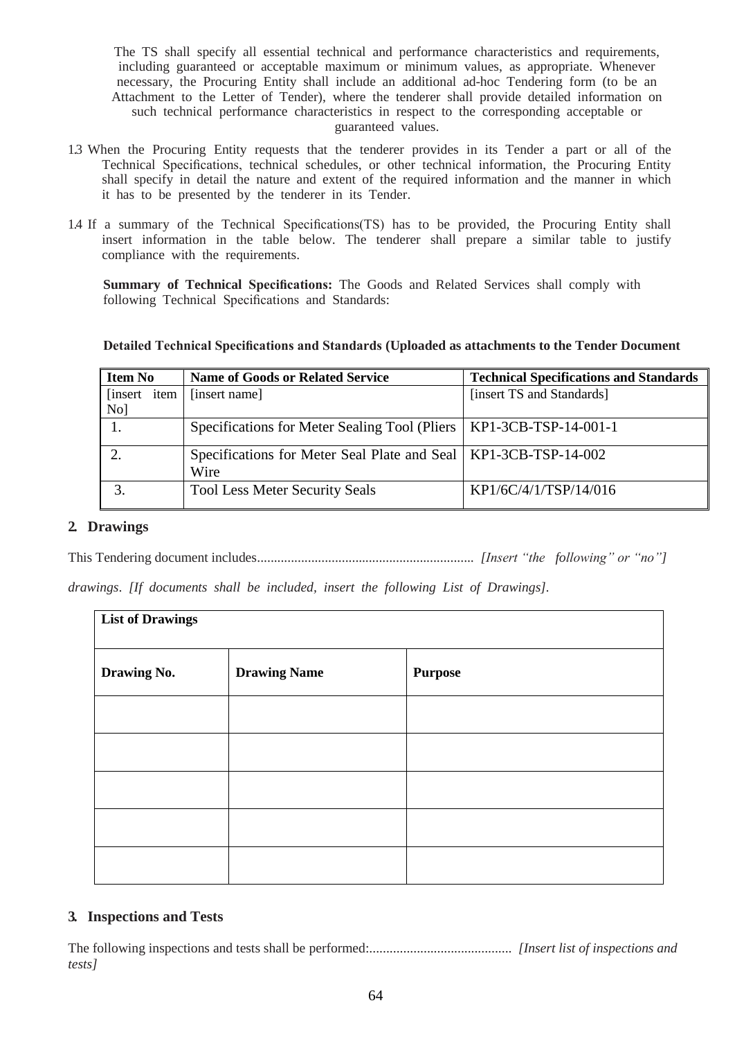The TS shall specify all essential technical and performance characteristics and requirements, including guaranteed or acceptable maximum or minimum values, as appropriate. Whenever necessary, the Procuring Entity shall include an additional ad-hoc Tendering form (to be an Attachment to the Letter of Tender), where the tenderer shall provide detailed information on such technical performance characteristics in respect to the corresponding acceptable or guaranteed values.

1.3 When the Procuring Entity requests that the tenderer provides in its Tender a part or all of the Technical Specifications, technical schedules, or other technical information, the Procuring Entity shall specify in detail the nature and extent of the required information and the manner in which it has to be presented by the tenderer in its Tender.

1.4 If a summary of the Technical Specifications(TS) has to be provided, the Procuring Entity shall insert information in the table below. The tenderer shall prepare a similar table to justify compliance with the requirements.

**Summary of Technical Specifications:** The Goods and Related Services shall comply with following Technical Specifications and Standards:

**Detailed Technical Specifications and Standards (Uploaded as attachments to the Tender Document**

| Item No | Name of Goods or Related Service | Technical Specifications and Standards |
|---|---|---|
| [insert item No] | [insert name] | [insert TS and Standards] |
| 1. | Specifications for Meter Sealing Tool (Pliers | KP1-3CB-TSP-14-001-1 |
| 2. | Specifications for Meter Seal Plate and Seal Wire | KP1-3CB-TSP-14-002 |
| 3. | Tool Less Meter Security Seals | KP1/6C/4/1/TSP/14/016 |

## 2. Drawings

This Tendering document includes................................................................ *[Insert "the following" or "no"]*

*drawings. [If documents shall be included, insert the following List of Drawings].*

| **List of Drawings** | | |
|---|---|---|
| **Drawing No.** | **Drawing Name** | **Purpose** |
| | | |
| | | |
| | | |
| | | |
| | | |

## 3. Inspections and Tests

The following inspections and tests shall be performed:.......................................... *[Insert list of inspections and tests]*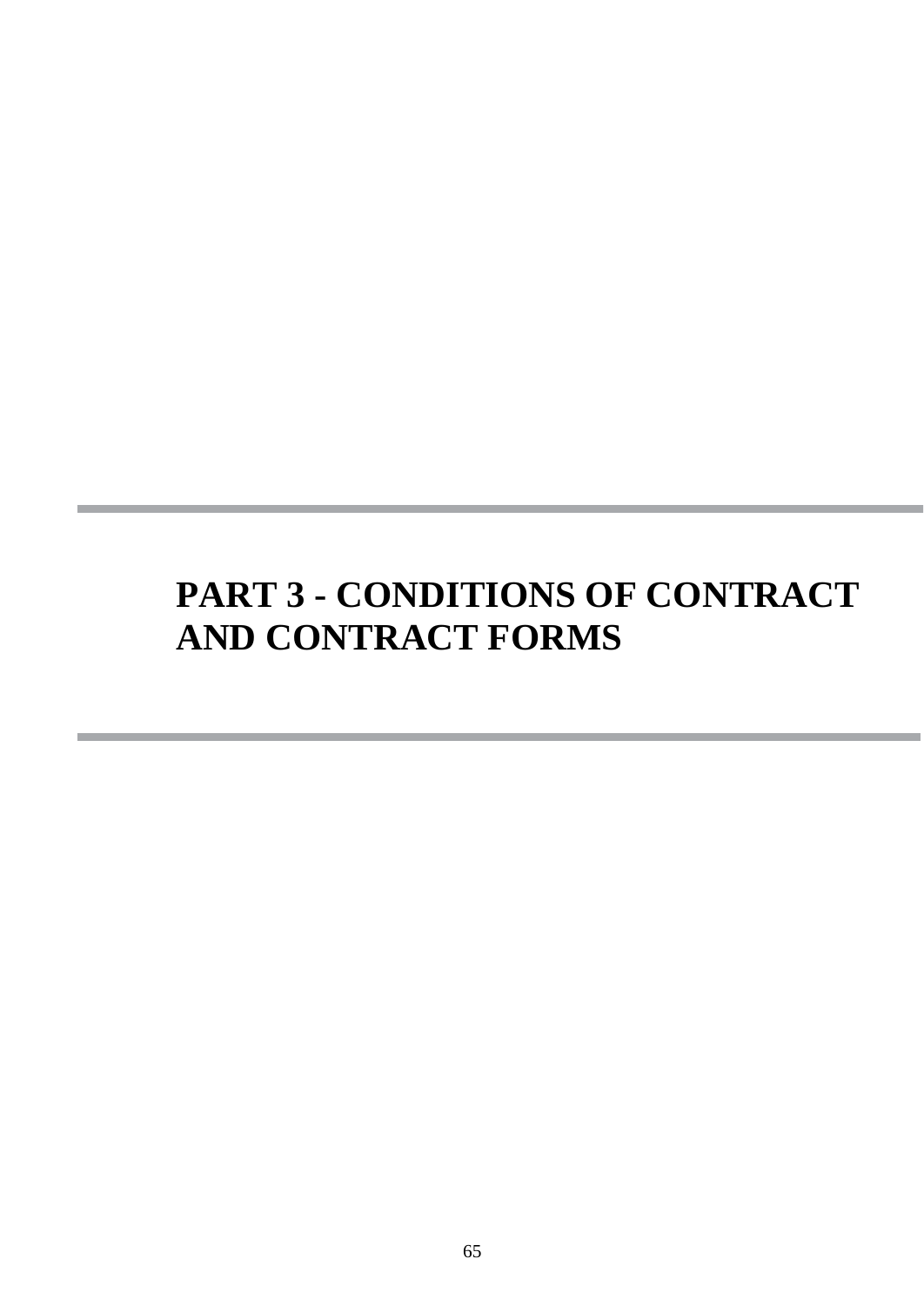# PART 3 - CONDITIONS OF CONTRACT AND CONTRACT FORMS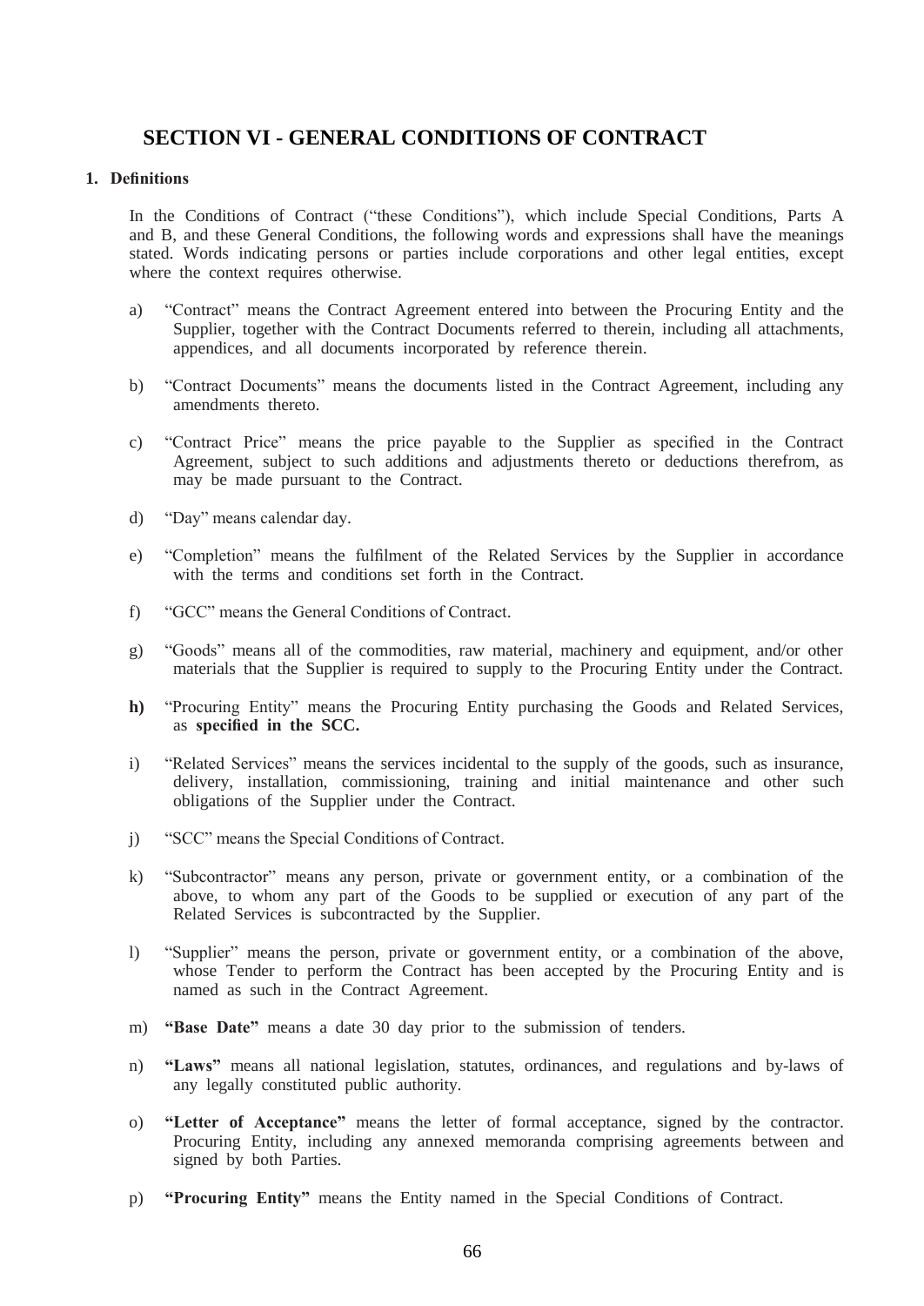# SECTION VI - GENERAL CONDITIONS OF CONTRACT

**1. Definitions**

In the Conditions of Contract ("these Conditions"), which include Special Conditions, Parts A and B, and these General Conditions, the following words and expressions shall have the meanings stated. Words indicating persons or parties include corporations and other legal entities, except where the context requires otherwise.

a) "Contract" means the Contract Agreement entered into between the Procuring Entity and the Supplier, together with the Contract Documents referred to therein, including all attachments, appendices, and all documents incorporated by reference therein.

b) "Contract Documents" means the documents listed in the Contract Agreement, including any amendments thereto.

c) "Contract Price" means the price payable to the Supplier as specified in the Contract Agreement, subject to such additions and adjustments thereto or deductions therefrom, as may be made pursuant to the Contract.

d) "Day" means calendar day.

e) "Completion" means the fulfilment of the Related Services by the Supplier in accordance with the terms and conditions set forth in the Contract.

f) "GCC" means the General Conditions of Contract.

g) "Goods" means all of the commodities, raw material, machinery and equipment, and/or other materials that the Supplier is required to supply to the Procuring Entity under the Contract.

**h)** "Procuring Entity" means the Procuring Entity purchasing the Goods and Related Services, as **specified in the SCC.**

i) "Related Services" means the services incidental to the supply of the goods, such as insurance, delivery, installation, commissioning, training and initial maintenance and other such obligations of the Supplier under the Contract.

j) "SCC" means the Special Conditions of Contract.

k) "Subcontractor" means any person, private or government entity, or a combination of the above, to whom any part of the Goods to be supplied or execution of any part of the Related Services is subcontracted by the Supplier.

l) "Supplier" means the person, private or government entity, or a combination of the above, whose Tender to perform the Contract has been accepted by the Procuring Entity and is named as such in the Contract Agreement.

m) **"Base Date"** means a date 30 day prior to the submission of tenders.

n) **"Laws"** means all national legislation, statutes, ordinances, and regulations and by-laws of any legally constituted public authority.

o) **"Letter of Acceptance"** means the letter of formal acceptance, signed by the contractor. Procuring Entity, including any annexed memoranda comprising agreements between and signed by both Parties.

p) **"Procuring Entity"** means the Entity named in the Special Conditions of Contract.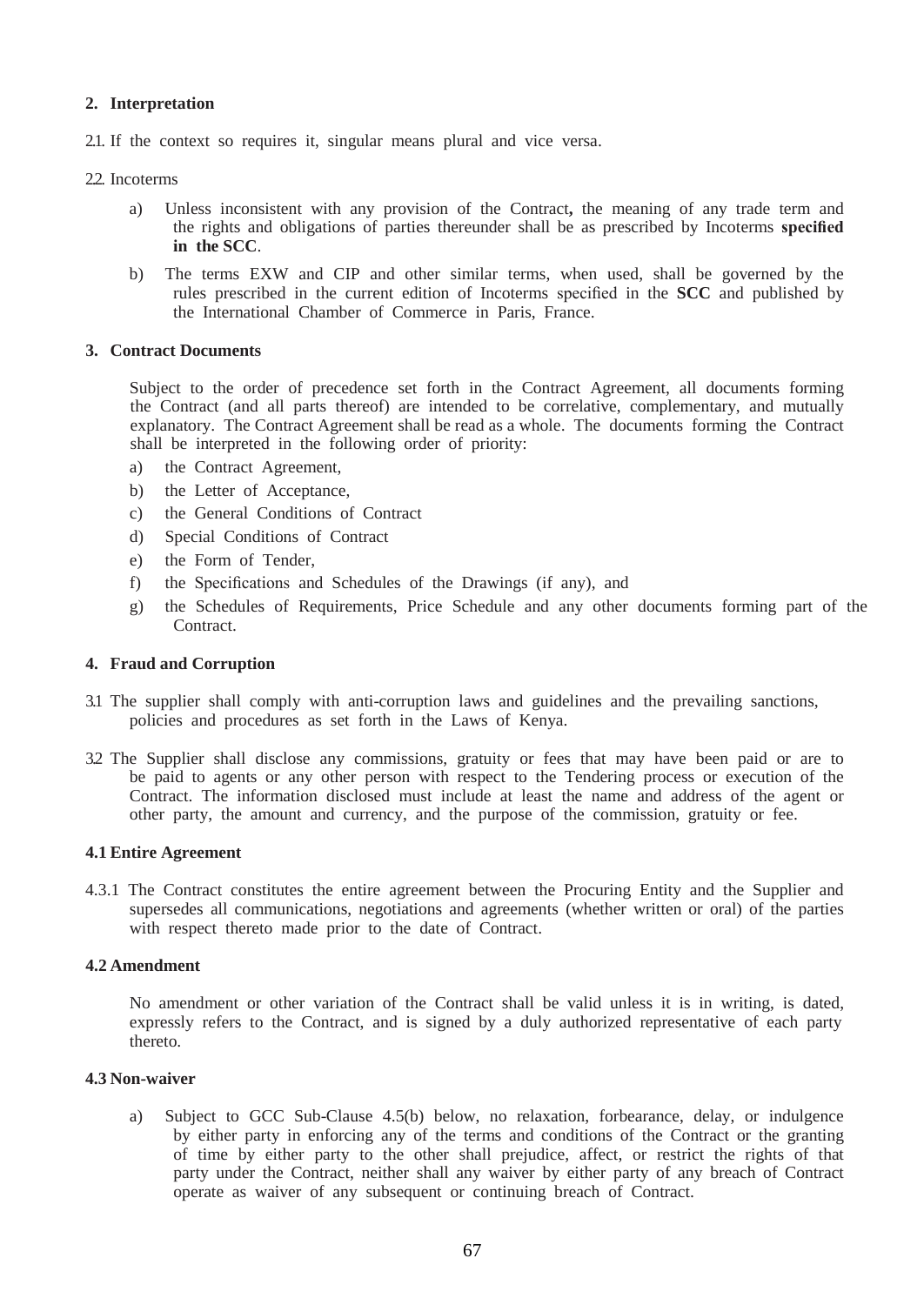## 2. Interpretation

2.1. If the context so requires it, singular means plural and vice versa.

2.2. Incoterms

a) Unless inconsistent with any provision of the Contract**,** the meaning of any trade term and the rights and obligations of parties thereunder shall be as prescribed by Incoterms **specified in the SCC**.

b) The terms EXW and CIP and other similar terms, when used, shall be governed by the rules prescribed in the current edition of Incoterms specified in the **SCC** and published by the International Chamber of Commerce in Paris, France.

## 3. Contract Documents

Subject to the order of precedence set forth in the Contract Agreement, all documents forming the Contract (and all parts thereof) are intended to be correlative, complementary, and mutually explanatory. The Contract Agreement shall be read as a whole. The documents forming the Contract shall be interpreted in the following order of priority:

a) the Contract Agreement,
b) the Letter of Acceptance,
c) the General Conditions of Contract
d) Special Conditions of Contract
e) the Form of Tender,
f) the Specifications and Schedules of the Drawings (if any), and
g) the Schedules of Requirements, Price Schedule and any other documents forming part of the Contract.

## 4. Fraud and Corruption

3.1 The supplier shall comply with anti-corruption laws and guidelines and the prevailing sanctions, policies and procedures as set forth in the Laws of Kenya.

3.2 The Supplier shall disclose any commissions, gratuity or fees that may have been paid or are to be paid to agents or any other person with respect to the Tendering process or execution of the Contract. The information disclosed must include at least the name and address of the agent or other party, the amount and currency, and the purpose of the commission, gratuity or fee.

### 4.1 Entire Agreement

4.3.1 The Contract constitutes the entire agreement between the Procuring Entity and the Supplier and supersedes all communications, negotiations and agreements (whether written or oral) of the parties with respect thereto made prior to the date of Contract.

### 4.2 Amendment

No amendment or other variation of the Contract shall be valid unless it is in writing, is dated, expressly refers to the Contract, and is signed by a duly authorized representative of each party thereto.

### 4.3 Non-waiver

a) Subject to GCC Sub-Clause 4.5(b) below, no relaxation, forbearance, delay, or indulgence by either party in enforcing any of the terms and conditions of the Contract or the granting of time by either party to the other shall prejudice, affect, or restrict the rights of that party under the Contract, neither shall any waiver by either party of any breach of Contract operate as waiver of any subsequent or continuing breach of Contract.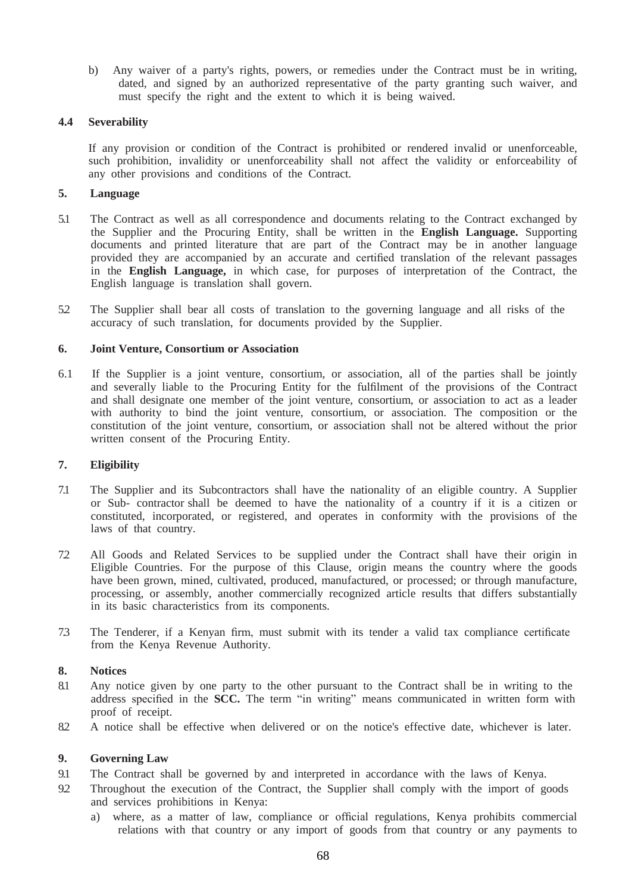b) Any waiver of a party's rights, powers, or remedies under the Contract must be in writing, dated, and signed by an authorized representative of the party granting such waiver, and must specify the right and the extent to which it is being waived.

**4.4 Severability**

If any provision or condition of the Contract is prohibited or rendered invalid or unenforceable, such prohibition, invalidity or unenforceability shall not affect the validity or enforceability of any other provisions and conditions of the Contract.

**5. Language**

5.1 The Contract as well as all correspondence and documents relating to the Contract exchanged by the Supplier and the Procuring Entity, shall be written in the **English Language.** Supporting documents and printed literature that are part of the Contract may be in another language provided they are accompanied by an accurate and certified translation of the relevant passages in the **English Language,** in which case, for purposes of interpretation of the Contract, the English language is translation shall govern.

5.2 The Supplier shall bear all costs of translation to the governing language and all risks of the accuracy of such translation, for documents provided by the Supplier.

**6. Joint Venture, Consortium or Association**

6.1 If the Supplier is a joint venture, consortium, or association, all of the parties shall be jointly and severally liable to the Procuring Entity for the fulfilment of the provisions of the Contract and shall designate one member of the joint venture, consortium, or association to act as a leader with authority to bind the joint venture, consortium, or association. The composition or the constitution of the joint venture, consortium, or association shall not be altered without the prior written consent of the Procuring Entity.

**7. Eligibility**

7.1 The Supplier and its Subcontractors shall have the nationality of an eligible country. A Supplier or Sub- contractor shall be deemed to have the nationality of a country if it is a citizen or constituted, incorporated, or registered, and operates in conformity with the provisions of the laws of that country.

7.2 All Goods and Related Services to be supplied under the Contract shall have their origin in Eligible Countries. For the purpose of this Clause, origin means the country where the goods have been grown, mined, cultivated, produced, manufactured, or processed; or through manufacture, processing, or assembly, another commercially recognized article results that differs substantially in its basic characteristics from its components.

7.3 The Tenderer, if a Kenyan firm, must submit with its tender a valid tax compliance certificate from the Kenya Revenue Authority.

**8. Notices**

8.1 Any notice given by one party to the other pursuant to the Contract shall be in writing to the address specified in the **SCC.** The term "in writing" means communicated in written form with proof of receipt.

8.2 A notice shall be effective when delivered or on the notice's effective date, whichever is later.

**9. Governing Law**

9.1 The Contract shall be governed by and interpreted in accordance with the laws of Kenya.

9.2 Throughout the execution of the Contract, the Supplier shall comply with the import of goods and services prohibitions in Kenya:

a) where, as a matter of law, compliance or official regulations, Kenya prohibits commercial relations with that country or any import of goods from that country or any payments to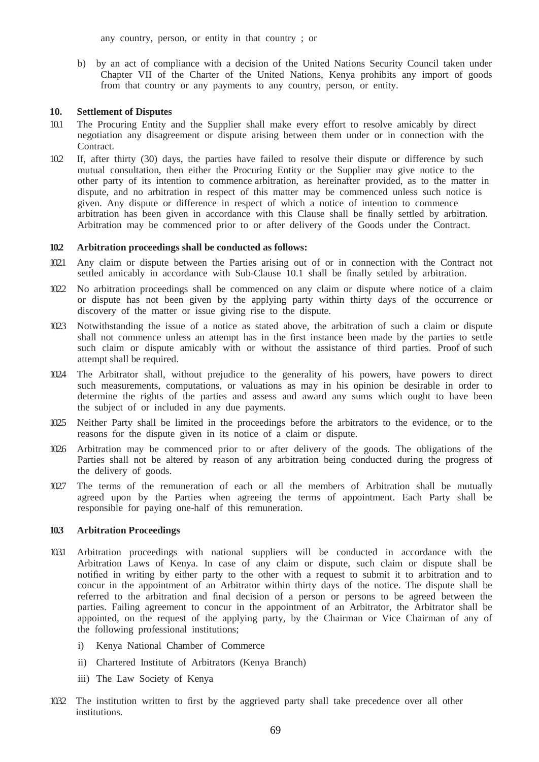any country, person, or entity in that country ; or

b) by an act of compliance with a decision of the United Nations Security Council taken under Chapter VII of the Charter of the United Nations, Kenya prohibits any import of goods from that country or any payments to any country, person, or entity.

**10. Settlement of Disputes**

10.1 The Procuring Entity and the Supplier shall make every effort to resolve amicably by direct negotiation any disagreement or dispute arising between them under or in connection with the Contract.

10.2 If, after thirty (30) days, the parties have failed to resolve their dispute or difference by such mutual consultation, then either the Procuring Entity or the Supplier may give notice to the other party of its intention to commence arbitration, as hereinafter provided, as to the matter in dispute, and no arbitration in respect of this matter may be commenced unless such notice is given. Any dispute or difference in respect of which a notice of intention to commence arbitration has been given in accordance with this Clause shall be finally settled by arbitration. Arbitration may be commenced prior to or after delivery of the Goods under the Contract.

**10.2 Arbitration proceedings shall be conducted as follows:**

10.2.1 Any claim or dispute between the Parties arising out of or in connection with the Contract not settled amicably in accordance with Sub-Clause 10.1 shall be finally settled by arbitration.

10.2.2 No arbitration proceedings shall be commenced on any claim or dispute where notice of a claim or dispute has not been given by the applying party within thirty days of the occurrence or discovery of the matter or issue giving rise to the dispute.

10.2.3 Notwithstanding the issue of a notice as stated above, the arbitration of such a claim or dispute shall not commence unless an attempt has in the first instance been made by the parties to settle such claim or dispute amicably with or without the assistance of third parties. Proof of such attempt shall be required.

10.2.4 The Arbitrator shall, without prejudice to the generality of his powers, have powers to direct such measurements, computations, or valuations as may in his opinion be desirable in order to determine the rights of the parties and assess and award any sums which ought to have been the subject of or included in any due payments.

10.2.5 Neither Party shall be limited in the proceedings before the arbitrators to the evidence, or to the reasons for the dispute given in its notice of a claim or dispute.

10.2.6 Arbitration may be commenced prior to or after delivery of the goods. The obligations of the Parties shall not be altered by reason of any arbitration being conducted during the progress of the delivery of goods.

10.2.7 The terms of the remuneration of each or all the members of Arbitration shall be mutually agreed upon by the Parties when agreeing the terms of appointment. Each Party shall be responsible for paying one-half of this remuneration.

**10.3 Arbitration Proceedings**

10.3.1 Arbitration proceedings with national suppliers will be conducted in accordance with the Arbitration Laws of Kenya. In case of any claim or dispute, such claim or dispute shall be notified in writing by either party to the other with a request to submit it to arbitration and to concur in the appointment of an Arbitrator within thirty days of the notice. The dispute shall be referred to the arbitration and final decision of a person or persons to be agreed between the parties. Failing agreement to concur in the appointment of an Arbitrator, the Arbitrator shall be appointed, on the request of the applying party, by the Chairman or Vice Chairman of any of the following professional institutions;

i) Kenya National Chamber of Commerce

ii) Chartered Institute of Arbitrators (Kenya Branch)

iii) The Law Society of Kenya

10.3.2 The institution written to first by the aggrieved party shall take precedence over all other institutions.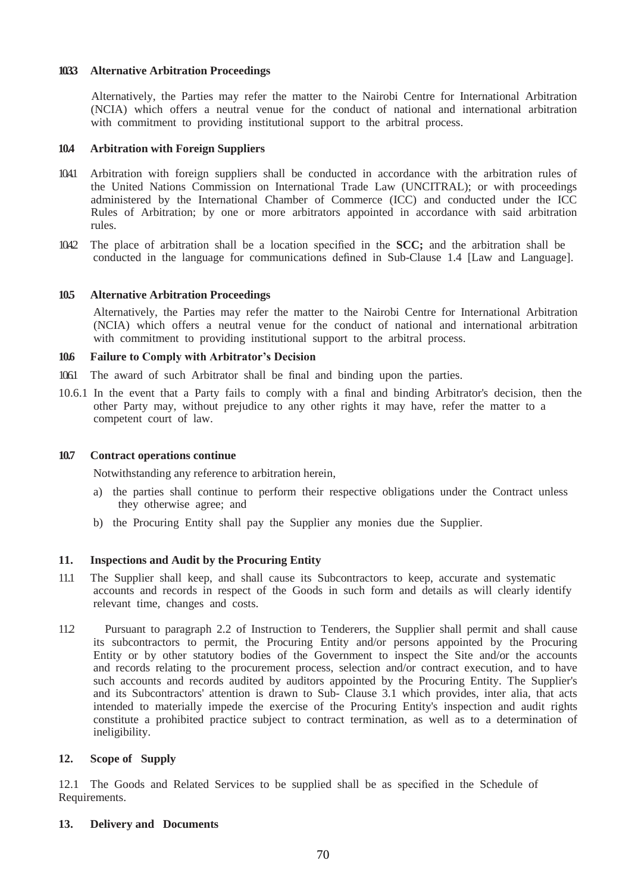**10.3.3 Alternative Arbitration Proceedings**

Alternatively, the Parties may refer the matter to the Nairobi Centre for International Arbitration (NCIA) which offers a neutral venue for the conduct of national and international arbitration with commitment to providing institutional support to the arbitral process.

**10.4 Arbitration with Foreign Suppliers**

10.4.1 Arbitration with foreign suppliers shall be conducted in accordance with the arbitration rules of the United Nations Commission on International Trade Law (UNCITRAL); or with proceedings administered by the International Chamber of Commerce (ICC) and conducted under the ICC Rules of Arbitration; by one or more arbitrators appointed in accordance with said arbitration rules.

10.4.2 The place of arbitration shall be a location specified in the **SCC;** and the arbitration shall be conducted in the language for communications defined in Sub-Clause 1.4 [Law and Language].

**10.5 Alternative Arbitration Proceedings**

Alternatively, the Parties may refer the matter to the Nairobi Centre for International Arbitration (NCIA) which offers a neutral venue for the conduct of national and international arbitration with commitment to providing institutional support to the arbitral process.

**10.6 Failure to Comply with Arbitrator's Decision**

10.6.1 The award of such Arbitrator shall be final and binding upon the parties.

10.6.1 In the event that a Party fails to comply with a final and binding Arbitrator's decision, then the other Party may, without prejudice to any other rights it may have, refer the matter to a competent court of law.

**10.7 Contract operations continue**

Notwithstanding any reference to arbitration herein,

a) the parties shall continue to perform their respective obligations under the Contract unless they otherwise agree; and

b) the Procuring Entity shall pay the Supplier any monies due the Supplier.

**11. Inspections and Audit by the Procuring Entity**

11.1 The Supplier shall keep, and shall cause its Subcontractors to keep, accurate and systematic accounts and records in respect of the Goods in such form and details as will clearly identify relevant time, changes and costs.

11.2 Pursuant to paragraph 2.2 of Instruction to Tenderers, the Supplier shall permit and shall cause its subcontractors to permit, the Procuring Entity and/or persons appointed by the Procuring Entity or by other statutory bodies of the Government to inspect the Site and/or the accounts and records relating to the procurement process, selection and/or contract execution, and to have such accounts and records audited by auditors appointed by the Procuring Entity. The Supplier's and its Subcontractors' attention is drawn to Sub- Clause 3.1 which provides, inter alia, that acts intended to materially impede the exercise of the Procuring Entity's inspection and audit rights constitute a prohibited practice subject to contract termination, as well as to a determination of ineligibility.

**12. Scope of Supply**

12.1 The Goods and Related Services to be supplied shall be as specified in the Schedule of Requirements.

**13. Delivery and Documents**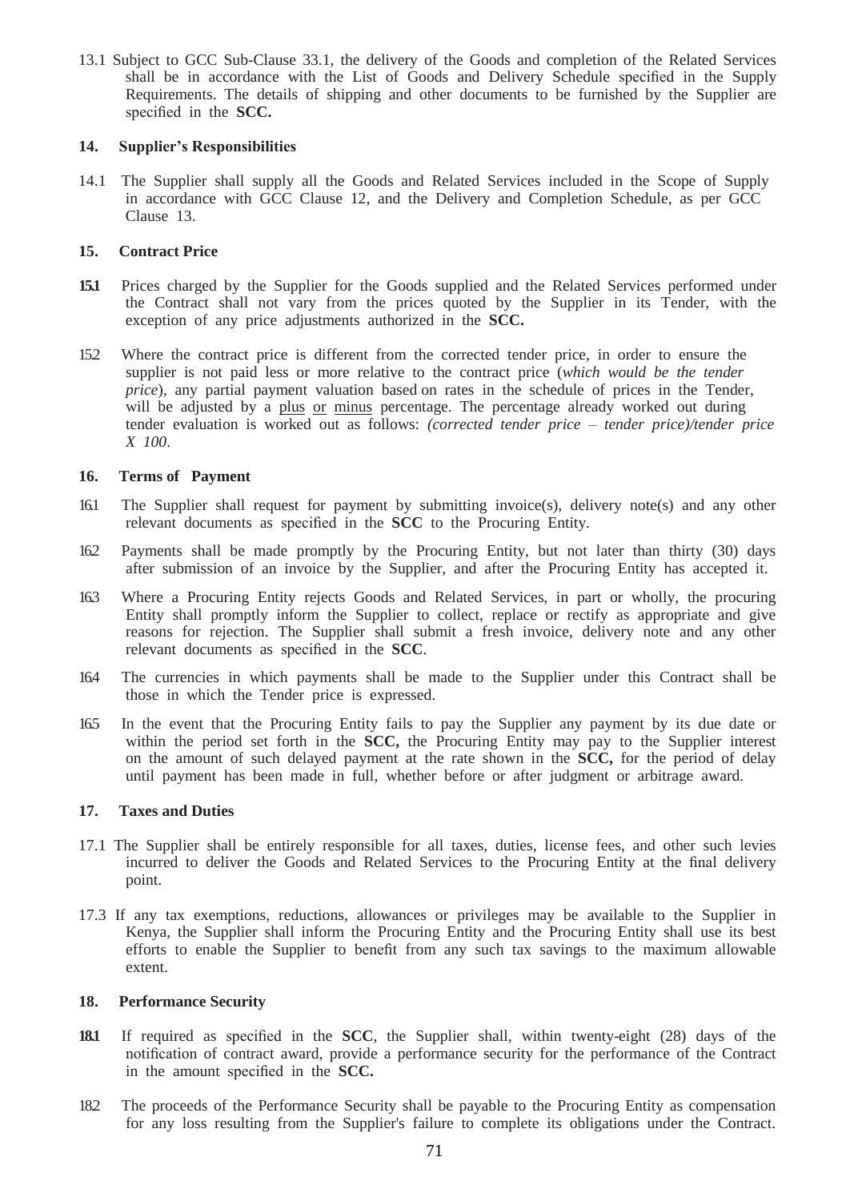13.1 Subject to GCC Sub-Clause 33.1, the delivery of the Goods and completion of the Related Services shall be in accordance with the List of Goods and Delivery Schedule specified in the Supply Requirements. The details of shipping and other documents to be furnished by the Supplier are specified in the **SCC.**

**14. Supplier's Responsibilities**

14.1 The Supplier shall supply all the Goods and Related Services included in the Scope of Supply in accordance with GCC Clause 12, and the Delivery and Completion Schedule, as per GCC Clause 13.

**15. Contract Price**

**15.1** Prices charged by the Supplier for the Goods supplied and the Related Services performed under the Contract shall not vary from the prices quoted by the Supplier in its Tender, with the exception of any price adjustments authorized in the **SCC.**

15.2 Where the contract price is different from the corrected tender price, in order to ensure the supplier is not paid less or more relative to the contract price (*which would be the tender price*), any partial payment valuation based on rates in the schedule of prices in the Tender, will be adjusted by a plus or minus percentage. The percentage already worked out during tender evaluation is worked out as follows: *(corrected tender price – tender price)/tender price X 100*.

**16. Terms of Payment**

16.1 The Supplier shall request for payment by submitting invoice(s), delivery note(s) and any other relevant documents as specified in the **SCC** to the Procuring Entity.

16.2 Payments shall be made promptly by the Procuring Entity, but not later than thirty (30) days after submission of an invoice by the Supplier, and after the Procuring Entity has accepted it.

16.3 Where a Procuring Entity rejects Goods and Related Services, in part or wholly, the procuring Entity shall promptly inform the Supplier to collect, replace or rectify as appropriate and give reasons for rejection. The Supplier shall submit a fresh invoice, delivery note and any other relevant documents as specified in the **SCC**.

16.4 The currencies in which payments shall be made to the Supplier under this Contract shall be those in which the Tender price is expressed.

16.5 In the event that the Procuring Entity fails to pay the Supplier any payment by its due date or within the period set forth in the **SCC,** the Procuring Entity may pay to the Supplier interest on the amount of such delayed payment at the rate shown in the **SCC,** for the period of delay until payment has been made in full, whether before or after judgment or arbitrage award.

**17. Taxes and Duties**

17.1 The Supplier shall be entirely responsible for all taxes, duties, license fees, and other such levies incurred to deliver the Goods and Related Services to the Procuring Entity at the final delivery point.

17.3 If any tax exemptions, reductions, allowances or privileges may be available to the Supplier in Kenya, the Supplier shall inform the Procuring Entity and the Procuring Entity shall use its best efforts to enable the Supplier to benefit from any such tax savings to the maximum allowable extent.

**18. Performance Security**

**18.1** If required as specified in the **SCC**, the Supplier shall, within twenty-eight (28) days of the notification of contract award, provide a performance security for the performance of the Contract in the amount specified in the **SCC.**

18.2 The proceeds of the Performance Security shall be payable to the Procuring Entity as compensation for any loss resulting from the Supplier's failure to complete its obligations under the Contract.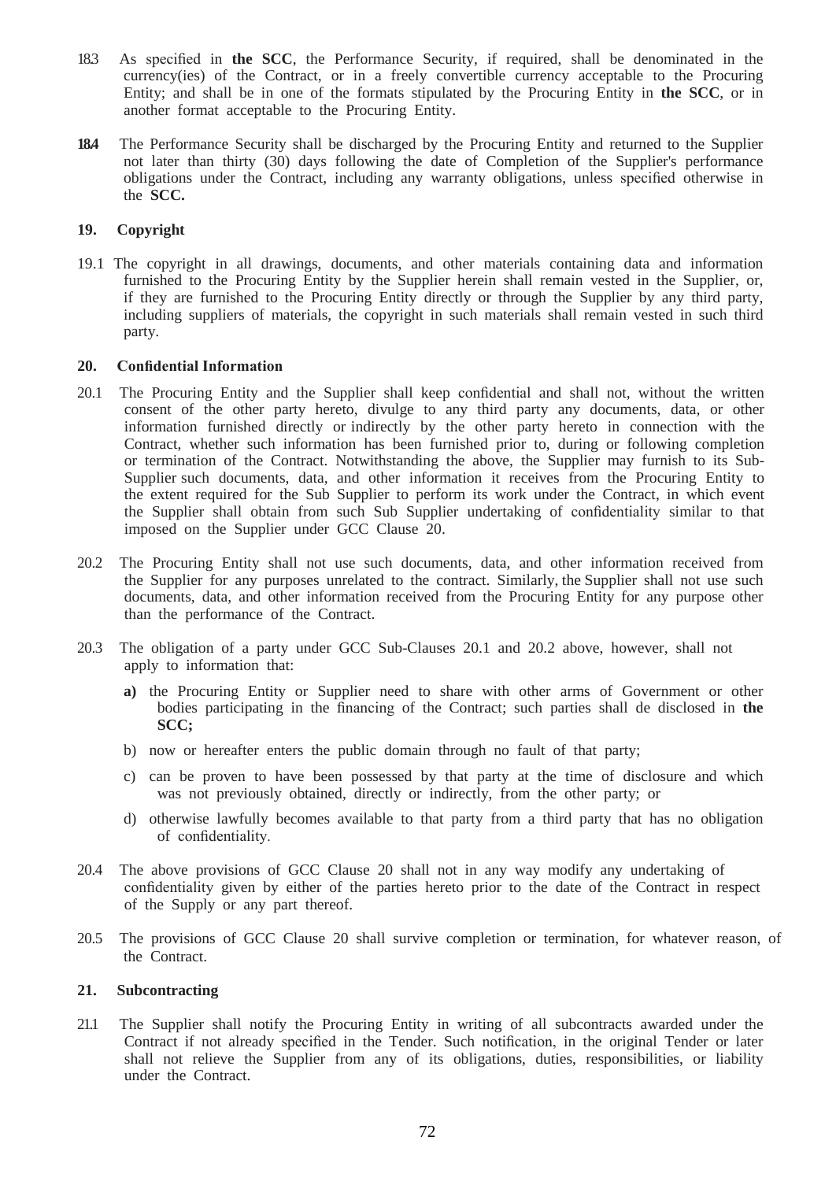18.3 As specified in **the SCC**, the Performance Security, if required, shall be denominated in the currency(ies) of the Contract, or in a freely convertible currency acceptable to the Procuring Entity; and shall be in one of the formats stipulated by the Procuring Entity in **the SCC**, or in another format acceptable to the Procuring Entity.

**18.4** The Performance Security shall be discharged by the Procuring Entity and returned to the Supplier not later than thirty (30) days following the date of Completion of the Supplier's performance obligations under the Contract, including any warranty obligations, unless specified otherwise in the **SCC.**

## 19. Copyright

19.1 The copyright in all drawings, documents, and other materials containing data and information furnished to the Procuring Entity by the Supplier herein shall remain vested in the Supplier, or, if they are furnished to the Procuring Entity directly or through the Supplier by any third party, including suppliers of materials, the copyright in such materials shall remain vested in such third party.

## 20. Confidential Information

20.1 The Procuring Entity and the Supplier shall keep confidential and shall not, without the written consent of the other party hereto, divulge to any third party any documents, data, or other information furnished directly or indirectly by the other party hereto in connection with the Contract, whether such information has been furnished prior to, during or following completion or termination of the Contract. Notwithstanding the above, the Supplier may furnish to its Sub-Supplier such documents, data, and other information it receives from the Procuring Entity to the extent required for the Sub Supplier to perform its work under the Contract, in which event the Supplier shall obtain from such Sub Supplier undertaking of confidentiality similar to that imposed on the Supplier under GCC Clause 20.

20.2 The Procuring Entity shall not use such documents, data, and other information received from the Supplier for any purposes unrelated to the contract. Similarly, the Supplier shall not use such documents, data, and other information received from the Procuring Entity for any purpose other than the performance of the Contract.

20.3 The obligation of a party under GCC Sub-Clauses 20.1 and 20.2 above, however, shall not apply to information that:

**a)** the Procuring Entity or Supplier need to share with other arms of Government or other bodies participating in the financing of the Contract; such parties shall de disclosed in **the SCC;**

b) now or hereafter enters the public domain through no fault of that party;

c) can be proven to have been possessed by that party at the time of disclosure and which was not previously obtained, directly or indirectly, from the other party; or

d) otherwise lawfully becomes available to that party from a third party that has no obligation of confidentiality.

20.4 The above provisions of GCC Clause 20 shall not in any way modify any undertaking of confidentiality given by either of the parties hereto prior to the date of the Contract in respect of the Supply or any part thereof.

20.5 The provisions of GCC Clause 20 shall survive completion or termination, for whatever reason, of the Contract.

## 21. Subcontracting

21.1 The Supplier shall notify the Procuring Entity in writing of all subcontracts awarded under the Contract if not already specified in the Tender. Such notification, in the original Tender or later shall not relieve the Supplier from any of its obligations, duties, responsibilities, or liability under the Contract.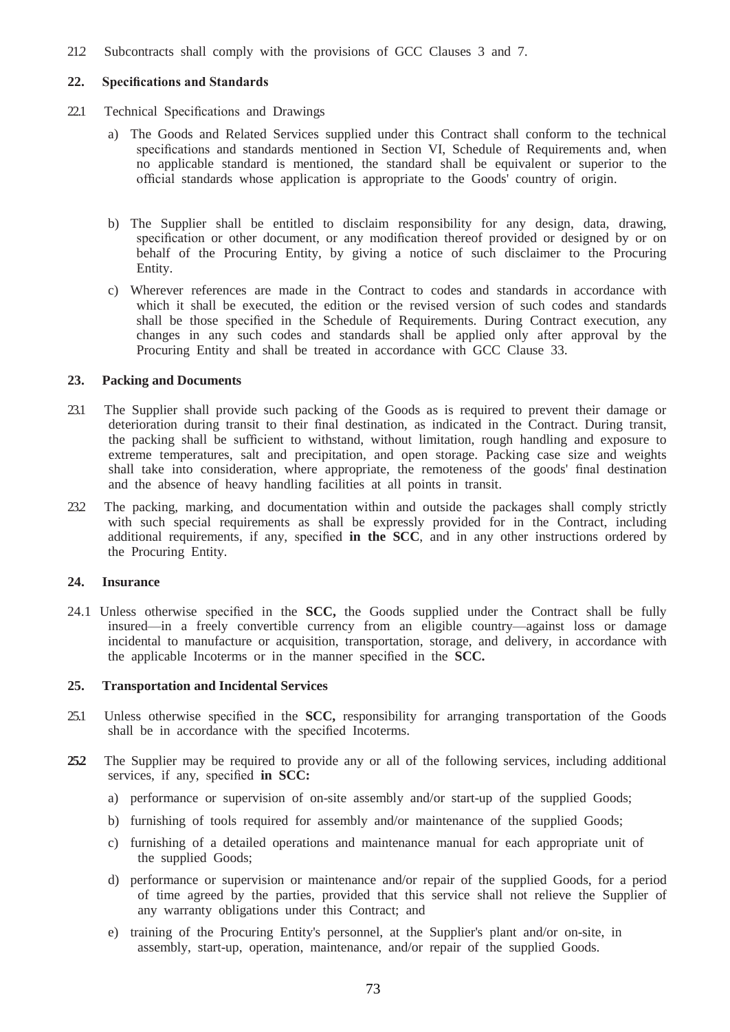21.2 Subcontracts shall comply with the provisions of GCC Clauses 3 and 7.

## 22. Specifications and Standards

22.1 Technical Specifications and Drawings

a) The Goods and Related Services supplied under this Contract shall conform to the technical specifications and standards mentioned in Section VI, Schedule of Requirements and, when no applicable standard is mentioned, the standard shall be equivalent or superior to the official standards whose application is appropriate to the Goods' country of origin.

b) The Supplier shall be entitled to disclaim responsibility for any design, data, drawing, specification or other document, or any modification thereof provided or designed by or on behalf of the Procuring Entity, by giving a notice of such disclaimer to the Procuring Entity.

c) Wherever references are made in the Contract to codes and standards in accordance with which it shall be executed, the edition or the revised version of such codes and standards shall be those specified in the Schedule of Requirements. During Contract execution, any changes in any such codes and standards shall be applied only after approval by the Procuring Entity and shall be treated in accordance with GCC Clause 33.

## 23. Packing and Documents

23.1 The Supplier shall provide such packing of the Goods as is required to prevent their damage or deterioration during transit to their final destination, as indicated in the Contract. During transit, the packing shall be sufficient to withstand, without limitation, rough handling and exposure to extreme temperatures, salt and precipitation, and open storage. Packing case size and weights shall take into consideration, where appropriate, the remoteness of the goods' final destination and the absence of heavy handling facilities at all points in transit.

23.2 The packing, marking, and documentation within and outside the packages shall comply strictly with such special requirements as shall be expressly provided for in the Contract, including additional requirements, if any, specified **in the SCC**, and in any other instructions ordered by the Procuring Entity.

## 24. Insurance

24.1 Unless otherwise specified in the **SCC,** the Goods supplied under the Contract shall be fully insured—in a freely convertible currency from an eligible country—against loss or damage incidental to manufacture or acquisition, transportation, storage, and delivery, in accordance with the applicable Incoterms or in the manner specified in the **SCC.**

## 25. Transportation and Incidental Services

25.1 Unless otherwise specified in the **SCC,** responsibility for arranging transportation of the Goods shall be in accordance with the specified Incoterms.

**25.2** The Supplier may be required to provide any or all of the following services, including additional services, if any, specified **in SCC:**

a) performance or supervision of on-site assembly and/or start-up of the supplied Goods;

b) furnishing of tools required for assembly and/or maintenance of the supplied Goods;

c) furnishing of a detailed operations and maintenance manual for each appropriate unit of the supplied Goods;

d) performance or supervision or maintenance and/or repair of the supplied Goods, for a period of time agreed by the parties, provided that this service shall not relieve the Supplier of any warranty obligations under this Contract; and

e) training of the Procuring Entity's personnel, at the Supplier's plant and/or on-site, in assembly, start-up, operation, maintenance, and/or repair of the supplied Goods.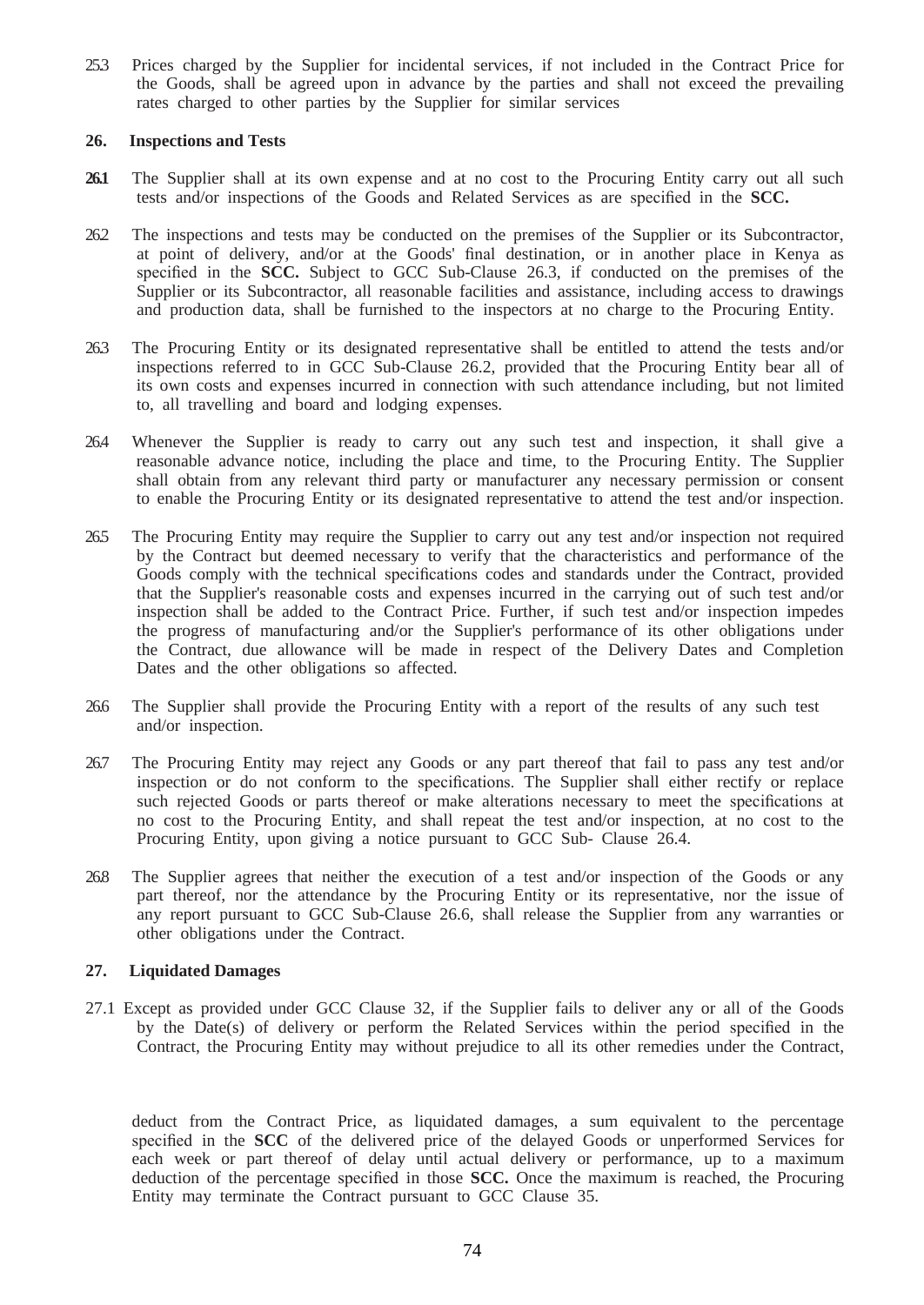25.3 Prices charged by the Supplier for incidental services, if not included in the Contract Price for the Goods, shall be agreed upon in advance by the parties and shall not exceed the prevailing rates charged to other parties by the Supplier for similar services

### 26. Inspections and Tests

**26.1** The Supplier shall at its own expense and at no cost to the Procuring Entity carry out all such tests and/or inspections of the Goods and Related Services as are specified in the **SCC.**

26.2 The inspections and tests may be conducted on the premises of the Supplier or its Subcontractor, at point of delivery, and/or at the Goods' final destination, or in another place in Kenya as specified in the **SCC.** Subject to GCC Sub-Clause 26.3, if conducted on the premises of the Supplier or its Subcontractor, all reasonable facilities and assistance, including access to drawings and production data, shall be furnished to the inspectors at no charge to the Procuring Entity.

26.3 The Procuring Entity or its designated representative shall be entitled to attend the tests and/or inspections referred to in GCC Sub-Clause 26.2, provided that the Procuring Entity bear all of its own costs and expenses incurred in connection with such attendance including, but not limited to, all travelling and board and lodging expenses.

26.4 Whenever the Supplier is ready to carry out any such test and inspection, it shall give a reasonable advance notice, including the place and time, to the Procuring Entity. The Supplier shall obtain from any relevant third party or manufacturer any necessary permission or consent to enable the Procuring Entity or its designated representative to attend the test and/or inspection.

26.5 The Procuring Entity may require the Supplier to carry out any test and/or inspection not required by the Contract but deemed necessary to verify that the characteristics and performance of the Goods comply with the technical specifications codes and standards under the Contract, provided that the Supplier's reasonable costs and expenses incurred in the carrying out of such test and/or inspection shall be added to the Contract Price. Further, if such test and/or inspection impedes the progress of manufacturing and/or the Supplier's performance of its other obligations under the Contract, due allowance will be made in respect of the Delivery Dates and Completion Dates and the other obligations so affected.

26.6 The Supplier shall provide the Procuring Entity with a report of the results of any such test and/or inspection.

26.7 The Procuring Entity may reject any Goods or any part thereof that fail to pass any test and/or inspection or do not conform to the specifications. The Supplier shall either rectify or replace such rejected Goods or parts thereof or make alterations necessary to meet the specifications at no cost to the Procuring Entity, and shall repeat the test and/or inspection, at no cost to the Procuring Entity, upon giving a notice pursuant to GCC Sub- Clause 26.4.

26.8 The Supplier agrees that neither the execution of a test and/or inspection of the Goods or any part thereof, nor the attendance by the Procuring Entity or its representative, nor the issue of any report pursuant to GCC Sub-Clause 26.6, shall release the Supplier from any warranties or other obligations under the Contract.

### 27. Liquidated Damages

27.1 Except as provided under GCC Clause 32, if the Supplier fails to deliver any or all of the Goods by the Date(s) of delivery or perform the Related Services within the period specified in the Contract, the Procuring Entity may without prejudice to all its other remedies under the Contract, deduct from the Contract Price, as liquidated damages, a sum equivalent to the percentage specified in the **SCC** of the delivered price of the delayed Goods or unperformed Services for each week or part thereof of delay until actual delivery or performance, up to a maximum deduction of the percentage specified in those **SCC.** Once the maximum is reached, the Procuring Entity may terminate the Contract pursuant to GCC Clause 35.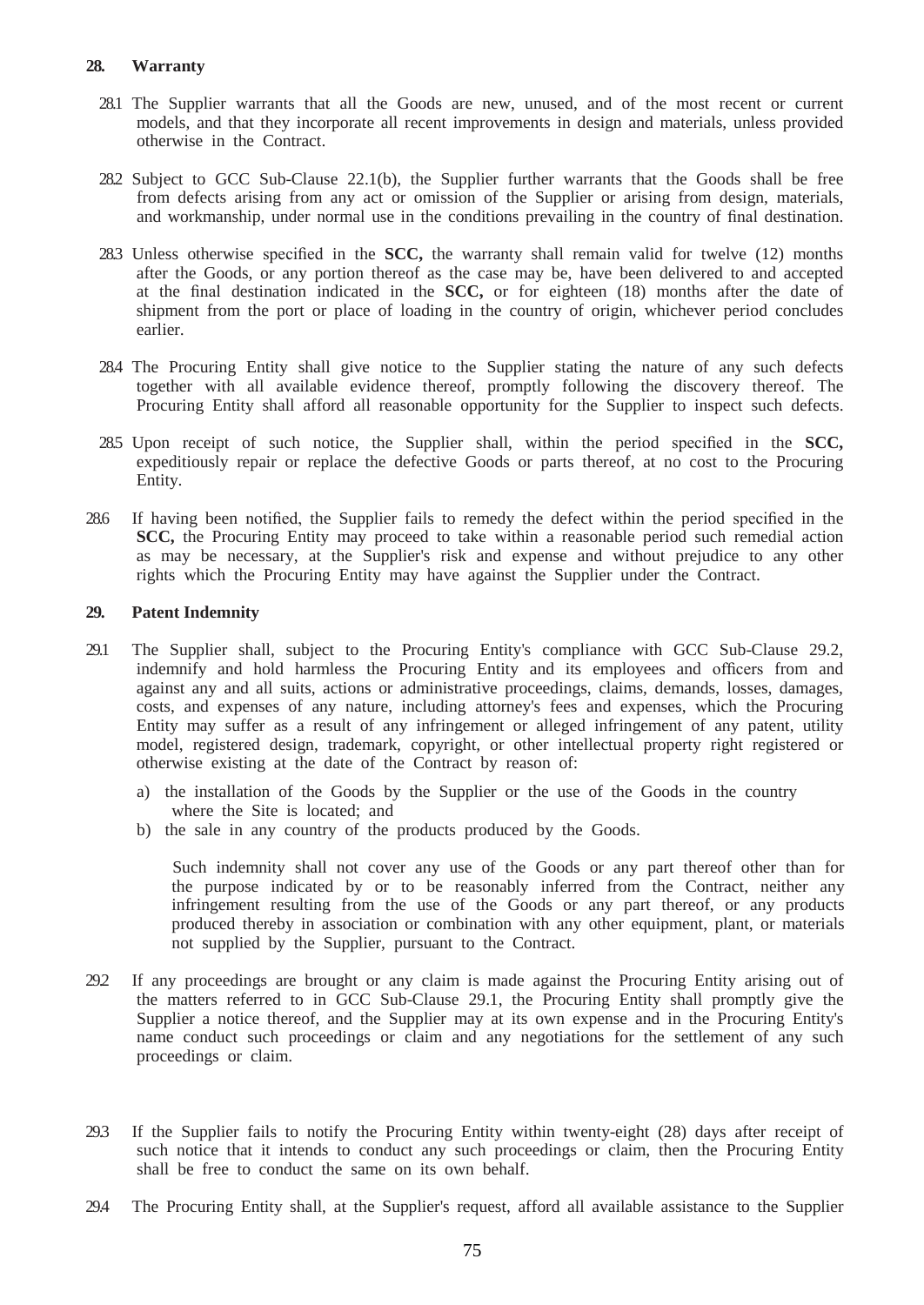**28. Warranty**

28.1 The Supplier warrants that all the Goods are new, unused, and of the most recent or current models, and that they incorporate all recent improvements in design and materials, unless provided otherwise in the Contract.

28.2 Subject to GCC Sub-Clause 22.1(b), the Supplier further warrants that the Goods shall be free from defects arising from any act or omission of the Supplier or arising from design, materials, and workmanship, under normal use in the conditions prevailing in the country of final destination.

28.3 Unless otherwise specified in the **SCC,** the warranty shall remain valid for twelve (12) months after the Goods, or any portion thereof as the case may be, have been delivered to and accepted at the final destination indicated in the **SCC,** or for eighteen (18) months after the date of shipment from the port or place of loading in the country of origin, whichever period concludes earlier.

28.4 The Procuring Entity shall give notice to the Supplier stating the nature of any such defects together with all available evidence thereof, promptly following the discovery thereof. The Procuring Entity shall afford all reasonable opportunity for the Supplier to inspect such defects.

28.5 Upon receipt of such notice, the Supplier shall, within the period specified in the **SCC,** expeditiously repair or replace the defective Goods or parts thereof, at no cost to the Procuring Entity.

28.6 If having been notified, the Supplier fails to remedy the defect within the period specified in the **SCC,** the Procuring Entity may proceed to take within a reasonable period such remedial action as may be necessary, at the Supplier's risk and expense and without prejudice to any other rights which the Procuring Entity may have against the Supplier under the Contract.

**29. Patent Indemnity**

29.1 The Supplier shall, subject to the Procuring Entity's compliance with GCC Sub-Clause 29.2, indemnify and hold harmless the Procuring Entity and its employees and officers from and against any and all suits, actions or administrative proceedings, claims, demands, losses, damages, costs, and expenses of any nature, including attorney's fees and expenses, which the Procuring Entity may suffer as a result of any infringement or alleged infringement of any patent, utility model, registered design, trademark, copyright, or other intellectual property right registered or otherwise existing at the date of the Contract by reason of:

a) the installation of the Goods by the Supplier or the use of the Goods in the country where the Site is located; and
b) the sale in any country of the products produced by the Goods.

Such indemnity shall not cover any use of the Goods or any part thereof other than for the purpose indicated by or to be reasonably inferred from the Contract, neither any infringement resulting from the use of the Goods or any part thereof, or any products produced thereby in association or combination with any other equipment, plant, or materials not supplied by the Supplier, pursuant to the Contract.

29.2 If any proceedings are brought or any claim is made against the Procuring Entity arising out of the matters referred to in GCC Sub-Clause 29.1, the Procuring Entity shall promptly give the Supplier a notice thereof, and the Supplier may at its own expense and in the Procuring Entity's name conduct such proceedings or claim and any negotiations for the settlement of any such proceedings or claim.

29.3 If the Supplier fails to notify the Procuring Entity within twenty-eight (28) days after receipt of such notice that it intends to conduct any such proceedings or claim, then the Procuring Entity shall be free to conduct the same on its own behalf.

29.4 The Procuring Entity shall, at the Supplier's request, afford all available assistance to the Supplier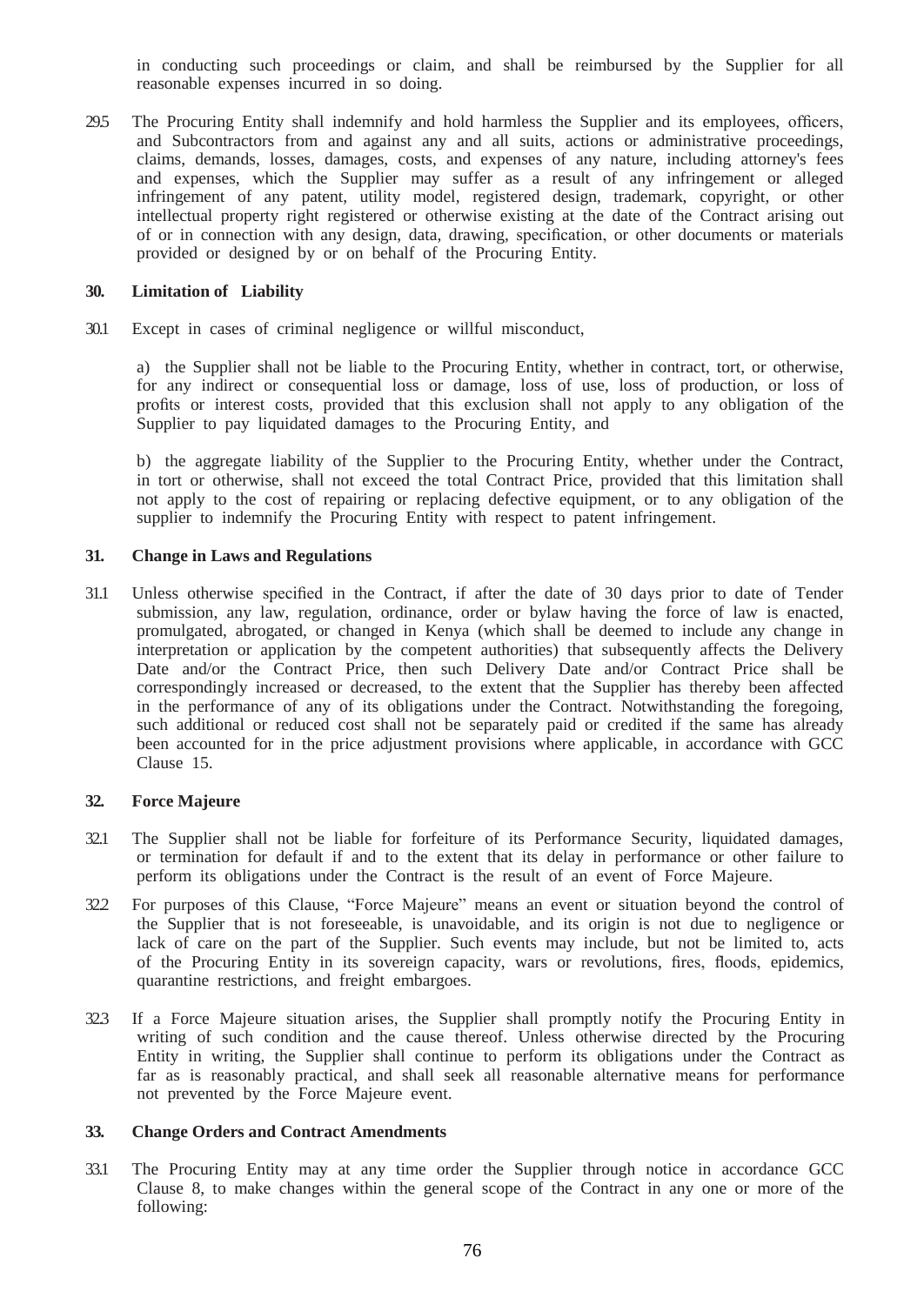in conducting such proceedings or claim, and shall be reimbursed by the Supplier for all reasonable expenses incurred in so doing.

29.5 The Procuring Entity shall indemnify and hold harmless the Supplier and its employees, officers, and Subcontractors from and against any and all suits, actions or administrative proceedings, claims, demands, losses, damages, costs, and expenses of any nature, including attorney's fees and expenses, which the Supplier may suffer as a result of any infringement or alleged infringement of any patent, utility model, registered design, trademark, copyright, or other intellectual property right registered or otherwise existing at the date of the Contract arising out of or in connection with any design, data, drawing, specification, or other documents or materials provided or designed by or on behalf of the Procuring Entity.

### 30. Limitation of Liability

30.1 Except in cases of criminal negligence or willful misconduct,

a) the Supplier shall not be liable to the Procuring Entity, whether in contract, tort, or otherwise, for any indirect or consequential loss or damage, loss of use, loss of production, or loss of profits or interest costs, provided that this exclusion shall not apply to any obligation of the Supplier to pay liquidated damages to the Procuring Entity, and

b) the aggregate liability of the Supplier to the Procuring Entity, whether under the Contract, in tort or otherwise, shall not exceed the total Contract Price, provided that this limitation shall not apply to the cost of repairing or replacing defective equipment, or to any obligation of the supplier to indemnify the Procuring Entity with respect to patent infringement.

### 31. Change in Laws and Regulations

31.1 Unless otherwise specified in the Contract, if after the date of 30 days prior to date of Tender submission, any law, regulation, ordinance, order or bylaw having the force of law is enacted, promulgated, abrogated, or changed in Kenya (which shall be deemed to include any change in interpretation or application by the competent authorities) that subsequently affects the Delivery Date and/or the Contract Price, then such Delivery Date and/or Contract Price shall be correspondingly increased or decreased, to the extent that the Supplier has thereby been affected in the performance of any of its obligations under the Contract. Notwithstanding the foregoing, such additional or reduced cost shall not be separately paid or credited if the same has already been accounted for in the price adjustment provisions where applicable, in accordance with GCC Clause 15.

### 32. Force Majeure

32.1 The Supplier shall not be liable for forfeiture of its Performance Security, liquidated damages, or termination for default if and to the extent that its delay in performance or other failure to perform its obligations under the Contract is the result of an event of Force Majeure.

32.2 For purposes of this Clause, "Force Majeure" means an event or situation beyond the control of the Supplier that is not foreseeable, is unavoidable, and its origin is not due to negligence or lack of care on the part of the Supplier. Such events may include, but not be limited to, acts of the Procuring Entity in its sovereign capacity, wars or revolutions, fires, floods, epidemics, quarantine restrictions, and freight embargoes.

32.3 If a Force Majeure situation arises, the Supplier shall promptly notify the Procuring Entity in writing of such condition and the cause thereof. Unless otherwise directed by the Procuring Entity in writing, the Supplier shall continue to perform its obligations under the Contract as far as is reasonably practical, and shall seek all reasonable alternative means for performance not prevented by the Force Majeure event.

### 33. Change Orders and Contract Amendments

33.1 The Procuring Entity may at any time order the Supplier through notice in accordance GCC Clause 8, to make changes within the general scope of the Contract in any one or more of the following: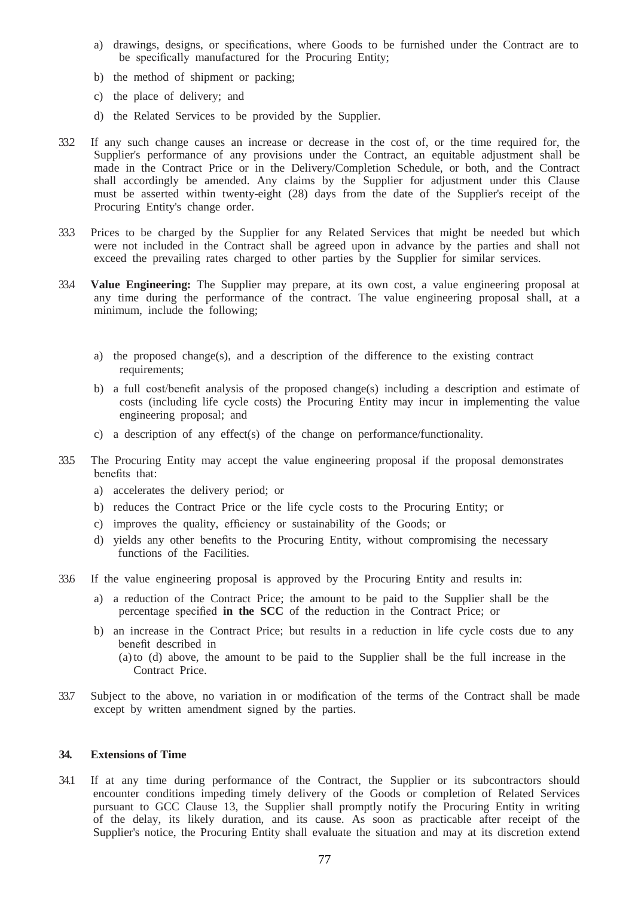a) drawings, designs, or specifications, where Goods to be furnished under the Contract are to be specifically manufactured for the Procuring Entity;

b) the method of shipment or packing;

c) the place of delivery; and

d) the Related Services to be provided by the Supplier.

33.2 If any such change causes an increase or decrease in the cost of, or the time required for, the Supplier's performance of any provisions under the Contract, an equitable adjustment shall be made in the Contract Price or in the Delivery/Completion Schedule, or both, and the Contract shall accordingly be amended. Any claims by the Supplier for adjustment under this Clause must be asserted within twenty-eight (28) days from the date of the Supplier's receipt of the Procuring Entity's change order.

33.3 Prices to be charged by the Supplier for any Related Services that might be needed but which were not included in the Contract shall be agreed upon in advance by the parties and shall not exceed the prevailing rates charged to other parties by the Supplier for similar services.

33.4 **Value Engineering:** The Supplier may prepare, at its own cost, a value engineering proposal at any time during the performance of the contract. The value engineering proposal shall, at a minimum, include the following;

a) the proposed change(s), and a description of the difference to the existing contract requirements;

b) a full cost/benefit analysis of the proposed change(s) including a description and estimate of costs (including life cycle costs) the Procuring Entity may incur in implementing the value engineering proposal; and

c) a description of any effect(s) of the change on performance/functionality.

33.5 The Procuring Entity may accept the value engineering proposal if the proposal demonstrates benefits that:

a) accelerates the delivery period; or

b) reduces the Contract Price or the life cycle costs to the Procuring Entity; or

c) improves the quality, efficiency or sustainability of the Goods; or

d) yields any other benefits to the Procuring Entity, without compromising the necessary functions of the Facilities.

33.6 If the value engineering proposal is approved by the Procuring Entity and results in:

a) a reduction of the Contract Price; the amount to be paid to the Supplier shall be the percentage specified **in the SCC** of the reduction in the Contract Price; or

b) an increase in the Contract Price; but results in a reduction in life cycle costs due to any benefit described in (a) to (d) above, the amount to be paid to the Supplier shall be the full increase in the Contract Price.

33.7 Subject to the above, no variation in or modification of the terms of the Contract shall be made except by written amendment signed by the parties.

### 34. Extensions of Time

34.1 If at any time during performance of the Contract, the Supplier or its subcontractors should encounter conditions impeding timely delivery of the Goods or completion of Related Services pursuant to GCC Clause 13, the Supplier shall promptly notify the Procuring Entity in writing of the delay, its likely duration, and its cause. As soon as practicable after receipt of the Supplier's notice, the Procuring Entity shall evaluate the situation and may at its discretion extend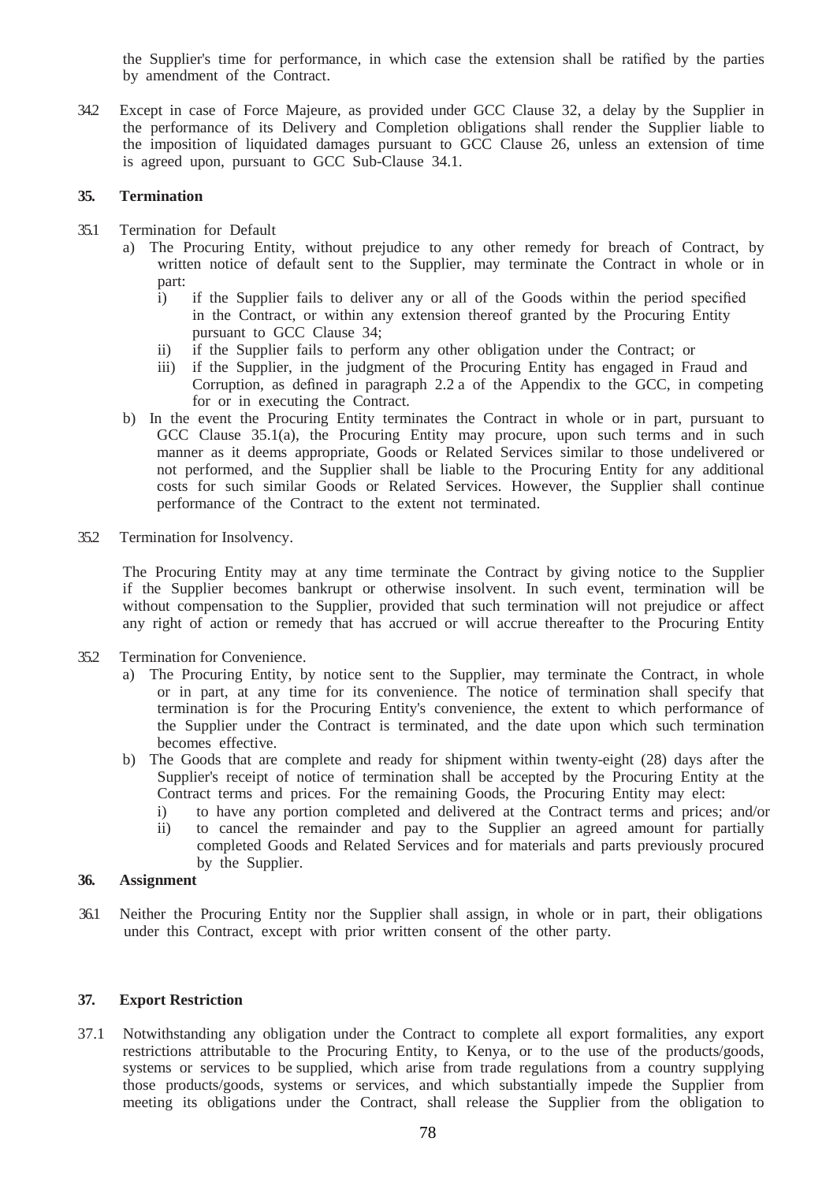the Supplier's time for performance, in which case the extension shall be ratified by the parties by amendment of the Contract.

34.2 Except in case of Force Majeure, as provided under GCC Clause 32, a delay by the Supplier in the performance of its Delivery and Completion obligations shall render the Supplier liable to the imposition of liquidated damages pursuant to GCC Clause 26, unless an extension of time is agreed upon, pursuant to GCC Sub-Clause 34.1.

**35. Termination**

35.1 Termination for Default

a) The Procuring Entity, without prejudice to any other remedy for breach of Contract, by written notice of default sent to the Supplier, may terminate the Contract in whole or in part:
   i) if the Supplier fails to deliver any or all of the Goods within the period specified in the Contract, or within any extension thereof granted by the Procuring Entity pursuant to GCC Clause 34;
   ii) if the Supplier fails to perform any other obligation under the Contract; or
   iii) if the Supplier, in the judgment of the Procuring Entity has engaged in Fraud and Corruption, as defined in paragraph 2.2 a of the Appendix to the GCC, in competing for or in executing the Contract.

b) In the event the Procuring Entity terminates the Contract in whole or in part, pursuant to GCC Clause 35.1(a), the Procuring Entity may procure, upon such terms and in such manner as it deems appropriate, Goods or Related Services similar to those undelivered or not performed, and the Supplier shall be liable to the Procuring Entity for any additional costs for such similar Goods or Related Services. However, the Supplier shall continue performance of the Contract to the extent not terminated.

35.2 Termination for Insolvency.

The Procuring Entity may at any time terminate the Contract by giving notice to the Supplier if the Supplier becomes bankrupt or otherwise insolvent. In such event, termination will be without compensation to the Supplier, provided that such termination will not prejudice or affect any right of action or remedy that has accrued or will accrue thereafter to the Procuring Entity

35.2 Termination for Convenience.

a) The Procuring Entity, by notice sent to the Supplier, may terminate the Contract, in whole or in part, at any time for its convenience. The notice of termination shall specify that termination is for the Procuring Entity's convenience, the extent to which performance of the Supplier under the Contract is terminated, and the date upon which such termination becomes effective.

b) The Goods that are complete and ready for shipment within twenty-eight (28) days after the Supplier's receipt of notice of termination shall be accepted by the Procuring Entity at the Contract terms and prices. For the remaining Goods, the Procuring Entity may elect:
   i) to have any portion completed and delivered at the Contract terms and prices; and/or
   ii) to cancel the remainder and pay to the Supplier an agreed amount for partially completed Goods and Related Services and for materials and parts previously procured by the Supplier.

**36. Assignment**

36.1 Neither the Procuring Entity nor the Supplier shall assign, in whole or in part, their obligations under this Contract, except with prior written consent of the other party.

**37. Export Restriction**

37.1 Notwithstanding any obligation under the Contract to complete all export formalities, any export restrictions attributable to the Procuring Entity, to Kenya, or to the use of the products/goods, systems or services to be supplied, which arise from trade regulations from a country supplying those products/goods, systems or services, and which substantially impede the Supplier from meeting its obligations under the Contract, shall release the Supplier from the obligation to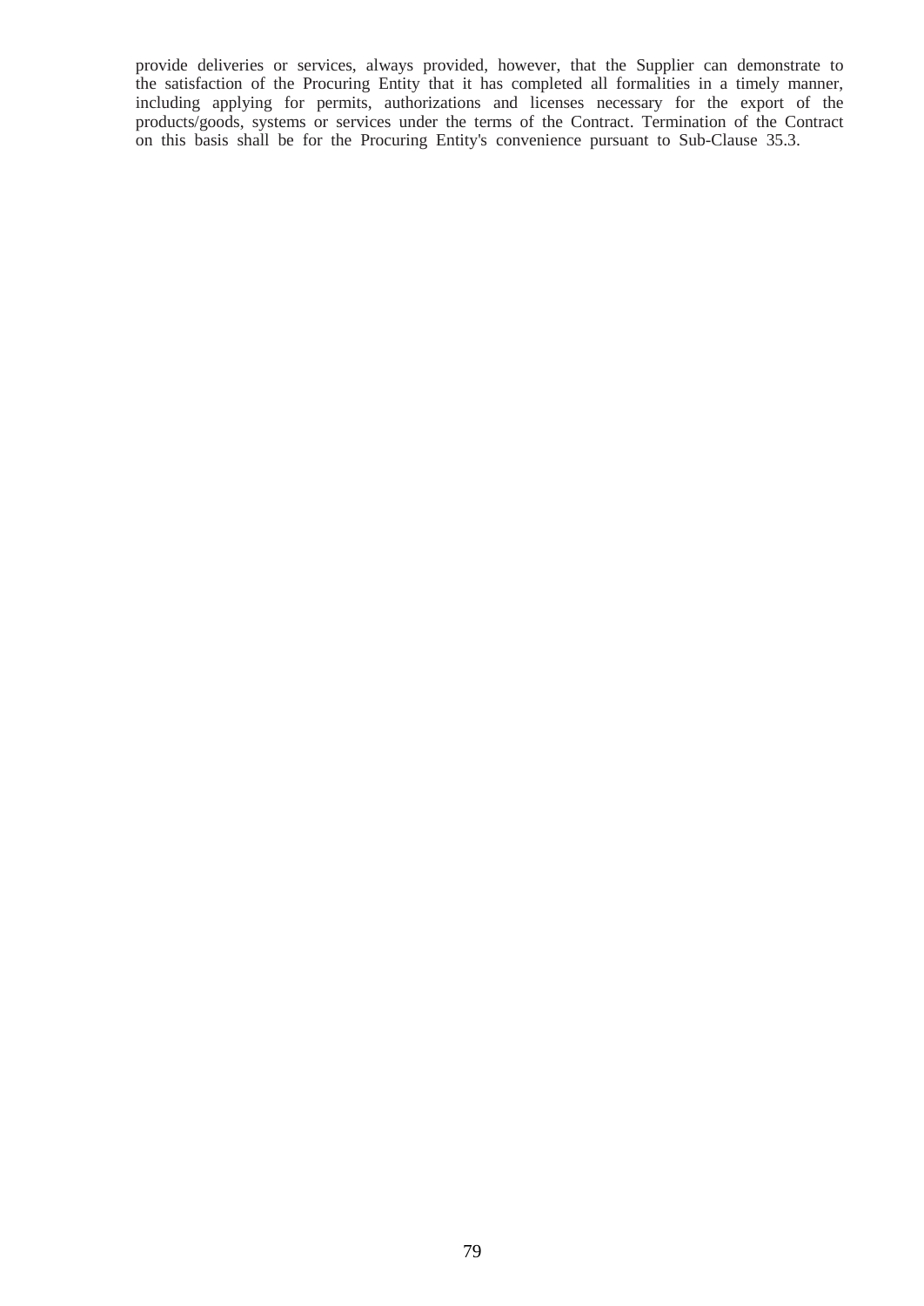provide deliveries or services, always provided, however, that the Supplier can demonstrate to the satisfaction of the Procuring Entity that it has completed all formalities in a timely manner, including applying for permits, authorizations and licenses necessary for the export of the products/goods, systems or services under the terms of the Contract. Termination of the Contract on this basis shall be for the Procuring Entity's convenience pursuant to Sub-Clause 35.3.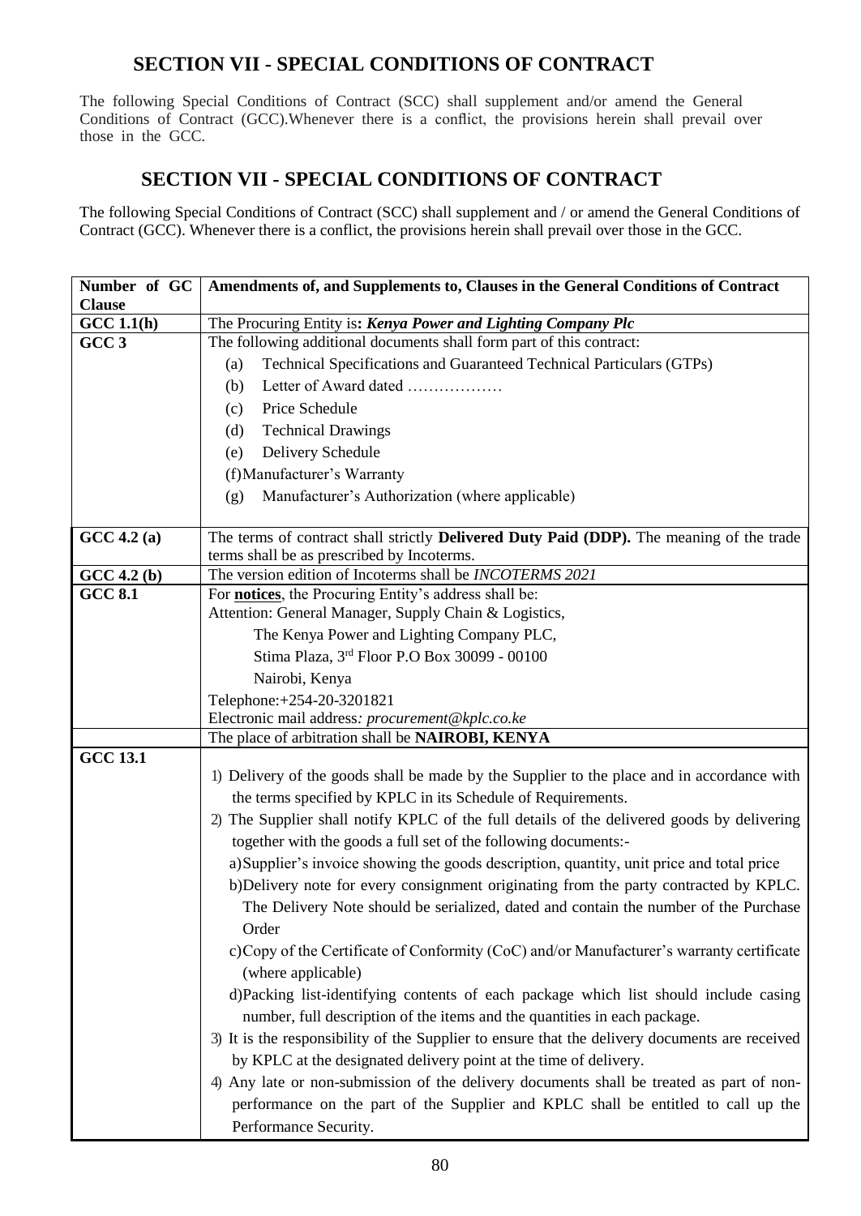# SECTION VII - SPECIAL CONDITIONS OF CONTRACT

The following Special Conditions of Contract (SCC) shall supplement and/or amend the General Conditions of Contract (GCC).Whenever there is a conflict, the provisions herein shall prevail over those in the GCC.

# SECTION VII - SPECIAL CONDITIONS OF CONTRACT

The following Special Conditions of Contract (SCC) shall supplement and / or amend the General Conditions of Contract (GCC). Whenever there is a conflict, the provisions herein shall prevail over those in the GCC.

| Number of GC Clause | Amendments of, and Supplements to, Clauses in the General Conditions of Contract |
|---|---|
| GCC 1.1(h) | The Procuring Entity is: ***Kenya Power and Lighting Company Plc*** |
| GCC 3 | The following additional documents shall form part of this contract:<br>(a) Technical Specifications and Guaranteed Technical Particulars (GTPs)<br>(b) Letter of Award dated ………………<br>(c) Price Schedule<br>(d) Technical Drawings<br>(e) Delivery Schedule<br>(f) Manufacturer's Warranty<br>(g) Manufacturer's Authorization (where applicable) |
| GCC 4.2 (a) | The terms of contract shall strictly **Delivered Duty Paid (DDP).** The meaning of the trade terms shall be as prescribed by Incoterms. |
| GCC 4.2 (b) | The version edition of Incoterms shall be *INCOTERMS 2021* |
| GCC 8.1 | For **notices**, the Procuring Entity's address shall be:<br>Attention: General Manager, Supply Chain & Logistics,<br>The Kenya Power and Lighting Company PLC,<br>Stima Plaza, 3rd Floor P.O Box 30099 - 00100<br>Nairobi, Kenya<br>Telephone:+254-20-3201821<br>Electronic mail address*: procurement@kplc.co.ke* |
| | The place of arbitration shall be **NAIROBI, KENYA** |
| GCC 13.1 | 1) Delivery of the goods shall be made by the Supplier to the place and in accordance with the terms specified by KPLC in its Schedule of Requirements.<br>2) The Supplier shall notify KPLC of the full details of the delivered goods by delivering together with the goods a full set of the following documents:-<br>a) Supplier's invoice showing the goods description, quantity, unit price and total price<br>b) Delivery note for every consignment originating from the party contracted by KPLC. The Delivery Note should be serialized, dated and contain the number of the Purchase Order<br>c) Copy of the Certificate of Conformity (CoC) and/or Manufacturer's warranty certificate (where applicable)<br>d) Packing list-identifying contents of each package which list should include casing number, full description of the items and the quantities in each package.<br>3) It is the responsibility of the Supplier to ensure that the delivery documents are received by KPLC at the designated delivery point at the time of delivery.<br>4) Any late or non-submission of the delivery documents shall be treated as part of non-performance on the part of the Supplier and KPLC shall be entitled to call up the Performance Security. |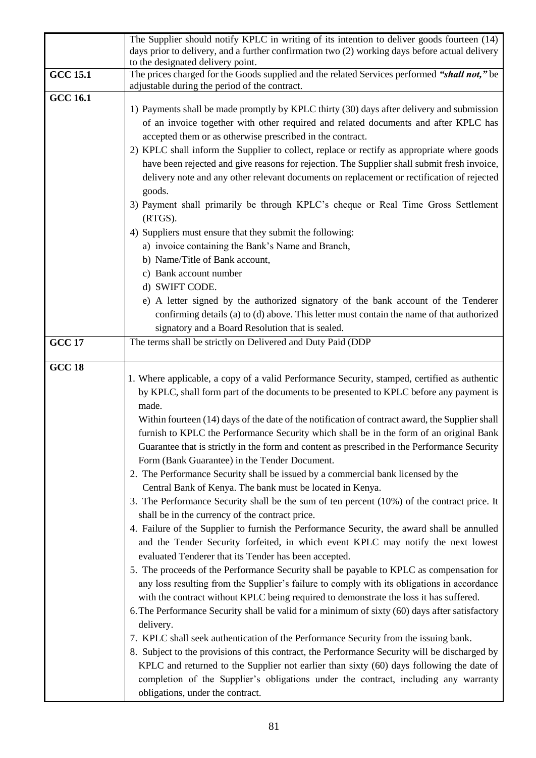| | |
|---|---|
| | The Supplier should notify KPLC in writing of its intention to deliver goods fourteen (14) days prior to delivery, and a further confirmation two (2) working days before actual delivery to the designated delivery point. |
| **GCC 15.1** | The prices charged for the Goods supplied and the related Services performed ***"shall not,"*** be adjustable during the period of the contract. |
| **GCC 16.1** | 1) Payments shall be made promptly by KPLC thirty (30) days after delivery and submission of an invoice together with other required and related documents and after KPLC has accepted them or as otherwise prescribed in the contract.<br>2) KPLC shall inform the Supplier to collect, replace or rectify as appropriate where goods have been rejected and give reasons for rejection. The Supplier shall submit fresh invoice, delivery note and any other relevant documents on replacement or rectification of rejected goods.<br>3) Payment shall primarily be through KPLC's cheque or Real Time Gross Settlement (RTGS).<br>4) Suppliers must ensure that they submit the following:<br>a) invoice containing the Bank's Name and Branch,<br>b) Name/Title of Bank account,<br>c) Bank account number<br>d) SWIFT CODE.<br>e) A letter signed by the authorized signatory of the bank account of the Tenderer confirming details (a) to (d) above. This letter must contain the name of that authorized signatory and a Board Resolution that is sealed. |
| **GCC 17** | The terms shall be strictly on Delivered and Duty Paid (DDP |
| **GCC 18** | 1. Where applicable, a copy of a valid Performance Security, stamped, certified as authentic by KPLC, shall form part of the documents to be presented to KPLC before any payment is made.<br>Within fourteen (14) days of the date of the notification of contract award, the Supplier shall furnish to KPLC the Performance Security which shall be in the form of an original Bank Guarantee that is strictly in the form and content as prescribed in the Performance Security Form (Bank Guarantee) in the Tender Document.<br>2. The Performance Security shall be issued by a commercial bank licensed by the Central Bank of Kenya. The bank must be located in Kenya.<br>3. The Performance Security shall be the sum of ten percent (10%) of the contract price. It shall be in the currency of the contract price.<br>4. Failure of the Supplier to furnish the Performance Security, the award shall be annulled and the Tender Security forfeited, in which event KPLC may notify the next lowest evaluated Tenderer that its Tender has been accepted.<br>5. The proceeds of the Performance Security shall be payable to KPLC as compensation for any loss resulting from the Supplier's failure to comply with its obligations in accordance with the contract without KPLC being required to demonstrate the loss it has suffered.<br>6. The Performance Security shall be valid for a minimum of sixty (60) days after satisfactory delivery.<br>7. KPLC shall seek authentication of the Performance Security from the issuing bank.<br>8. Subject to the provisions of this contract, the Performance Security will be discharged by KPLC and returned to the Supplier not earlier than sixty (60) days following the date of completion of the Supplier's obligations under the contract, including any warranty obligations, under the contract. |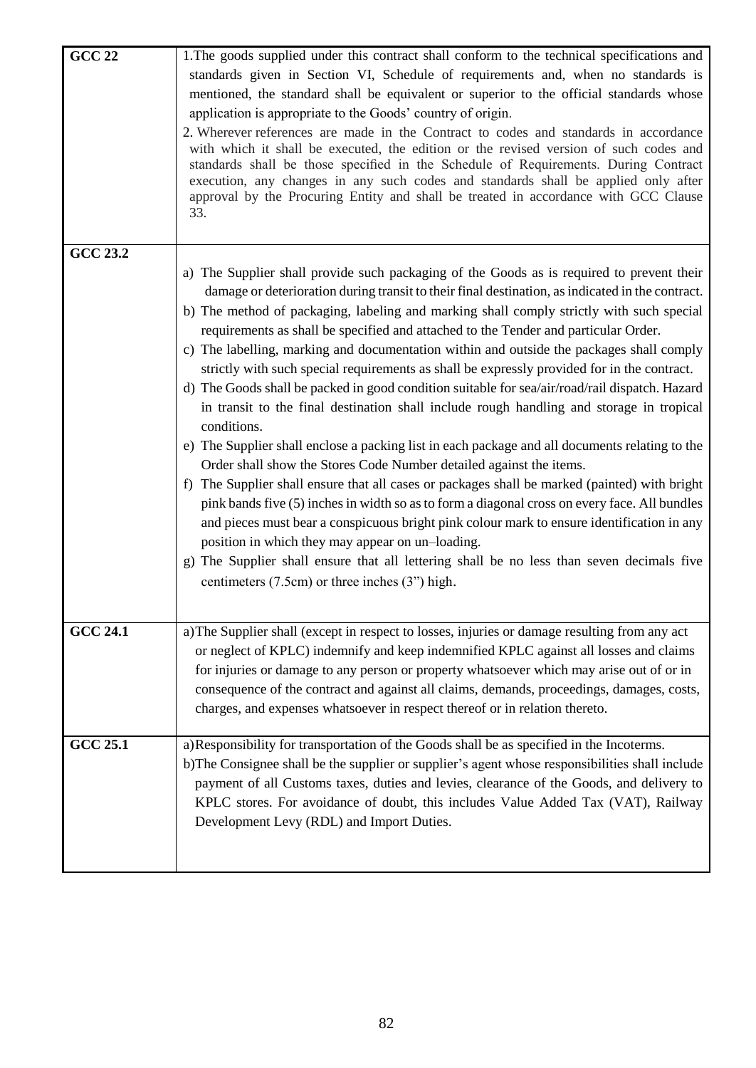| | |
|---|---|
| **GCC 22** | 1.The goods supplied under this contract shall conform to the technical specifications and standards given in Section VI, Schedule of requirements and, when no standards is mentioned, the standard shall be equivalent or superior to the official standards whose application is appropriate to the Goods' country of origin.<br>2. Wherever references are made in the Contract to codes and standards in accordance with which it shall be executed, the edition or the revised version of such codes and standards shall be those specified in the Schedule of Requirements. During Contract execution, any changes in any such codes and standards shall be applied only after approval by the Procuring Entity and shall be treated in accordance with GCC Clause 33. |
| **GCC 23.2** | a) The Supplier shall provide such packaging of the Goods as is required to prevent their damage or deterioration during transit to their final destination, as indicated in the contract.<br>b) The method of packaging, labeling and marking shall comply strictly with such special requirements as shall be specified and attached to the Tender and particular Order.<br>c) The labelling, marking and documentation within and outside the packages shall comply strictly with such special requirements as shall be expressly provided for in the contract.<br>d) The Goods shall be packed in good condition suitable for sea/air/road/rail dispatch. Hazard in transit to the final destination shall include rough handling and storage in tropical conditions.<br>e) The Supplier shall enclose a packing list in each package and all documents relating to the Order shall show the Stores Code Number detailed against the items.<br>f) The Supplier shall ensure that all cases or packages shall be marked (painted) with bright pink bands five (5) inches in width so as to form a diagonal cross on every face. All bundles and pieces must bear a conspicuous bright pink colour mark to ensure identification in any position in which they may appear on un–loading.<br>g) The Supplier shall ensure that all lettering shall be no less than seven decimals five centimeters (7.5cm) or three inches (3") high. |
| **GCC 24.1** | a)The Supplier shall (except in respect to losses, injuries or damage resulting from any act or neglect of KPLC) indemnify and keep indemnified KPLC against all losses and claims for injuries or damage to any person or property whatsoever which may arise out of or in consequence of the contract and against all claims, demands, proceedings, damages, costs, charges, and expenses whatsoever in respect thereof or in relation thereto. |
| **GCC 25.1** | a)Responsibility for transportation of the Goods shall be as specified in the Incoterms.<br>b)The Consignee shall be the supplier or supplier's agent whose responsibilities shall include payment of all Customs taxes, duties and levies, clearance of the Goods, and delivery to KPLC stores. For avoidance of doubt, this includes Value Added Tax (VAT), Railway Development Levy (RDL) and Import Duties. |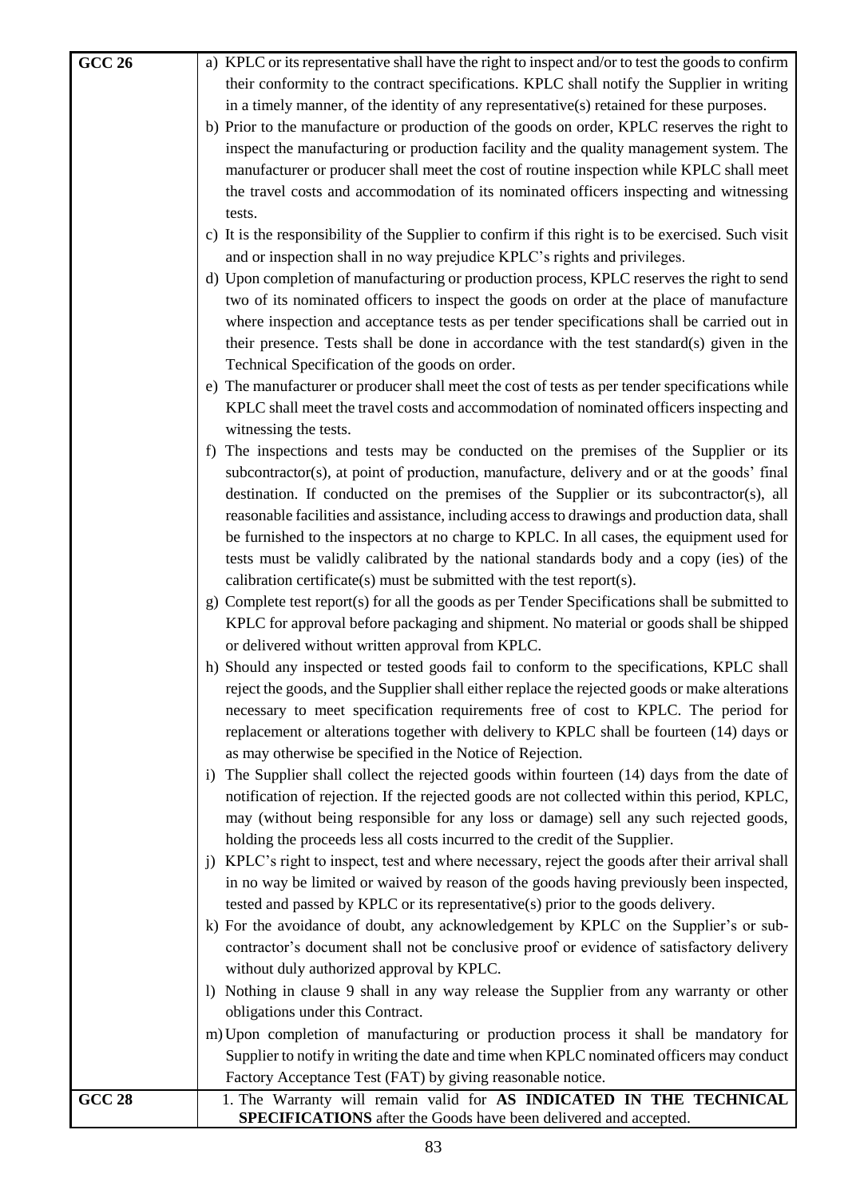| | |
|---|---|
| **GCC 26** | a) KPLC or its representative shall have the right to inspect and/or to test the goods to confirm their conformity to the contract specifications. KPLC shall notify the Supplier in writing in a timely manner, of the identity of any representative(s) retained for these purposes.<br>b) Prior to the manufacture or production of the goods on order, KPLC reserves the right to inspect the manufacturing or production facility and the quality management system. The manufacturer or producer shall meet the cost of routine inspection while KPLC shall meet the travel costs and accommodation of its nominated officers inspecting and witnessing tests.<br>c) It is the responsibility of the Supplier to confirm if this right is to be exercised. Such visit and or inspection shall in no way prejudice KPLC's rights and privileges.<br>d) Upon completion of manufacturing or production process, KPLC reserves the right to send two of its nominated officers to inspect the goods on order at the place of manufacture where inspection and acceptance tests as per tender specifications shall be carried out in their presence. Tests shall be done in accordance with the test standard(s) given in the Technical Specification of the goods on order.<br>e) The manufacturer or producer shall meet the cost of tests as per tender specifications while KPLC shall meet the travel costs and accommodation of nominated officers inspecting and witnessing the tests.<br>f) The inspections and tests may be conducted on the premises of the Supplier or its subcontractor(s), at point of production, manufacture, delivery and or at the goods' final destination. If conducted on the premises of the Supplier or its subcontractor(s), all reasonable facilities and assistance, including access to drawings and production data, shall be furnished to the inspectors at no charge to KPLC. In all cases, the equipment used for tests must be validly calibrated by the national standards body and a copy (ies) of the calibration certificate(s) must be submitted with the test report(s).<br>g) Complete test report(s) for all the goods as per Tender Specifications shall be submitted to KPLC for approval before packaging and shipment. No material or goods shall be shipped or delivered without written approval from KPLC.<br>h) Should any inspected or tested goods fail to conform to the specifications, KPLC shall reject the goods, and the Supplier shall either replace the rejected goods or make alterations necessary to meet specification requirements free of cost to KPLC. The period for replacement or alterations together with delivery to KPLC shall be fourteen (14) days or as may otherwise be specified in the Notice of Rejection.<br>i) The Supplier shall collect the rejected goods within fourteen (14) days from the date of notification of rejection. If the rejected goods are not collected within this period, KPLC, may (without being responsible for any loss or damage) sell any such rejected goods, holding the proceeds less all costs incurred to the credit of the Supplier.<br>j) KPLC's right to inspect, test and where necessary, reject the goods after their arrival shall in no way be limited or waived by reason of the goods having previously been inspected, tested and passed by KPLC or its representative(s) prior to the goods delivery.<br>k) For the avoidance of doubt, any acknowledgement by KPLC on the Supplier's or sub-contractor's document shall not be conclusive proof or evidence of satisfactory delivery without duly authorized approval by KPLC.<br>l) Nothing in clause 9 shall in any way release the Supplier from any warranty or other obligations under this Contract.<br>m) Upon completion of manufacturing or production process it shall be mandatory for Supplier to notify in writing the date and time when KPLC nominated officers may conduct Factory Acceptance Test (FAT) by giving reasonable notice. |
| **GCC 28** | 1. The Warranty will remain valid for **AS INDICATED IN THE TECHNICAL SPECIFICATIONS** after the Goods have been delivered and accepted. |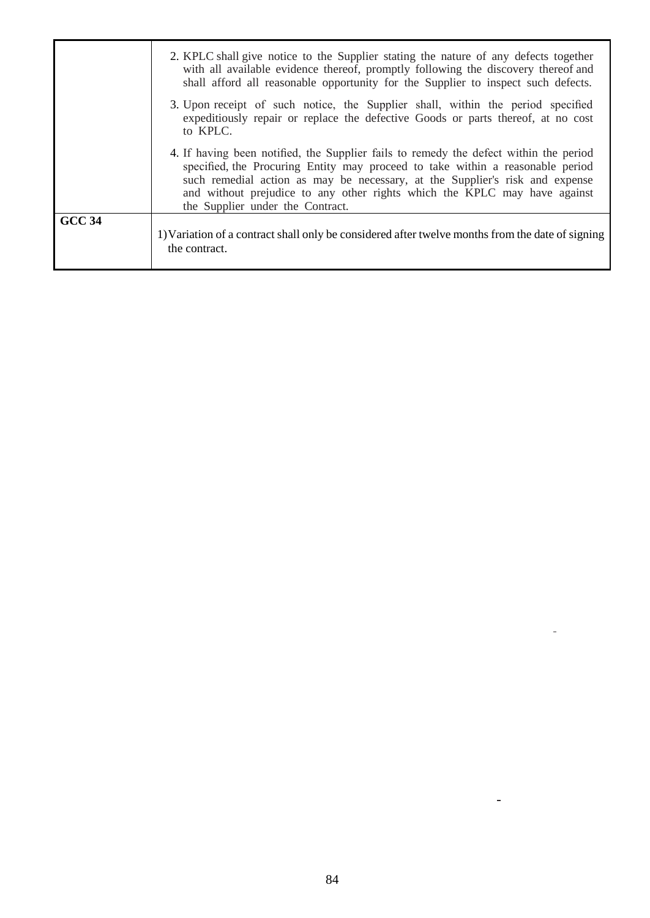| | |
|---|---|
| | 2. KPLC shall give notice to the Supplier stating the nature of any defects together with all available evidence thereof, promptly following the discovery thereof and shall afford all reasonable opportunity for the Supplier to inspect such defects.<br><br>3. Upon receipt of such notice, the Supplier shall, within the period specified expeditiously repair or replace the defective Goods or parts thereof, at no cost to KPLC.<br><br>4. If having been notified, the Supplier fails to remedy the defect within the period specified, the Procuring Entity may proceed to take within a reasonable period such remedial action as may be necessary, at the Supplier's risk and expense and without prejudice to any other rights which the KPLC may have against the Supplier under the Contract. |
| **GCC 34** | 1) Variation of a contract shall only be considered after twelve months from the date of signing the contract. |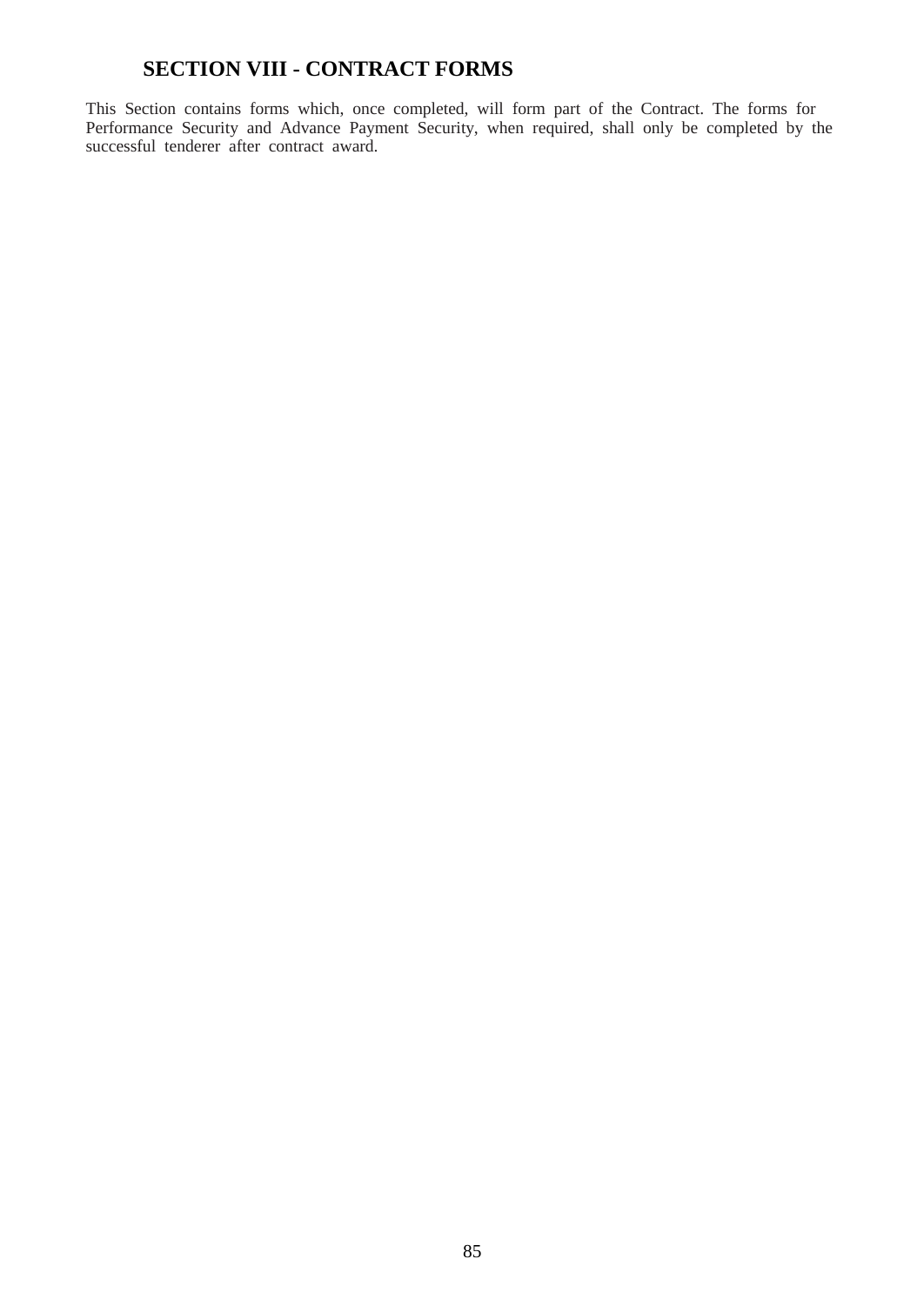# SECTION VIII - CONTRACT FORMS

This Section contains forms which, once completed, will form part of the Contract. The forms for Performance Security and Advance Payment Security, when required, shall only be completed by the successful tenderer after contract award.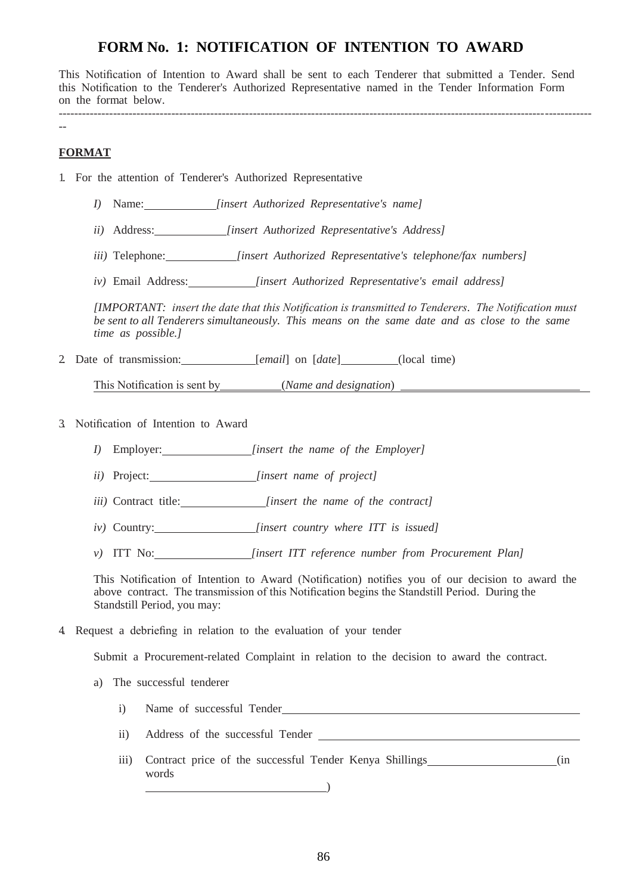# FORM No. 1: NOTIFICATION OF INTENTION TO AWARD

This Notification of Intention to Award shall be sent to each Tenderer that submitted a Tender. Send this Notification to the Tenderer's Authorized Representative named in the Tender Information Form on the format below.

---

**FORMAT**

1. For the attention of Tenderer's Authorized Representative

   *I)* Name:\_\_\_\_\_\_\_\_\_\_\_\_ *[insert Authorized Representative's name]*

   *ii)* Address:\_\_\_\_\_\_\_\_\_\_\_\_ *[insert Authorized Representative's Address]*

   *iii)* Telephone:\_\_\_\_\_\_\_\_\_\_\_\_ *[insert Authorized Representative's telephone/fax numbers]*

   *iv)* Email Address:\_\_\_\_\_\_\_\_\_\_\_ *[insert Authorized Representative's email address]*

   *[IMPORTANT: insert the date that this Notification is transmitted to Tenderers. The Notification must be sent to all Tenderers simultaneously. This means on the same date and as close to the same time as possible.]*

2. Date of transmission:\_\_\_\_\_\_\_\_\_\_\_\_ [*email*] on [*date*]\_\_\_\_\_\_\_\_\_\_ (local time)

   This Notification is sent by\_\_\_\_\_\_\_\_\_\_ (*Name and designation*) \_\_\_\_\_\_\_\_\_\_\_\_\_\_\_\_\_\_\_\_\_\_\_\_\_\_\_\_\_\_\_\_

3. Notification of Intention to Award

   *I)* Employer:\_\_\_\_\_\_\_\_\_\_\_\_\_\_\_ *[insert the name of the Employer]*

   *ii)* Project:\_\_\_\_\_\_\_\_\_\_\_\_\_\_\_\_\_\_ *[insert name of project]*

   *iii)* Contract title:\_\_\_\_\_\_\_\_\_\_\_\_\_\_ *[insert the name of the contract]*

   *iv)* Country:\_\_\_\_\_\_\_\_\_\_\_\_\_\_\_\_\_ *[insert country where ITT is issued]*

   *v)* ITT No:\_\_\_\_\_\_\_\_\_\_\_\_\_\_\_\_ *[insert ITT reference number from Procurement Plan]*

   This Notification of Intention to Award (Notification) notifies you of our decision to award the above contract. The transmission of this Notification begins the Standstill Period. During the Standstill Period, you may:

4. Request a debriefing in relation to the evaluation of your tender

   Submit a Procurement-related Complaint in relation to the decision to award the contract.

   a) The successful tenderer

      i) Name of successful Tender\_\_\_\_\_\_\_\_\_\_\_\_\_\_\_\_\_\_\_\_\_\_\_\_\_\_\_\_\_\_\_\_\_\_\_\_\_\_\_\_\_\_\_\_\_\_\_\_\_\_\_\_\_\_

      ii) Address of the successful Tender \_\_\_\_\_\_\_\_\_\_\_\_\_\_\_\_\_\_\_\_\_\_\_\_\_\_\_\_\_\_\_\_\_\_\_\_\_\_\_\_\_\_\_\_\_\_

      iii) Contract price of the successful Tender Kenya Shillings\_\_\_\_\_\_\_\_\_\_\_\_\_\_\_\_\_\_\_\_\_\_ (in words \_\_\_\_\_\_\_\_\_\_\_\_\_\_\_\_\_\_\_\_\_\_\_\_\_\_\_\_\_\_\_)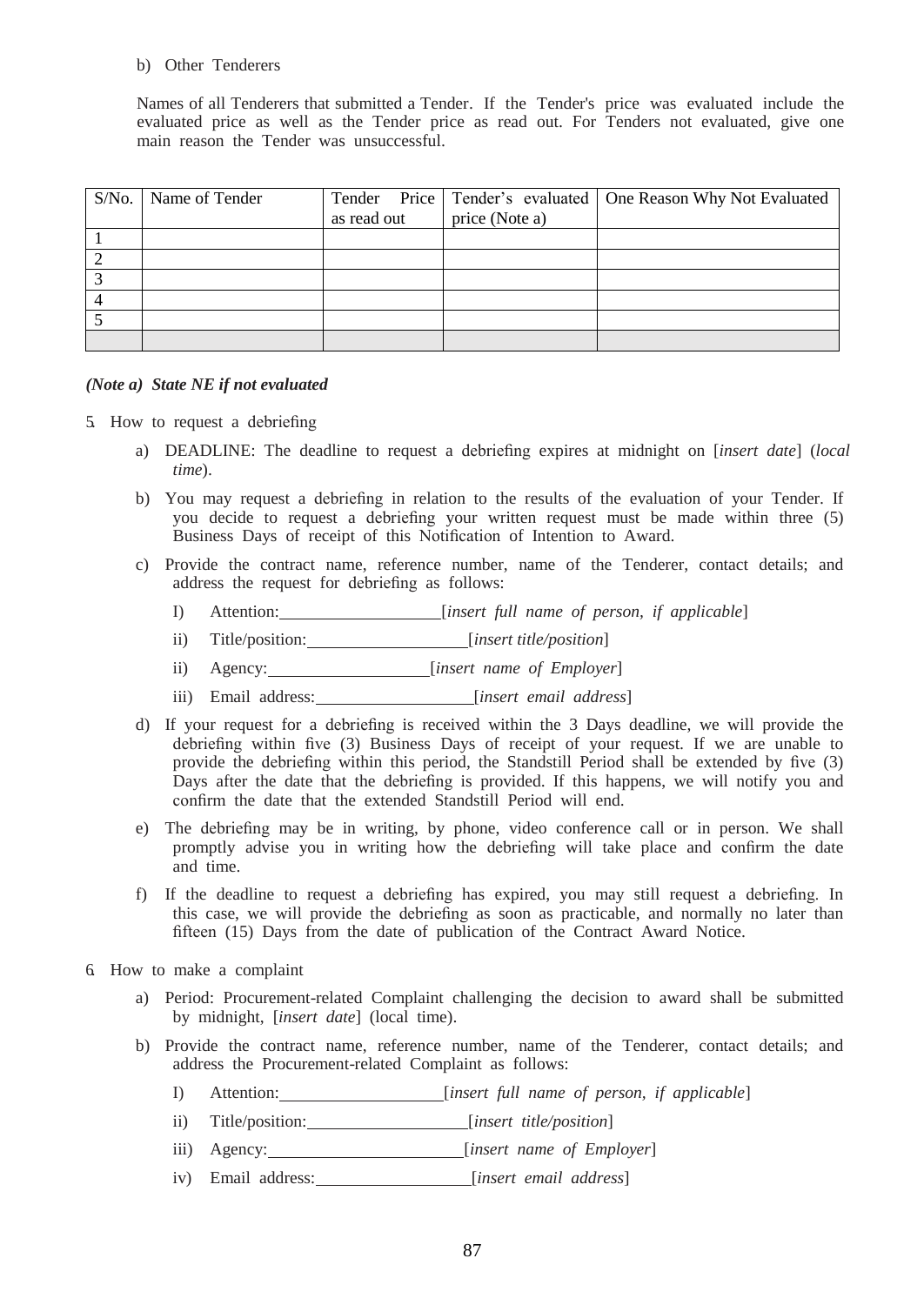b) Other Tenderers

Names of all Tenderers that submitted a Tender. If the Tender's price was evaluated include the evaluated price as well as the Tender price as read out. For Tenders not evaluated, give one main reason the Tender was unsuccessful.

| S/No. | Name of Tender | Tender Price as read out | Tender's evaluated price (Note a) | One Reason Why Not Evaluated |
|---|---|---|---|---|
| 1 | | | | |
| 2 | | | | |
| 3 | | | | |
| 4 | | | | |
| 5 | | | | |
| | | | | |

***(Note a) State NE if not evaluated***

5. How to request a debriefing

   a) DEADLINE: The deadline to request a debriefing expires at midnight on [*insert date*] (*local time*).

   b) You may request a debriefing in relation to the results of the evaluation of your Tender. If you decide to request a debriefing your written request must be made within three (5) Business Days of receipt of this Notification of Intention to Award.

   c) Provide the contract name, reference number, name of the Tenderer, contact details; and address the request for debriefing as follows:

      I) Attention:\_\_\_\_\_\_\_\_\_\_\_\_\_\_\_\_\_\_[*insert full name of person, if applicable*]

      ii) Title/position:\_\_\_\_\_\_\_\_\_\_\_\_\_\_\_\_\_\_[*insert title/position*]

      ii) Agency:\_\_\_\_\_\_\_\_\_\_\_\_\_\_\_\_\_\_[*insert name of Employer*]

      iii) Email address:\_\_\_\_\_\_\_\_\_\_\_\_\_\_\_\_\_\_[*insert email address*]

   d) If your request for a debriefing is received within the 3 Days deadline, we will provide the debriefing within five (3) Business Days of receipt of your request. If we are unable to provide the debriefing within this period, the Standstill Period shall be extended by five (3) Days after the date that the debriefing is provided. If this happens, we will notify you and confirm the date that the extended Standstill Period will end.

   e) The debriefing may be in writing, by phone, video conference call or in person. We shall promptly advise you in writing how the debriefing will take place and confirm the date and time.

   f) If the deadline to request a debriefing has expired, you may still request a debriefing. In this case, we will provide the debriefing as soon as practicable, and normally no later than fifteen (15) Days from the date of publication of the Contract Award Notice.

6. How to make a complaint

   a) Period: Procurement-related Complaint challenging the decision to award shall be submitted by midnight, [*insert date*] (local time).

   b) Provide the contract name, reference number, name of the Tenderer, contact details; and address the Procurement-related Complaint as follows:

      I) Attention:\_\_\_\_\_\_\_\_\_\_\_\_\_\_\_\_\_\_[*insert full name of person, if applicable*]

      ii) Title/position:\_\_\_\_\_\_\_\_\_\_\_\_\_\_\_\_\_\_[*insert title/position*]

      iii) Agency:\_\_\_\_\_\_\_\_\_\_\_\_\_\_\_\_\_\_[*insert name of Employer*]

      iv) Email address:\_\_\_\_\_\_\_\_\_\_\_\_\_\_\_\_\_\_[*insert email address*]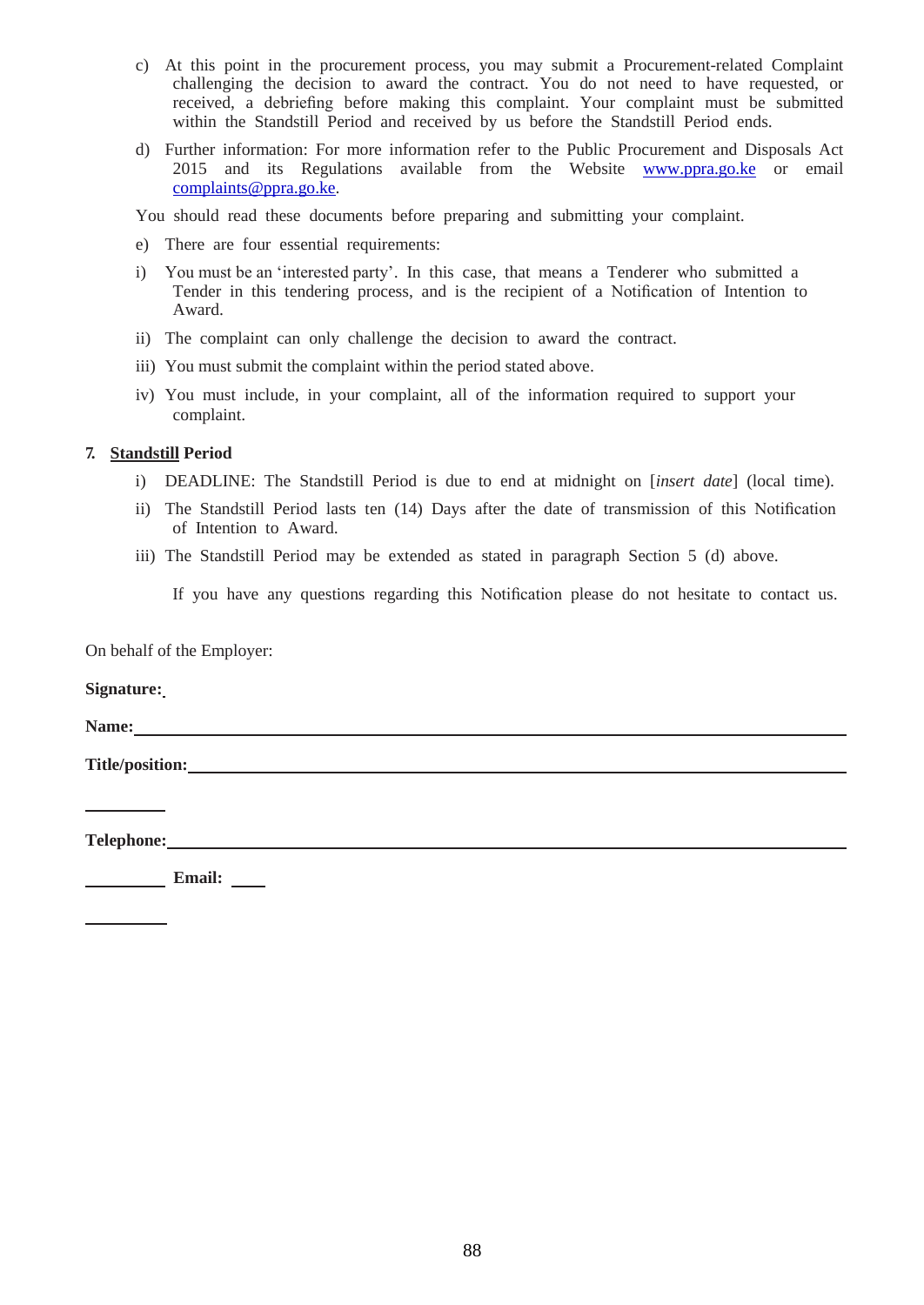c) At this point in the procurement process, you may submit a Procurement-related Complaint challenging the decision to award the contract. You do not need to have requested, or received, a debriefing before making this complaint. Your complaint must be submitted within the Standstill Period and received by us before the Standstill Period ends.

d) Further information: For more information refer to the Public Procurement and Disposals Act 2015 and its Regulations available from the Website [www.ppra.go.ke](http://www.ppra.go.ke) or email [complaints@ppra.go.ke](mailto:complaints@ppra.go.ke).

You should read these documents before preparing and submitting your complaint.

e) There are four essential requirements:

i) You must be an 'interested party'. In this case, that means a Tenderer who submitted a Tender in this tendering process, and is the recipient of a Notification of Intention to Award.

ii) The complaint can only challenge the decision to award the contract.

iii) You must submit the complaint within the period stated above.

iv) You must include, in your complaint, all of the information required to support your complaint.

**7. Standstill Period**

i) DEADLINE: The Standstill Period is due to end at midnight on [*insert date*] (local time).

ii) The Standstill Period lasts ten (14) Days after the date of transmission of this Notification of Intention to Award.

iii) The Standstill Period may be extended as stated in paragraph Section 5 (d) above.

If you have any questions regarding this Notification please do not hesitate to contact us.

On behalf of the Employer:

**Signature:**

**Name:** ______________________________

**Title/position:** ______________________________

**Telephone:** ______________________________

**Email:** ______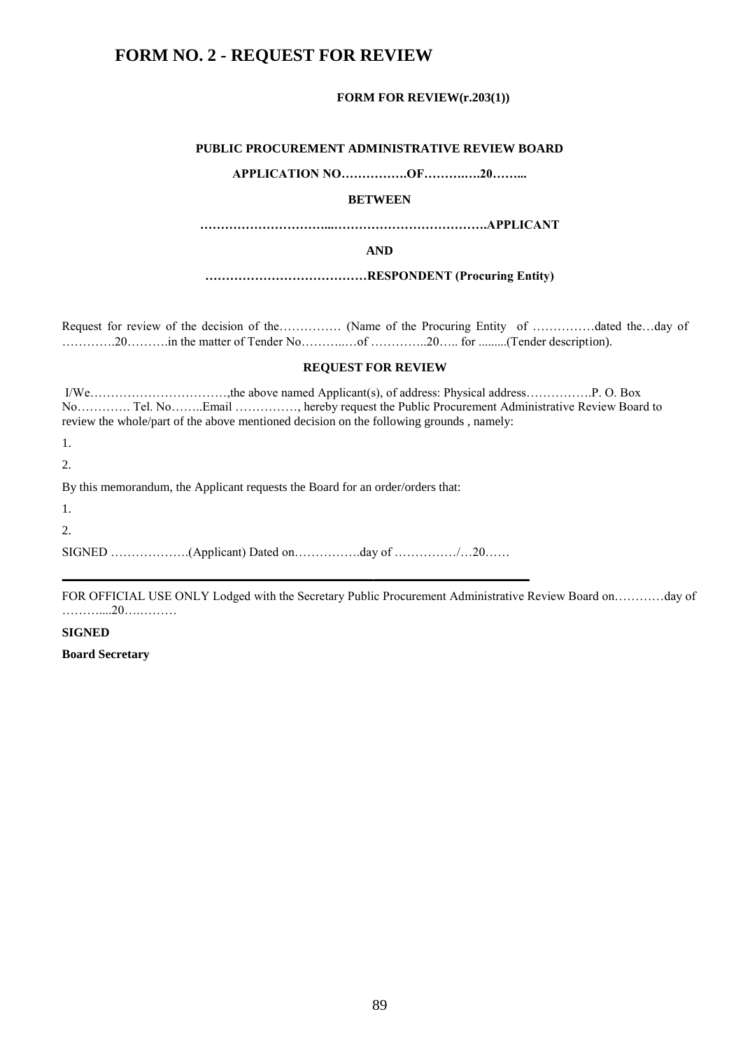# FORM NO. 2 - REQUEST FOR REVIEW

**FORM FOR REVIEW(r.203(1))**

**PUBLIC PROCUREMENT ADMINISTRATIVE REVIEW BOARD**

**APPLICATION NO…………….OF……….….20……...**

**BETWEEN**

**…………………………...……………………………….APPLICANT**

**AND**

**…………………………………RESPONDENT (Procuring Entity)**

Request for review of the decision of the…………… (Name of the Procuring Entity of ……………dated the…day of ………….20……….in the matter of Tender No………..…of …………..20….. for .........(Tender description).

**REQUEST FOR REVIEW**

I/We……………………………,the above named Applicant(s), of address: Physical address…………….P. O. Box No…………. Tel. No……..Email ……………, hereby request the Public Procurement Administrative Review Board to review the whole/part of the above mentioned decision on the following grounds , namely:

1.

2.

By this memorandum, the Applicant requests the Board for an order/orders that:

1.

2.

SIGNED ……………….(Applicant) Dated on…………….day of ……………/…20……

---

FOR OFFICIAL USE ONLY Lodged with the Secretary Public Procurement Administrative Review Board on…………day of ………....20….………

**SIGNED**

**Board Secretary**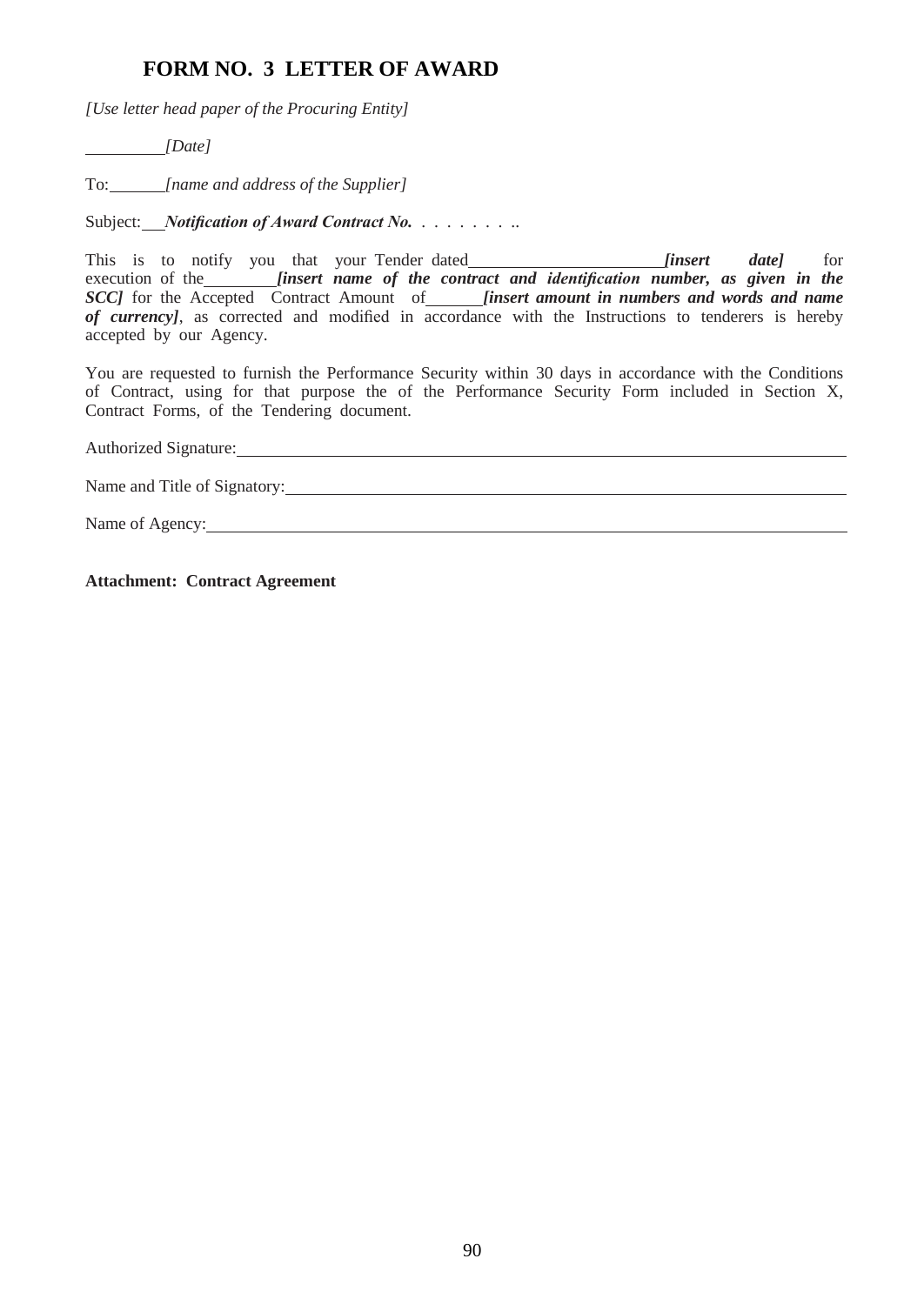# FORM NO. 3 LETTER OF AWARD

*[Use letter head paper of the Procuring Entity]*

_________*[Date]*

To:______*[name and address of the Supplier]*

Subject:___***Notification of Award Contract No.*** . . . . . . . . ..

This is to notify you that your Tender dated______________________ ***[insert date]*** for execution of the________ ***[insert name of the contract and identification number, as given in the SCC]*** for the Accepted Contract Amount of______ ***[insert amount in numbers and words and name of currency]***, as corrected and modified in accordance with the Instructions to tenderers is hereby accepted by our Agency.

You are requested to furnish the Performance Security within 30 days in accordance with the Conditions of Contract, using for that purpose the of the Performance Security Form included in Section X, Contract Forms, of the Tendering document.

Authorized Signature:_______________________________________________________________

Name and Title of Signatory:_________________________________________________________

Name of Agency:___________________________________________________________________

**Attachment: Contract Agreement**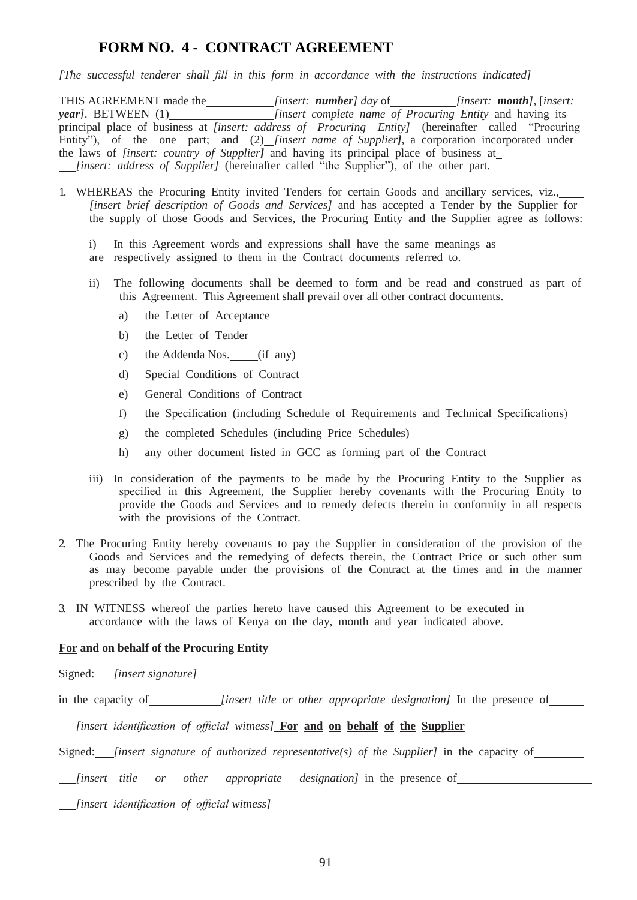## FORM NO. 4 - CONTRACT AGREEMENT

*[The successful tenderer shall fill in this form in accordance with the instructions indicated]*

THIS AGREEMENT made the \_\_\_\_\_\_\_\_\_\_ *[insert: **number**] day* of \_\_\_\_\_\_\_\_\_\_ *[insert: **month**]*, [*insert: **year***]. BETWEEN (1)\_\_\_\_\_\_\_\_\_\_\_\_\_\_\_\_ *[insert complete name of Procuring Entity* and having its principal place of business at *[insert: address of Procuring Entity]* (hereinafter called "Procuring Entity"), of the one part; and (2)\_\_ *[insert name of Supplier]*, a corporation incorporated under the laws of *[insert: country of Supplier]* and having its principal place of business at \_\_\_ *[insert: address of Supplier]* (hereinafter called "the Supplier"), of the other part.

1. WHEREAS the Procuring Entity invited Tenders for certain Goods and ancillary services, viz., \_\_\_\_ *[insert brief description of Goods and Services]* and has accepted a Tender by the Supplier for the supply of those Goods and Services, the Procuring Entity and the Supplier agree as follows:

   i) In this Agreement words and expressions shall have the same meanings as are respectively assigned to them in the Contract documents referred to.

   ii) The following documents shall be deemed to form and be read and construed as part of this Agreement. This Agreement shall prevail over all other contract documents.

   a) the Letter of Acceptance

   b) the Letter of Tender

   c) the Addenda Nos. \_\_\_\_\_ (if any)

   d) Special Conditions of Contract

   e) General Conditions of Contract

   f) the Specification (including Schedule of Requirements and Technical Specifications)

   g) the completed Schedules (including Price Schedules)

   h) any other document listed in GCC as forming part of the Contract

   iii) In consideration of the payments to be made by the Procuring Entity to the Supplier as specified in this Agreement, the Supplier hereby covenants with the Procuring Entity to provide the Goods and Services and to remedy defects therein in conformity in all respects with the provisions of the Contract.

2. The Procuring Entity hereby covenants to pay the Supplier in consideration of the provision of the Goods and Services and the remedying of defects therein, the Contract Price or such other sum as may become payable under the provisions of the Contract at the times and in the manner prescribed by the Contract.

3. IN WITNESS whereof the parties hereto have caused this Agreement to be executed in accordance with the laws of Kenya on the day, month and year indicated above.

**For and on behalf of the Procuring Entity**

Signed: \_\_\_ *[insert signature]*

in the capacity of \_\_\_\_\_\_\_\_\_\_\_\_ *[insert title or other appropriate designation]* In the presence of \_\_\_\_\_\_

\_\_\_ *[insert identification of official witness]* **For and on behalf of the Supplier**

Signed: \_\_\_ *[insert signature of authorized representative(s) of the Supplier]* in the capacity of \_\_\_\_\_\_\_\_\_

\_\_\_ *[insert title or other appropriate designation]* in the presence of \_\_\_\_\_\_\_\_\_\_\_\_\_\_\_\_\_\_\_\_\_\_\_

\_\_\_ *[insert identification of official witness]*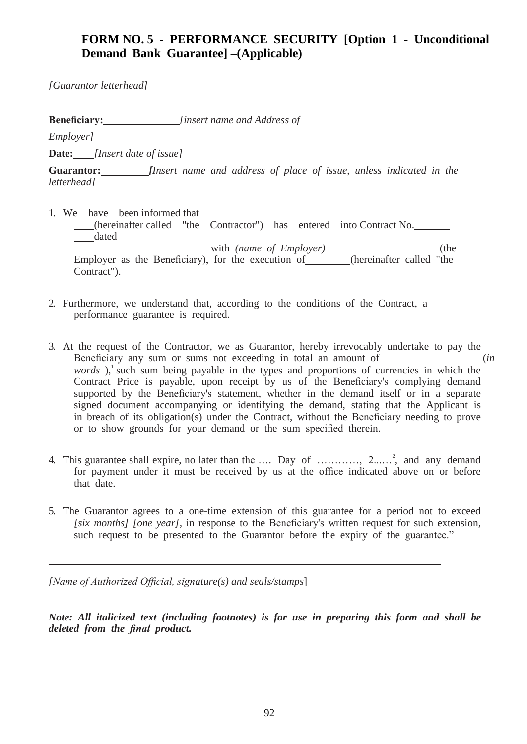## FORM NO. 5 - PERFORMANCE SECURITY [Option 1 - Unconditional Demand Bank Guarantee] –(Applicable)

*[Guarantor letterhead]*

**Beneficiary:**\_\_\_\_\_\_\_\_\_\_\_\_\_\_ *[insert name and Address of Employer]*

**Date:**\_\_\_\_ *[Insert date of issue]*

**Guarantor:**\_\_\_\_\_\_\_\_\_ *[Insert name and address of place of issue, unless indicated in the letterhead]*

1. We have been informed that \_\_\_\_ (hereinafter called "the Contractor") has entered into Contract No.\_\_\_\_\_\_\_ \_\_\_\_dated \_\_\_\_\_\_\_\_\_\_\_\_\_\_\_\_\_\_\_\_\_\_\_\_\_\_ with *(name of Employer)*\_\_\_\_\_\_\_\_\_\_\_\_\_\_\_\_\_\_\_\_\_\_ (the Employer as the Beneficiary), for the execution of\_\_\_\_\_\_\_\_\_ (hereinafter called "the Contract").

2. Furthermore, we understand that, according to the conditions of the Contract, a performance guarantee is required.

3. At the request of the Contractor, we as Guarantor, hereby irrevocably undertake to pay the Beneficiary any sum or sums not exceeding in total an amount of\_\_\_\_\_\_\_\_\_\_\_\_\_\_\_\_\_\_\_\_ (*in words* ),[1] such sum being payable in the types and proportions of currencies in which the Contract Price is payable, upon receipt by us of the Beneficiary's complying demand supported by the Beneficiary's statement, whether in the demand itself or in a separate signed document accompanying or identifying the demand, stating that the Applicant is in breach of its obligation(s) under the Contract, without the Beneficiary needing to prove or to show grounds for your demand or the sum specified therein.

4. This guarantee shall expire, no later than the …. Day of …………, 2...…[2], and any demand for payment under it must be received by us at the office indicated above on or before that date.

5. The Guarantor agrees to a one-time extension of this guarantee for a period not to exceed *[six months] [one year]*, in response to the Beneficiary's written request for such extension, such request to be presented to the Guarantor before the expiry of the guarantee."

---

*[Name of Authorized Official, signature(s) and seals/stamps]*

***Note: All italicized text (including footnotes) is for use in preparing this form and shall be deleted from the final product.***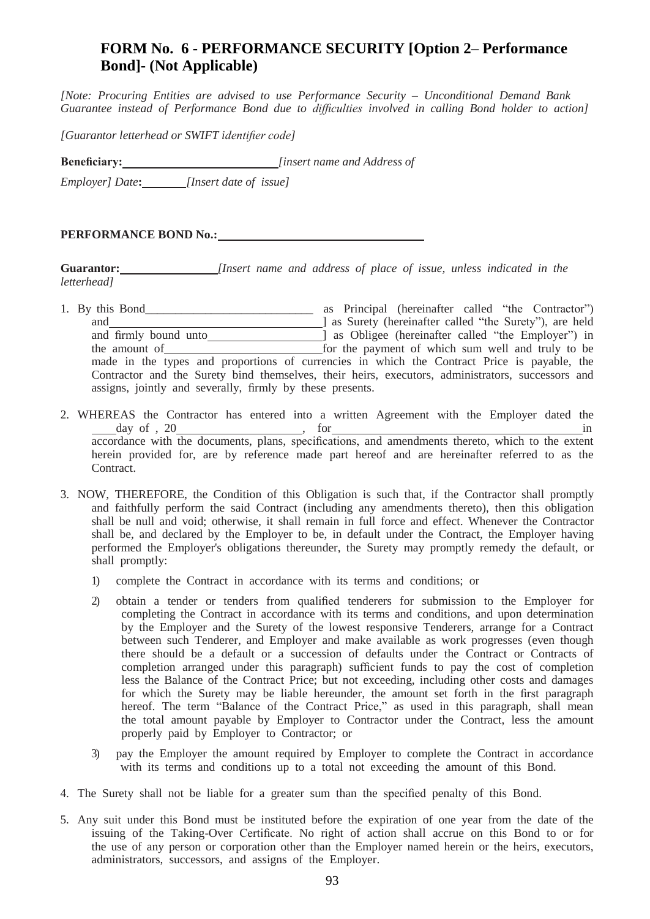## FORM No. 6 - PERFORMANCE SECURITY [Option 2– Performance Bond]- (Not Applicable)

*[Note: Procuring Entities are advised to use Performance Security – Unconditional Demand Bank Guarantee instead of Performance Bond due to difficulties involved in calling Bond holder to action]*

*[Guarantor letterhead or SWIFT identifier code]*

**Beneficiary:** ________________________ *[insert name and Address of Employer] Date***:** _______ *[Insert date of issue]*

**PERFORMANCE BOND No.:** ________________________________

**Guarantor:** _______________ *[Insert name and address of place of issue, unless indicated in the letterhead]*

1. By this Bond____________________________ as Principal (hereinafter called "the Contractor") and__________________________________] as Surety (hereinafter called "the Surety"), are held and firmly bound unto__________________] as Obligee (hereinafter called "the Employer") in the amount of________________________for the payment of which sum well and truly to be made in the types and proportions of currencies in which the Contract Price is payable, the Contractor and the Surety bind themselves, their heirs, executors, administrators, successors and assigns, jointly and severally, firmly by these presents.

2. WHEREAS the Contractor has entered into a written Agreement with the Employer dated the ____day of , 20___________________, for______________________________________in accordance with the documents, plans, specifications, and amendments thereto, which to the extent herein provided for, are by reference made part hereof and are hereinafter referred to as the Contract.

3. NOW, THEREFORE, the Condition of this Obligation is such that, if the Contractor shall promptly and faithfully perform the said Contract (including any amendments thereto), then this obligation shall be null and void; otherwise, it shall remain in full force and effect. Whenever the Contractor shall be, and declared by the Employer to be, in default under the Contract, the Employer having performed the Employer's obligations thereunder, the Surety may promptly remedy the default, or shall promptly:

   1) complete the Contract in accordance with its terms and conditions; or

   2) obtain a tender or tenders from qualified tenderers for submission to the Employer for completing the Contract in accordance with its terms and conditions, and upon determination by the Employer and the Surety of the lowest responsive Tenderers, arrange for a Contract between such Tenderer, and Employer and make available as work progresses (even though there should be a default or a succession of defaults under the Contract or Contracts of completion arranged under this paragraph) sufficient funds to pay the cost of completion less the Balance of the Contract Price; but not exceeding, including other costs and damages for which the Surety may be liable hereunder, the amount set forth in the first paragraph hereof. The term "Balance of the Contract Price," as used in this paragraph, shall mean the total amount payable by Employer to Contractor under the Contract, less the amount properly paid by Employer to Contractor; or

   3) pay the Employer the amount required by Employer to complete the Contract in accordance with its terms and conditions up to a total not exceeding the amount of this Bond.

4. The Surety shall not be liable for a greater sum than the specified penalty of this Bond.

5. Any suit under this Bond must be instituted before the expiration of one year from the date of the issuing of the Taking-Over Certificate. No right of action shall accrue on this Bond to or for the use of any person or corporation other than the Employer named herein or the heirs, executors, administrators, successors, and assigns of the Employer.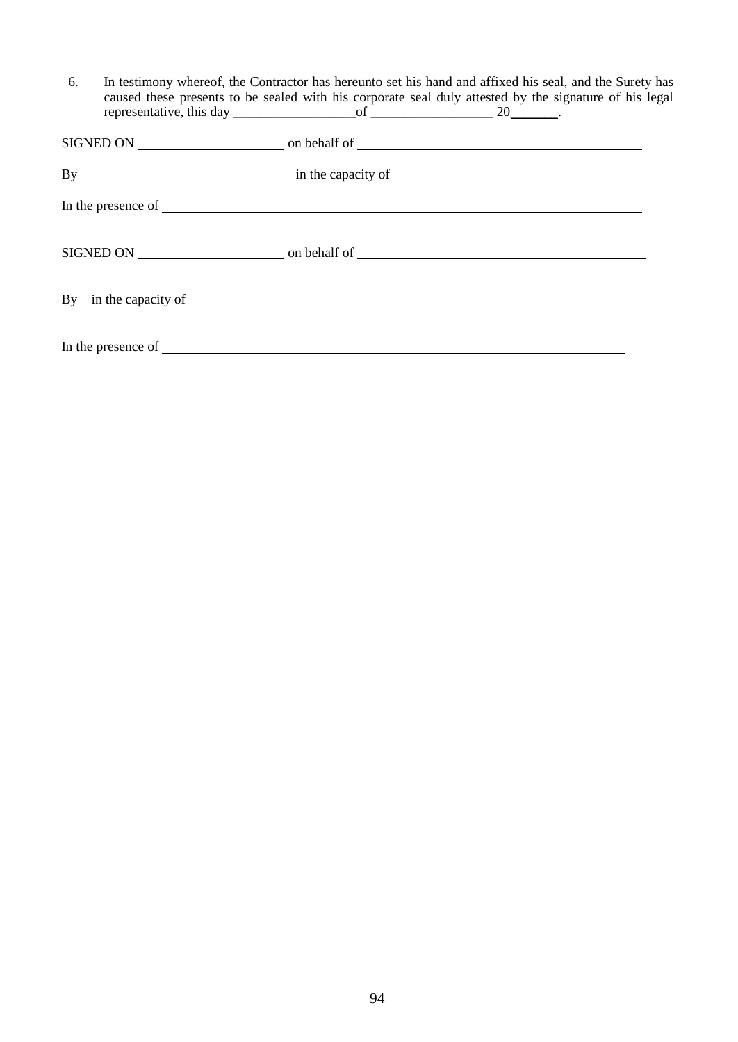6. In testimony whereof, the Contractor has hereunto set his hand and affixed his seal, and the Surety has caused these presents to be sealed with his corporate seal duly attested by the signature of his legal representative, this day __________________of __________________ 20_______.

SIGNED ON ______________________ on behalf of ____________________________________________

By ________________________________ in the capacity of ______________________________________

In the presence of __________________________________________________________________________

SIGNED ON ______________________ on behalf of ____________________________________________

By _ in the capacity of ____________________________________

In the presence of _______________________________________________________________________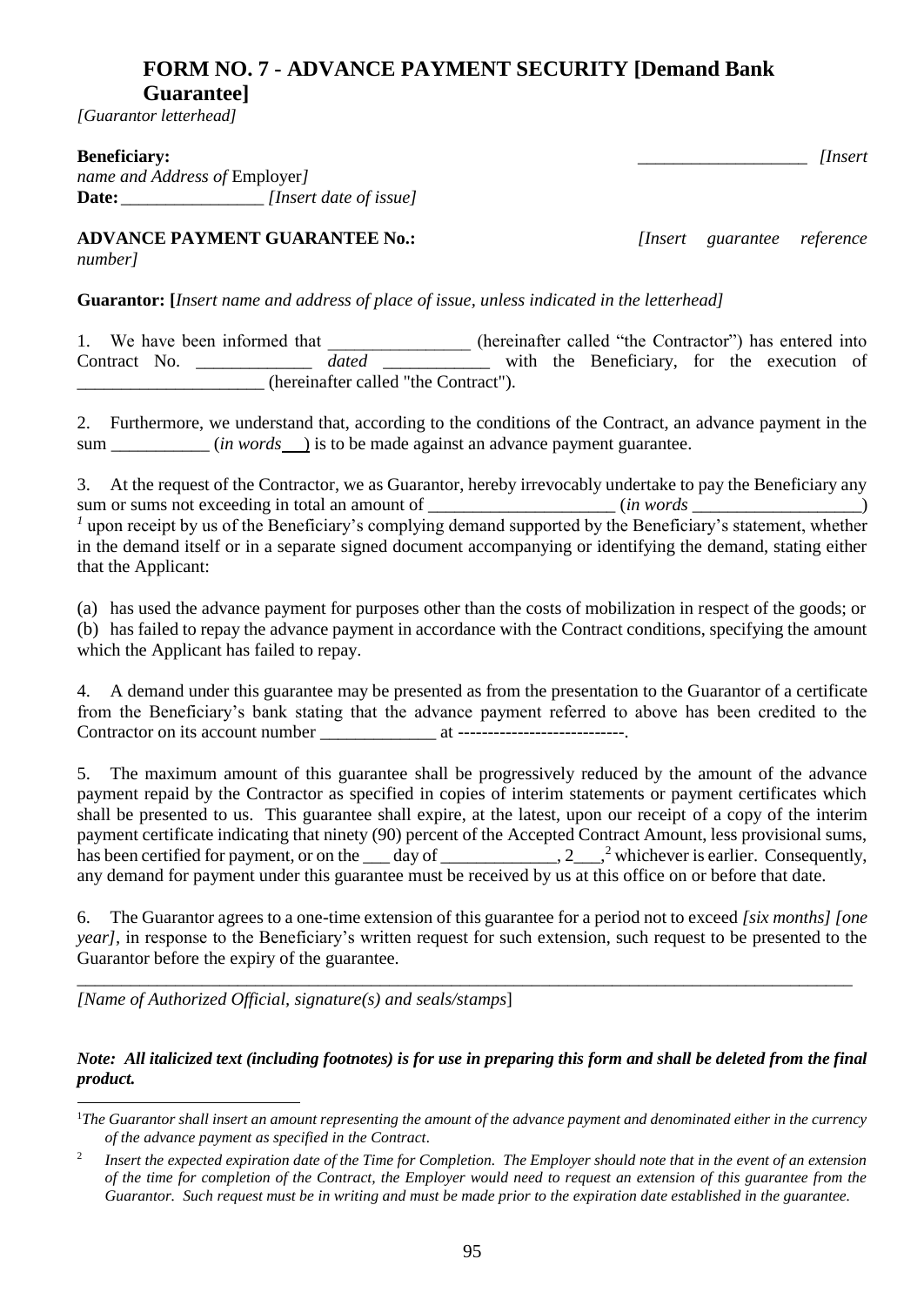## FORM NO. 7 - ADVANCE PAYMENT SECURITY [Demand Bank Guarantee]

*[Guarantor letterhead]*

**Beneficiary:** ___________________ *[Insert name and Address of* Employer*]*
**Date:** ________________ *[Insert date of issue]*

**ADVANCE PAYMENT GUARANTEE No.:** *[Insert guarantee reference number]*

**Guarantor: [***Insert name and address of place of issue, unless indicated in the letterhead]*

1. We have been informed that ________________ (hereinafter called "the Contractor") has entered into Contract No. _____________ *dated* ____________ with the Beneficiary, for the execution of _____________________ (hereinafter called "the Contract").

2. Furthermore, we understand that, according to the conditions of the Contract, an advance payment in the sum ___________ (*in words*___) is to be made against an advance payment guarantee.

3. At the request of the Contractor, we as Guarantor, hereby irrevocably undertake to pay the Beneficiary any sum or sums not exceeding in total an amount of _____________________ (*in words* ___________________)[1] upon receipt by us of the Beneficiary's complying demand supported by the Beneficiary's statement, whether in the demand itself or in a separate signed document accompanying or identifying the demand, stating either that the Applicant:

(a) has used the advance payment for purposes other than the costs of mobilization in respect of the goods; or
(b) has failed to repay the advance payment in accordance with the Contract conditions, specifying the amount which the Applicant has failed to repay.

4. A demand under this guarantee may be presented as from the presentation to the Guarantor of a certificate from the Beneficiary's bank stating that the advance payment referred to above has been credited to the Contractor on its account number _____________ at ----------------------------.

5. The maximum amount of this guarantee shall be progressively reduced by the amount of the advance payment repaid by the Contractor as specified in copies of interim statements or payment certificates which shall be presented to us. This guarantee shall expire, at the latest, upon our receipt of a copy of the interim payment certificate indicating that ninety (90) percent of the Accepted Contract Amount, less provisional sums, has been certified for payment, or on the ___ day of _____________, 2___,[2] whichever is earlier. Consequently, any demand for payment under this guarantee must be received by us at this office on or before that date.

6. The Guarantor agrees to a one-time extension of this guarantee for a period not to exceed *[six months] [one year],* in response to the Beneficiary's written request for such extension, such request to be presented to the Guarantor before the expiry of the guarantee.

_____________________________________________________________________________________________

*[Name of Authorized Official, signature(s) and seals/stamps*]

***Note: All italicized text (including footnotes) is for use in preparing this form and shall be deleted from the final product.***

---

[1] *The Guarantor shall insert an amount representing the amount of the advance payment and denominated either in the currency of the advance payment as specified in the Contract*.

[2] *Insert the expected expiration date of the Time for Completion. The Employer should note that in the event of an extension of the time for completion of the Contract, the Employer would need to request an extension of this guarantee from the Guarantor. Such request must be in writing and must be made prior to the expiration date established in the guarantee.*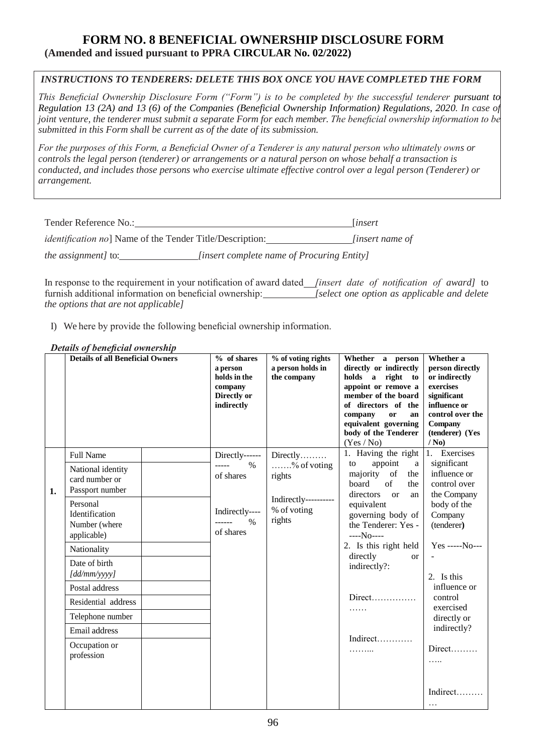# FORM NO. 8 BENEFICIAL OWNERSHIP DISCLOSURE FORM

**(Amended and issued pursuant to PPRA CIRCULAR No. 02/2022)**

***INSTRUCTIONS TO TENDERERS: DELETE THIS BOX ONCE YOU HAVE COMPLETED THE FORM***

*This Beneficial Ownership Disclosure Form ("Form") is to be completed by the successful tenderer pursuant to Regulation 13 (2A) and 13 (6) of the Companies (Beneficial Ownership Information) Regulations, 2020. In case of joint venture, the tenderer must submit a separate Form for each member. The beneficial ownership information to be submitted in this Form shall be current as of the date of its submission.*

*For the purposes of this Form, a Beneficial Owner of a Tenderer is any natural person who ultimately owns or controls the legal person (tenderer) or arrangements or a natural person on whose behalf a transaction is conducted, and includes those persons who exercise ultimate effective control over a legal person (Tenderer) or arrangement.*

Tender Reference No.:\_\_\_\_\_\_\_\_\_\_\_\_\_\_\_\_\_\_\_\_\_\_\_\_\_\_\_\_\_\_\_\_\_\_\_\_\_\_\_\_[*insert identification no*] Name of the Tender Title/Description:\_\_\_\_\_\_\_\_\_\_\_\_\_\_\_\_*[insert name of the assignment]* to:\_\_\_\_\_\_\_\_\_\_\_\_\_\_\_\_*[insert complete name of Procuring Entity]*

In response to the requirement in your notification of award dated\_\_*[insert date of notification of award]* to furnish additional information on beneficial ownership:\_\_\_\_\_\_\_\_\_\_*[select one option as applicable and delete the options that are not applicable]*

I) We here by provide the following beneficial ownership information.

***Details of beneficial ownership***

| | Details of all Beneficial Owners | | % of shares a person holds in the company Directly or indirectly | % of voting rights a person holds in the company | Whether a person directly or indirectly holds a right to appoint or remove a member of the board of directors of the company or an equivalent governing body of the Tenderer (Yes / No) | Whether a person directly or indirectly exercises significant influence or control over the Company (tenderer) (Yes / No) |
|---|---|---|---|---|---|---|
| **1.** | Full Name | | Directly----------- % of shares<br><br>Indirectly---------- % of shares | Directly………. …….% of voting rights<br><br>Indirectly---------- % of voting rights | 1. Having the right to appoint a majority of the board of the directors or an equivalent governing body of the Tenderer: Yes -----No----<br><br>2. Is this right held directly or indirectly?:<br><br>Direct……………. ……<br><br>Indirect………… …….. | 1. Exercises significant influence or control over the Company body of the Company (tenderer)<br><br>Yes -----No----<br><br>2. Is this influence or control exercised directly or indirectly?<br><br>Direct……… …..<br><br>Indirect……… … |
| | National identity card number or Passport number | | | | | |
| | Personal Identification Number (where applicable) | | | | | |
| | Nationality | | | | | |
| | Date of birth *[dd/mm/yyyy]* | | | | | |
| | Postal address | | | | | |
| | Residential address | | | | | |
| | Telephone number | | | | | |
| | Email address | | | | | |
| | Occupation or profession | | | | | |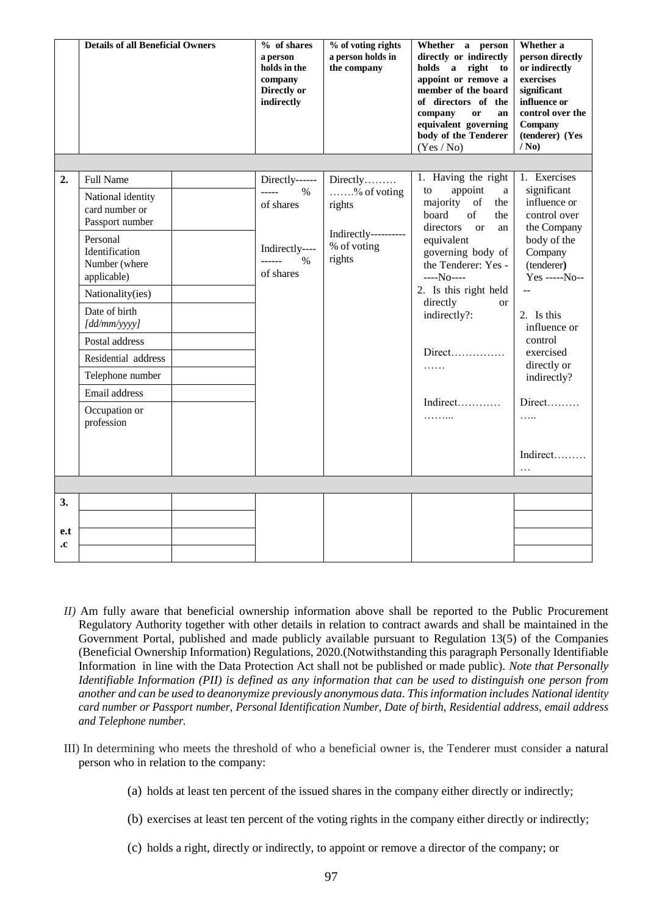| | Details of all Beneficial Owners | | % of shares a person holds in the company Directly or indirectly | % of voting rights a person holds in the company | Whether a person directly or indirectly holds a right to appoint or remove a member of the board of directors of the company or an equivalent governing body of the Tenderer (Yes / No) | Whether a person directly or indirectly exercises significant influence or control over the Company (tenderer) (Yes / No) |
|---|---|---|---|---|---|---|
| | | | | | | |
| **2.** | Full Name | | Directly----------- % of shares<br><br>Indirectly---------- % of shares | Directly………% of voting rights<br><br>Indirectly---------- % of voting rights | 1. Having the right to appoint a majority of the board of the directors or an equivalent governing body of the Tenderer: Yes -----No----<br>2. Is this right held directly or indirectly?:<br><br>Direct……………<br>……<br><br>Indirect…………<br>……... | 1. Exercises significant influence or control over the Company body of the Company (tenderer) Yes -----No----<br><br>2. Is this influence or control exercised directly or indirectly?<br><br>Direct………<br>…..<br><br>Indirect………<br>… |
| | National identity card number or Passport number | | | | | |
| | Personal Identification Number (where applicable) | | | | | |
| | Nationality(ies) | | | | | |
| | Date of birth *[dd/mm/yyyy]* | | | | | |
| | Postal address | | | | | |
| | Residential address | | | | | |
| | Telephone number | | | | | |
| | Email address | | | | | |
| | Occupation or profession | | | | | |
| | | | | | | |
| **3.** | | | | | | |
| | | | | | | |
| **e.t.c** | | | | | | |
| | | | | | | |

*II)* Am fully aware that beneficial ownership information above shall be reported to the Public Procurement Regulatory Authority together with other details in relation to contract awards and shall be maintained in the Government Portal, published and made publicly available pursuant to Regulation 13(5) of the Companies (Beneficial Ownership Information) Regulations, 2020.(Notwithstanding this paragraph Personally Identifiable Information in line with the Data Protection Act shall not be published or made public). *Note that Personally Identifiable Information (PII) is defined as any information that can be used to distinguish one person from another and can be used to deanonymize previously anonymous data. This information includes National identity card number or Passport number, Personal Identification Number, Date of birth, Residential address, email address and Telephone number.*

III) In determining who meets the threshold of who a beneficial owner is, the Tenderer must consider a natural person who in relation to the company:

(a) holds at least ten percent of the issued shares in the company either directly or indirectly;

(b) exercises at least ten percent of the voting rights in the company either directly or indirectly;

(c) holds a right, directly or indirectly, to appoint or remove a director of the company; or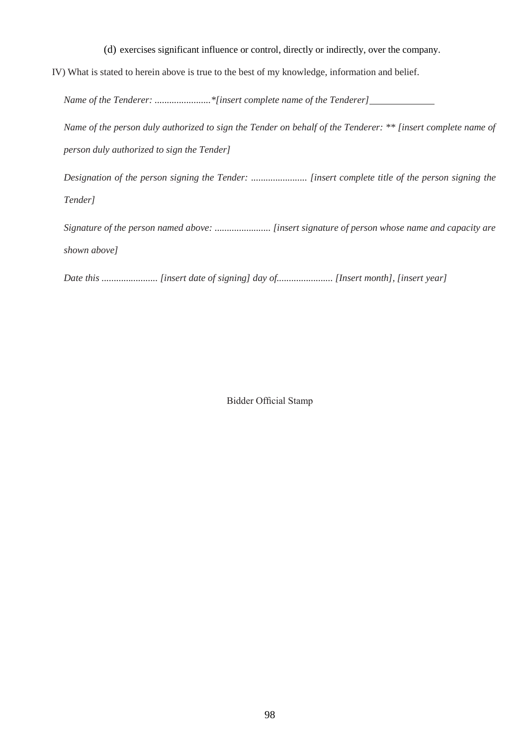(d) exercises significant influence or control, directly or indirectly, over the company.

IV) What is stated to herein above is true to the best of my knowledge, information and belief.

*Name of the Tenderer: .......................\*[insert complete name of the Tenderer]* \_\_\_\_\_\_\_\_\_\_\_\_\_\_

*Name of the person duly authorized to sign the Tender on behalf of the Tenderer: \*\* [insert complete name of person duly authorized to sign the Tender]*

*Designation of the person signing the Tender: ....................... [insert complete title of the person signing the Tender]*

*Signature of the person named above: ....................... [insert signature of person whose name and capacity are shown above]*

*Date this ....................... [insert date of signing] day of....................... [Insert month], [insert year]*

Bidder Official Stamp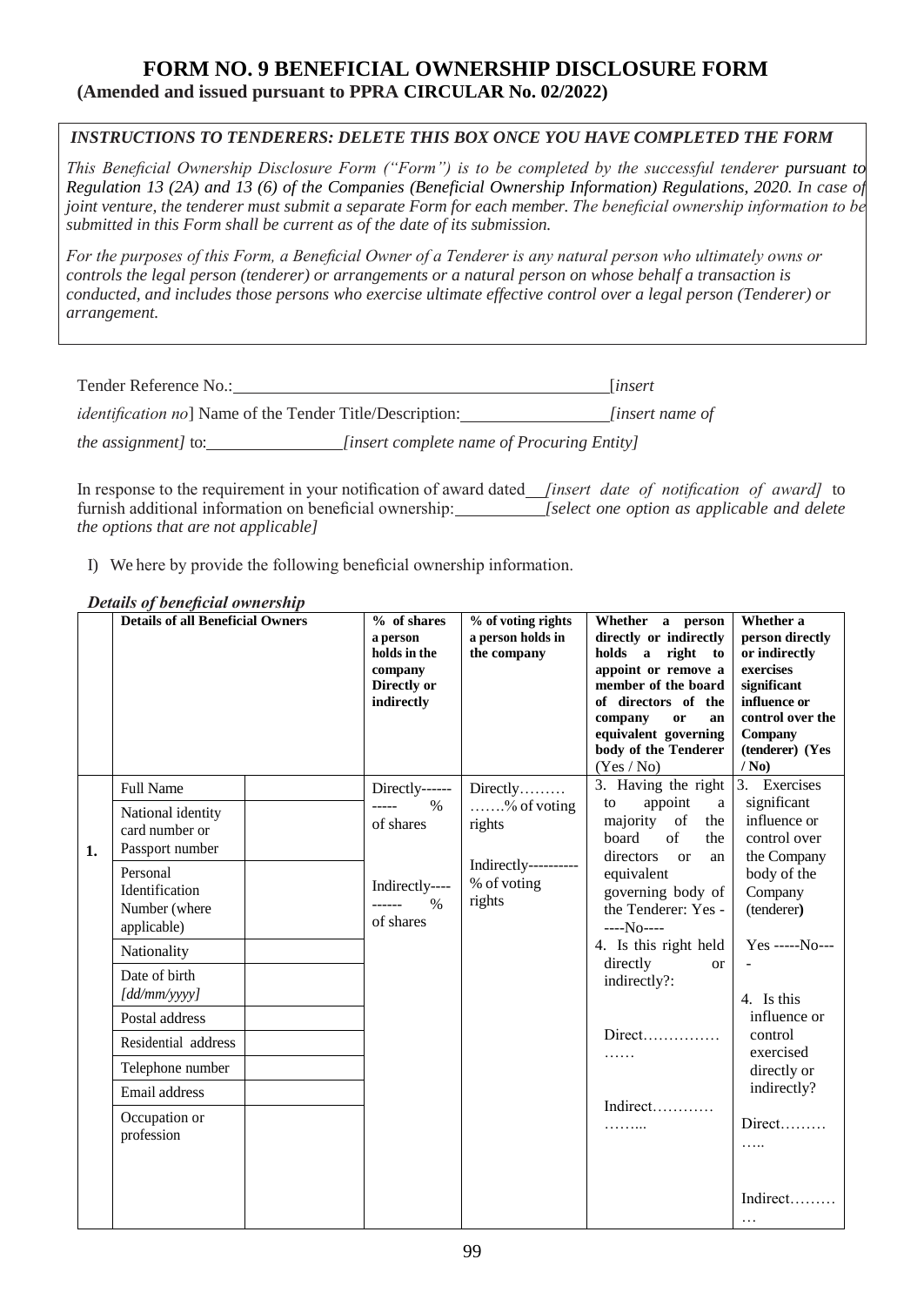# FORM NO. 9 BENEFICIAL OWNERSHIP DISCLOSURE FORM

**(Amended and issued pursuant to PPRA CIRCULAR No. 02/2022)**

> ***INSTRUCTIONS TO TENDERERS: DELETE THIS BOX ONCE YOU HAVE COMPLETED THE FORM***
>
> *This Beneficial Ownership Disclosure Form ("Form") is to be completed by the successful tenderer pursuant to Regulation 13 (2A) and 13 (6) of the Companies (Beneficial Ownership Information) Regulations, 2020. In case of joint venture, the tenderer must submit a separate Form for each member. The beneficial ownership information to be submitted in this Form shall be current as of the date of its submission.*
>
> *For the purposes of this Form, a Beneficial Owner of a Tenderer is any natural person who ultimately owns or controls the legal person (tenderer) or arrangements or a natural person on whose behalf a transaction is conducted, and includes those persons who exercise ultimate effective control over a legal person (Tenderer) or arrangement.*

Tender Reference No.:\_\_\_\_\_\_\_\_\_\_\_\_\_\_\_\_\_\_\_\_\_\_\_\_\_\_\_\_\_\_[*insert identification no*] Name of the Tender Title/Description:\_\_\_\_\_\_\_\_\_\_\_\_*[insert name of the assignment]* to:\_\_\_\_\_\_\_\_\_\_\_\_*[insert complete name of Procuring Entity]*

In response to the requirement in your notification of award dated\_\_*[insert date of notification of award]* to furnish additional information on beneficial ownership:\_\_\_\_\_\_\_*[select one option as applicable and delete the options that are not applicable]*

I) We here by provide the following beneficial ownership information.

***Details of beneficial ownership***

| | Details of all Beneficial Owners | | % of shares a person holds in the company Directly or indirectly | % of voting rights a person holds in the company | Whether a person directly or indirectly holds a right to appoint or remove a member of the board of directors of the company or an equivalent governing body of the Tenderer (Yes / No) | Whether a person directly or indirectly exercises significant influence or control over the Company (tenderer) (Yes / No) |
|---|---|---|---|---|---|---|
| **1.** | Full Name | | Directly----------- % of shares<br><br>Indirectly---------- % of shares | Directly………….% of voting rights<br><br>Indirectly---------- % of voting rights | 3. Having the right to appoint a majority of the board of the directors or an equivalent governing body of the Tenderer: Yes ------No----<br><br>4. Is this right held directly or indirectly?:<br><br>Direct……………<br><br>Indirect………… | 3. Exercises significant influence or control over the Company body of the Company (tenderer)<br><br>Yes -----No----<br><br>4. Is this influence or control exercised directly or indirectly?<br><br>Direct……………<br><br>Indirect………… |
| | National identity card number or Passport number | | | | | |
| | Personal Identification Number (where applicable) | | | | | |
| | Nationality | | | | | |
| | Date of birth *[dd/mm/yyyy]* | | | | | |
| | Postal address | | | | | |
| | Residential address | | | | | |
| | Telephone number | | | | | |
| | Email address | | | | | |
| | Occupation or profession | | | | | |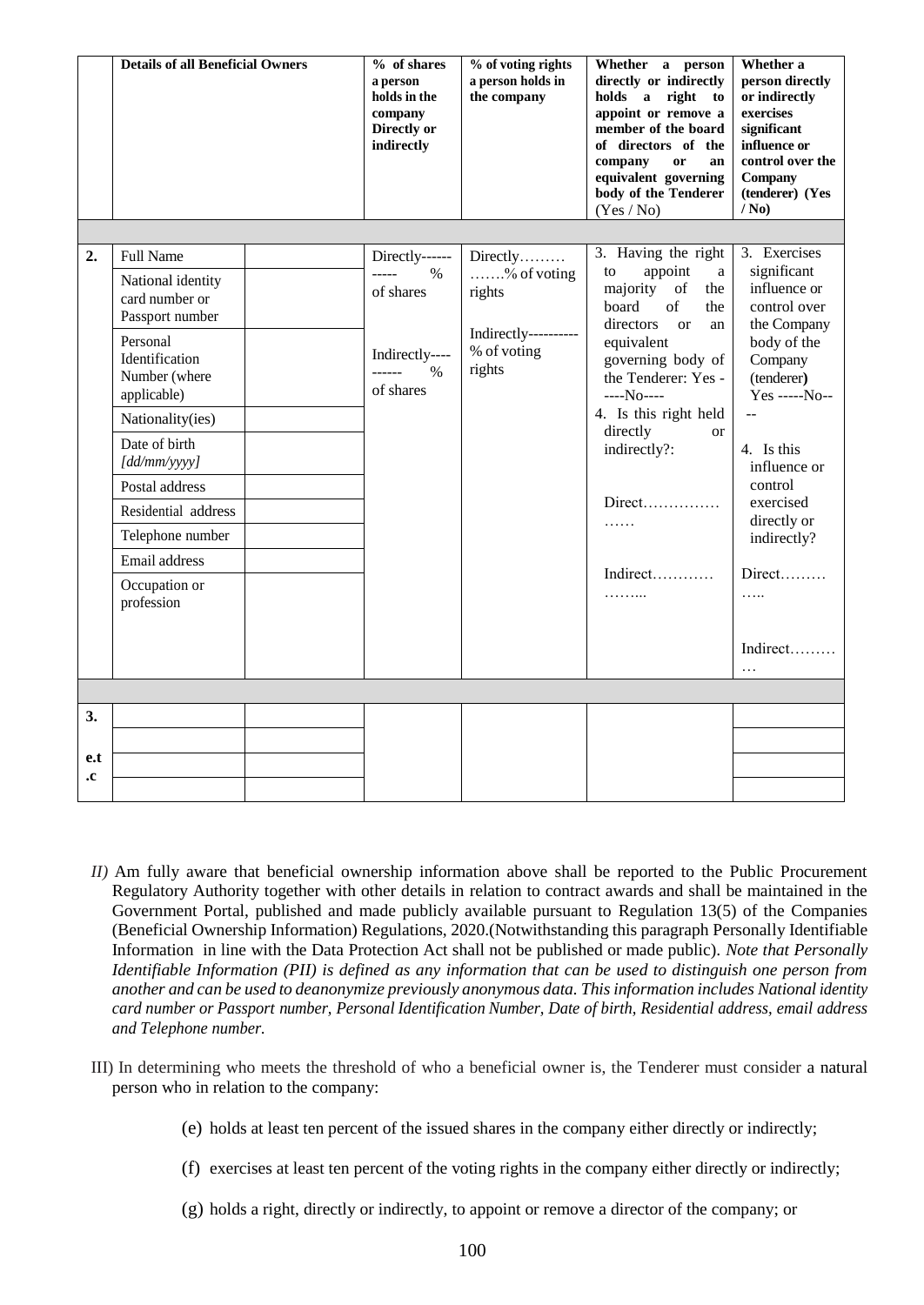| | Details of all Beneficial Owners | | % of shares a person holds in the company Directly or indirectly | % of voting rights a person holds in the company | Whether a person directly or indirectly holds a right to appoint or remove a member of the board of directors of the company or an equivalent governing body of the Tenderer (Yes / No) | Whether a person directly or indirectly exercises significant influence or control over the Company (tenderer) (Yes / No) |
|---|---|---|---|---|---|---|
| | | | | | | |
| **2.** | Full Name | | Directly----------- % of shares<br><br>Indirectly---------- % of shares | Directly………% of voting rights<br><br>Indirectly---------- % of voting rights | 3. Having the right to appoint a majority of the board of the directors or an equivalent governing body of the Tenderer: Yes ------No----<br>4. Is this right held directly or indirectly?:<br><br>Direct……………<br>……<br><br>Indirect…………<br>…….... | 3. Exercises significant influence or control over the Company body of the Company (tenderer) Yes -----No----<br><br>4. Is this influence or control exercised directly or indirectly?<br><br>Direct………<br>…..<br><br>Indirect………<br>… |
| | National identity card number or Passport number | | | | | |
| | Personal Identification Number (where applicable) | | | | | |
| | Nationality(ies) | | | | | |
| | Date of birth *[dd/mm/yyyy]* | | | | | |
| | Postal address | | | | | |
| | Residential address | | | | | |
| | Telephone number | | | | | |
| | Email address | | | | | |
| | Occupation or profession | | | | | |
| | | | | | | |
| **3.** | | | | | | |
| | | | | | | |
| **e.t.c** | | | | | | |
| | | | | | | |

*II)* Am fully aware that beneficial ownership information above shall be reported to the Public Procurement Regulatory Authority together with other details in relation to contract awards and shall be maintained in the Government Portal, published and made publicly available pursuant to Regulation 13(5) of the Companies (Beneficial Ownership Information) Regulations, 2020.(Notwithstanding this paragraph Personally Identifiable Information in line with the Data Protection Act shall not be published or made public). *Note that Personally Identifiable Information (PII) is defined as any information that can be used to distinguish one person from another and can be used to deanonymize previously anonymous data. This information includes National identity card number or Passport number, Personal Identification Number, Date of birth, Residential address, email address and Telephone number.*

III) In determining who meets the threshold of who a beneficial owner is, the Tenderer must consider a natural person who in relation to the company:

(e) holds at least ten percent of the issued shares in the company either directly or indirectly;

(f) exercises at least ten percent of the voting rights in the company either directly or indirectly;

(g) holds a right, directly or indirectly, to appoint or remove a director of the company; or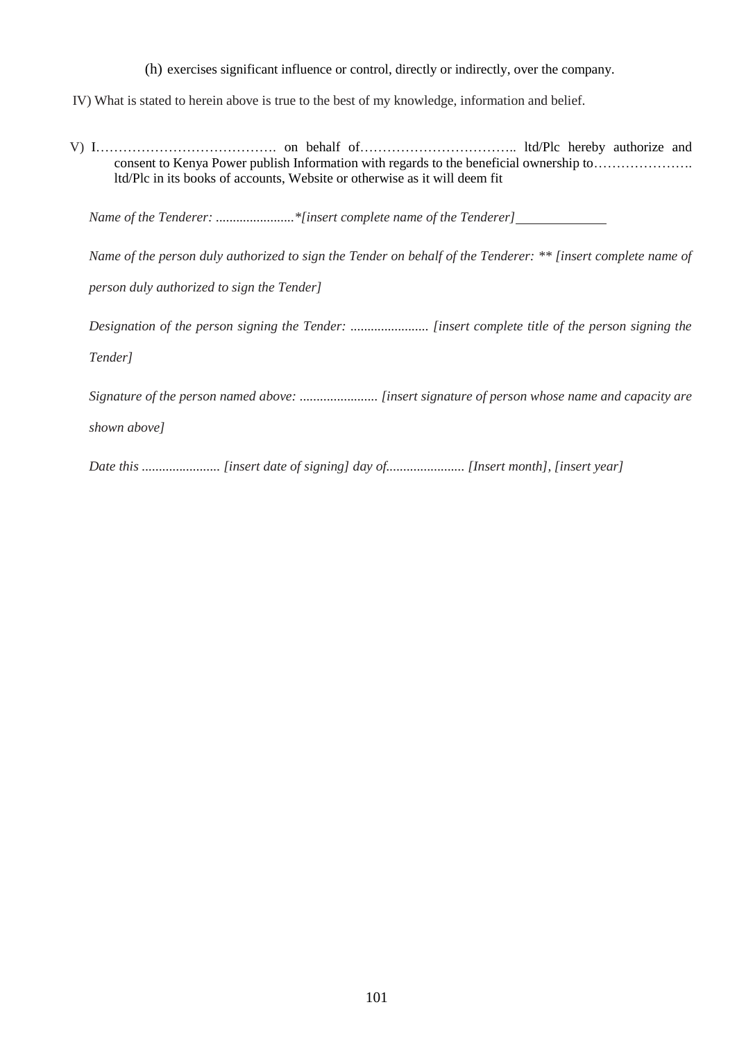(h) exercises significant influence or control, directly or indirectly, over the company.

IV) What is stated to herein above is true to the best of my knowledge, information and belief.

V) I…………………………………. on behalf of…………………………….. ltd/Plc hereby authorize and consent to Kenya Power publish Information with regards to the beneficial ownership to…………………. ltd/Plc in its books of accounts, Website or otherwise as it will deem fit

*Name of the Tenderer: .......................*[insert complete name of the Tenderer]* ____________

*Name of the person duly authorized to sign the Tender on behalf of the Tenderer: ** [insert complete name of person duly authorized to sign the Tender]*

*Designation of the person signing the Tender: ....................... [insert complete title of the person signing the Tender]*

*Signature of the person named above: ....................... [insert signature of person whose name and capacity are shown above]*

*Date this ....................... [insert date of signing] day of....................... [Insert month], [insert year]*